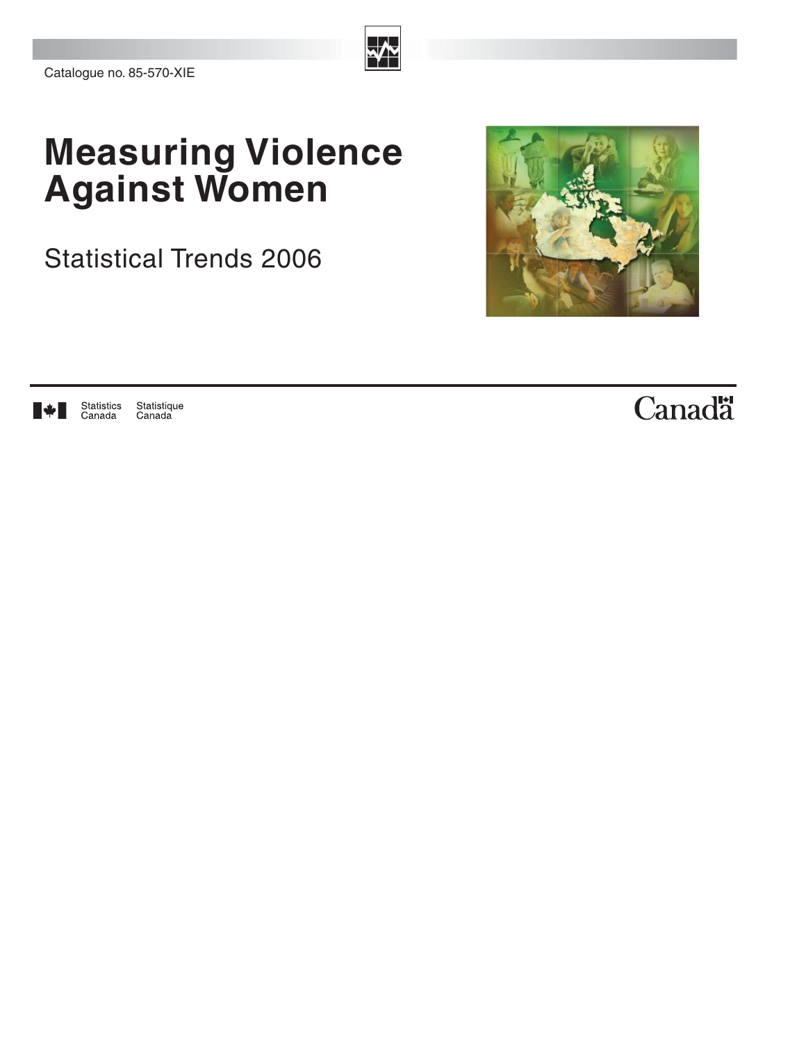Catalogue no. 85-570-XIE

# Measuring Violence Against Women

Statistical Trends 2006

Statistics Canada Statistique Canada

Canada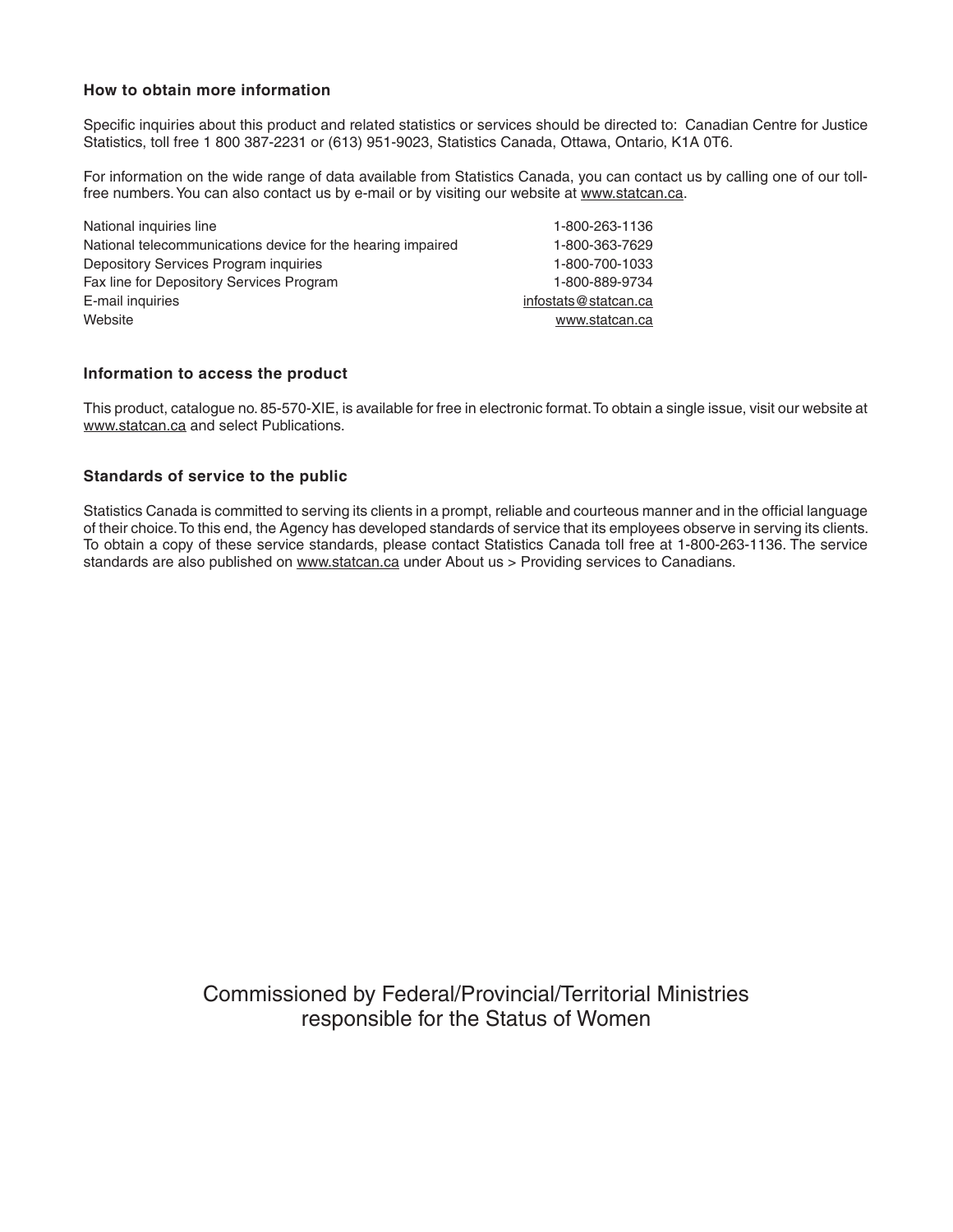### How to obtain more information

Specific inquiries about this product and related statistics or services should be directed to: Canadian Centre for Justice Statistics, toll free 1 800 387-2231 or (613) 951-9023, Statistics Canada, Ottawa, Ontario, K1A 0T6.

For information on the wide range of data available from Statistics Canada, you can contact us by calling one of our toll-free numbers. You can also contact us by e-mail or by visiting our website at www.statcan.ca.

| | |
|---|---|
| National inquiries line | 1-800-263-1136 |
| National telecommunications device for the hearing impaired | 1-800-363-7629 |
| Depository Services Program inquiries | 1-800-700-1033 |
| Fax line for Depository Services Program | 1-800-889-9734 |
| E-mail inquiries | infostats@statcan.ca |
| Website | www.statcan.ca |

### Information to access the product

This product, catalogue no. 85-570-XIE, is available for free in electronic format. To obtain a single issue, visit our website at www.statcan.ca and select Publications.

### Standards of service to the public

Statistics Canada is committed to serving its clients in a prompt, reliable and courteous manner and in the official language of their choice. To this end, the Agency has developed standards of service that its employees observe in serving its clients. To obtain a copy of these service standards, please contact Statistics Canada toll free at 1-800-263-1136. The service standards are also published on www.statcan.ca under About us > Providing services to Canadians.

Commissioned by Federal/Provincial/Territorial Ministries responsible for the Status of Women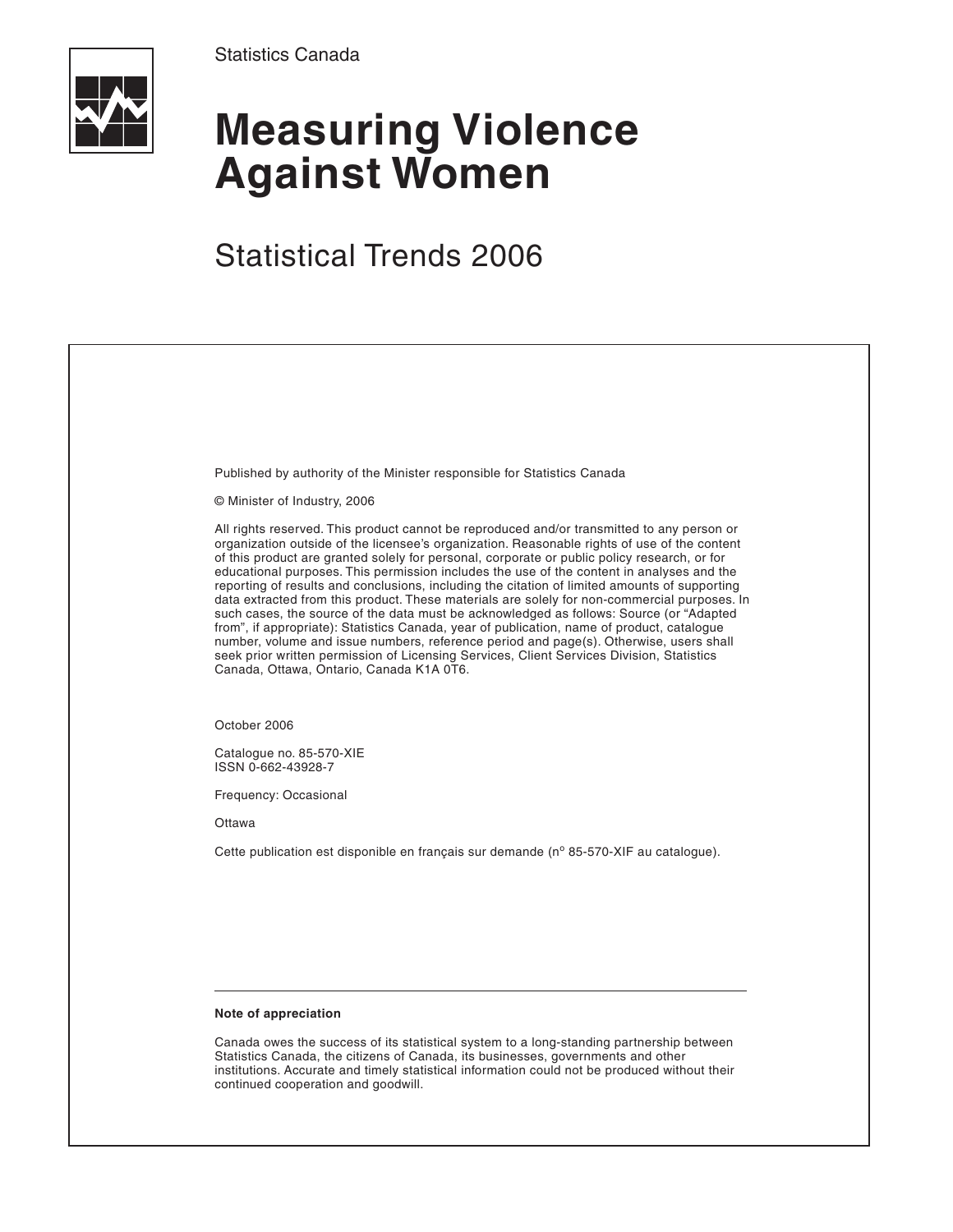Statistics Canada

# Measuring Violence Against Women

## Statistical Trends 2006

Published by authority of the Minister responsible for Statistics Canada

© Minister of Industry, 2006

All rights reserved. This product cannot be reproduced and/or transmitted to any person or organization outside of the licensee's organization. Reasonable rights of use of the content of this product are granted solely for personal, corporate or public policy research, or for educational purposes. This permission includes the use of the content in analyses and the reporting of results and conclusions, including the citation of limited amounts of supporting data extracted from this product. These materials are solely for non-commercial purposes. In such cases, the source of the data must be acknowledged as follows: Source (or "Adapted from", if appropriate): Statistics Canada, year of publication, name of product, catalogue number, volume and issue numbers, reference period and page(s). Otherwise, users shall seek prior written permission of Licensing Services, Client Services Division, Statistics Canada, Ottawa, Ontario, Canada K1A 0T6.

October 2006

Catalogue no. 85-570-XIE
ISSN 0-662-43928-7

Frequency: Occasional

Ottawa

Cette publication est disponible en français sur demande (n° 85-570-XIF au catalogue).

---

**Note of appreciation**

Canada owes the success of its statistical system to a long-standing partnership between Statistics Canada, the citizens of Canada, its businesses, governments and other institutions. Accurate and timely statistical information could not be produced without their continued cooperation and goodwill.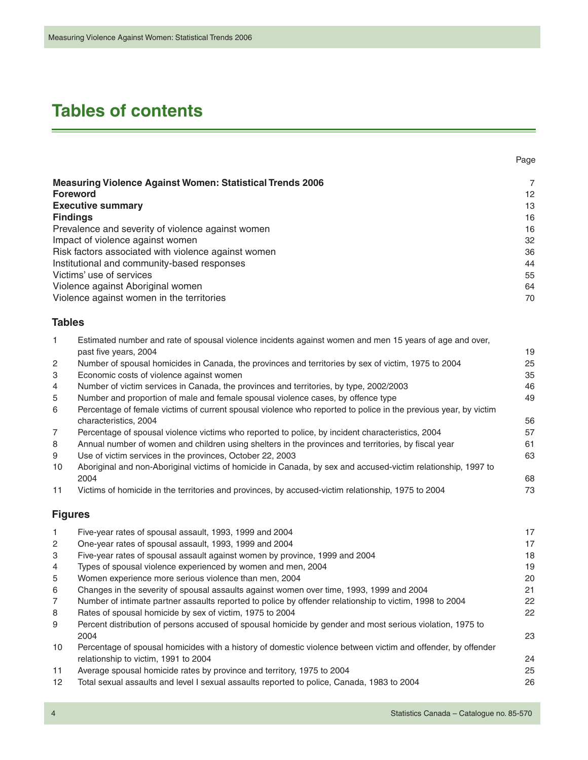# Tables of contents

| | Page |
|---|---|
| **Measuring Violence Against Women: Statistical Trends 2006** | 7 |
| **Foreword** | 12 |
| **Executive summary** | 13 |
| **Findings** | 16 |
| Prevalence and severity of violence against women | 16 |
| Impact of violence against women | 32 |
| Risk factors associated with violence against women | 36 |
| Institutional and community-based responses | 44 |
| Victims' use of services | 55 |
| Violence against Aboriginal women | 64 |
| Violence against women in the territories | 70 |

## Tables

| | | |
|---|---|---|
| 1 | Estimated number and rate of spousal violence incidents against women and men 15 years of age and over, past five years, 2004 | 19 |
| 2 | Number of spousal homicides in Canada, the provinces and territories by sex of victim, 1975 to 2004 | 25 |
| 3 | Economic costs of violence against women | 35 |
| 4 | Number of victim services in Canada, the provinces and territories, by type, 2002/2003 | 46 |
| 5 | Number and proportion of male and female spousal violence cases, by offence type | 49 |
| 6 | Percentage of female victims of current spousal violence who reported to police in the previous year, by victim characteristics, 2004 | 56 |
| 7 | Percentage of spousal violence victims who reported to police, by incident characteristics, 2004 | 57 |
| 8 | Annual number of women and children using shelters in the provinces and territories, by fiscal year | 61 |
| 9 | Use of victim services in the provinces, October 22, 2003 | 63 |
| 10 | Aboriginal and non-Aboriginal victims of homicide in Canada, by sex and accused-victim relationship, 1997 to 2004 | 68 |
| 11 | Victims of homicide in the territories and provinces, by accused-victim relationship, 1975 to 2004 | 73 |

## Figures

| | | |
|---|---|---|
| 1 | Five-year rates of spousal assault, 1993, 1999 and 2004 | 17 |
| 2 | One-year rates of spousal assault, 1993, 1999 and 2004 | 17 |
| 3 | Five-year rates of spousal assault against women by province, 1999 and 2004 | 18 |
| 4 | Types of spousal violence experienced by women and men, 2004 | 19 |
| 5 | Women experience more serious violence than men, 2004 | 20 |
| 6 | Changes in the severity of spousal assaults against women over time, 1993, 1999 and 2004 | 21 |
| 7 | Number of intimate partner assaults reported to police by offender relationship to victim, 1998 to 2004 | 22 |
| 8 | Rates of spousal homicide by sex of victim, 1975 to 2004 | 22 |
| 9 | Percent distribution of persons accused of spousal homicide by gender and most serious violation, 1975 to 2004 | 23 |
| 10 | Percentage of spousal homicides with a history of domestic violence between victim and offender, by offender relationship to victim, 1991 to 2004 | 24 |
| 11 | Average spousal homicide rates by province and territory, 1975 to 2004 | 25 |
| 12 | Total sexual assaults and level I sexual assaults reported to police, Canada, 1983 to 2004 | 26 |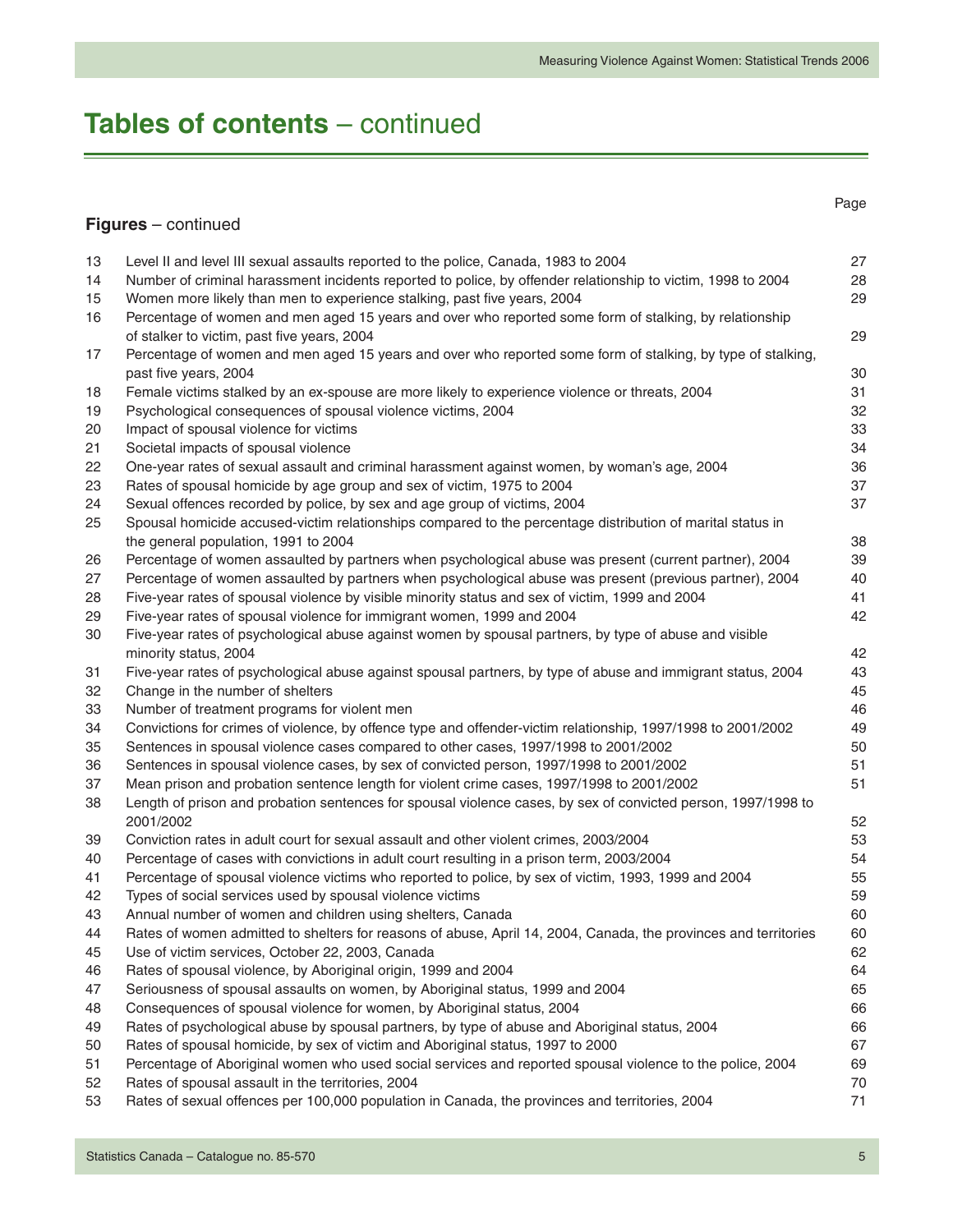# Tables of contents – continued

**Figures** – continued

| | | Page |
|---|---|---|
| 13 | Level II and level III sexual assaults reported to the police, Canada, 1983 to 2004 | 27 |
| 14 | Number of criminal harassment incidents reported to police, by offender relationship to victim, 1998 to 2004 | 28 |
| 15 | Women more likely than men to experience stalking, past five years, 2004 | 29 |
| 16 | Percentage of women and men aged 15 years and over who reported some form of stalking, by relationship of stalker to victim, past five years, 2004 | 29 |
| 17 | Percentage of women and men aged 15 years and over who reported some form of stalking, by type of stalking, past five years, 2004 | 30 |
| 18 | Female victims stalked by an ex-spouse are more likely to experience violence or threats, 2004 | 31 |
| 19 | Psychological consequences of spousal violence victims, 2004 | 32 |
| 20 | Impact of spousal violence for victims | 33 |
| 21 | Societal impacts of spousal violence | 34 |
| 22 | One-year rates of sexual assault and criminal harassment against women, by woman's age, 2004 | 36 |
| 23 | Rates of spousal homicide by age group and sex of victim, 1975 to 2004 | 37 |
| 24 | Sexual offences recorded by police, by sex and age group of victims, 2004 | 37 |
| 25 | Spousal homicide accused-victim relationships compared to the percentage distribution of marital status in the general population, 1991 to 2004 | 38 |
| 26 | Percentage of women assaulted by partners when psychological abuse was present (current partner), 2004 | 39 |
| 27 | Percentage of women assaulted by partners when psychological abuse was present (previous partner), 2004 | 40 |
| 28 | Five-year rates of spousal violence by visible minority status and sex of victim, 1999 and 2004 | 41 |
| 29 | Five-year rates of spousal violence for immigrant women, 1999 and 2004 | 42 |
| 30 | Five-year rates of psychological abuse against women by spousal partners, by type of abuse and visible minority status, 2004 | 42 |
| 31 | Five-year rates of psychological abuse against spousal partners, by type of abuse and immigrant status, 2004 | 43 |
| 32 | Change in the number of shelters | 45 |
| 33 | Number of treatment programs for violent men | 46 |
| 34 | Convictions for crimes of violence, by offence type and offender-victim relationship, 1997/1998 to 2001/2002 | 49 |
| 35 | Sentences in spousal violence cases compared to other cases, 1997/1998 to 2001/2002 | 50 |
| 36 | Sentences in spousal violence cases, by sex of convicted person, 1997/1998 to 2001/2002 | 51 |
| 37 | Mean prison and probation sentence length for violent crime cases, 1997/1998 to 2001/2002 | 51 |
| 38 | Length of prison and probation sentences for spousal violence cases, by sex of convicted person, 1997/1998 to 2001/2002 | 52 |
| 39 | Conviction rates in adult court for sexual assault and other violent crimes, 2003/2004 | 53 |
| 40 | Percentage of cases with convictions in adult court resulting in a prison term, 2003/2004 | 54 |
| 41 | Percentage of spousal violence victims who reported to police, by sex of victim, 1993, 1999 and 2004 | 55 |
| 42 | Types of social services used by spousal violence victims | 59 |
| 43 | Annual number of women and children using shelters, Canada | 60 |
| 44 | Rates of women admitted to shelters for reasons of abuse, April 14, 2004, Canada, the provinces and territories | 60 |
| 45 | Use of victim services, October 22, 2003, Canada | 62 |
| 46 | Rates of spousal violence, by Aboriginal origin, 1999 and 2004 | 64 |
| 47 | Seriousness of spousal assaults on women, by Aboriginal status, 1999 and 2004 | 65 |
| 48 | Consequences of spousal violence for women, by Aboriginal status, 2004 | 66 |
| 49 | Rates of psychological abuse by spousal partners, by type of abuse and Aboriginal status, 2004 | 66 |
| 50 | Rates of spousal homicide, by sex of victim and Aboriginal status, 1997 to 2000 | 67 |
| 51 | Percentage of Aboriginal women who used social services and reported spousal violence to the police, 2004 | 69 |
| 52 | Rates of spousal assault in the territories, 2004 | 70 |
| 53 | Rates of sexual offences per 100,000 population in Canada, the provinces and territories, 2004 | 71 |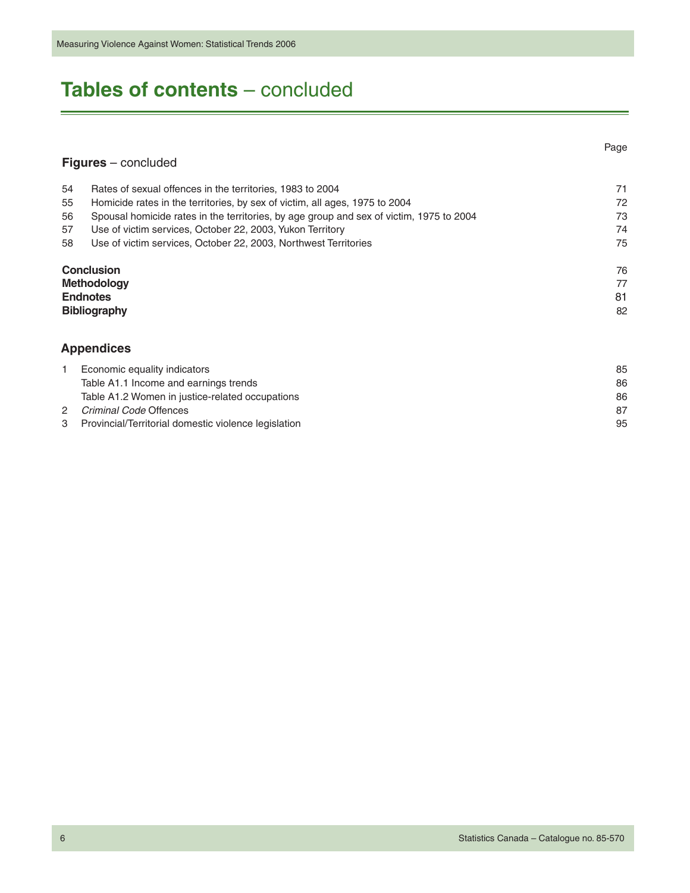# Tables of contents – concluded

| | | Page |
|---|---|---|
| **Figures** – concluded | | |
| 54 | Rates of sexual offences in the territories, 1983 to 2004 | 71 |
| 55 | Homicide rates in the territories, by sex of victim, all ages, 1975 to 2004 | 72 |
| 56 | Spousal homicide rates in the territories, by age group and sex of victim, 1975 to 2004 | 73 |
| 57 | Use of victim services, October 22, 2003, Yukon Territory | 74 |
| 58 | Use of victim services, October 22, 2003, Northwest Territories | 75 |
| **Conclusion** | | 76 |
| **Methodology** | | 77 |
| **Endnotes** | | 81 |
| **Bibliography** | | 82 |
| **Appendices** | | |
| 1 | Economic equality indicators | 85 |
| | Table A1.1 Income and earnings trends | 86 |
| | Table A1.2 Women in justice-related occupations | 86 |
| 2 | *Criminal Code* Offences | 87 |
| 3 | Provincial/Territorial domestic violence legislation | 95 |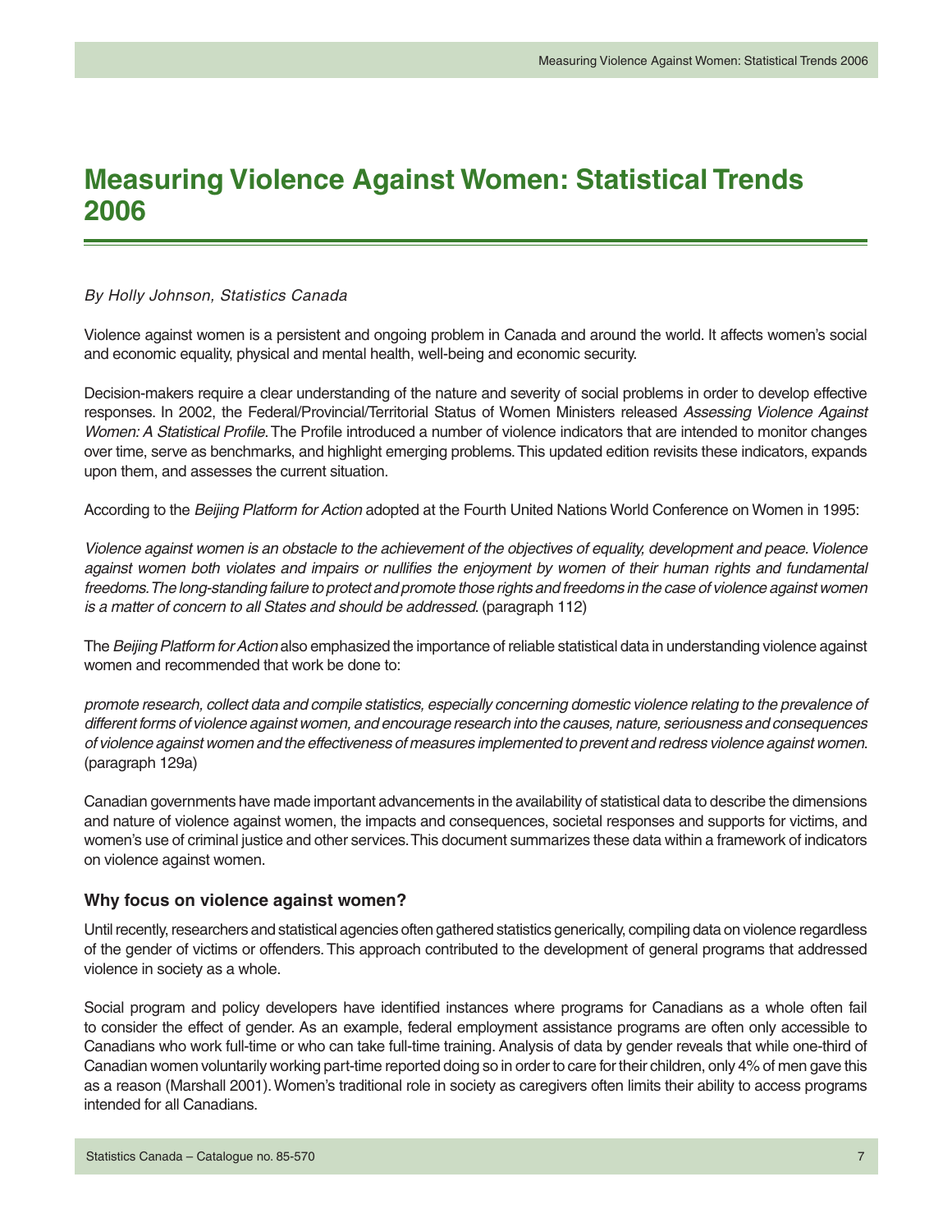# Measuring Violence Against Women: Statistical Trends 2006

*By Holly Johnson, Statistics Canada*

Violence against women is a persistent and ongoing problem in Canada and around the world. It affects women's social and economic equality, physical and mental health, well-being and economic security.

Decision-makers require a clear understanding of the nature and severity of social problems in order to develop effective responses. In 2002, the Federal/Provincial/Territorial Status of Women Ministers released *Assessing Violence Against Women: A Statistical Profile*. The Profile introduced a number of violence indicators that are intended to monitor changes over time, serve as benchmarks, and highlight emerging problems. This updated edition revisits these indicators, expands upon them, and assesses the current situation.

According to the *Beijing Platform for Action* adopted at the Fourth United Nations World Conference on Women in 1995:

*Violence against women is an obstacle to the achievement of the objectives of equality, development and peace. Violence against women both violates and impairs or nullifies the enjoyment by women of their human rights and fundamental freedoms. The long-standing failure to protect and promote those rights and freedoms in the case of violence against women is a matter of concern to all States and should be addressed.* (paragraph 112)

The *Beijing Platform for Action* also emphasized the importance of reliable statistical data in understanding violence against women and recommended that work be done to:

*promote research, collect data and compile statistics, especially concerning domestic violence relating to the prevalence of different forms of violence against women, and encourage research into the causes, nature, seriousness and consequences of violence against women and the effectiveness of measures implemented to prevent and redress violence against women*. (paragraph 129a)

Canadian governments have made important advancements in the availability of statistical data to describe the dimensions and nature of violence against women, the impacts and consequences, societal responses and supports for victims, and women's use of criminal justice and other services. This document summarizes these data within a framework of indicators on violence against women.

### Why focus on violence against women?

Until recently, researchers and statistical agencies often gathered statistics generically, compiling data on violence regardless of the gender of victims or offenders. This approach contributed to the development of general programs that addressed violence in society as a whole.

Social program and policy developers have identified instances where programs for Canadians as a whole often fail to consider the effect of gender. As an example, federal employment assistance programs are often only accessible to Canadians who work full-time or who can take full-time training. Analysis of data by gender reveals that while one-third of Canadian women voluntarily working part-time reported doing so in order to care for their children, only 4% of men gave this as a reason (Marshall 2001). Women's traditional role in society as caregivers often limits their ability to access programs intended for all Canadians.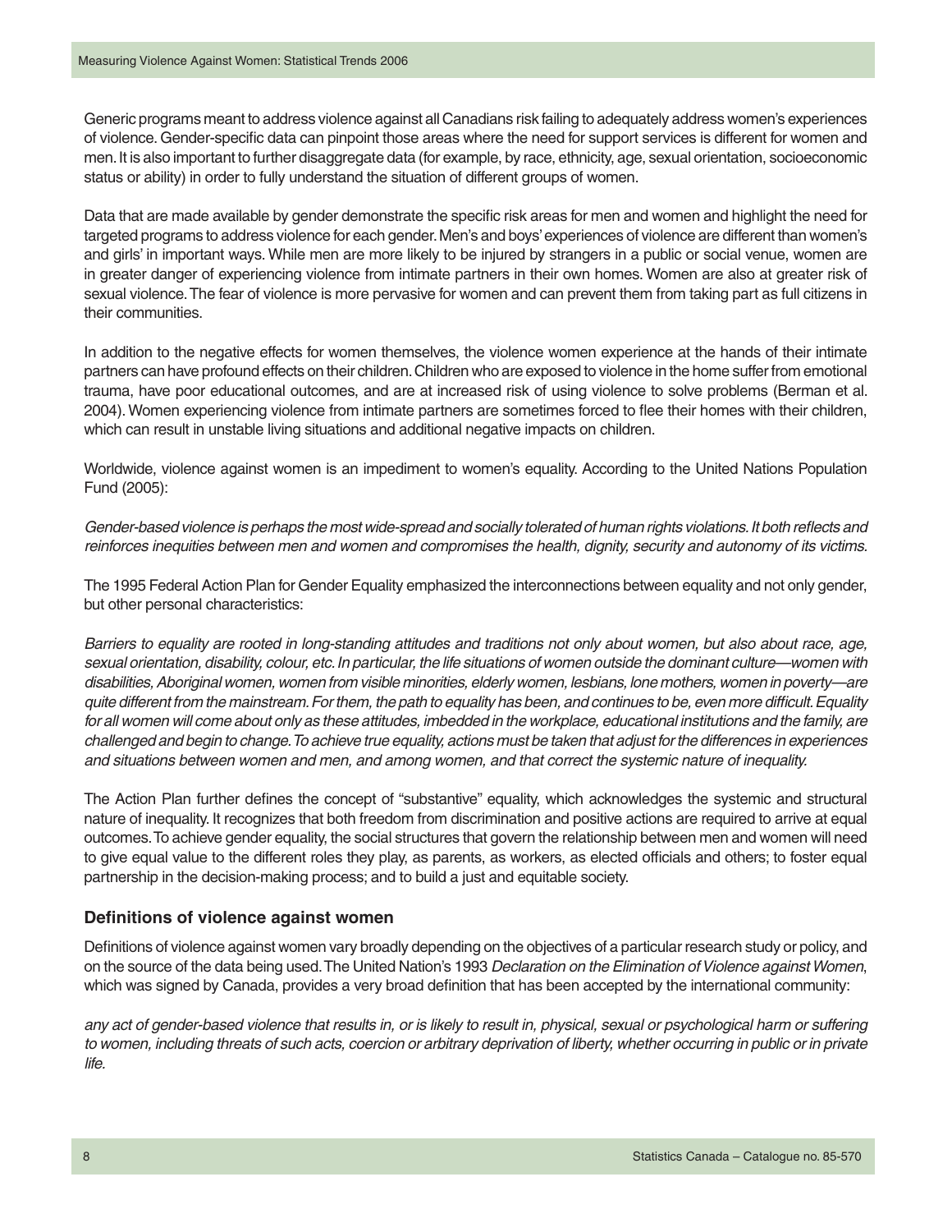Generic programs meant to address violence against all Canadians risk failing to adequately address women's experiences of violence. Gender-specific data can pinpoint those areas where the need for support services is different for women and men. It is also important to further disaggregate data (for example, by race, ethnicity, age, sexual orientation, socioeconomic status or ability) in order to fully understand the situation of different groups of women.

Data that are made available by gender demonstrate the specific risk areas for men and women and highlight the need for targeted programs to address violence for each gender. Men's and boys' experiences of violence are different than women's and girls' in important ways. While men are more likely to be injured by strangers in a public or social venue, women are in greater danger of experiencing violence from intimate partners in their own homes. Women are also at greater risk of sexual violence. The fear of violence is more pervasive for women and can prevent them from taking part as full citizens in their communities.

In addition to the negative effects for women themselves, the violence women experience at the hands of their intimate partners can have profound effects on their children. Children who are exposed to violence in the home suffer from emotional trauma, have poor educational outcomes, and are at increased risk of using violence to solve problems (Berman et al. 2004). Women experiencing violence from intimate partners are sometimes forced to flee their homes with their children, which can result in unstable living situations and additional negative impacts on children.

Worldwide, violence against women is an impediment to women's equality. According to the United Nations Population Fund (2005):

*Gender-based violence is perhaps the most wide-spread and socially tolerated of human rights violations. It both reflects and reinforces inequities between men and women and compromises the health, dignity, security and autonomy of its victims.*

The 1995 Federal Action Plan for Gender Equality emphasized the interconnections between equality and not only gender, but other personal characteristics:

*Barriers to equality are rooted in long-standing attitudes and traditions not only about women, but also about race, age, sexual orientation, disability, colour, etc. In particular, the life situations of women outside the dominant culture—women with disabilities, Aboriginal women, women from visible minorities, elderly women, lesbians, lone mothers, women in poverty—are quite different from the mainstream. For them, the path to equality has been, and continues to be, even more difficult. Equality for all women will come about only as these attitudes, imbedded in the workplace, educational institutions and the family, are challenged and begin to change. To achieve true equality, actions must be taken that adjust for the differences in experiences and situations between women and men, and among women, and that correct the systemic nature of inequality.*

The Action Plan further defines the concept of "substantive" equality, which acknowledges the systemic and structural nature of inequality. It recognizes that both freedom from discrimination and positive actions are required to arrive at equal outcomes. To achieve gender equality, the social structures that govern the relationship between men and women will need to give equal value to the different roles they play, as parents, as workers, as elected officials and others; to foster equal partnership in the decision-making process; and to build a just and equitable society.

### Definitions of violence against women

Definitions of violence against women vary broadly depending on the objectives of a particular research study or policy, and on the source of the data being used. The United Nation's 1993 *Declaration on the Elimination of Violence against Women*, which was signed by Canada, provides a very broad definition that has been accepted by the international community:

*any act of gender-based violence that results in, or is likely to result in, physical, sexual or psychological harm or suffering to women, including threats of such acts, coercion or arbitrary deprivation of liberty, whether occurring in public or in private life.*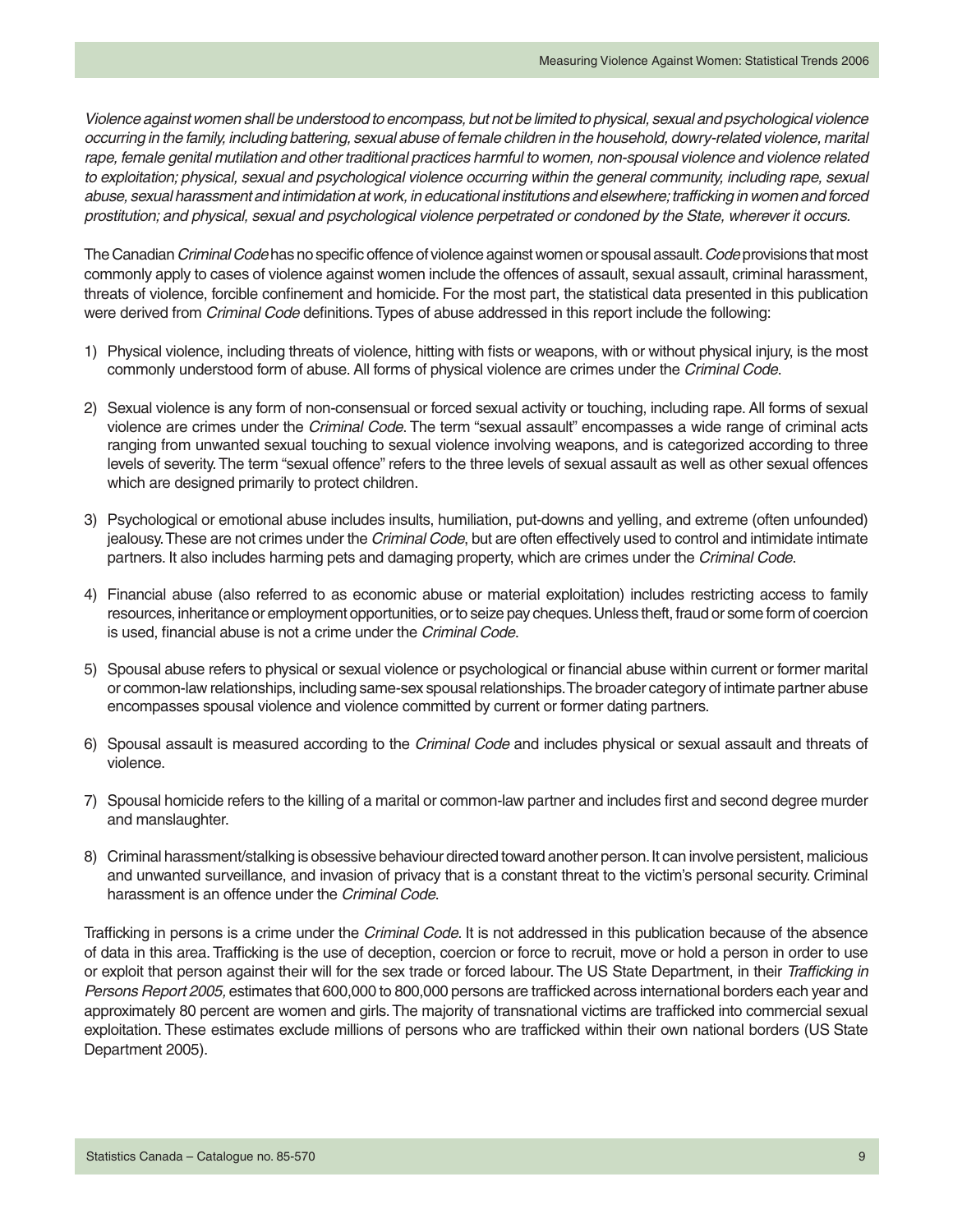*Violence against women shall be understood to encompass, but not be limited to physical, sexual and psychological violence occurring in the family, including battering, sexual abuse of female children in the household, dowry-related violence, marital rape, female genital mutilation and other traditional practices harmful to women, non-spousal violence and violence related to exploitation; physical, sexual and psychological violence occurring within the general community, including rape, sexual abuse, sexual harassment and intimidation at work, in educational institutions and elsewhere; trafficking in women and forced prostitution; and physical, sexual and psychological violence perpetrated or condoned by the State, wherever it occurs.*

The Canadian *Criminal Code* has no specific offence of violence against women or spousal assault. *Code* provisions that most commonly apply to cases of violence against women include the offences of assault, sexual assault, criminal harassment, threats of violence, forcible confinement and homicide. For the most part, the statistical data presented in this publication were derived from *Criminal Code* definitions. Types of abuse addressed in this report include the following:

1) Physical violence, including threats of violence, hitting with fists or weapons, with or without physical injury, is the most commonly understood form of abuse. All forms of physical violence are crimes under the *Criminal Code*.

2) Sexual violence is any form of non-consensual or forced sexual activity or touching, including rape. All forms of sexual violence are crimes under the *Criminal Code*. The term "sexual assault" encompasses a wide range of criminal acts ranging from unwanted sexual touching to sexual violence involving weapons, and is categorized according to three levels of severity. The term "sexual offence" refers to the three levels of sexual assault as well as other sexual offences which are designed primarily to protect children.

3) Psychological or emotional abuse includes insults, humiliation, put-downs and yelling, and extreme (often unfounded) jealousy. These are not crimes under the *Criminal Code*, but are often effectively used to control and intimidate intimate partners. It also includes harming pets and damaging property, which are crimes under the *Criminal Code*.

4) Financial abuse (also referred to as economic abuse or material exploitation) includes restricting access to family resources, inheritance or employment opportunities, or to seize pay cheques. Unless theft, fraud or some form of coercion is used, financial abuse is not a crime under the *Criminal Code*.

5) Spousal abuse refers to physical or sexual violence or psychological or financial abuse within current or former marital or common-law relationships, including same-sex spousal relationships. The broader category of intimate partner abuse encompasses spousal violence and violence committed by current or former dating partners.

6) Spousal assault is measured according to the *Criminal Code* and includes physical or sexual assault and threats of violence.

7) Spousal homicide refers to the killing of a marital or common-law partner and includes first and second degree murder and manslaughter.

8) Criminal harassment/stalking is obsessive behaviour directed toward another person. It can involve persistent, malicious and unwanted surveillance, and invasion of privacy that is a constant threat to the victim's personal security. Criminal harassment is an offence under the *Criminal Code*.

Trafficking in persons is a crime under the *Criminal Code*. It is not addressed in this publication because of the absence of data in this area. Trafficking is the use of deception, coercion or force to recruit, move or hold a person in order to use or exploit that person against their will for the sex trade or forced labour. The US State Department, in their *Trafficking in Persons Report 2005,* estimates that 600,000 to 800,000 persons are trafficked across international borders each year and approximately 80 percent are women and girls. The majority of transnational victims are trafficked into commercial sexual exploitation. These estimates exclude millions of persons who are trafficked within their own national borders (US State Department 2005).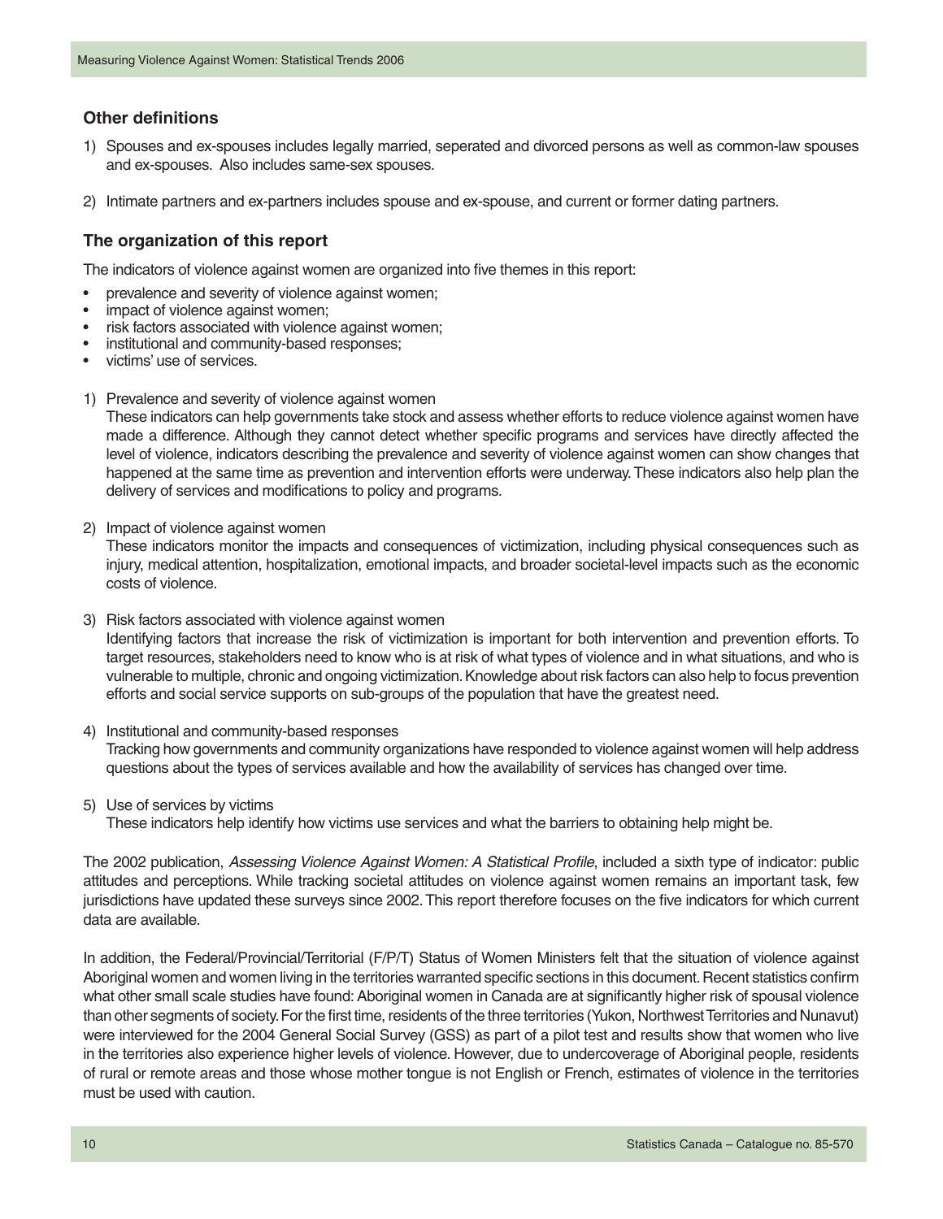### Other definitions

1) Spouses and ex-spouses includes legally married, seperated and divorced persons as well as common-law spouses and ex-spouses. Also includes same-sex spouses.

2) Intimate partners and ex-partners includes spouse and ex-spouse, and current or former dating partners.

### The organization of this report

The indicators of violence against women are organized into five themes in this report:

- prevalence and severity of violence against women;
- impact of violence against women;
- risk factors associated with violence against women;
- institutional and community-based responses;
- victims' use of services.

1) Prevalence and severity of violence against women
   These indicators can help governments take stock and assess whether efforts to reduce violence against women have made a difference. Although they cannot detect whether specific programs and services have directly affected the level of violence, indicators describing the prevalence and severity of violence against women can show changes that happened at the same time as prevention and intervention efforts were underway. These indicators also help plan the delivery of services and modifications to policy and programs.

2) Impact of violence against women
   These indicators monitor the impacts and consequences of victimization, including physical consequences such as injury, medical attention, hospitalization, emotional impacts, and broader societal-level impacts such as the economic costs of violence.

3) Risk factors associated with violence against women
   Identifying factors that increase the risk of victimization is important for both intervention and prevention efforts. To target resources, stakeholders need to know who is at risk of what types of violence and in what situations, and who is vulnerable to multiple, chronic and ongoing victimization. Knowledge about risk factors can also help to focus prevention efforts and social service supports on sub-groups of the population that have the greatest need.

4) Institutional and community-based responses
   Tracking how governments and community organizations have responded to violence against women will help address questions about the types of services available and how the availability of services has changed over time.

5) Use of services by victims
   These indicators help identify how victims use services and what the barriers to obtaining help might be.

The 2002 publication, *Assessing Violence Against Women: A Statistical Profile*, included a sixth type of indicator: public attitudes and perceptions. While tracking societal attitudes on violence against women remains an important task, few jurisdictions have updated these surveys since 2002. This report therefore focuses on the five indicators for which current data are available.

In addition, the Federal/Provincial/Territorial (F/P/T) Status of Women Ministers felt that the situation of violence against Aboriginal women and women living in the territories warranted specific sections in this document. Recent statistics confirm what other small scale studies have found: Aboriginal women in Canada are at significantly higher risk of spousal violence than other segments of society. For the first time, residents of the three territories (Yukon, Northwest Territories and Nunavut) were interviewed for the 2004 General Social Survey (GSS) as part of a pilot test and results show that women who live in the territories also experience higher levels of violence. However, due to undercoverage of Aboriginal people, residents of rural or remote areas and those whose mother tongue is not English or French, estimates of violence in the territories must be used with caution.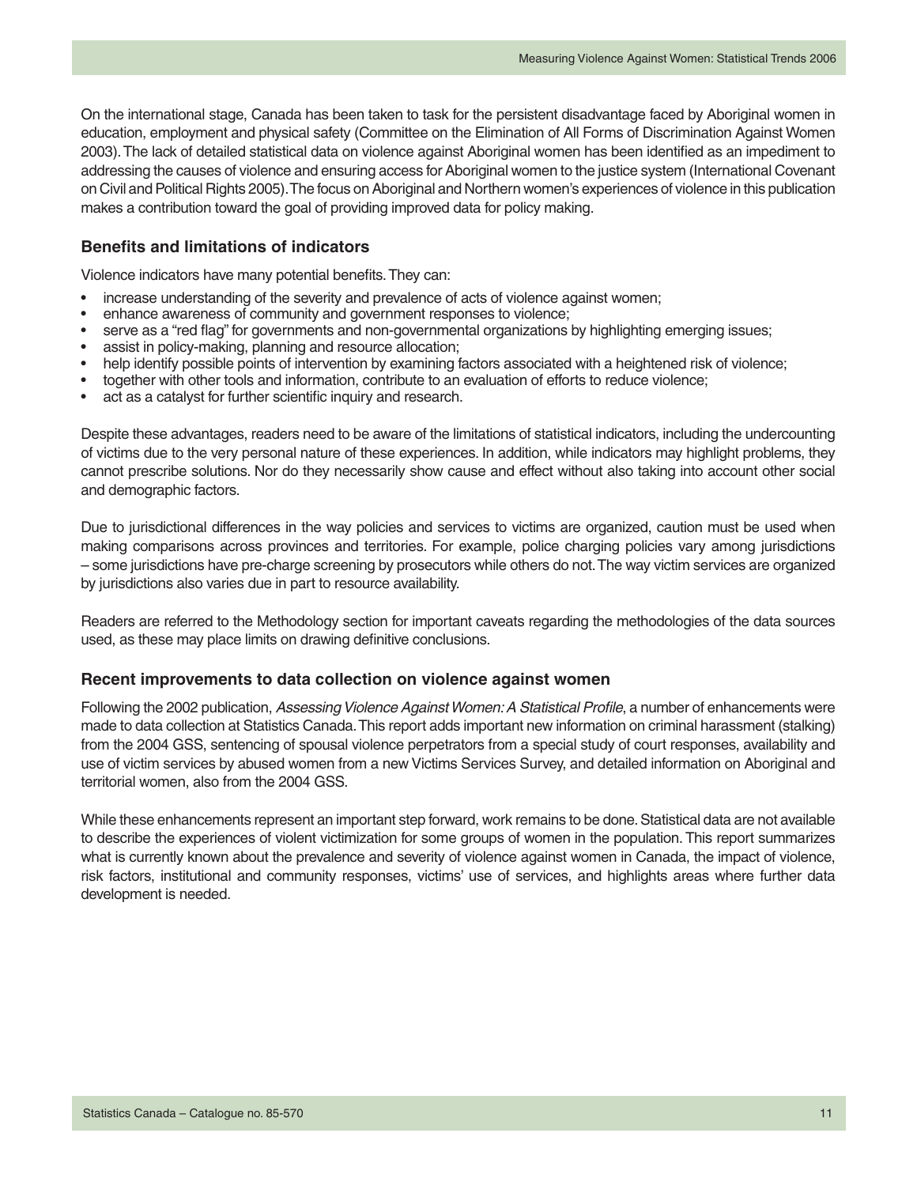On the international stage, Canada has been taken to task for the persistent disadvantage faced by Aboriginal women in education, employment and physical safety (Committee on the Elimination of All Forms of Discrimination Against Women 2003). The lack of detailed statistical data on violence against Aboriginal women has been identified as an impediment to addressing the causes of violence and ensuring access for Aboriginal women to the justice system (International Covenant on Civil and Political Rights 2005). The focus on Aboriginal and Northern women's experiences of violence in this publication makes a contribution toward the goal of providing improved data for policy making.

### Benefits and limitations of indicators

Violence indicators have many potential benefits. They can:

- increase understanding of the severity and prevalence of acts of violence against women;
- enhance awareness of community and government responses to violence;
- serve as a "red flag" for governments and non-governmental organizations by highlighting emerging issues;
- assist in policy-making, planning and resource allocation;
- help identify possible points of intervention by examining factors associated with a heightened risk of violence;
- together with other tools and information, contribute to an evaluation of efforts to reduce violence;
- act as a catalyst for further scientific inquiry and research.

Despite these advantages, readers need to be aware of the limitations of statistical indicators, including the undercounting of victims due to the very personal nature of these experiences. In addition, while indicators may highlight problems, they cannot prescribe solutions. Nor do they necessarily show cause and effect without also taking into account other social and demographic factors.

Due to jurisdictional differences in the way policies and services to victims are organized, caution must be used when making comparisons across provinces and territories. For example, police charging policies vary among jurisdictions – some jurisdictions have pre-charge screening by prosecutors while others do not. The way victim services are organized by jurisdictions also varies due in part to resource availability.

Readers are referred to the Methodology section for important caveats regarding the methodologies of the data sources used, as these may place limits on drawing definitive conclusions.

### Recent improvements to data collection on violence against women

Following the 2002 publication, *Assessing Violence Against Women: A Statistical Profile*, a number of enhancements were made to data collection at Statistics Canada. This report adds important new information on criminal harassment (stalking) from the 2004 GSS, sentencing of spousal violence perpetrators from a special study of court responses, availability and use of victim services by abused women from a new Victims Services Survey, and detailed information on Aboriginal and territorial women, also from the 2004 GSS.

While these enhancements represent an important step forward, work remains to be done. Statistical data are not available to describe the experiences of violent victimization for some groups of women in the population. This report summarizes what is currently known about the prevalence and severity of violence against women in Canada, the impact of violence, risk factors, institutional and community responses, victims' use of services, and highlights areas where further data development is needed.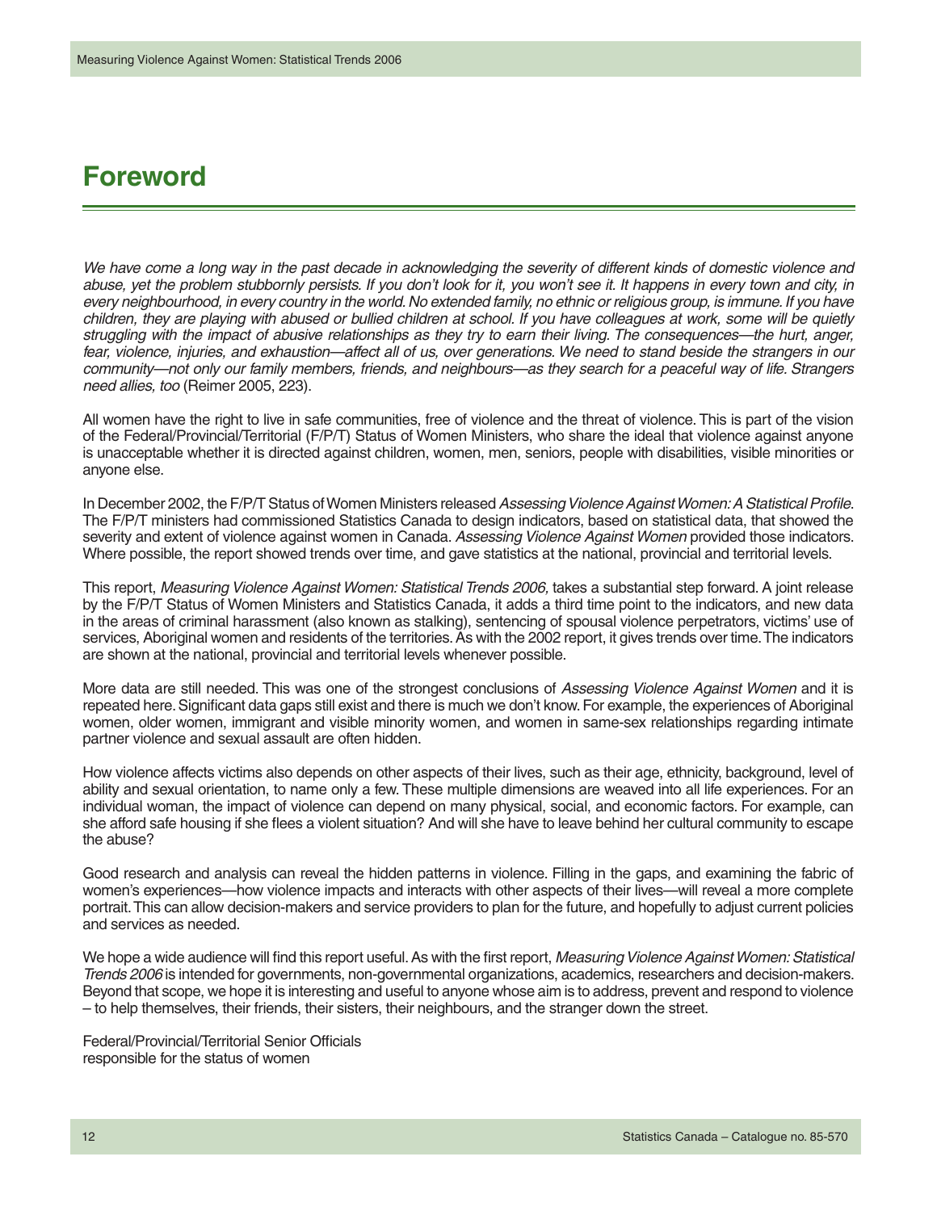# Foreword

*We have come a long way in the past decade in acknowledging the severity of different kinds of domestic violence and abuse, yet the problem stubbornly persists. If you don't look for it, you won't see it. It happens in every town and city, in every neighbourhood, in every country in the world. No extended family, no ethnic or religious group, is immune. If you have children, they are playing with abused or bullied children at school. If you have colleagues at work, some will be quietly struggling with the impact of abusive relationships as they try to earn their living. The consequences—the hurt, anger, fear, violence, injuries, and exhaustion—affect all of us, over generations. We need to stand beside the strangers in our community—not only our family members, friends, and neighbours—as they search for a peaceful way of life. Strangers need allies, too* (Reimer 2005, 223).

All women have the right to live in safe communities, free of violence and the threat of violence. This is part of the vision of the Federal/Provincial/Territorial (F/P/T) Status of Women Ministers, who share the ideal that violence against anyone is unacceptable whether it is directed against children, women, men, seniors, people with disabilities, visible minorities or anyone else.

In December 2002, the F/P/T Status of Women Ministers released *Assessing Violence Against Women: A Statistical Profile*. The F/P/T ministers had commissioned Statistics Canada to design indicators, based on statistical data, that showed the severity and extent of violence against women in Canada. *Assessing Violence Against Women* provided those indicators. Where possible, the report showed trends over time, and gave statistics at the national, provincial and territorial levels.

This report, *Measuring Violence Against Women: Statistical Trends 2006,* takes a substantial step forward. A joint release by the F/P/T Status of Women Ministers and Statistics Canada, it adds a third time point to the indicators, and new data in the areas of criminal harassment (also known as stalking), sentencing of spousal violence perpetrators, victims' use of services, Aboriginal women and residents of the territories. As with the 2002 report, it gives trends over time. The indicators are shown at the national, provincial and territorial levels whenever possible.

More data are still needed. This was one of the strongest conclusions of *Assessing Violence Against Women* and it is repeated here. Significant data gaps still exist and there is much we don't know. For example, the experiences of Aboriginal women, older women, immigrant and visible minority women, and women in same-sex relationships regarding intimate partner violence and sexual assault are often hidden.

How violence affects victims also depends on other aspects of their lives, such as their age, ethnicity, background, level of ability and sexual orientation, to name only a few. These multiple dimensions are weaved into all life experiences. For an individual woman, the impact of violence can depend on many physical, social, and economic factors. For example, can she afford safe housing if she flees a violent situation? And will she have to leave behind her cultural community to escape the abuse?

Good research and analysis can reveal the hidden patterns in violence. Filling in the gaps, and examining the fabric of women's experiences—how violence impacts and interacts with other aspects of their lives—will reveal a more complete portrait. This can allow decision-makers and service providers to plan for the future, and hopefully to adjust current policies and services as needed.

We hope a wide audience will find this report useful. As with the first report, *Measuring Violence Against Women: Statistical Trends 2006* is intended for governments, non-governmental organizations, academics, researchers and decision-makers. Beyond that scope, we hope it is interesting and useful to anyone whose aim is to address, prevent and respond to violence – to help themselves, their friends, their sisters, their neighbours, and the stranger down the street.

Federal/Provincial/Territorial Senior Officials
responsible for the status of women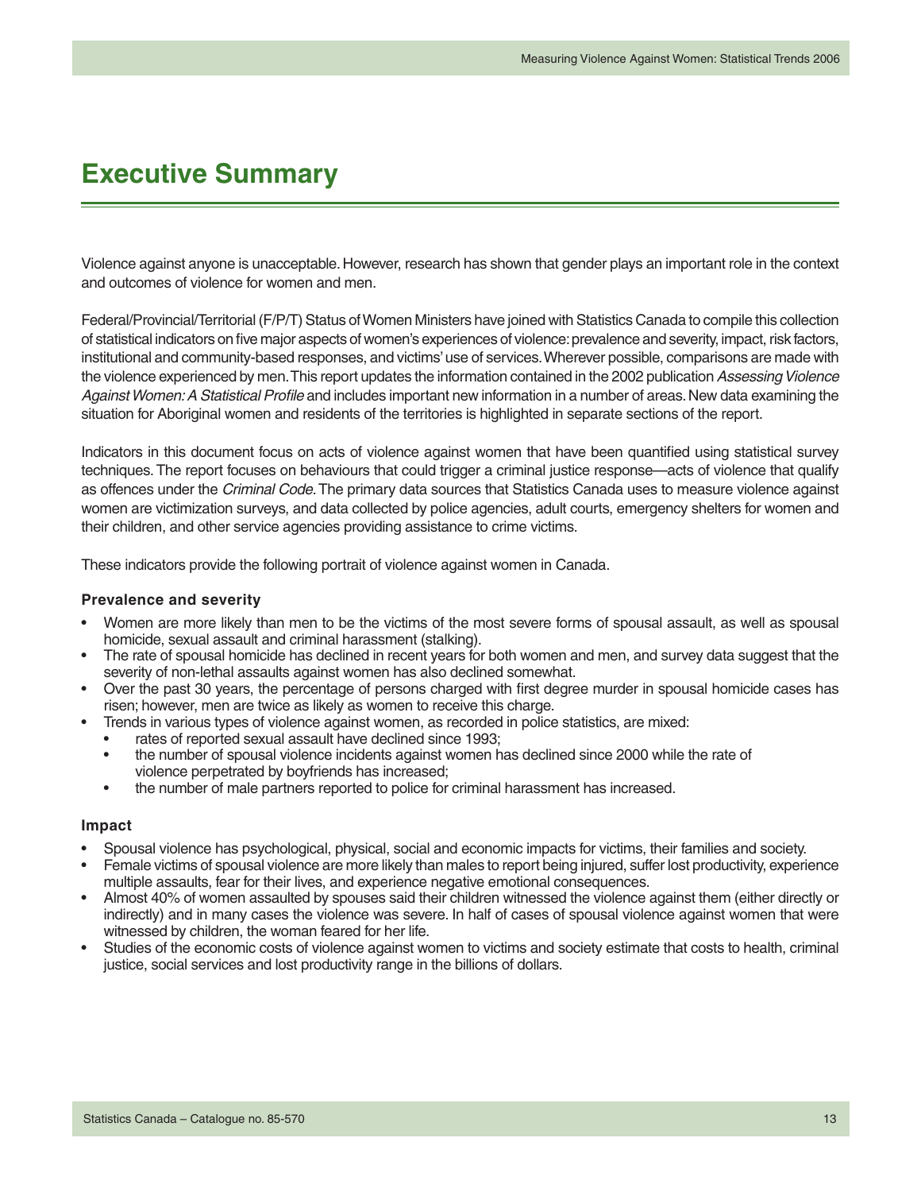# Executive Summary

Violence against anyone is unacceptable. However, research has shown that gender plays an important role in the context and outcomes of violence for women and men.

Federal/Provincial/Territorial (F/P/T) Status of Women Ministers have joined with Statistics Canada to compile this collection of statistical indicators on five major aspects of women's experiences of violence: prevalence and severity, impact, risk factors, institutional and community-based responses, and victims' use of services. Wherever possible, comparisons are made with the violence experienced by men. This report updates the information contained in the 2002 publication *Assessing Violence Against Women: A Statistical Profile* and includes important new information in a number of areas. New data examining the situation for Aboriginal women and residents of the territories is highlighted in separate sections of the report.

Indicators in this document focus on acts of violence against women that have been quantified using statistical survey techniques. The report focuses on behaviours that could trigger a criminal justice response—acts of violence that qualify as offences under the *Criminal Code*. The primary data sources that Statistics Canada uses to measure violence against women are victimization surveys, and data collected by police agencies, adult courts, emergency shelters for women and their children, and other service agencies providing assistance to crime victims.

These indicators provide the following portrait of violence against women in Canada.

### Prevalence and severity

- Women are more likely than men to be the victims of the most severe forms of spousal assault, as well as spousal homicide, sexual assault and criminal harassment (stalking).
- The rate of spousal homicide has declined in recent years for both women and men, and survey data suggest that the severity of non-lethal assaults against women has also declined somewhat.
- Over the past 30 years, the percentage of persons charged with first degree murder in spousal homicide cases has risen; however, men are twice as likely as women to receive this charge.
- Trends in various types of violence against women, as recorded in police statistics, are mixed:
  - rates of reported sexual assault have declined since 1993;
  - the number of spousal violence incidents against women has declined since 2000 while the rate of violence perpetrated by boyfriends has increased;
  - the number of male partners reported to police for criminal harassment has increased.

### Impact

- Spousal violence has psychological, physical, social and economic impacts for victims, their families and society.
- Female victims of spousal violence are more likely than males to report being injured, suffer lost productivity, experience multiple assaults, fear for their lives, and experience negative emotional consequences.
- Almost 40% of women assaulted by spouses said their children witnessed the violence against them (either directly or indirectly) and in many cases the violence was severe. In half of cases of spousal violence against women that were witnessed by children, the woman feared for her life.
- Studies of the economic costs of violence against women to victims and society estimate that costs to health, criminal justice, social services and lost productivity range in the billions of dollars.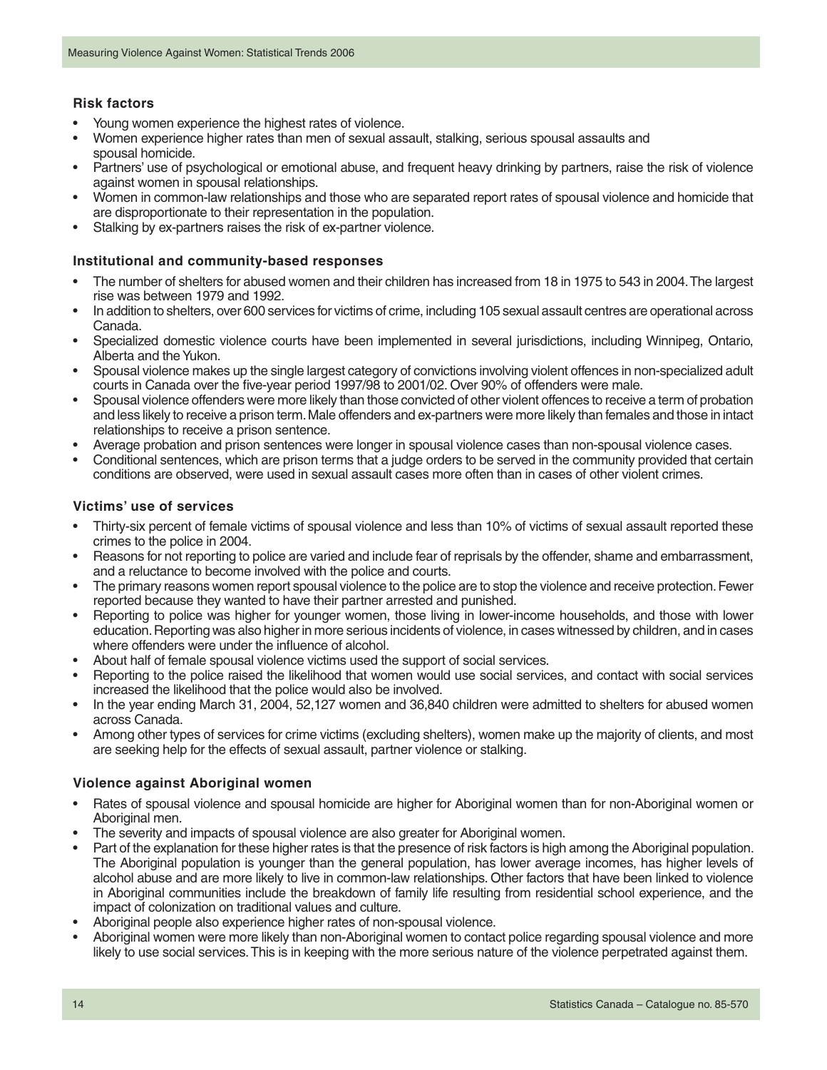### Risk factors

- Young women experience the highest rates of violence.
- Women experience higher rates than men of sexual assault, stalking, serious spousal assaults and spousal homicide.
- Partners' use of psychological or emotional abuse, and frequent heavy drinking by partners, raise the risk of violence against women in spousal relationships.
- Women in common-law relationships and those who are separated report rates of spousal violence and homicide that are disproportionate to their representation in the population.
- Stalking by ex-partners raises the risk of ex-partner violence.

### Institutional and community-based responses

- The number of shelters for abused women and their children has increased from 18 in 1975 to 543 in 2004. The largest rise was between 1979 and 1992.
- In addition to shelters, over 600 services for victims of crime, including 105 sexual assault centres are operational across Canada.
- Specialized domestic violence courts have been implemented in several jurisdictions, including Winnipeg, Ontario, Alberta and the Yukon.
- Spousal violence makes up the single largest category of convictions involving violent offences in non-specialized adult courts in Canada over the five-year period 1997/98 to 2001/02. Over 90% of offenders were male.
- Spousal violence offenders were more likely than those convicted of other violent offences to receive a term of probation and less likely to receive a prison term. Male offenders and ex-partners were more likely than females and those in intact relationships to receive a prison sentence.
- Average probation and prison sentences were longer in spousal violence cases than non-spousal violence cases.
- Conditional sentences, which are prison terms that a judge orders to be served in the community provided that certain conditions are observed, were used in sexual assault cases more often than in cases of other violent crimes.

### Victims' use of services

- Thirty-six percent of female victims of spousal violence and less than 10% of victims of sexual assault reported these crimes to the police in 2004.
- Reasons for not reporting to police are varied and include fear of reprisals by the offender, shame and embarrassment, and a reluctance to become involved with the police and courts.
- The primary reasons women report spousal violence to the police are to stop the violence and receive protection. Fewer reported because they wanted to have their partner arrested and punished.
- Reporting to police was higher for younger women, those living in lower-income households, and those with lower education. Reporting was also higher in more serious incidents of violence, in cases witnessed by children, and in cases where offenders were under the influence of alcohol.
- About half of female spousal violence victims used the support of social services.
- Reporting to the police raised the likelihood that women would use social services, and contact with social services increased the likelihood that the police would also be involved.
- In the year ending March 31, 2004, 52,127 women and 36,840 children were admitted to shelters for abused women across Canada.
- Among other types of services for crime victims (excluding shelters), women make up the majority of clients, and most are seeking help for the effects of sexual assault, partner violence or stalking.

### Violence against Aboriginal women

- Rates of spousal violence and spousal homicide are higher for Aboriginal women than for non-Aboriginal women or Aboriginal men.
- The severity and impacts of spousal violence are also greater for Aboriginal women.
- Part of the explanation for these higher rates is that the presence of risk factors is high among the Aboriginal population. The Aboriginal population is younger than the general population, has lower average incomes, has higher levels of alcohol abuse and are more likely to live in common-law relationships. Other factors that have been linked to violence in Aboriginal communities include the breakdown of family life resulting from residential school experience, and the impact of colonization on traditional values and culture.
- Aboriginal people also experience higher rates of non-spousal violence.
- Aboriginal women were more likely than non-Aboriginal women to contact police regarding spousal violence and more likely to use social services. This is in keeping with the more serious nature of the violence perpetrated against them.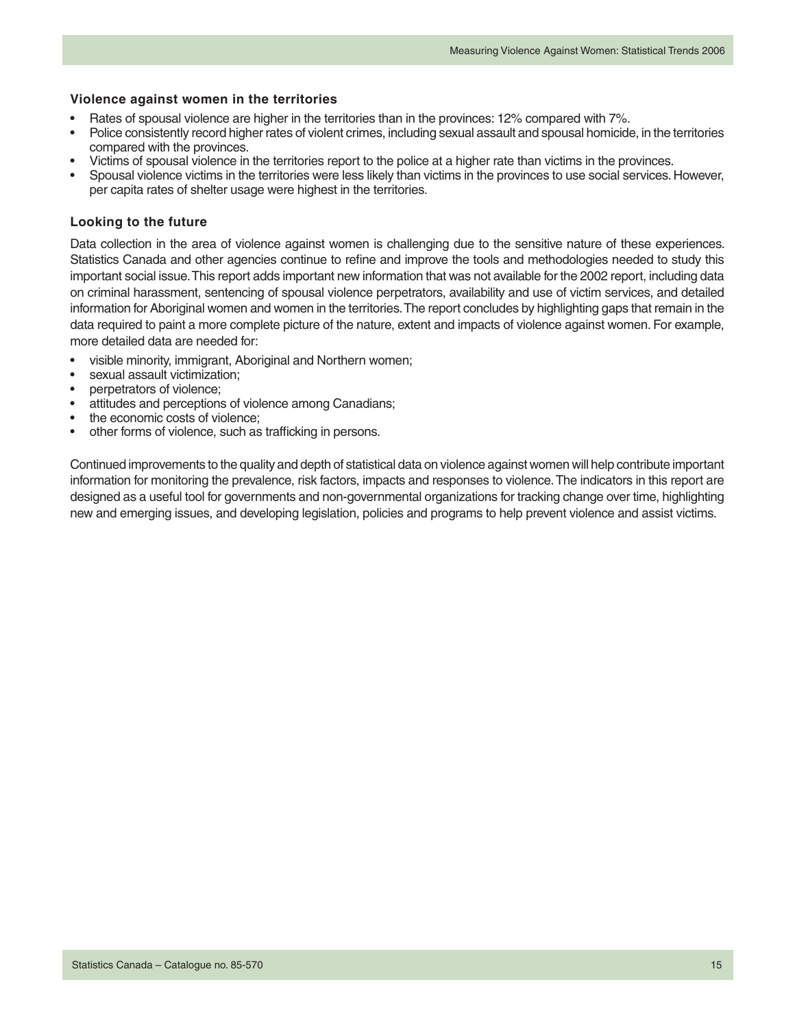### Violence against women in the territories

- Rates of spousal violence are higher in the territories than in the provinces: 12% compared with 7%.
- Police consistently record higher rates of violent crimes, including sexual assault and spousal homicide, in the territories compared with the provinces.
- Victims of spousal violence in the territories report to the police at a higher rate than victims in the provinces.
- Spousal violence victims in the territories were less likely than victims in the provinces to use social services. However, per capita rates of shelter usage were highest in the territories.

### Looking to the future

Data collection in the area of violence against women is challenging due to the sensitive nature of these experiences. Statistics Canada and other agencies continue to refine and improve the tools and methodologies needed to study this important social issue. This report adds important new information that was not available for the 2002 report, including data on criminal harassment, sentencing of spousal violence perpetrators, availability and use of victim services, and detailed information for Aboriginal women and women in the territories. The report concludes by highlighting gaps that remain in the data required to paint a more complete picture of the nature, extent and impacts of violence against women. For example, more detailed data are needed for:

- visible minority, immigrant, Aboriginal and Northern women;
- sexual assault victimization;
- perpetrators of violence;
- attitudes and perceptions of violence among Canadians;
- the economic costs of violence;
- other forms of violence, such as trafficking in persons.

Continued improvements to the quality and depth of statistical data on violence against women will help contribute important information for monitoring the prevalence, risk factors, impacts and responses to violence. The indicators in this report are designed as a useful tool for governments and non-governmental organizations for tracking change over time, highlighting new and emerging issues, and developing legislation, policies and programs to help prevent violence and assist victims.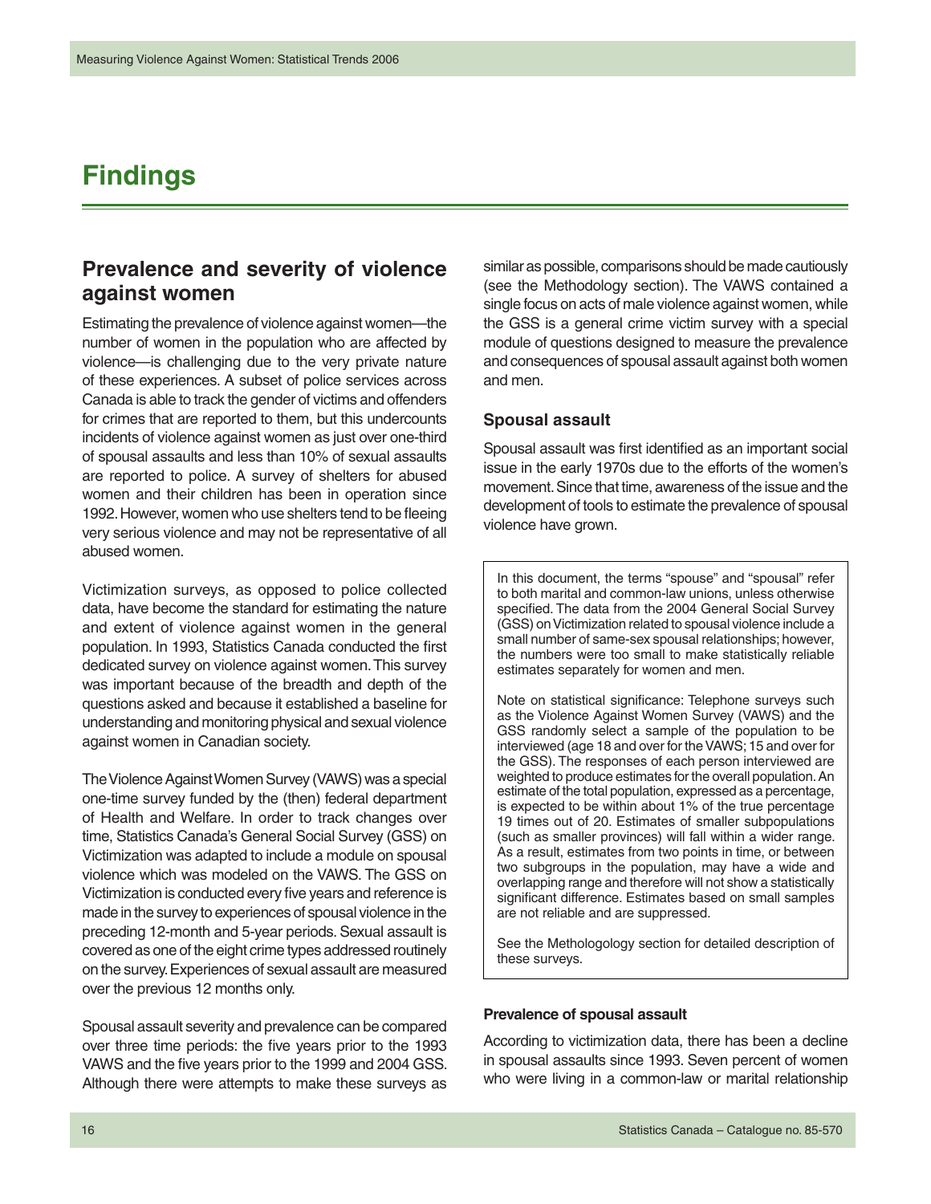# Findings

## Prevalence and severity of violence against women

Estimating the prevalence of violence against women—the number of women in the population who are affected by violence—is challenging due to the very private nature of these experiences. A subset of police services across Canada is able to track the gender of victims and offenders for crimes that are reported to them, but this undercounts incidents of violence against women as just over one-third of spousal assaults and less than 10% of sexual assaults are reported to police. A survey of shelters for abused women and their children has been in operation since 1992. However, women who use shelters tend to be fleeing very serious violence and may not be representative of all abused women.

Victimization surveys, as opposed to police collected data, have become the standard for estimating the nature and extent of violence against women in the general population. In 1993, Statistics Canada conducted the first dedicated survey on violence against women. This survey was important because of the breadth and depth of the questions asked and because it established a baseline for understanding and monitoring physical and sexual violence against women in Canadian society.

The Violence Against Women Survey (VAWS) was a special one-time survey funded by the (then) federal department of Health and Welfare. In order to track changes over time, Statistics Canada's General Social Survey (GSS) on Victimization was adapted to include a module on spousal violence which was modeled on the VAWS. The GSS on Victimization is conducted every five years and reference is made in the survey to experiences of spousal violence in the preceding 12-month and 5-year periods. Sexual assault is covered as one of the eight crime types addressed routinely on the survey. Experiences of sexual assault are measured over the previous 12 months only.

Spousal assault severity and prevalence can be compared over three time periods: the five years prior to the 1993 VAWS and the five years prior to the 1999 and 2004 GSS. Although there were attempts to make these surveys as similar as possible, comparisons should be made cautiously (see the Methodology section). The VAWS contained a single focus on acts of male violence against women, while the GSS is a general crime victim survey with a special module of questions designed to measure the prevalence and consequences of spousal assault against both women and men.

### Spousal assault

Spousal assault was first identified as an important social issue in the early 1970s due to the efforts of the women's movement. Since that time, awareness of the issue and the development of tools to estimate the prevalence of spousal violence have grown.

> In this document, the terms "spouse" and "spousal" refer to both marital and common-law unions, unless otherwise specified. The data from the 2004 General Social Survey (GSS) on Victimization related to spousal violence include a small number of same-sex spousal relationships; however, the numbers were too small to make statistically reliable estimates separately for women and men.
>
> Note on statistical significance: Telephone surveys such as the Violence Against Women Survey (VAWS) and the GSS randomly select a sample of the population to be interviewed (age 18 and over for the VAWS; 15 and over for the GSS). The responses of each person interviewed are weighted to produce estimates for the overall population. An estimate of the total population, expressed as a percentage, is expected to be within about 1% of the true percentage 19 times out of 20. Estimates of smaller subpopulations (such as smaller provinces) will fall within a wider range. As a result, estimates from two points in time, or between two subgroups in the population, may have a wide and overlapping range and therefore will not show a statistically significant difference. Estimates based on small samples are not reliable and are suppressed.
>
> See the Methology section for detailed description of these surveys.

#### Prevalence of spousal assault

According to victimization data, there has been a decline in spousal assaults since 1993. Seven percent of women who were living in a common-law or marital relationship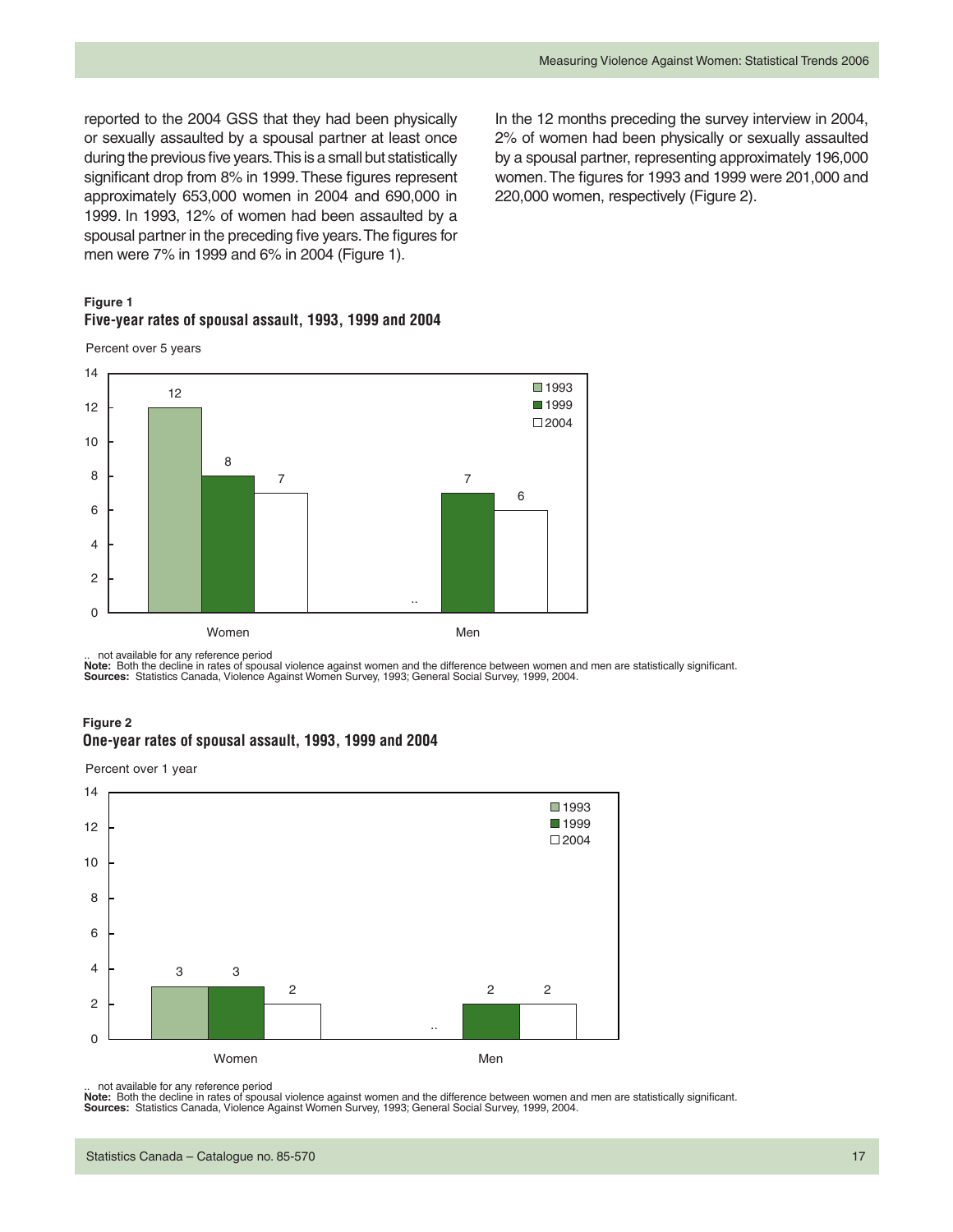reported to the 2004 GSS that they had been physically or sexually assaulted by a spousal partner at least once during the previous five years. This is a small but statistically significant drop from 8% in 1999. These figures represent approximately 653,000 women in 2004 and 690,000 in 1999. In 1993, 12% of women had been assaulted by a spousal partner in the preceding five years. The figures for men were 7% in 1999 and 6% in 2004 (Figure 1).

In the 12 months preceding the survey interview in 2004, 2% of women had been physically or sexually assaulted by a spousal partner, representing approximately 196,000 women. The figures for 1993 and 1999 were 201,000 and 220,000 women, respectively (Figure 2).

**Figure 1**
**Five-year rates of spousal assault, 1993, 1999 and 2004**

Percent over 5 years

| | 1993 | 1999 | 2004 |
|---|---|---|---|
| Women | 12 | 8 | 7 |
| Men | .. | 7 | 6 |

.. not available for any reference period
**Note:** Both the decline in rates of spousal violence against women and the difference between women and men are statistically significant.
**Sources:** Statistics Canada, Violence Against Women Survey, 1993; General Social Survey, 1999, 2004.

**Figure 2**
**One-year rates of spousal assault, 1993, 1999 and 2004**

Percent over 1 year

| | 1993 | 1999 | 2004 |
|---|---|---|---|
| Women | 3 | 3 | 2 |
| Men | .. | 2 | 2 |

.. not available for any reference period
**Note:** Both the decline in rates of spousal violence against women and the difference between women and men are statistically significant.
**Sources:** Statistics Canada, Violence Against Women Survey, 1993; General Social Survey, 1999, 2004.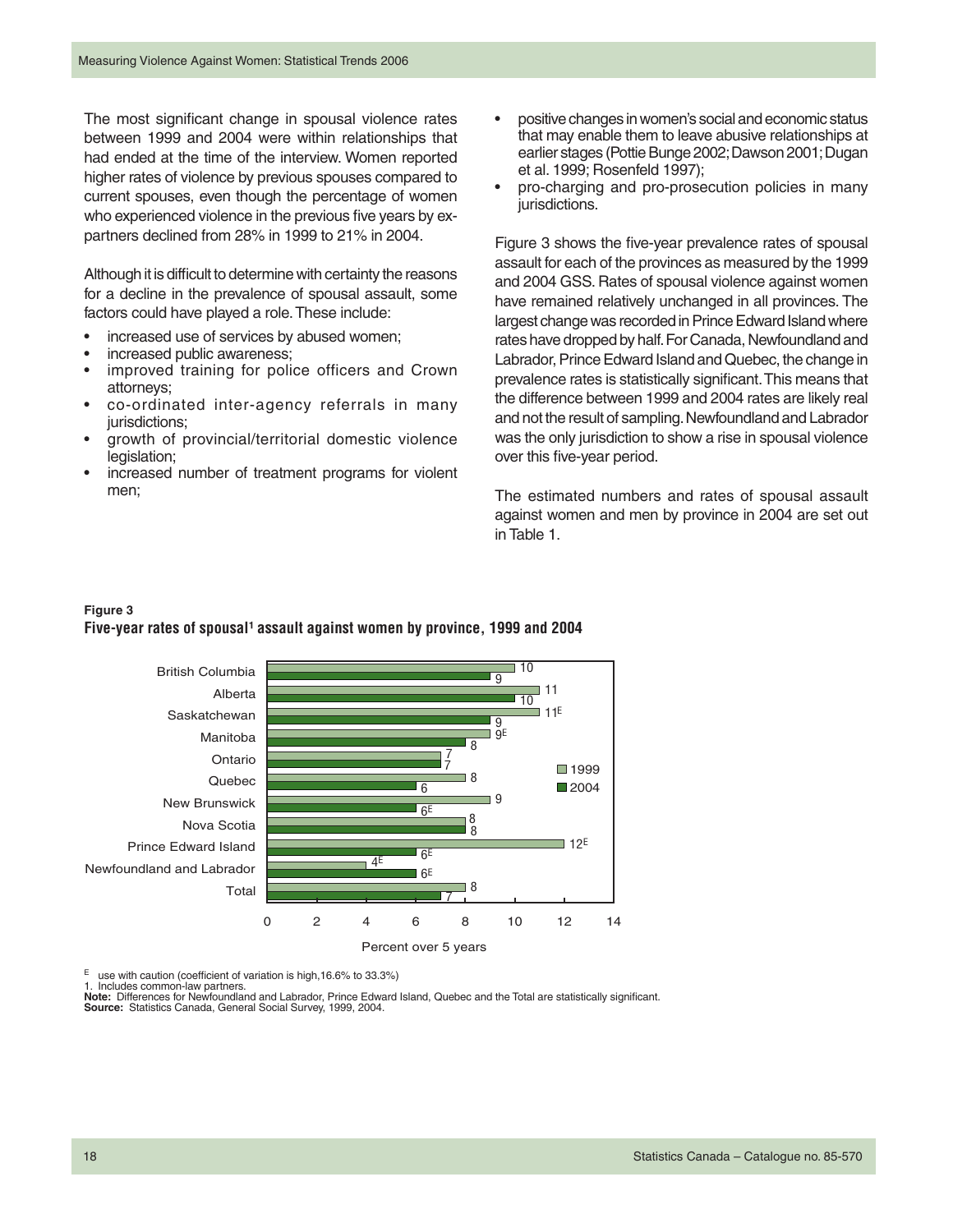The most significant change in spousal violence rates between 1999 and 2004 were within relationships that had ended at the time of the interview. Women reported higher rates of violence by previous spouses compared to current spouses, even though the percentage of women who experienced violence in the previous five years by ex-partners declined from 28% in 1999 to 21% in 2004.

Although it is difficult to determine with certainty the reasons for a decline in the prevalence of spousal assault, some factors could have played a role. These include:

- increased use of services by abused women;
- increased public awareness;
- improved training for police officers and Crown attorneys;
- co-ordinated inter-agency referrals in many jurisdictions;
- growth of provincial/territorial domestic violence legislation;
- increased number of treatment programs for violent men;
- positive changes in women's social and economic status that may enable them to leave abusive relationships at earlier stages (Pottie Bunge 2002; Dawson 2001; Dugan et al. 1999; Rosenfeld 1997);
- pro-charging and pro-prosecution policies in many jurisdictions.

Figure 3 shows the five-year prevalence rates of spousal assault for each of the provinces as measured by the 1999 and 2004 GSS. Rates of spousal violence against women have remained relatively unchanged in all provinces. The largest change was recorded in Prince Edward Island where rates have dropped by half. For Canada, Newfoundland and Labrador, Prince Edward Island and Quebec, the change in prevalence rates is statistically significant. This means that the difference between 1999 and 2004 rates are likely real and not the result of sampling. Newfoundland and Labrador was the only jurisdiction to show a rise in spousal violence over this five-year period.

The estimated numbers and rates of spousal assault against women and men by province in 2004 are set out in Table 1.

**Figure 3**
**Five-year rates of spousal[1] assault against women by province, 1999 and 2004**

| Province | 1999 | 2004 |
|---|---|---|
| British Columbia | 10 | 9 |
| Alberta | 11 | 10 |
| Saskatchewan | 11E | 9 |
| Manitoba | 9E | 8 |
| Ontario | 7 | 7 |
| Quebec | 8 | 6 |
| New Brunswick | 9 | 6E |
| Nova Scotia | 8 | 8 |
| Prince Edward Island | 12E | 6E |
| Newfoundland and Labrador | 4E | 6E |
| Total | 8 | 7 |

Percent over 5 years

E use with caution (coefficient of variation is high, 16.6% to 33.3%)
1. Includes common-law partners.
**Note:** Differences for Newfoundland and Labrador, Prince Edward Island, Quebec and the Total are statistically significant.
**Source:** Statistics Canada, General Social Survey, 1999, 2004.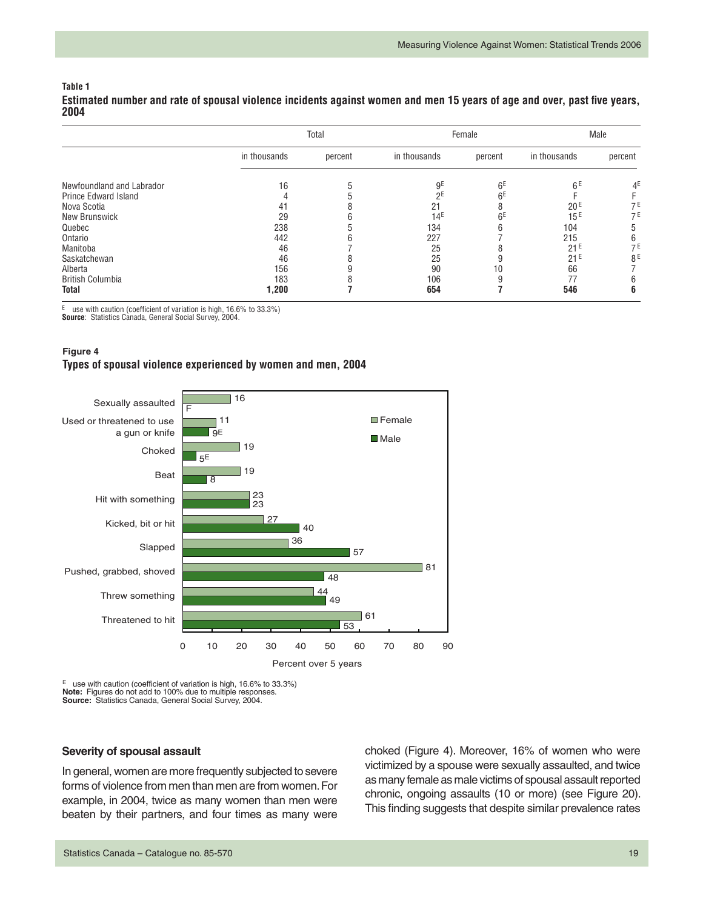**Table 1**

**Estimated number and rate of spousal violence incidents against women and men 15 years of age and over, past five years, 2004**

| | Total | | Female | | Male | |
|---|---|---|---|---|---|---|
| | in thousands | percent | in thousands | percent | in thousands | percent |
| Newfoundland and Labrador | 16 | 5 | 9[E] | 6[E] | 6[E] | 4[E] |
| Prince Edward Island | 4 | 5 | 2[E] | 6[E] | F | F |
| Nova Scotia | 41 | 8 | 21 | 8 | 20[E] | 7[E] |
| New Brunswick | 29 | 6 | 14[E] | 6[E] | 15[E] | 7[E] |
| Quebec | 238 | 5 | 134 | 6 | 104 | 5 |
| Ontario | 442 | 6 | 227 | 7 | 215 | 6 |
| Manitoba | 46 | 7 | 25 | 8 | 21[E] | 7[E] |
| Saskatchewan | 46 | 8 | 25 | 9 | 21[E] | 8[E] |
| Alberta | 156 | 9 | 90 | 10 | 66 | 7 |
| British Columbia | 183 | 8 | 106 | 9 | 77 | 6 |
| **Total** | **1,200** | **7** | **654** | **7** | **546** | **6** |

E use with caution (coefficient of variation is high, 16.6% to 33.3%)
**Source**: Statistics Canada, General Social Survey, 2004.

**Figure 4**

**Types of spousal violence experienced by women and men, 2004**

| | Female | Male |
|---|---|---|
| Sexually assaulted | 16 | F |
| Used or threatened to use a gun or knife | 11 | 9[E] |
| Choked | 19 | 5[E] |
| Beat | 19 | 8 |
| Hit with something | 23 | 23 |
| Kicked, bit or hit | 27 | 40 |
| Slapped | 36 | 57 |
| Pushed, grabbed, shoved | 81 | 48 |
| Threw something | 44 | 49 |
| Threatened to hit | 61 | 53 |

Percent over 5 years

E use with caution (coefficient of variation is high, 16.6% to 33.3%)
**Note:** Figures do not add to 100% due to multiple responses.
**Source:** Statistics Canada, General Social Survey, 2004.

### Severity of spousal assault

In general, women are more frequently subjected to severe forms of violence from men than men are from women. For example, in 2004, twice as many women than men were beaten by their partners, and four times as many were choked (Figure 4). Moreover, 16% of women who were victimized by a spouse were sexually assaulted, and twice as many female as male victims of spousal assault reported chronic, ongoing assaults (10 or more) (see Figure 20). This finding suggests that despite similar prevalence rates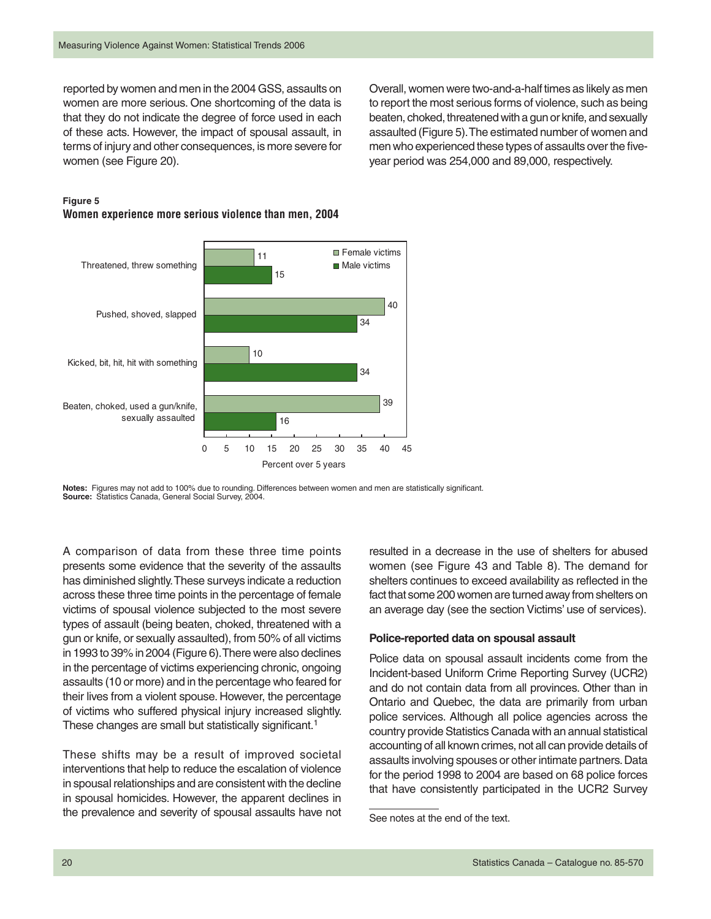reported by women and men in the 2004 GSS, assaults on women are more serious. One shortcoming of the data is that they do not indicate the degree of force used in each of these acts. However, the impact of spousal assault, in terms of injury and other consequences, is more severe for women (see Figure 20).

Overall, women were two-and-a-half times as likely as men to report the most serious forms of violence, such as being beaten, choked, threatened with a gun or knife, and sexually assaulted (Figure 5). The estimated number of women and men who experienced these types of assaults over the five-year period was 254,000 and 89,000, respectively.

**Figure 5**
**Women experience more serious violence than men, 2004**

| | Female victims | Male victims |
|---|---|---|
| Threatened, threw something | 11 | 15 |
| Pushed, shoved, slapped | 40 | 34 |
| Kicked, bit, hit, hit with something | 10 | 34 |
| Beaten, choked, used a gun/knife, sexually assaulted | 39 | 16 |

Percent over 5 years

**Notes:** Figures may not add to 100% due to rounding. Differences between women and men are statistically significant.
**Source:** Statistics Canada, General Social Survey, 2004.

A comparison of data from these three time points presents some evidence that the severity of the assaults has diminished slightly. These surveys indicate a reduction across these three time points in the percentage of female victims of spousal violence subjected to the most severe types of assault (being beaten, choked, threatened with a gun or knife, or sexually assaulted), from 50% of all victims in 1993 to 39% in 2004 (Figure 6). There were also declines in the percentage of victims experiencing chronic, ongoing assaults (10 or more) and in the percentage who feared for their lives from a violent spouse. However, the percentage of victims who suffered physical injury increased slightly. These changes are small but statistically significant.[1]

These shifts may be a result of improved societal interventions that help to reduce the escalation of violence in spousal relationships and are consistent with the decline in spousal homicides. However, the apparent declines in the prevalence and severity of spousal assaults have not resulted in a decrease in the use of shelters for abused women (see Figure 43 and Table 8). The demand for shelters continues to exceed availability as reflected in the fact that some 200 women are turned away from shelters on an average day (see the section Victims' use of services).

### Police-reported data on spousal assault

Police data on spousal assault incidents come from the Incident-based Uniform Crime Reporting Survey (UCR2) and do not contain data from all provinces. Other than in Ontario and Quebec, the data are primarily from urban police services. Although all police agencies across the country provide Statistics Canada with an annual statistical accounting of all known crimes, not all can provide details of assaults involving spouses or other intimate partners. Data for the period 1998 to 2004 are based on 68 police forces that have consistently participated in the UCR2 Survey

See notes at the end of the text.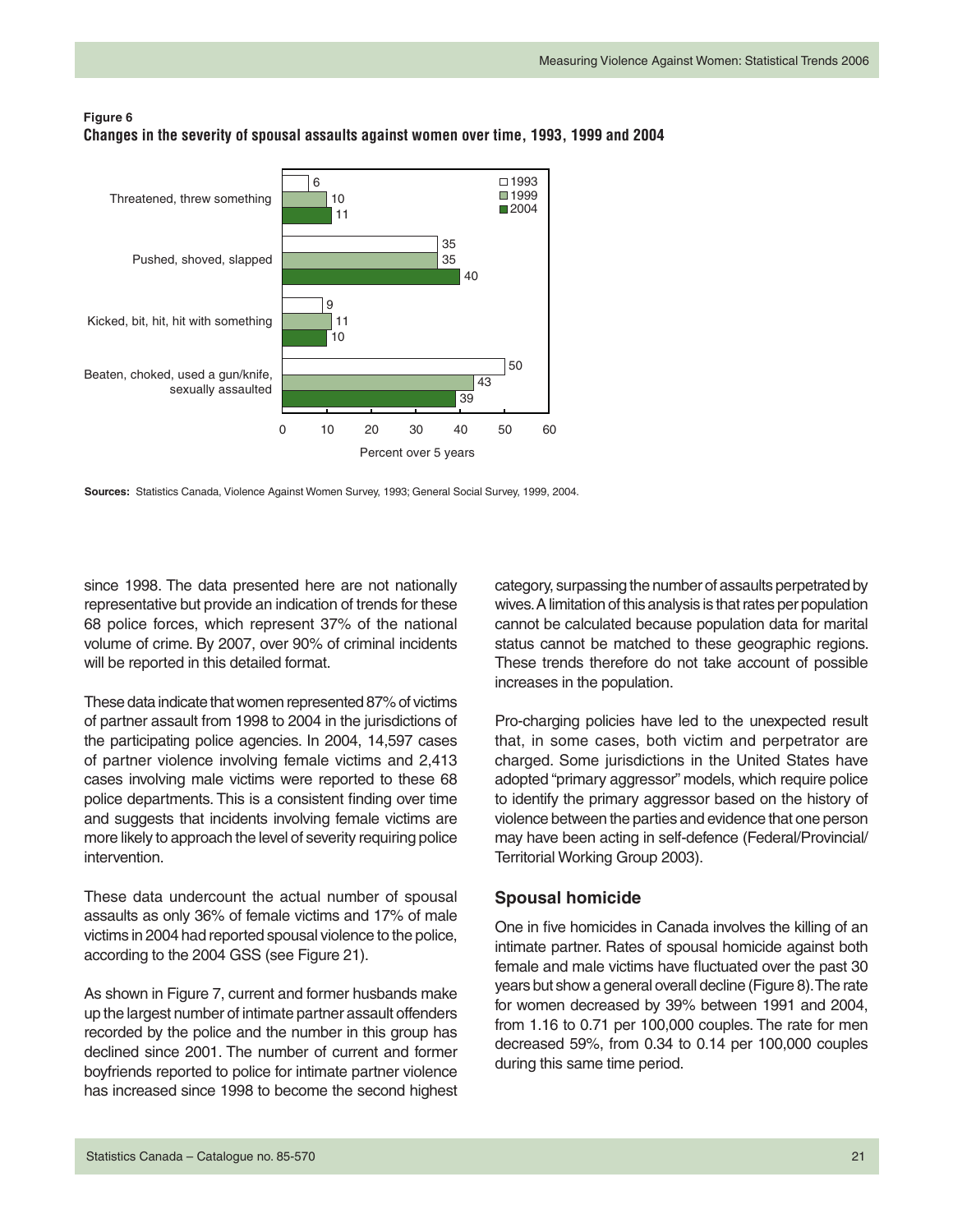**Figure 6**
**Changes in the severity of spousal assaults against women over time, 1993, 1999 and 2004**

| | 1993 | 1999 | 2004 |
|---|---|---|---|
| Threatened, threw something | 6 | 10 | 11 |
| Pushed, shoved, slapped | 35 | 35 | 40 |
| Kicked, bit, hit, hit with something | 9 | 11 | 10 |
| Beaten, choked, used a gun/knife, sexually assaulted | 50 | 43 | 39 |

Percent over 5 years

**Sources:** Statistics Canada, Violence Against Women Survey, 1993; General Social Survey, 1999, 2004.

since 1998. The data presented here are not nationally representative but provide an indication of trends for these 68 police forces, which represent 37% of the national volume of crime. By 2007, over 90% of criminal incidents will be reported in this detailed format.

These data indicate that women represented 87% of victims of partner assault from 1998 to 2004 in the jurisdictions of the participating police agencies. In 2004, 14,597 cases of partner violence involving female victims and 2,413 cases involving male victims were reported to these 68 police departments. This is a consistent finding over time and suggests that incidents involving female victims are more likely to approach the level of severity requiring police intervention.

These data undercount the actual number of spousal assaults as only 36% of female victims and 17% of male victims in 2004 had reported spousal violence to the police, according to the 2004 GSS (see Figure 21).

As shown in Figure 7, current and former husbands make up the largest number of intimate partner assault offenders recorded by the police and the number in this group has declined since 2001. The number of current and former boyfriends reported to police for intimate partner violence has increased since 1998 to become the second highest category, surpassing the number of assaults perpetrated by wives. A limitation of this analysis is that rates per population cannot be calculated because population data for marital status cannot be matched to these geographic regions. These trends therefore do not take account of possible increases in the population.

Pro-charging policies have led to the unexpected result that, in some cases, both victim and perpetrator are charged. Some jurisdictions in the United States have adopted "primary aggressor" models, which require police to identify the primary aggressor based on the history of violence between the parties and evidence that one person may have been acting in self-defence (Federal/Provincial/Territorial Working Group 2003).

### Spousal homicide

One in five homicides in Canada involves the killing of an intimate partner. Rates of spousal homicide against both female and male victims have fluctuated over the past 30 years but show a general overall decline (Figure 8). The rate for women decreased by 39% between 1991 and 2004, from 1.16 to 0.71 per 100,000 couples. The rate for men decreased 59%, from 0.34 to 0.14 per 100,000 couples during this same time period.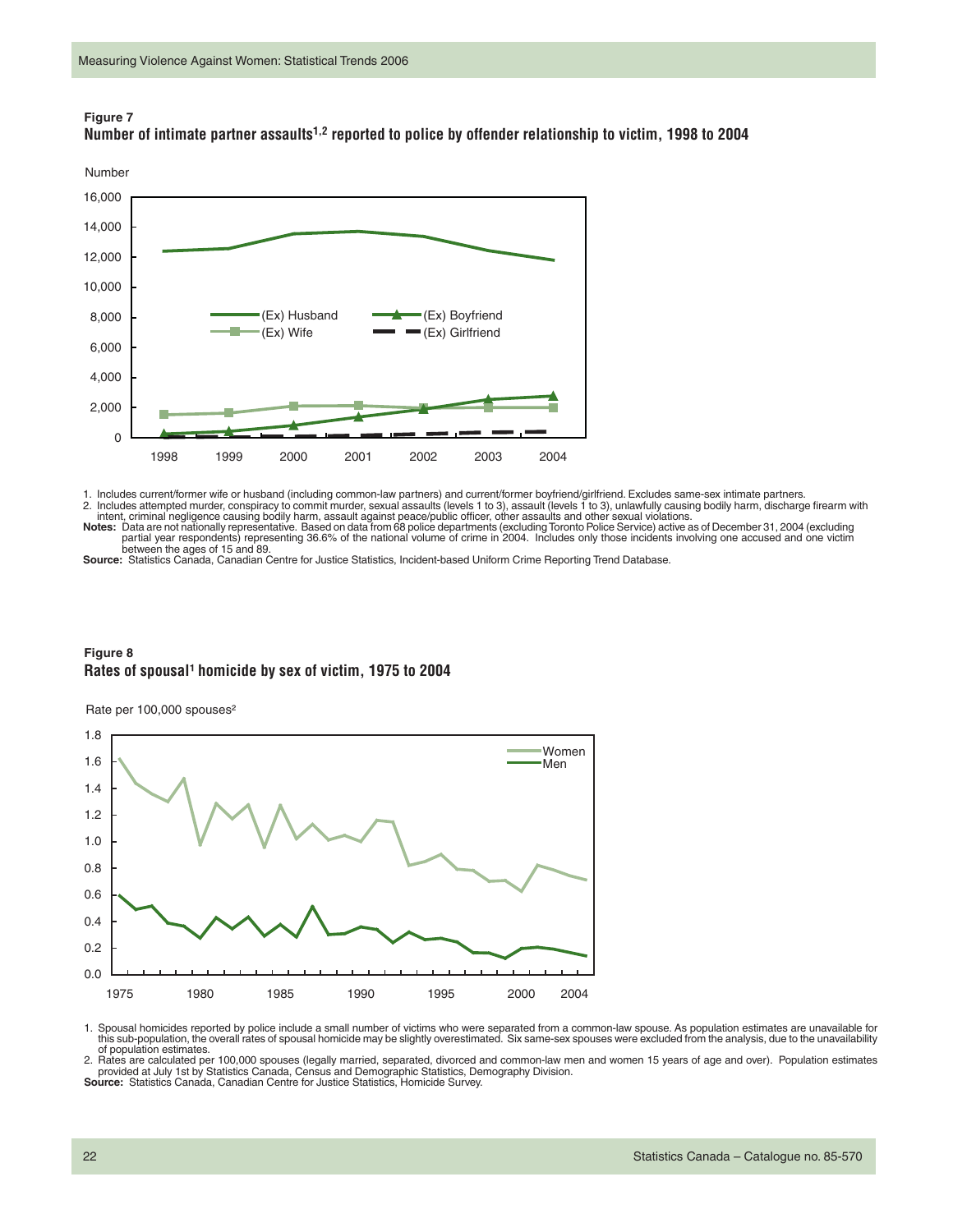**Figure 7**
**Number of intimate partner assaults[1,2] reported to police by offender relationship to victim, 1998 to 2004**

1. Includes current/former wife or husband (including common-law partners) and current/former boyfriend/girlfriend. Excludes same-sex intimate partners.
2. Includes attempted murder, conspiracy to commit murder, sexual assaults (levels 1 to 3), assault (levels 1 to 3), unlawfully causing bodily harm, discharge firearm with intent, criminal negligence causing bodily harm, assault against peace/public officer, other assaults and other sexual violations.

**Notes:** Data are not nationally representative. Based on data from 68 police departments (excluding Toronto Police Service) active as of December 31, 2004 (excluding partial year respondents) representing 36.6% of the national volume of crime in 2004. Includes only those incidents involving one accused and one victim between the ages of 15 and 89.

**Source:** Statistics Canada, Canadian Centre for Justice Statistics, Incident-based Uniform Crime Reporting Trend Database.

**Figure 8**
**Rates of spousal[1] homicide by sex of victim, 1975 to 2004**

1. Spousal homicides reported by police include a small number of victims who were separated from a common-law spouse. As population estimates are unavailable for this sub-population, the overall rates of spousal homicide may be slightly overestimated. Six same-sex spouses were excluded from the analysis, due to the unavailability of population estimates.
2. Rates are calculated per 100,000 spouses (legally married, separated, divorced and common-law men and women 15 years of age and over). Population estimates provided at July 1st by Statistics Canada, Census and Demographic Statistics, Demography Division.

**Source:** Statistics Canada, Canadian Centre for Justice Statistics, Homicide Survey.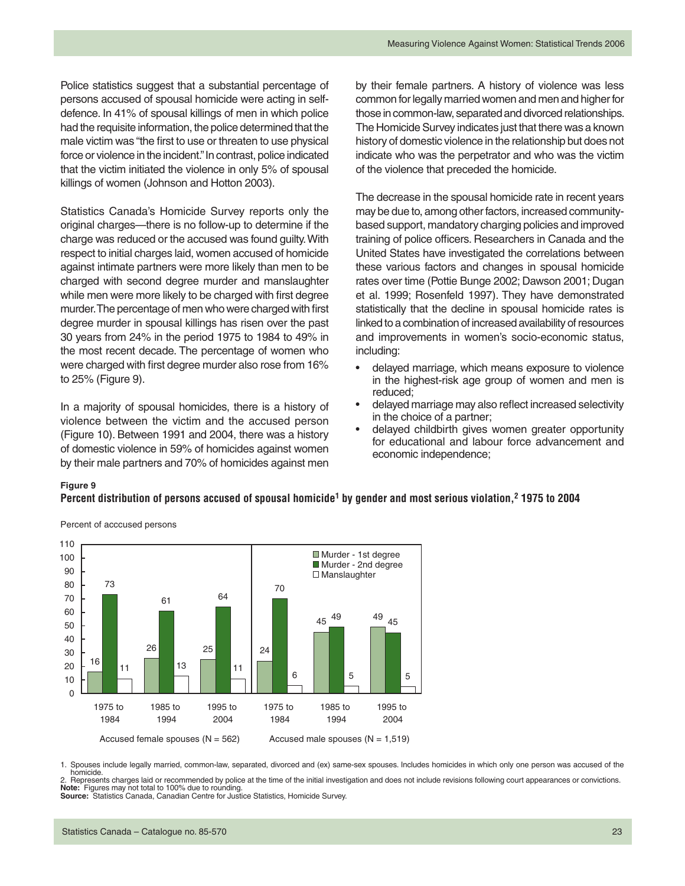Police statistics suggest that a substantial percentage of persons accused of spousal homicide were acting in self-defence. In 41% of spousal killings of men in which police had the requisite information, the police determined that the male victim was "the first to use or threaten to use physical force or violence in the incident." In contrast, police indicated that the victim initiated the violence in only 5% of spousal killings of women (Johnson and Hotton 2003).

Statistics Canada's Homicide Survey reports only the original charges—there is no follow-up to determine if the charge was reduced or the accused was found guilty. With respect to initial charges laid, women accused of homicide against intimate partners were more likely than men to be charged with second degree murder and manslaughter while men were more likely to be charged with first degree murder. The percentage of men who were charged with first degree murder in spousal killings has risen over the past 30 years from 24% in the period 1975 to 1984 to 49% in the most recent decade. The percentage of women who were charged with first degree murder also rose from 16% to 25% (Figure 9).

In a majority of spousal homicides, there is a history of violence between the victim and the accused person (Figure 10). Between 1991 and 2004, there was a history of domestic violence in 59% of homicides against women by their male partners and 70% of homicides against men by their female partners. A history of violence was less common for legally married women and men and higher for those in common-law, separated and divorced relationships. The Homicide Survey indicates just that there was a known history of domestic violence in the relationship but does not indicate who was the perpetrator and who was the victim of the violence that preceded the homicide.

The decrease in the spousal homicide rate in recent years may be due to, among other factors, increased community-based support, mandatory charging policies and improved training of police officers. Researchers in Canada and the United States have investigated the correlations between these various factors and changes in spousal homicide rates over time (Pottie Bunge 2002; Dawson 2001; Dugan et al. 1999; Rosenfeld 1997). They have demonstrated statistically that the decline in spousal homicide rates is linked to a combination of increased availability of resources and improvements in women's socio-economic status, including:

- delayed marriage, which means exposure to violence in the highest-risk age group of women and men is reduced;
- delayed marriage may also reflect increased selectivity in the choice of a partner;
- delayed childbirth gives women greater opportunity for educational and labour force advancement and economic independence;

**Figure 9**

**Percent distribution of persons accused of spousal homicide[1] by gender and most serious violation,[2] 1975 to 2004**

Percent of acccused persons

| | Period | Murder - 1st degree | Murder - 2nd degree | Manslaughter |
|---|---|---|---|---|
| Accused female spouses (N = 562) | 1975 to 1984 | 16 | 73 | 11 |
| | 1985 to 1994 | 26 | 61 | 13 |
| | 1995 to 2004 | 25 | 64 | 11 |
| Accused male spouses (N = 1,519) | 1975 to 1984 | 24 | 70 | 6 |
| | 1985 to 1994 | 45 | 49 | 5 |
| | 1995 to 2004 | 49 | 45 | 5 |

1. Spouses include legally married, common-law, separated, divorced and (ex) same-sex spouses. Includes homicides in which only one person was accused of the homicide.
2. Represents charges laid or recommended by police at the time of the initial investigation and does not include revisions following court appearances or convictions.

**Note:** Figures may not total to 100% due to rounding.

**Source:** Statistics Canada, Canadian Centre for Justice Statistics, Homicide Survey.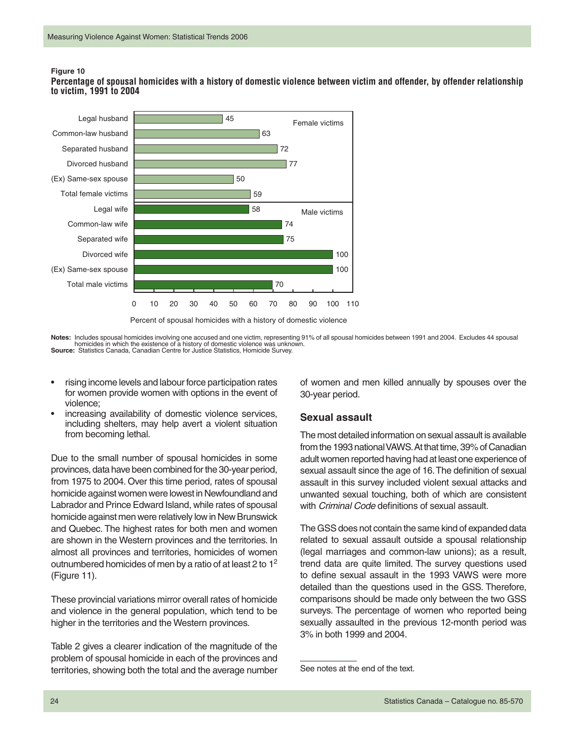**Figure 10**
**Percentage of spousal homicides with a history of domestic violence between victim and offender, by offender relationship to victim, 1991 to 2004**

| Offender relationship to victim | Percent of spousal homicides with a history of domestic violence |
| --- | --- |
| **Female victims** | |
| Legal husband | 45 |
| Common-law husband | 63 |
| Separated husband | 72 |
| Divorced husband | 77 |
| (Ex) Same-sex spouse | 50 |
| Total female victims | 59 |
| **Male victims** | |
| Legal wife | 58 |
| Common-law wife | 74 |
| Separated wife | 75 |
| Divorced wife | 100 |
| (Ex) Same-sex spouse | 100 |
| Total male victims | 70 |

**Notes:** Includes spousal homicides involving one accused and one victim, representing 91% of all spousal homicides between 1991 and 2004. Excludes 44 spousal homicides in which the existence of a history of domestic violence was unknown.
**Source:** Statistics Canada, Canadian Centre for Justice Statistics, Homicide Survey.

- rising income levels and labour force participation rates for women provide women with options in the event of violence;
- increasing availability of domestic violence services, including shelters, may help avert a violent situation from becoming lethal.

Due to the small number of spousal homicides in some provinces, data have been combined for the 30-year period, from 1975 to 2004. Over this time period, rates of spousal homicide against women were lowest in Newfoundland and Labrador and Prince Edward Island, while rates of spousal homicide against men were relatively low in New Brunswick and Quebec. The highest rates for both men and women are shown in the Western provinces and the territories. In almost all provinces and territories, homicides of women outnumbered homicides of men by a ratio of at least 2 to 1[2] (Figure 11).

These provincial variations mirror overall rates of homicide and violence in the general population, which tend to be higher in the territories and the Western provinces.

Table 2 gives a clearer indication of the magnitude of the problem of spousal homicide in each of the provinces and territories, showing both the total and the average number of women and men killed annually by spouses over the 30-year period.

## Sexual assault

The most detailed information on sexual assault is available from the 1993 national VAWS. At that time, 39% of Canadian adult women reported having had at least one experience of sexual assault since the age of 16. The definition of sexual assault in this survey included violent sexual attacks and unwanted sexual touching, both of which are consistent with *Criminal Code* definitions of sexual assault.

The GSS does not contain the same kind of expanded data related to sexual assault outside a spousal relationship (legal marriages and common-law unions); as a result, trend data are quite limited. The survey questions used to define sexual assault in the 1993 VAWS were more detailed than the questions used in the GSS. Therefore, comparisons should be made only between the two GSS surveys. The percentage of women who reported being sexually assaulted in the previous 12-month period was 3% in both 1999 and 2004.

See notes at the end of the text.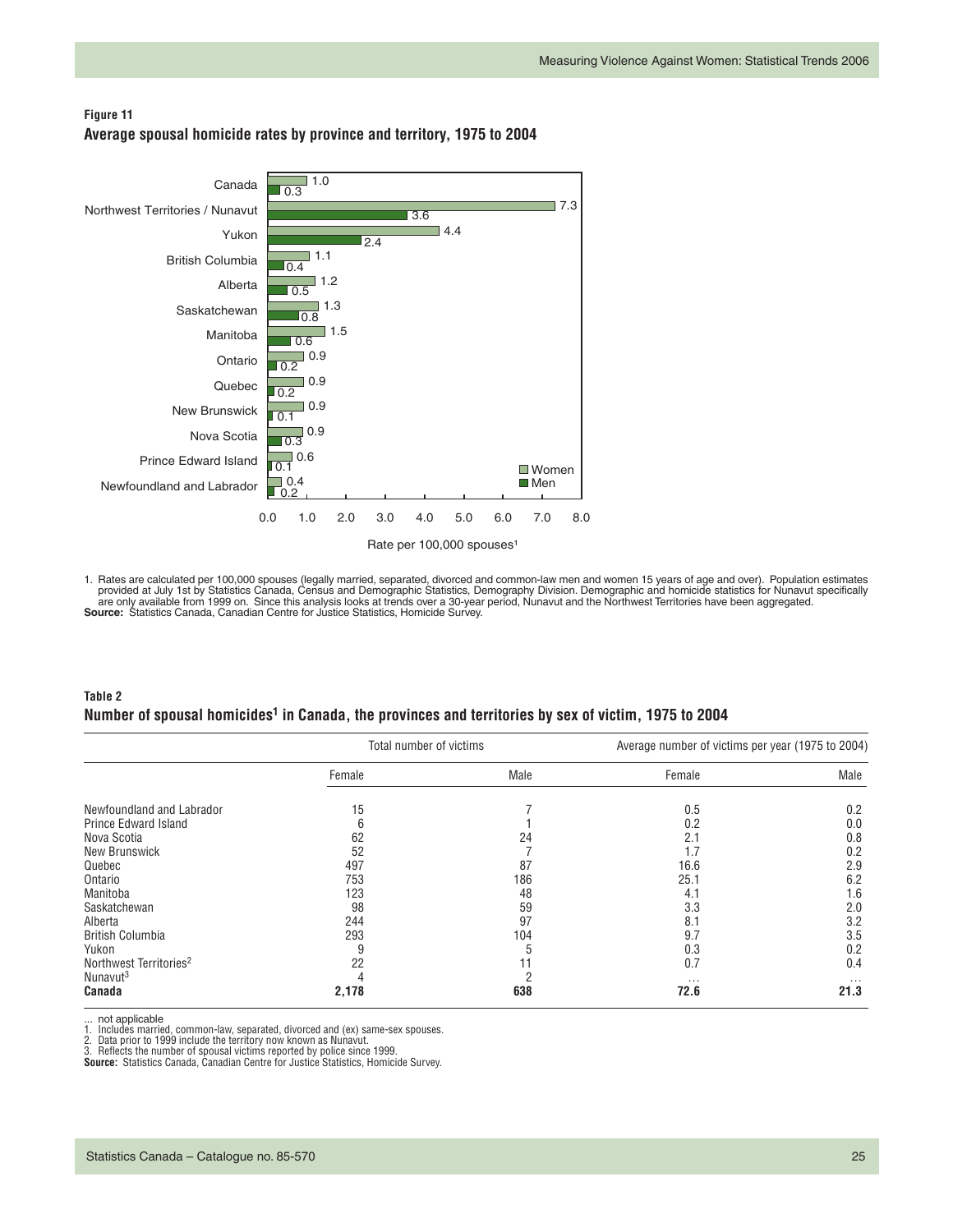**Figure 11**

**Average spousal homicide rates by province and territory, 1975 to 2004**

| | Women | Men |
|---|---|---|
| Canada | 1.0 | 0.3 |
| Northwest Territories / Nunavut | 7.3 | 3.6 |
| Yukon | 4.4 | 2.4 |
| British Columbia | 1.1 | 0.4 |
| Alberta | 1.2 | 0.5 |
| Saskatchewan | 1.3 | 0.8 |
| Manitoba | 1.5 | 0.6 |
| Ontario | 0.9 | 0.2 |
| Quebec | 0.9 | 0.2 |
| New Brunswick | 0.9 | 0.1 |
| Nova Scotia | 0.9 | 0.3 |
| Prince Edward Island | 0.6 | 0.1 |
| Newfoundland and Labrador | 0.4 | 0.2 |

Rate per 100,000 spouses[1]

1. Rates are calculated per 100,000 spouses (legally married, separated, divorced and common-law men and women 15 years of age and over). Population estimates provided at July 1st by Statistics Canada, Census and Demographic Statistics, Demography Division. Demographic and homicide statistics for Nunavut specifically are only available from 1999 on. Since this analysis looks at trends over a 30-year period, Nunavut and the Northwest Territories have been aggregated.

**Source:** Statistics Canada, Canadian Centre for Justice Statistics, Homicide Survey.

**Table 2**

**Number of spousal homicides[1] in Canada, the provinces and territories by sex of victim, 1975 to 2004**

| | Total number of victims | | Average number of victims per year (1975 to 2004) | |
|---|---|---|---|---|
| | Female | Male | Female | Male |
| Newfoundland and Labrador | 15 | 7 | 0.5 | 0.2 |
| Prince Edward Island | 6 | 1 | 0.2 | 0.0 |
| Nova Scotia | 62 | 24 | 2.1 | 0.8 |
| New Brunswick | 52 | 7 | 1.7 | 0.2 |
| Quebec | 497 | 87 | 16.6 | 2.9 |
| Ontario | 753 | 186 | 25.1 | 6.2 |
| Manitoba | 123 | 48 | 4.1 | 1.6 |
| Saskatchewan | 98 | 59 | 3.3 | 2.0 |
| Alberta | 244 | 97 | 8.1 | 3.2 |
| British Columbia | 293 | 104 | 9.7 | 3.5 |
| Yukon | 9 | 5 | 0.3 | 0.2 |
| Northwest Territories[2] | 22 | 11 | 0.7 | 0.4 |
| Nunavut[3] | 4 | 2 | ... | ... |
| **Canada** | **2,178** | **638** | **72.6** | **21.3** |

... not applicable

1. Includes married, common-law, separated, divorced and (ex) same-sex spouses.
2. Data prior to 1999 include the territory now known as Nunavut.
3. Reflects the number of spousal victims reported by police since 1999.

**Source:** Statistics Canada, Canadian Centre for Justice Statistics, Homicide Survey.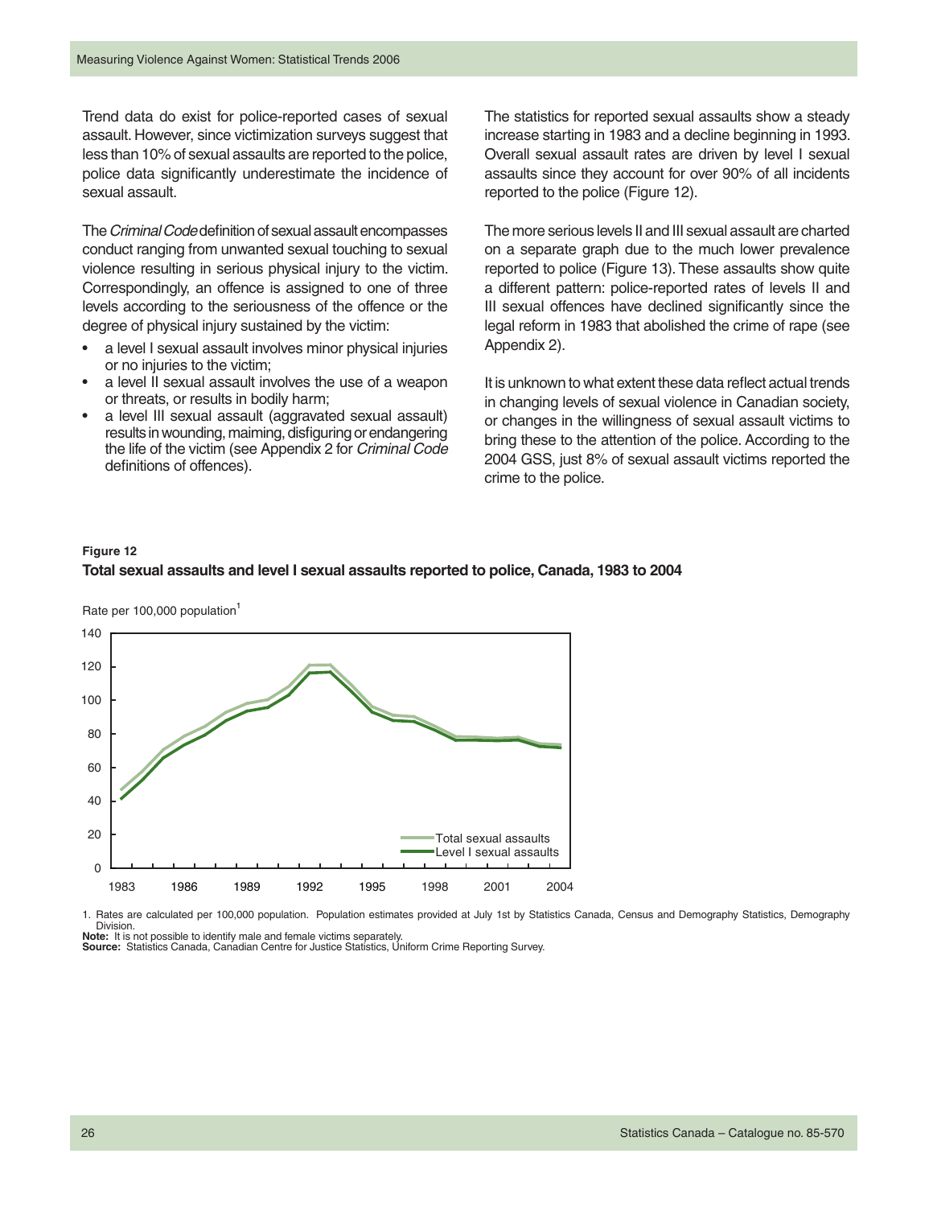Trend data do exist for police-reported cases of sexual assault. However, since victimization surveys suggest that less than 10% of sexual assaults are reported to the police, police data significantly underestimate the incidence of sexual assault.

The *Criminal Code* definition of sexual assault encompasses conduct ranging from unwanted sexual touching to sexual violence resulting in serious physical injury to the victim. Correspondingly, an offence is assigned to one of three levels according to the seriousness of the offence or the degree of physical injury sustained by the victim:

- a level I sexual assault involves minor physical injuries or no injuries to the victim;
- a level II sexual assault involves the use of a weapon or threats, or results in bodily harm;
- a level III sexual assault (aggravated sexual assault) results in wounding, maiming, disfiguring or endangering the life of the victim (see Appendix 2 for *Criminal Code* definitions of offences).

The statistics for reported sexual assaults show a steady increase starting in 1983 and a decline beginning in 1993. Overall sexual assault rates are driven by level I sexual assaults since they account for over 90% of all incidents reported to the police (Figure 12).

The more serious levels II and III sexual assault are charted on a separate graph due to the much lower prevalence reported to police (Figure 13). These assaults show quite a different pattern: police-reported rates of levels II and III sexual offences have declined significantly since the legal reform in 1983 that abolished the crime of rape (see Appendix 2).

It is unknown to what extent these data reflect actual trends in changing levels of sexual violence in Canadian society, or changes in the willingness of sexual assault victims to bring these to the attention of the police. According to the 2004 GSS, just 8% of sexual assault victims reported the crime to the police.

**Figure 12**

**Total sexual assaults and level I sexual assaults reported to police, Canada, 1983 to 2004**

Rate per 100,000 population[1]

1. Rates are calculated per 100,000 population. Population estimates provided at July 1st by Statistics Canada, Census and Demography Statistics, Demography Division.

**Note:** It is not possible to identify male and female victims separately.

**Source:** Statistics Canada, Canadian Centre for Justice Statistics, Uniform Crime Reporting Survey.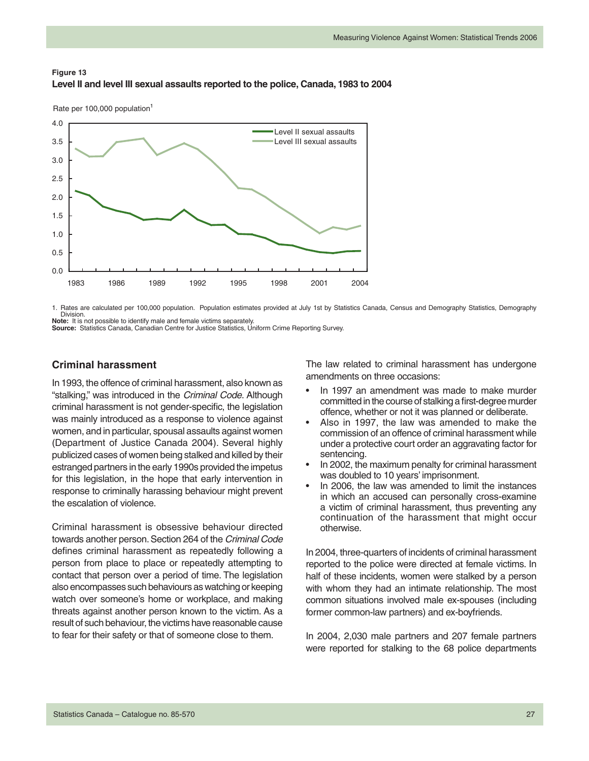**Figure 13**
**Level II and level III sexual assaults reported to the police, Canada, 1983 to 2004**

1. Rates are calculated per 100,000 population. Population estimates provided at July 1st by Statistics Canada, Census and Demography Statistics, Demography Division.
**Note:** It is not possible to identify male and female victims separately.
**Source:** Statistics Canada, Canadian Centre for Justice Statistics, Uniform Crime Reporting Survey.

## Criminal harassment

In 1993, the offence of criminal harassment, also known as "stalking," was introduced in the *Criminal Code*. Although criminal harassment is not gender-specific, the legislation was mainly introduced as a response to violence against women, and in particular, spousal assaults against women (Department of Justice Canada 2004). Several highly publicized cases of women being stalked and killed by their estranged partners in the early 1990s provided the impetus for this legislation, in the hope that early intervention in response to criminally harassing behaviour might prevent the escalation of violence.

Criminal harassment is obsessive behaviour directed towards another person. Section 264 of the *Criminal Code* defines criminal harassment as repeatedly following a person from place to place or repeatedly attempting to contact that person over a period of time. The legislation also encompasses such behaviours as watching or keeping watch over someone's home or workplace, and making threats against another person known to the victim. As a result of such behaviour, the victims have reasonable cause to fear for their safety or that of someone close to them.

The law related to criminal harassment has undergone amendments on three occasions:

- In 1997 an amendment was made to make murder committed in the course of stalking a first-degree murder offence, whether or not it was planned or deliberate.
- Also in 1997, the law was amended to make the commission of an offence of criminal harassment while under a protective court order an aggravating factor for sentencing.
- In 2002, the maximum penalty for criminal harassment was doubled to 10 years' imprisonment.
- In 2006, the law was amended to limit the instances in which an accused can personally cross-examine a victim of criminal harassment, thus preventing any continuation of the harassment that might occur otherwise.

In 2004, three-quarters of incidents of criminal harassment reported to the police were directed at female victims. In half of these incidents, women were stalked by a person with whom they had an intimate relationship. The most common situations involved male ex-spouses (including former common-law partners) and ex-boyfriends.

In 2004, 2,030 male partners and 207 female partners were reported for stalking to the 68 police departments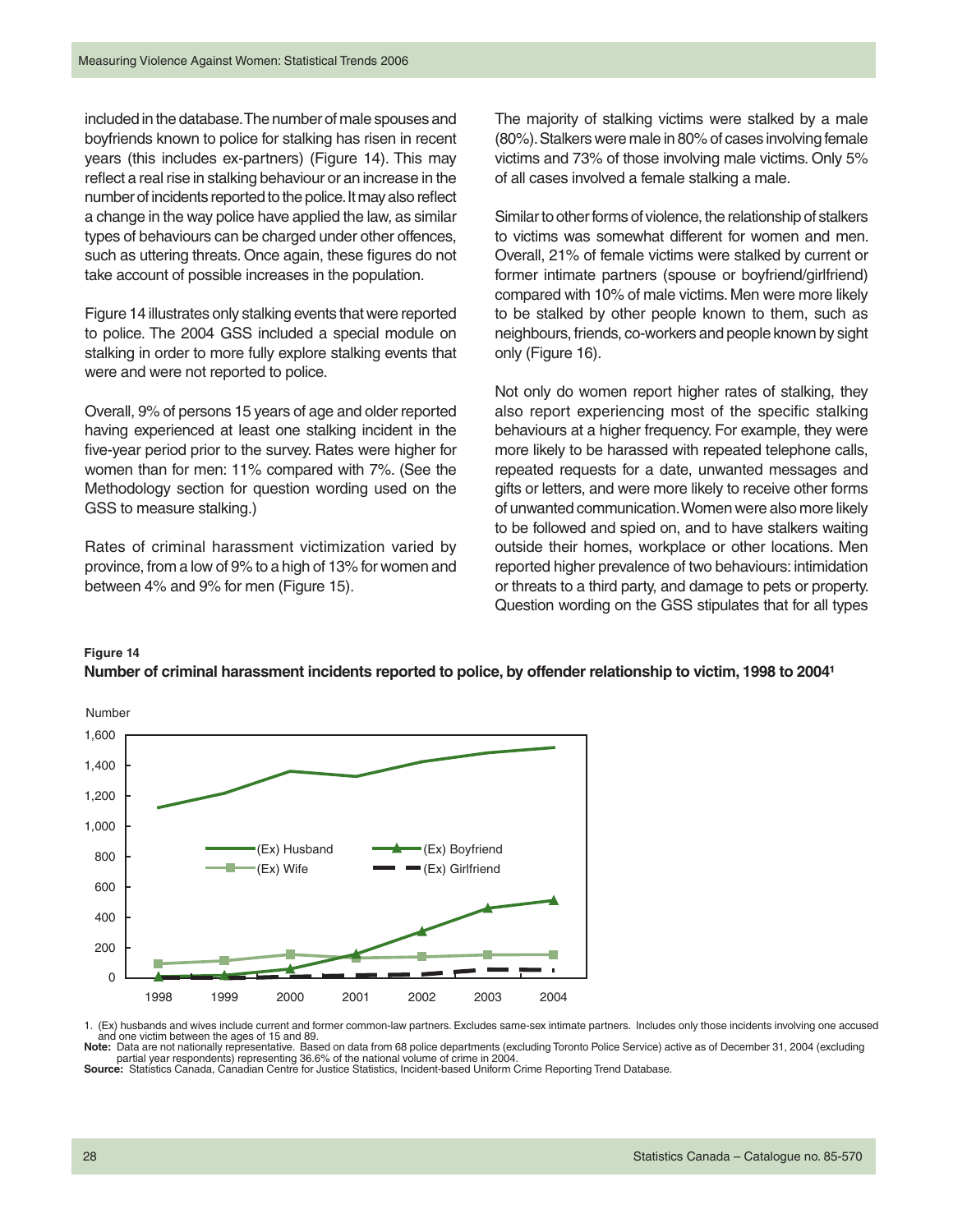included in the database. The number of male spouses and boyfriends known to police for stalking has risen in recent years (this includes ex-partners) (Figure 14). This may reflect a real rise in stalking behaviour or an increase in the number of incidents reported to the police. It may also reflect a change in the way police have applied the law, as similar types of behaviours can be charged under other offences, such as uttering threats. Once again, these figures do not take account of possible increases in the population.

Figure 14 illustrates only stalking events that were reported to police. The 2004 GSS included a special module on stalking in order to more fully explore stalking events that were and were not reported to police.

Overall, 9% of persons 15 years of age and older reported having experienced at least one stalking incident in the five-year period prior to the survey. Rates were higher for women than for men: 11% compared with 7%. (See the Methodology section for question wording used on the GSS to measure stalking.)

Rates of criminal harassment victimization varied by province, from a low of 9% to a high of 13% for women and between 4% and 9% for men (Figure 15).

The majority of stalking victims were stalked by a male (80%). Stalkers were male in 80% of cases involving female victims and 73% of those involving male victims. Only 5% of all cases involved a female stalking a male.

Similar to other forms of violence, the relationship of stalkers to victims was somewhat different for women and men. Overall, 21% of female victims were stalked by current or former intimate partners (spouse or boyfriend/girlfriend) compared with 10% of male victims. Men were more likely to be stalked by other people known to them, such as neighbours, friends, co-workers and people known by sight only (Figure 16).

Not only do women report higher rates of stalking, they also report experiencing most of the specific stalking behaviours at a higher frequency. For example, they were more likely to be harassed with repeated telephone calls, repeated requests for a date, unwanted messages and gifts or letters, and were more likely to receive other forms of unwanted communication. Women were also more likely to be followed and spied on, and to have stalkers waiting outside their homes, workplace or other locations. Men reported higher prevalence of two behaviours: intimidation or threats to a third party, and damage to pets or property. Question wording on the GSS stipulates that for all types

**Figure 14**

**Number of criminal harassment incidents reported to police, by offender relationship to victim, 1998 to 2004[1]**

1. (Ex) husbands and wives include current and former common-law partners. Excludes same-sex intimate partners. Includes only those incidents involving one accused and one victim between the ages of 15 and 89.

**Note:** Data are not nationally representative. Based on data from 68 police departments (excluding Toronto Police Service) active as of December 31, 2004 (excluding partial year respondents) representing 36.6% of the national volume of crime in 2004.

**Source:** Statistics Canada, Canadian Centre for Justice Statistics, Incident-based Uniform Crime Reporting Trend Database.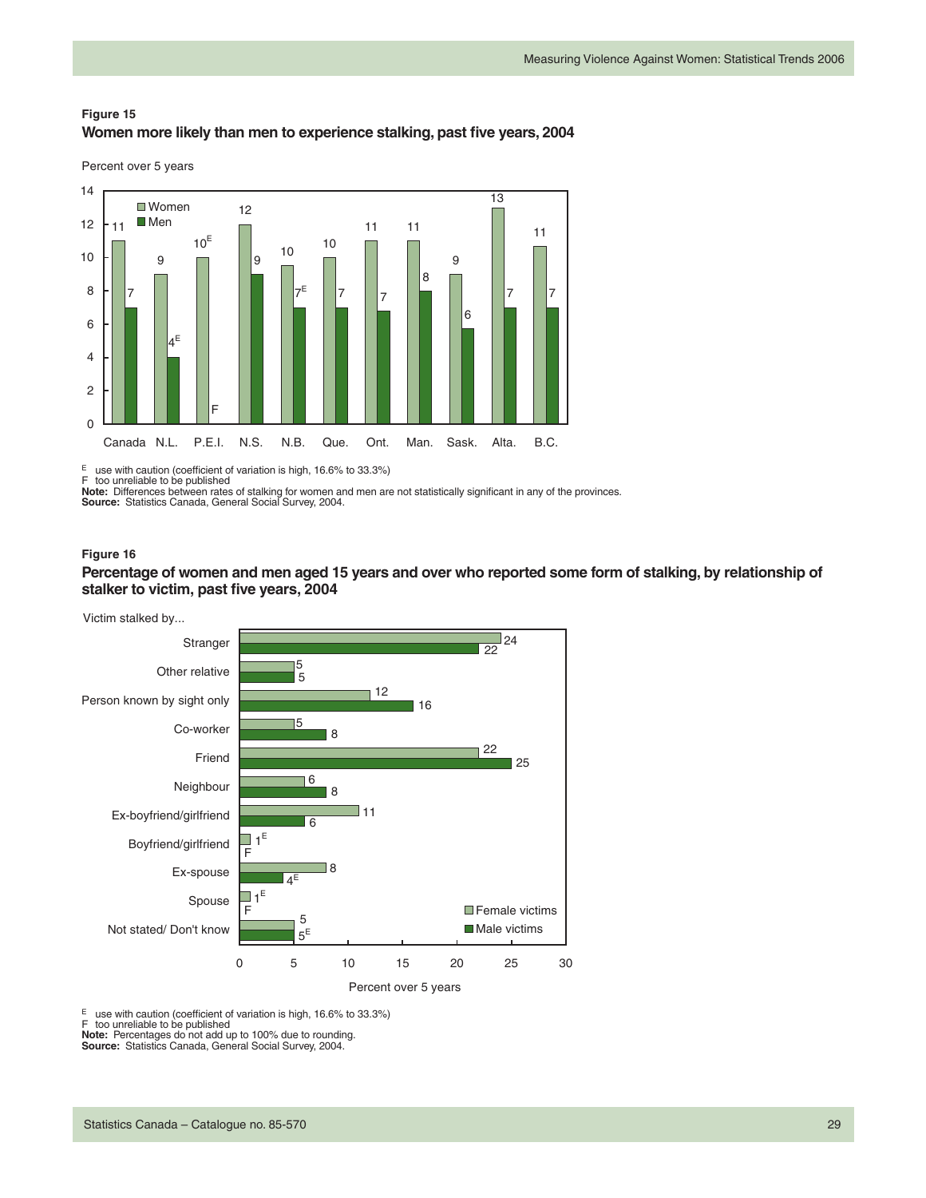**Figure 15**

**Women more likely than men to experience stalking, past five years, 2004**

Percent over 5 years

| | Women | Men |
|---|---|---|
| Canada | 11 | 7 |
| N.L. | 9 | 4[E] |
| P.E.I. | 10[E] | F |
| N.S. | 12 | 9 |
| N.B. | 10 | 7[E] |
| Que. | 10 | 7 |
| Ont. | 11 | 7 |
| Man. | 11 | 8 |
| Sask. | 9 | 6 |
| Alta. | 13 | 7 |
| B.C. | 11 | 7 |

[E] use with caution (coefficient of variation is high, 16.6% to 33.3%)
F too unreliable to be published
**Note:** Differences between rates of stalking for women and men are not statistically significant in any of the provinces.
**Source:** Statistics Canada, General Social Survey, 2004.

**Figure 16**

**Percentage of women and men aged 15 years and over who reported some form of stalking, by relationship of stalker to victim, past five years, 2004**

Percent over 5 years

| Victim stalked by... | Female victims | Male victims |
|---|---|---|
| Stranger | 24 | 22 |
| Other relative | 5 | 5 |
| Person known by sight only | 12 | 16 |
| Co-worker | 5 | 8 |
| Friend | 22 | 25 |
| Neighbour | 6 | 8 |
| Ex-boyfriend/girlfriend | 11 | 6 |
| Boyfriend/girlfriend | 1[E] | F |
| Ex-spouse | 8 | 4[E] |
| Spouse | 1[E] | F |
| Not stated/ Don't know | 5 | 5[E] |

[E] use with caution (coefficient of variation is high, 16.6% to 33.3%)
F too unreliable to be published
**Note:** Percentages do not add up to 100% due to rounding.
**Source:** Statistics Canada, General Social Survey, 2004.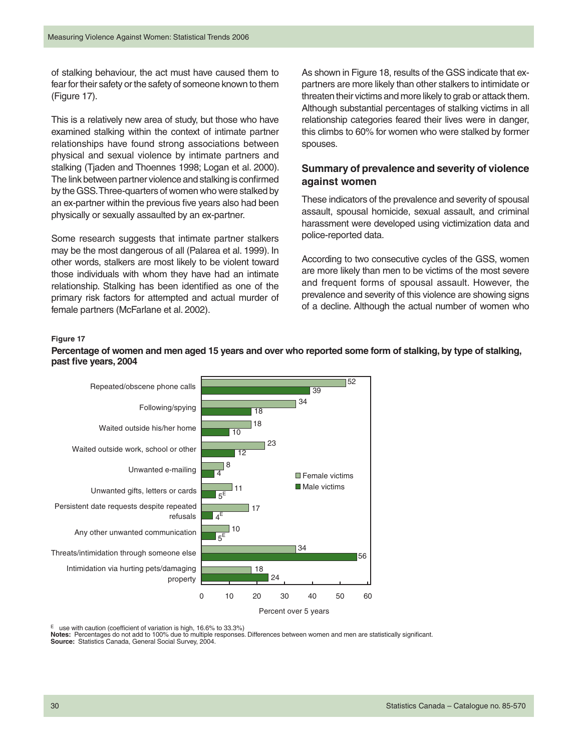of stalking behaviour, the act must have caused them to fear for their safety or the safety of someone known to them (Figure 17).

This is a relatively new area of study, but those who have examined stalking within the context of intimate partner relationships have found strong associations between physical and sexual violence by intimate partners and stalking (Tjaden and Thoennes 1998; Logan et al. 2000). The link between partner violence and stalking is confirmed by the GSS. Three-quarters of women who were stalked by an ex-partner within the previous five years also had been physically or sexually assaulted by an ex-partner.

Some research suggests that intimate partner stalkers may be the most dangerous of all (Palarea et al. 1999). In other words, stalkers are most likely to be violent toward those individuals with whom they have had an intimate relationship. Stalking has been identified as one of the primary risk factors for attempted and actual murder of female partners (McFarlane et al. 2002).

As shown in Figure 18, results of the GSS indicate that ex-partners are more likely than other stalkers to intimidate or threaten their victims and more likely to grab or attack them. Although substantial percentages of stalking victims in all relationship categories feared their lives were in danger, this climbs to 60% for women who were stalked by former spouses.

## Summary of prevalence and severity of violence against women

These indicators of the prevalence and severity of spousal assault, spousal homicide, sexual assault, and criminal harassment were developed using victimization data and police-reported data.

According to two consecutive cycles of the GSS, women are more likely than men to be victims of the most severe and frequent forms of spousal assault. However, the prevalence and severity of this violence are showing signs of a decline. Although the actual number of women who

**Figure 17**

**Percentage of women and men aged 15 years and over who reported some form of stalking, by type of stalking, past five years, 2004**

| Type of stalking | Female victims | Male victims |
|---|---|---|
| Repeated/obscene phone calls | 52 | 39 |
| Following/spying | 34 | 18 |
| Waited outside his/her home | 18 | 10 |
| Waited outside work, school or other | 23 | 12 |
| Unwanted e-mailing | 8 | 4 |
| Unwanted gifts, letters or cards | 11 | 5[E] |
| Persistent date requests despite repeated refusals | 17 | 4[E] |
| Any other unwanted communication | 10 | 5[E] |
| Threats/intimidation through someone else | 34 | 56 |
| Intimidation via hurting pets/damaging property | 18 | 24 |

Percent over 5 years

[E] use with caution (coefficient of variation is high, 16.6% to 33.3%)

**Notes:** Percentages do not add to 100% due to multiple responses. Differences between women and men are statistically significant.

**Source:** Statistics Canada, General Social Survey, 2004.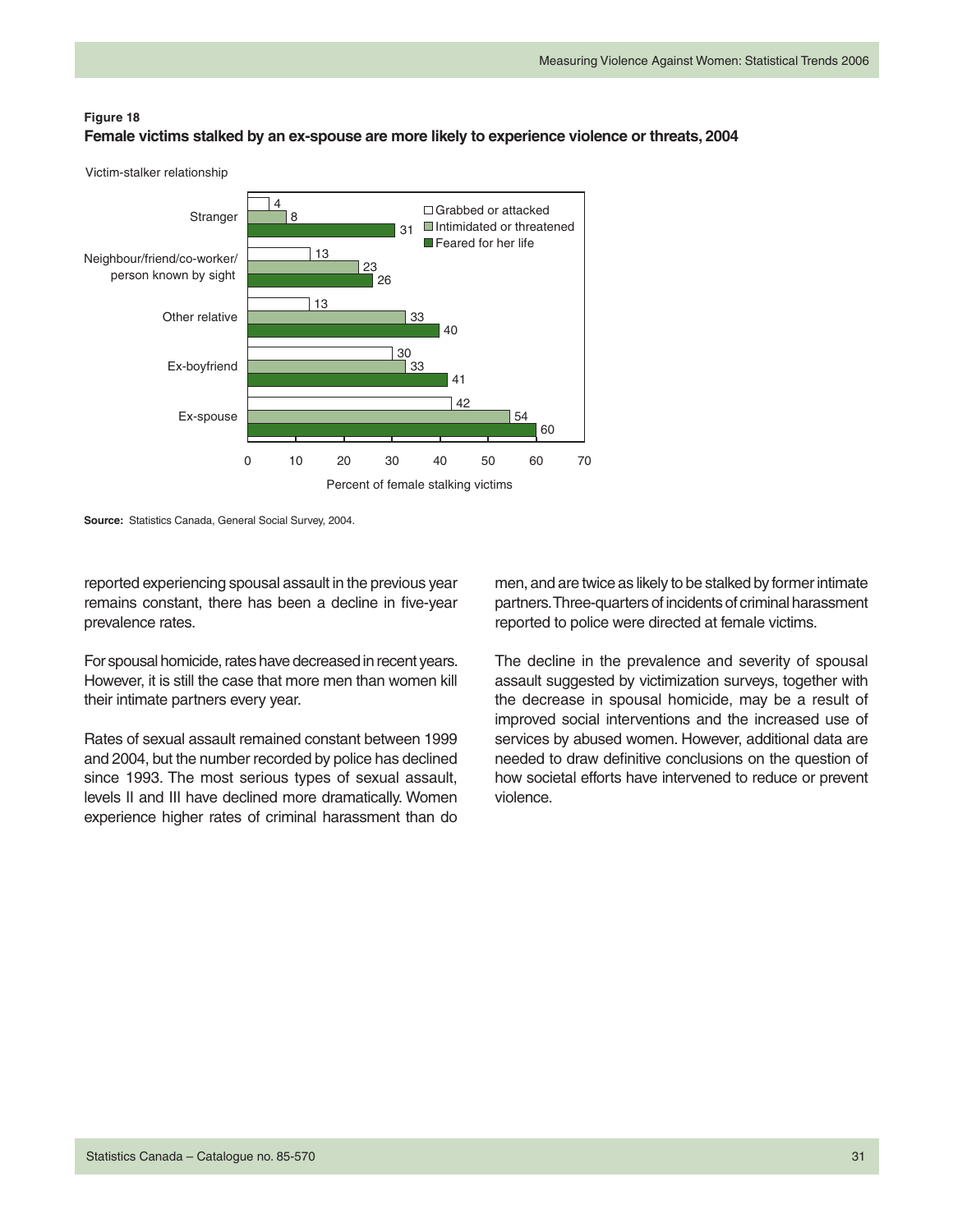**Figure 18**
**Female victims stalked by an ex-spouse are more likely to experience violence or threats, 2004**

| Victim-stalker relationship | Grabbed or attacked | Intimidated or threatened | Feared for her life |
| --- | --- | --- | --- |
| Stranger | 4 | 8 | 31 |
| Neighbour/friend/co-worker/ person known by sight | 13 | 23 | 26 |
| Other relative | 13 | 33 | 40 |
| Ex-boyfriend | 30 | 33 | 41 |
| Ex-spouse | 42 | 54 | 60 |

Percent of female stalking victims

**Source:** Statistics Canada, General Social Survey, 2004.

reported experiencing spousal assault in the previous year remains constant, there has been a decline in five-year prevalence rates.

For spousal homicide, rates have decreased in recent years. However, it is still the case that more men than women kill their intimate partners every year.

Rates of sexual assault remained constant between 1999 and 2004, but the number recorded by police has declined since 1993. The most serious types of sexual assault, levels II and III have declined more dramatically. Women experience higher rates of criminal harassment than do men, and are twice as likely to be stalked by former intimate partners. Three-quarters of incidents of criminal harassment reported to police were directed at female victims.

The decline in the prevalence and severity of spousal assault suggested by victimization surveys, together with the decrease in spousal homicide, may be a result of improved social interventions and the increased use of services by abused women. However, additional data are needed to draw definitive conclusions on the question of how societal efforts have intervened to reduce or prevent violence.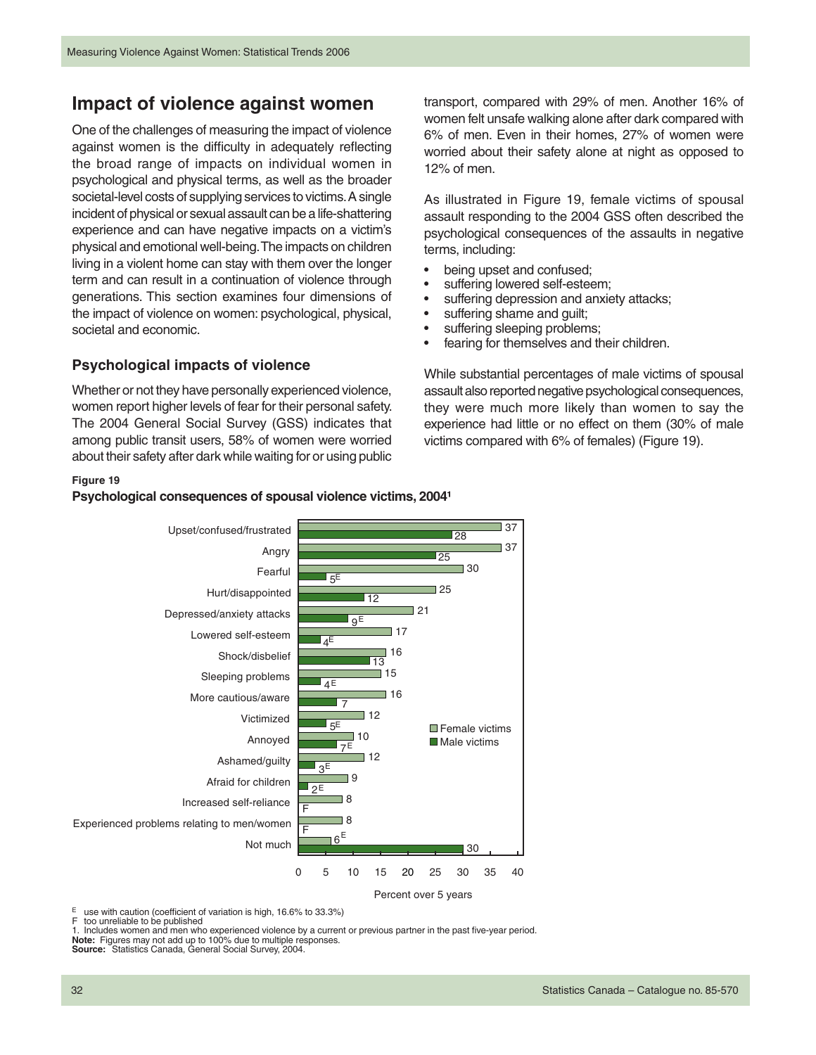## Impact of violence against women

One of the challenges of measuring the impact of violence against women is the difficulty in adequately reflecting the broad range of impacts on individual women in psychological and physical terms, as well as the broader societal-level costs of supplying services to victims. A single incident of physical or sexual assault can be a life-shattering experience and can have negative impacts on a victim's physical and emotional well-being. The impacts on children living in a violent home can stay with them over the longer term and can result in a continuation of violence through generations. This section examines four dimensions of the impact of violence on women: psychological, physical, societal and economic.

### Psychological impacts of violence

Whether or not they have personally experienced violence, women report higher levels of fear for their personal safety. The 2004 General Social Survey (GSS) indicates that among public transit users, 58% of women were worried about their safety after dark while waiting for or using public transport, compared with 29% of men. Another 16% of women felt unsafe walking alone after dark compared with 6% of men. Even in their homes, 27% of women were worried about their safety alone at night as opposed to 12% of men.

As illustrated in Figure 19, female victims of spousal assault responding to the 2004 GSS often described the psychological consequences of the assaults in negative terms, including:

- being upset and confused;
- suffering lowered self-esteem;
- suffering depression and anxiety attacks;
- suffering shame and guilt;
- suffering sleeping problems;
- fearing for themselves and their children.

While substantial percentages of male victims of spousal assault also reported negative psychological consequences, they were much more likely than women to say the experience had little or no effect on them (30% of male victims compared with 6% of females) (Figure 19).

**Figure 19**
**Psychological consequences of spousal violence victims, 2004[1]**

| Consequence | Female victims | Male victims |
|---|---|---|
| Upset/confused/frustrated | 37 | 28 |
| Angry | 37 | 25 |
| Fearful | 30 | 5E |
| Hurt/disappointed | 25 | 12 |
| Depressed/anxiety attacks | 21 | 9E |
| Lowered self-esteem | 17 | 4E |
| Shock/disbelief | 16 | 13 |
| Sleeping problems | 15 | 4E |
| More cautious/aware | 16 | 7 |
| Victimized | 12 | 5E |
| Annoyed | 10 | 7E |
| Ashamed/guilty | 12 | 3E |
| Afraid for children | 9 | 2E |
| Increased self-reliance | 8 | F |
| Experienced problems relating to men/women | 8 | F |
| Not much | 6E | 30 |

Percent over 5 years

E use with caution (coefficient of variation is high, 16.6% to 33.3%)
F too unreliable to be published
1. Includes women and men who experienced violence by a current or previous partner in the past five-year period.
**Note:** Figures may not add up to 100% due to multiple responses.
**Source:** Statistics Canada, General Social Survey, 2004.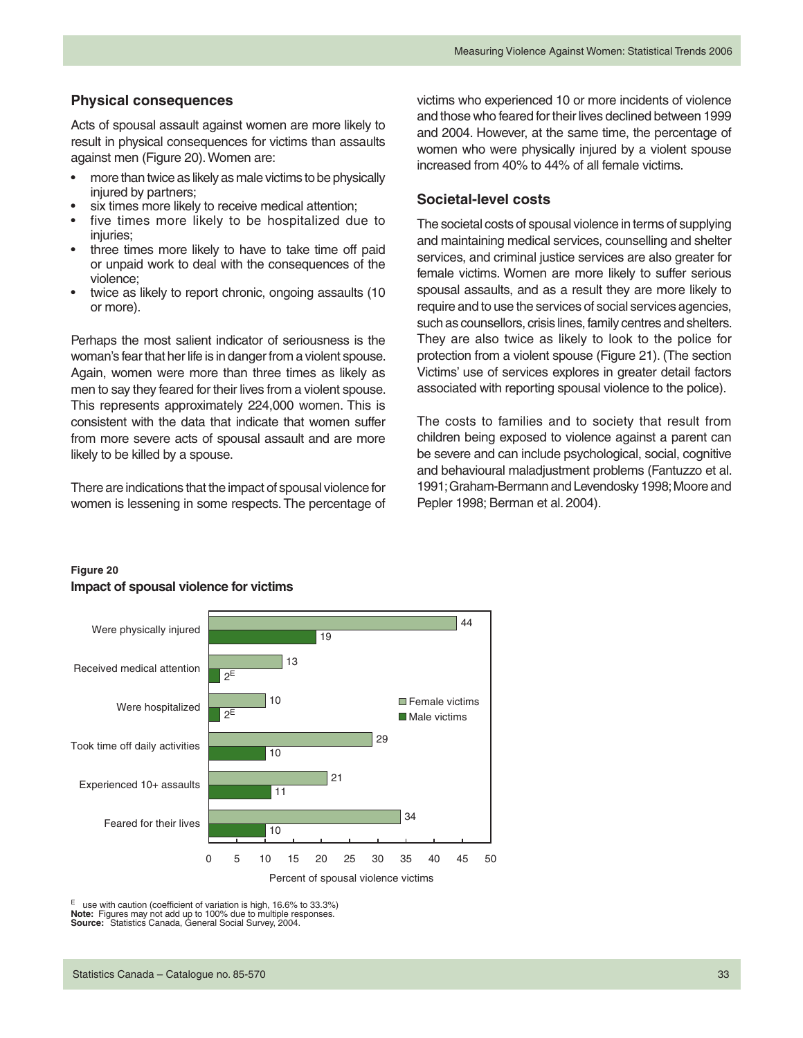## Physical consequences

Acts of spousal assault against women are more likely to result in physical consequences for victims than assaults against men (Figure 20). Women are:

- more than twice as likely as male victims to be physically injured by partners;
- six times more likely to receive medical attention;
- five times more likely to be hospitalized due to injuries;
- three times more likely to have to take time off paid or unpaid work to deal with the consequences of the violence;
- twice as likely to report chronic, ongoing assaults (10 or more).

Perhaps the most salient indicator of seriousness is the woman's fear that her life is in danger from a violent spouse. Again, women were more than three times as likely as men to say they feared for their lives from a violent spouse. This represents approximately 224,000 women. This is consistent with the data that indicate that women suffer from more severe acts of spousal assault and are more likely to be killed by a spouse.

There are indications that the impact of spousal violence for women is lessening in some respects. The percentage of victims who experienced 10 or more incidents of violence and those who feared for their lives declined between 1999 and 2004. However, at the same time, the percentage of women who were physically injured by a violent spouse increased from 40% to 44% of all female victims.

## Societal-level costs

The societal costs of spousal violence in terms of supplying and maintaining medical services, counselling and shelter services, and criminal justice services are also greater for female victims. Women are more likely to suffer serious spousal assaults, and as a result they are more likely to require and to use the services of social services agencies, such as counsellors, crisis lines, family centres and shelters. They are also twice as likely to look to the police for protection from a violent spouse (Figure 21). (The section Victims' use of services explores in greater detail factors associated with reporting spousal violence to the police).

The costs to families and to society that result from children being exposed to violence against a parent can be severe and can include psychological, social, cognitive and behavioural maladjustment problems (Fantuzzo et al. 1991; Graham-Bermann and Levendosky 1998; Moore and Pepler 1998; Berman et al. 2004).

**Figure 20**
**Impact of spousal violence for victims**

| | Female victims | Male victims |
|---|---|---|
| Were physically injured | 44 | 19 |
| Received medical attention | 13 | 2[E] |
| Were hospitalized | 10 | 2[E] |
| Took time off daily activities | 29 | 10 |
| Experienced 10+ assaults | 21 | 11 |
| Feared for their lives | 34 | 10 |

Percent of spousal violence victims

[E] use with caution (coefficient of variation is high, 16.6% to 33.3%)
**Note:** Figures may not add up to 100% due to multiple responses.
**Source:** Statistics Canada, General Social Survey, 2004.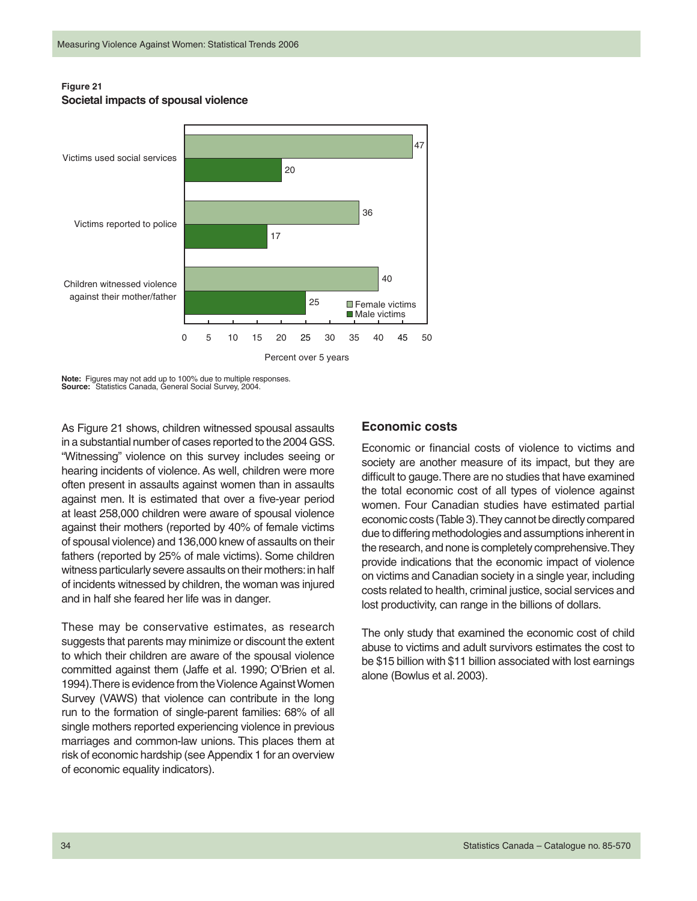**Figure 21**
**Societal impacts of spousal violence**

| | Female victims | Male victims |
|---|---|---|
| Victims used social services | 47 | 20 |
| Victims reported to police | 36 | 17 |
| Children witnessed violence against their mother/father | 40 | 25 |

Percent over 5 years

**Note:** Figures may not add up to 100% due to multiple responses.
**Source:** Statistics Canada, General Social Survey, 2004.

As Figure 21 shows, children witnessed spousal assaults in a substantial number of cases reported to the 2004 GSS. "Witnessing" violence on this survey includes seeing or hearing incidents of violence. As well, children were more often present in assaults against women than in assaults against men. It is estimated that over a five-year period at least 258,000 children were aware of spousal violence against their mothers (reported by 40% of female victims of spousal violence) and 136,000 knew of assaults on their fathers (reported by 25% of male victims). Some children witness particularly severe assaults on their mothers: in half of incidents witnessed by children, the woman was injured and in half she feared her life was in danger.

These may be conservative estimates, as research suggests that parents may minimize or discount the extent to which their children are aware of the spousal violence committed against them (Jaffe et al. 1990; O'Brien et al. 1994). There is evidence from the Violence Against Women Survey (VAWS) that violence can contribute in the long run to the formation of single-parent families: 68% of all single mothers reported experiencing violence in previous marriages and common-law unions. This places them at risk of economic hardship (see Appendix 1 for an overview of economic equality indicators).

## Economic costs

Economic or financial costs of violence to victims and society are another measure of its impact, but they are difficult to gauge. There are no studies that have examined the total economic cost of all types of violence against women. Four Canadian studies have estimated partial economic costs (Table 3). They cannot be directly compared due to differing methodologies and assumptions inherent in the research, and none is completely comprehensive. They provide indications that the economic impact of violence on victims and Canadian society in a single year, including costs related to health, criminal justice, social services and lost productivity, can range in the billions of dollars.

The only study that examined the economic cost of child abuse to victims and adult survivors estimates the cost to be $15 billion with $11 billion associated with lost earnings alone (Bowlus et al. 2003).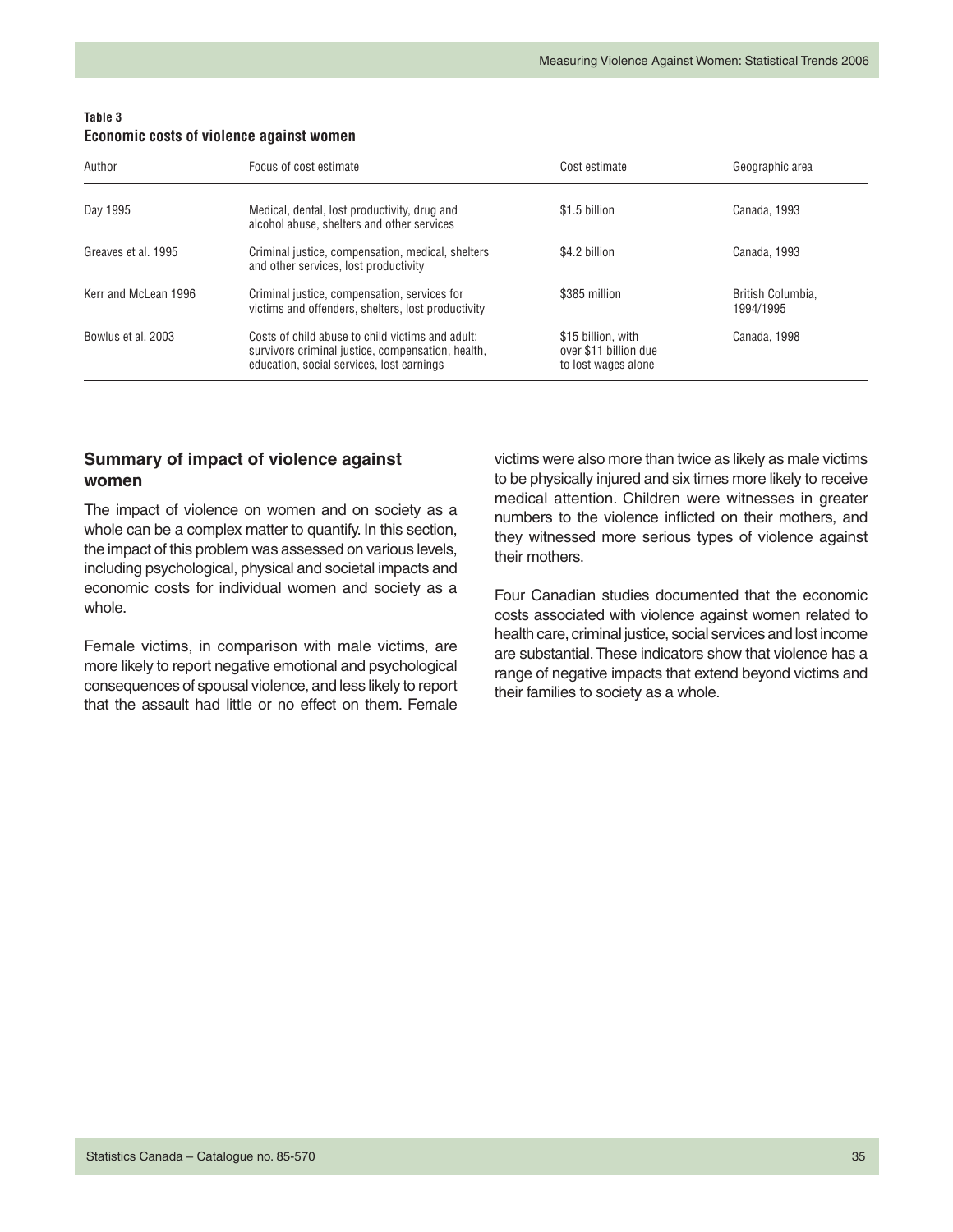**Table 3**
**Economic costs of violence against women**

| Author | Focus of cost estimate | Cost estimate | Geographic area |
|---|---|---|---|
| Day 1995 | Medical, dental, lost productivity, drug and alcohol abuse, shelters and other services | $1.5 billion | Canada, 1993 |
| Greaves et al. 1995 | Criminal justice, compensation, medical, shelters and other services, lost productivity | $4.2 billion | Canada, 1993 |
| Kerr and McLean 1996 | Criminal justice, compensation, services for victims and offenders, shelters, lost productivity | $385 million | British Columbia, 1994/1995 |
| Bowlus et al. 2003 | Costs of child abuse to child victims and adult: survivors criminal justice, compensation, health, education, social services, lost earnings | $15 billion, with over $11 billion due to lost wages alone | Canada, 1998 |

## Summary of impact of violence against women

The impact of violence on women and on society as a whole can be a complex matter to quantify. In this section, the impact of this problem was assessed on various levels, including psychological, physical and societal impacts and economic costs for individual women and society as a whole.

Female victims, in comparison with male victims, are more likely to report negative emotional and psychological consequences of spousal violence, and less likely to report that the assault had little or no effect on them. Female victims were also more than twice as likely as male victims to be physically injured and six times more likely to receive medical attention. Children were witnesses in greater numbers to the violence inflicted on their mothers, and they witnessed more serious types of violence against their mothers.

Four Canadian studies documented that the economic costs associated with violence against women related to health care, criminal justice, social services and lost income are substantial. These indicators show that violence has a range of negative impacts that extend beyond victims and their families to society as a whole.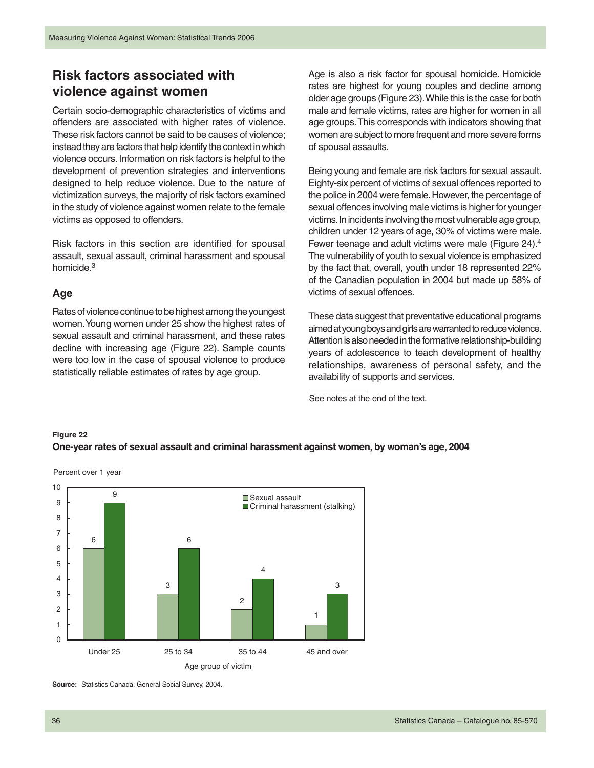## Risk factors associated with violence against women

Certain socio-demographic characteristics of victims and offenders are associated with higher rates of violence. These risk factors cannot be said to be causes of violence; instead they are factors that help identify the context in which violence occurs. Information on risk factors is helpful to the development of prevention strategies and interventions designed to help reduce violence. Due to the nature of victimization surveys, the majority of risk factors examined in the study of violence against women relate to the female victims as opposed to offenders.

Risk factors in this section are identified for spousal assault, sexual assault, criminal harassment and spousal homicide.[3]

### Age

Rates of violence continue to be highest among the youngest women. Young women under 25 show the highest rates of sexual assault and criminal harassment, and these rates decline with increasing age (Figure 22). Sample counts were too low in the case of spousal violence to produce statistically reliable estimates of rates by age group.

Age is also a risk factor for spousal homicide. Homicide rates are highest for young couples and decline among older age groups (Figure 23). While this is the case for both male and female victims, rates are higher for women in all age groups. This corresponds with indicators showing that women are subject to more frequent and more severe forms of spousal assaults.

Being young and female are risk factors for sexual assault. Eighty-six percent of victims of sexual offences reported to the police in 2004 were female. However, the percentage of sexual offences involving male victims is higher for younger victims. In incidents involving the most vulnerable age group, children under 12 years of age, 30% of victims were male. Fewer teenage and adult victims were male (Figure 24).[4] The vulnerability of youth to sexual violence is emphasized by the fact that, overall, youth under 18 represented 22% of the Canadian population in 2004 but made up 58% of victims of sexual offences.

These data suggest that preventative educational programs aimed at young boys and girls are warranted to reduce violence. Attention is also needed in the formative relationship-building years of adolescence to teach development of healthy relationships, awareness of personal safety, and the availability of supports and services.

See notes at the end of the text.

**Figure 22**
**One-year rates of sexual assault and criminal harassment against women, by woman's age, 2004**

Percent over 1 year

| Age group of victim | Sexual assault | Criminal harassment (stalking) |
|---|---|---|
| Under 25 | 6 | 9 |
| 25 to 34 | 3 | 6 |
| 35 to 44 | 2 | 4 |
| 45 and over | 1 | 3 |

**Source:** Statistics Canada, General Social Survey, 2004.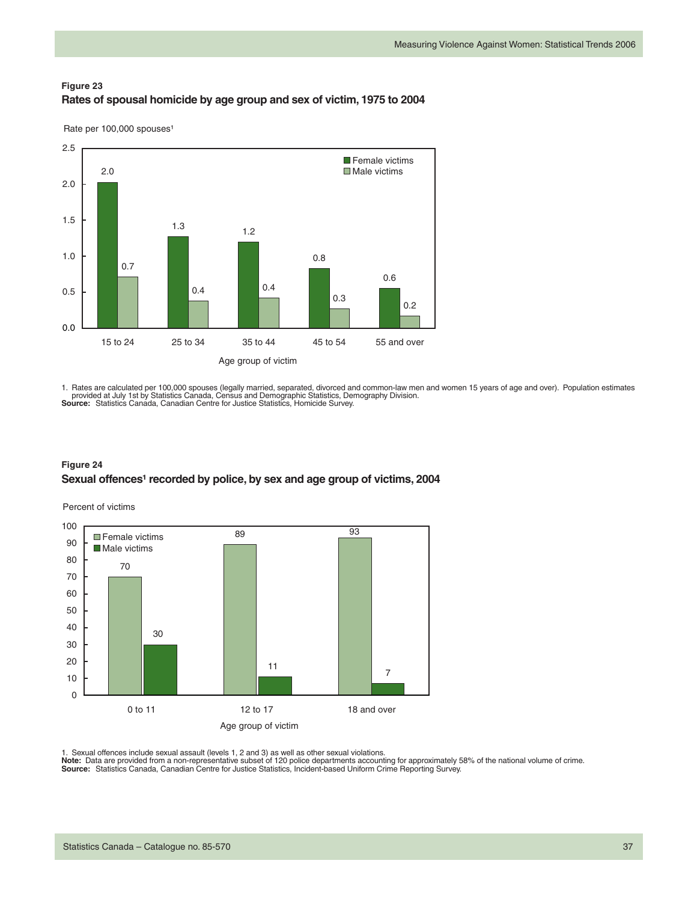**Figure 23**
**Rates of spousal homicide by age group and sex of victim, 1975 to 2004**

Rate per 100,000 spouses[1]

| Age group of victim | Female victims | Male victims |
|---|---|---|
| 15 to 24 | 2.0 | 0.7 |
| 25 to 34 | 1.3 | 0.4 |
| 35 to 44 | 1.2 | 0.4 |
| 45 to 54 | 0.8 | 0.3 |
| 55 and over | 0.6 | 0.2 |

1. Rates are calculated per 100,000 spouses (legally married, separated, divorced and common-law men and women 15 years of age and over). Population estimates provided at July 1st by Statistics Canada, Census and Demographic Statistics, Demography Division.
**Source:** Statistics Canada, Canadian Centre for Justice Statistics, Homicide Survey.

**Figure 24**
**Sexual offences[1] recorded by police, by sex and age group of victims, 2004**

Percent of victims

| Age group of victim | Female victims | Male victims |
|---|---|---|
| 0 to 11 | 70 | 30 |
| 12 to 17 | 89 | 11 |
| 18 and over | 93 | 7 |

1. Sexual offences include sexual assault (levels 1, 2 and 3) as well as other sexual violations.
**Note:** Data are provided from a non-representative subset of 120 police departments accounting for approximately 58% of the national volume of crime.
**Source:** Statistics Canada, Canadian Centre for Justice Statistics, Incident-based Uniform Crime Reporting Survey.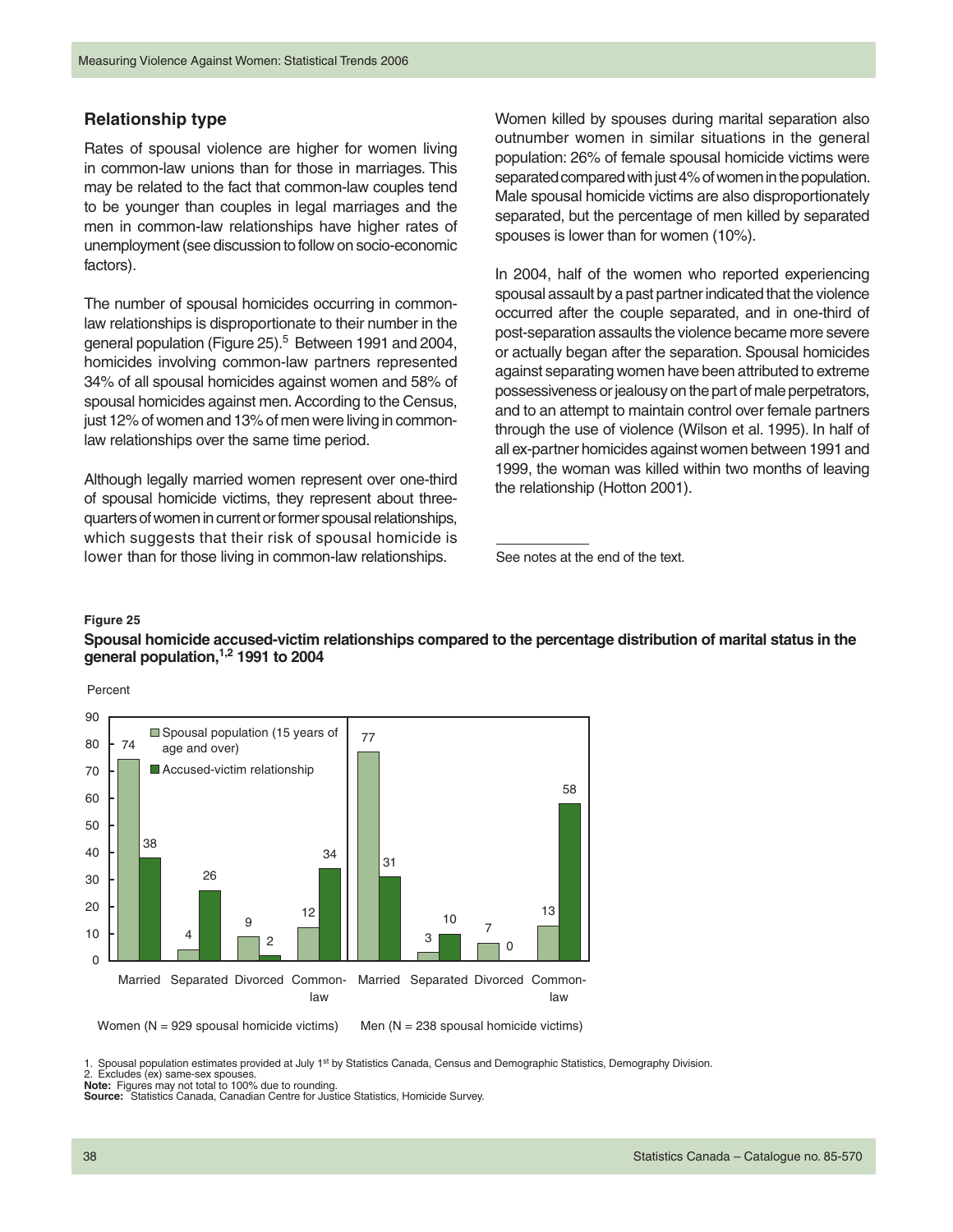## Relationship type

Rates of spousal violence are higher for women living in common-law unions than for those in marriages. This may be related to the fact that common-law couples tend to be younger than couples in legal marriages and the men in common-law relationships have higher rates of unemployment (see discussion to follow on socio-economic factors).

The number of spousal homicides occurring in common-law relationships is disproportionate to their number in the general population (Figure 25).[5] Between 1991 and 2004, homicides involving common-law partners represented 34% of all spousal homicides against women and 58% of spousal homicides against men. According to the Census, just 12% of women and 13% of men were living in common-law relationships over the same time period.

Although legally married women represent over one-third of spousal homicide victims, they represent about three-quarters of women in current or former spousal relationships, which suggests that their risk of spousal homicide is lower than for those living in common-law relationships.

Women killed by spouses during marital separation also outnumber women in similar situations in the general population: 26% of female spousal homicide victims were separated compared with just 4% of women in the population. Male spousal homicide victims are also disproportionately separated, but the percentage of men killed by separated spouses is lower than for women (10%).

In 2004, half of the women who reported experiencing spousal assault by a past partner indicated that the violence occurred after the couple separated, and in one-third of post-separation assaults the violence became more severe or actually began after the separation. Spousal homicides against separating women have been attributed to extreme possessiveness or jealousy on the part of male perpetrators, and to an attempt to maintain control over female partners through the use of violence (Wilson et al. 1995). In half of all ex-partner homicides against women between 1991 and 1999, the woman was killed within two months of leaving the relationship (Hotton 2001).

See notes at the end of the text.

**Figure 25**

**Spousal homicide accused-victim relationships compared to the percentage distribution of marital status in the general population,[1,2] 1991 to 2004**

Percent

| | Women: Married | Women: Separated | Women: Divorced | Women: Common-law | Men: Married | Men: Separated | Men: Divorced | Men: Common-law |
|---|---|---|---|---|---|---|---|---|
| Spousal population (15 years of age and over) | 74 | 4 | 9 | 12 | 77 | 3 | 7 | 13 |
| Accused-victim relationship | 38 | 26 | 2 | 34 | 31 | 10 | 0 | 58 |

Women (N = 929 spousal homicide victims) Men (N = 238 spousal homicide victims)

1. Spousal population estimates provided at July 1st by Statistics Canada, Census and Demographic Statistics, Demography Division.
2. Excludes (ex) same-sex spouses.

**Note:** Figures may not total to 100% due to rounding.
**Source:** Statistics Canada, Canadian Centre for Justice Statistics, Homicide Survey.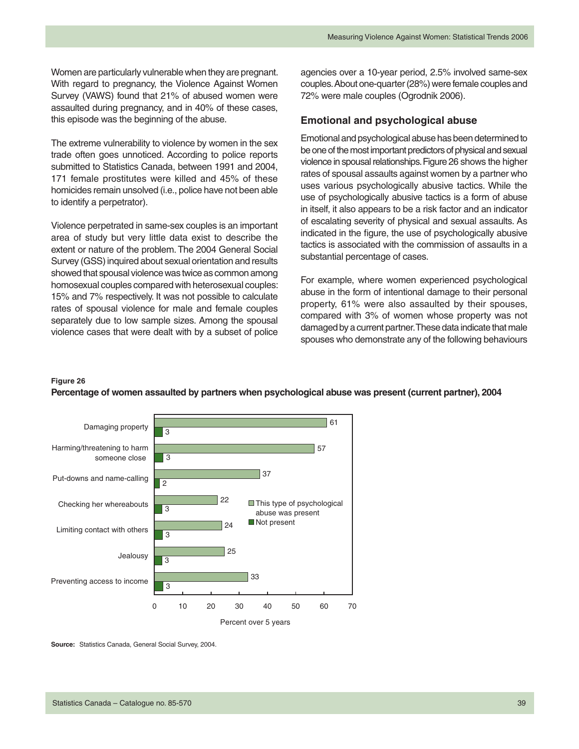Women are particularly vulnerable when they are pregnant. With regard to pregnancy, the Violence Against Women Survey (VAWS) found that 21% of abused women were assaulted during pregnancy, and in 40% of these cases, this episode was the beginning of the abuse.

The extreme vulnerability to violence by women in the sex trade often goes unnoticed. According to police reports submitted to Statistics Canada, between 1991 and 2004, 171 female prostitutes were killed and 45% of these homicides remain unsolved (i.e., police have not been able to identify a perpetrator).

Violence perpetrated in same-sex couples is an important area of study but very little data exist to describe the extent or nature of the problem. The 2004 General Social Survey (GSS) inquired about sexual orientation and results showed that spousal violence was twice as common among homosexual couples compared with heterosexual couples: 15% and 7% respectively. It was not possible to calculate rates of spousal violence for male and female couples separately due to low sample sizes. Among the spousal violence cases that were dealt with by a subset of police agencies over a 10-year period, 2.5% involved same-sex couples. About one-quarter (28%) were female couples and 72% were male couples (Ogrodnik 2006).

### Emotional and psychological abuse

Emotional and psychological abuse has been determined to be one of the most important predictors of physical and sexual violence in spousal relationships. Figure 26 shows the higher rates of spousal assaults against women by a partner who uses various psychologically abusive tactics. While the use of psychologically abusive tactics is a form of abuse in itself, it also appears to be a risk factor and an indicator of escalating severity of physical and sexual assaults. As indicated in the figure, the use of psychologically abusive tactics is associated with the commission of assaults in a substantial percentage of cases.

For example, where women experienced psychological abuse in the form of intentional damage to their personal property, 61% were also assaulted by their spouses, compared with 3% of women whose property was not damaged by a current partner. These data indicate that male spouses who demonstrate any of the following behaviours

**Figure 26**
**Percentage of women assaulted by partners when psychological abuse was present (current partner), 2004**

| | This type of psychological abuse was present | Not present |
|---|---|---|
| Damaging property | 61 | 3 |
| Harming/threatening to harm someone close | 57 | 3 |
| Put-downs and name-calling | 37 | 2 |
| Checking her whereabouts | 22 | 3 |
| Limiting contact with others | 24 | 3 |
| Jealousy | 25 | 3 |
| Preventing access to income | 33 | 3 |

Percent over 5 years

**Source:** Statistics Canada, General Social Survey, 2004.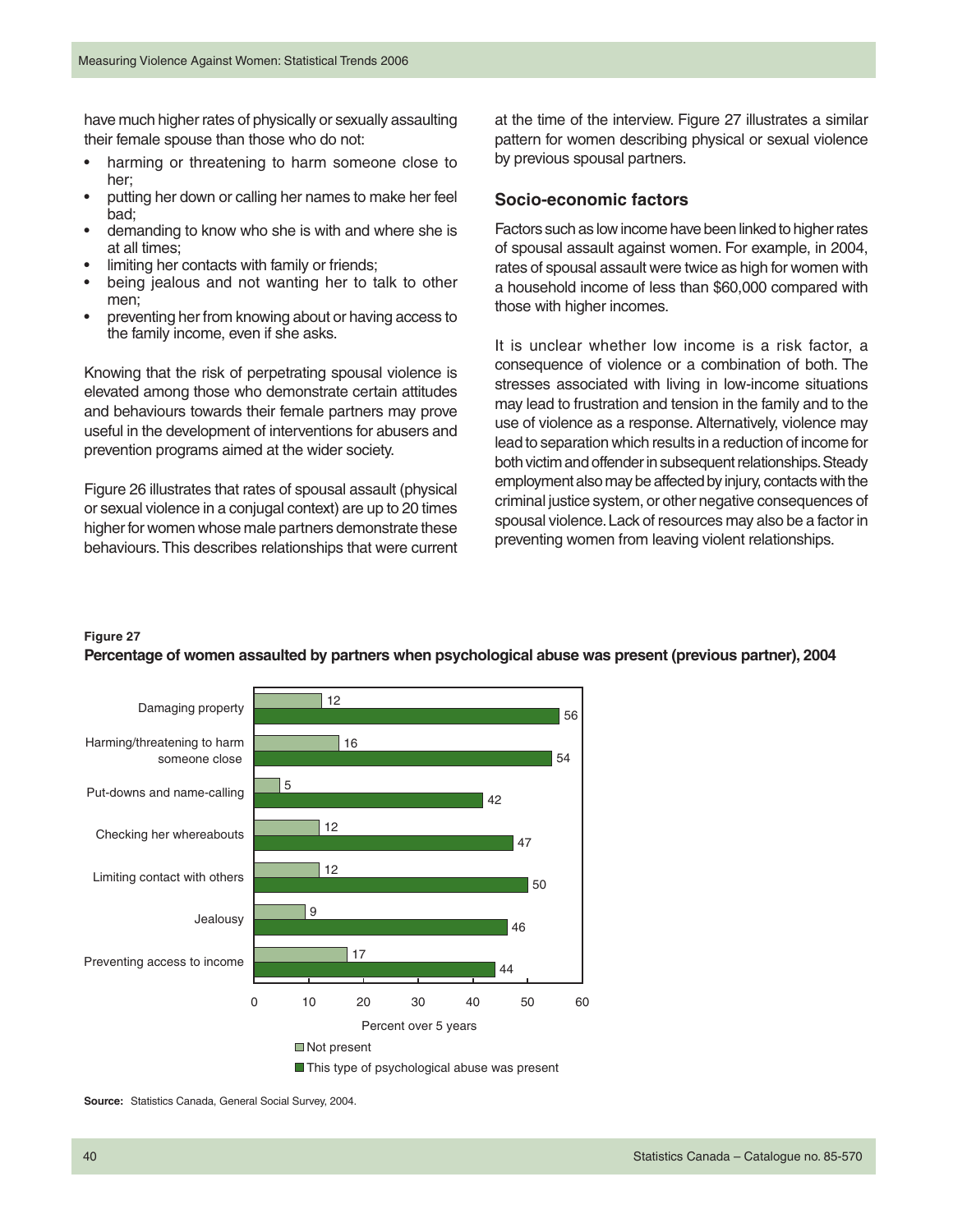have much higher rates of physically or sexually assaulting their female spouse than those who do not:

- harming or threatening to harm someone close to her;
- putting her down or calling her names to make her feel bad;
- demanding to know who she is with and where she is at all times;
- limiting her contacts with family or friends;
- being jealous and not wanting her to talk to other men;
- preventing her from knowing about or having access to the family income, even if she asks.

Knowing that the risk of perpetrating spousal violence is elevated among those who demonstrate certain attitudes and behaviours towards their female partners may prove useful in the development of interventions for abusers and prevention programs aimed at the wider society.

Figure 26 illustrates that rates of spousal assault (physical or sexual violence in a conjugal context) are up to 20 times higher for women whose male partners demonstrate these behaviours. This describes relationships that were current at the time of the interview. Figure 27 illustrates a similar pattern for women describing physical or sexual violence by previous spousal partners.

### Socio-economic factors

Factors such as low income have been linked to higher rates of spousal assault against women. For example, in 2004, rates of spousal assault were twice as high for women with a household income of less than $60,000 compared with those with higher incomes.

It is unclear whether low income is a risk factor, a consequence of violence or a combination of both. The stresses associated with living in low-income situations may lead to frustration and tension in the family and to the use of violence as a response. Alternatively, violence may lead to separation which results in a reduction of income for both victim and offender in subsequent relationships. Steady employment also may be affected by injury, contacts with the criminal justice system, or other negative consequences of spousal violence. Lack of resources may also be a factor in preventing women from leaving violent relationships.

**Figure 27**
**Percentage of women assaulted by partners when psychological abuse was present (previous partner), 2004**

| | Not present | This type of psychological abuse was present |
|---|---|---|
| Damaging property | 12 | 56 |
| Harming/threatening to harm someone close | 16 | 54 |
| Put-downs and name-calling | 5 | 42 |
| Checking her whereabouts | 12 | 47 |
| Limiting contact with others | 12 | 50 |
| Jealousy | 9 | 46 |
| Preventing access to income | 17 | 44 |

Percent over 5 years

**Source:** Statistics Canada, General Social Survey, 2004.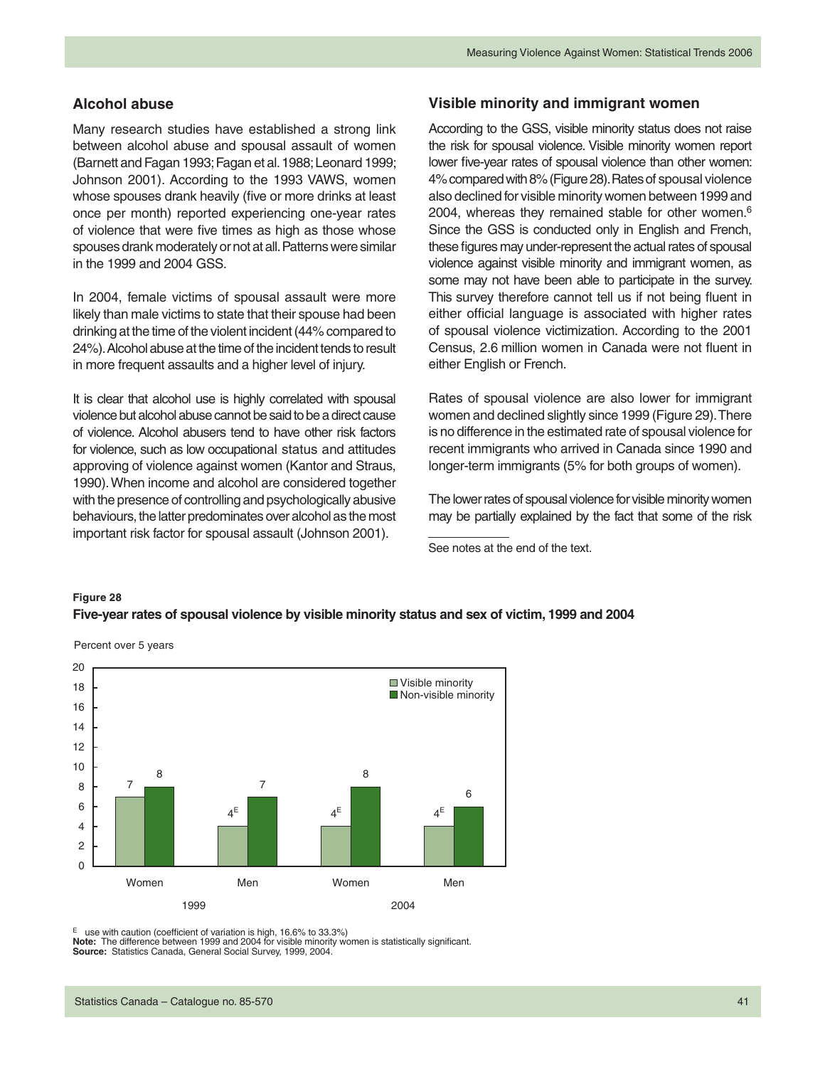## Alcohol abuse

Many research studies have established a strong link between alcohol abuse and spousal assault of women (Barnett and Fagan 1993; Fagan et al. 1988; Leonard 1999; Johnson 2001). According to the 1993 VAWS, women whose spouses drank heavily (five or more drinks at least once per month) reported experiencing one-year rates of violence that were five times as high as those whose spouses drank moderately or not at all. Patterns were similar in the 1999 and 2004 GSS.

In 2004, female victims of spousal assault were more likely than male victims to state that their spouse had been drinking at the time of the violent incident (44% compared to 24%). Alcohol abuse at the time of the incident tends to result in more frequent assaults and a higher level of injury.

It is clear that alcohol use is highly correlated with spousal violence but alcohol abuse cannot be said to be a direct cause of violence. Alcohol abusers tend to have other risk factors for violence, such as low occupational status and attitudes approving of violence against women (Kantor and Straus, 1990). When income and alcohol are considered together with the presence of controlling and psychologically abusive behaviours, the latter predominates over alcohol as the most important risk factor for spousal assault (Johnson 2001).

## Visible minority and immigrant women

According to the GSS, visible minority status does not raise the risk for spousal violence. Visible minority women report lower five-year rates of spousal violence than other women: 4% compared with 8% (Figure 28). Rates of spousal violence also declined for visible minority women between 1999 and 2004, whereas they remained stable for other women.[6] Since the GSS is conducted only in English and French, these figures may under-represent the actual rates of spousal violence against visible minority and immigrant women, as some may not have been able to participate in the survey. This survey therefore cannot tell us if not being fluent in either official language is associated with higher rates of spousal violence victimization. According to the 2001 Census, 2.6 million women in Canada were not fluent in either English or French.

Rates of spousal violence are also lower for immigrant women and declined slightly since 1999 (Figure 29). There is no difference in the estimated rate of spousal violence for recent immigrants who arrived in Canada since 1990 and longer-term immigrants (5% for both groups of women).

The lower rates of spousal violence for visible minority women may be partially explained by the fact that some of the risk

See notes at the end of the text.

**Figure 28**
**Five-year rates of spousal violence by visible minority status and sex of victim, 1999 and 2004**

Percent over 5 years

| Year | Sex | Visible minority | Non-visible minority |
|---|---|---|---|
| 1999 | Women | 7 | 8 |
| 1999 | Men | 4[E] | 7 |
| 2004 | Women | 4[E] | 8 |
| 2004 | Men | 4[E] | 6 |

[E] use with caution (coefficient of variation is high, 16.6% to 33.3%)
**Note:** The difference between 1999 and 2004 for visible minority women is statistically significant.
**Source:** Statistics Canada, General Social Survey, 1999, 2004.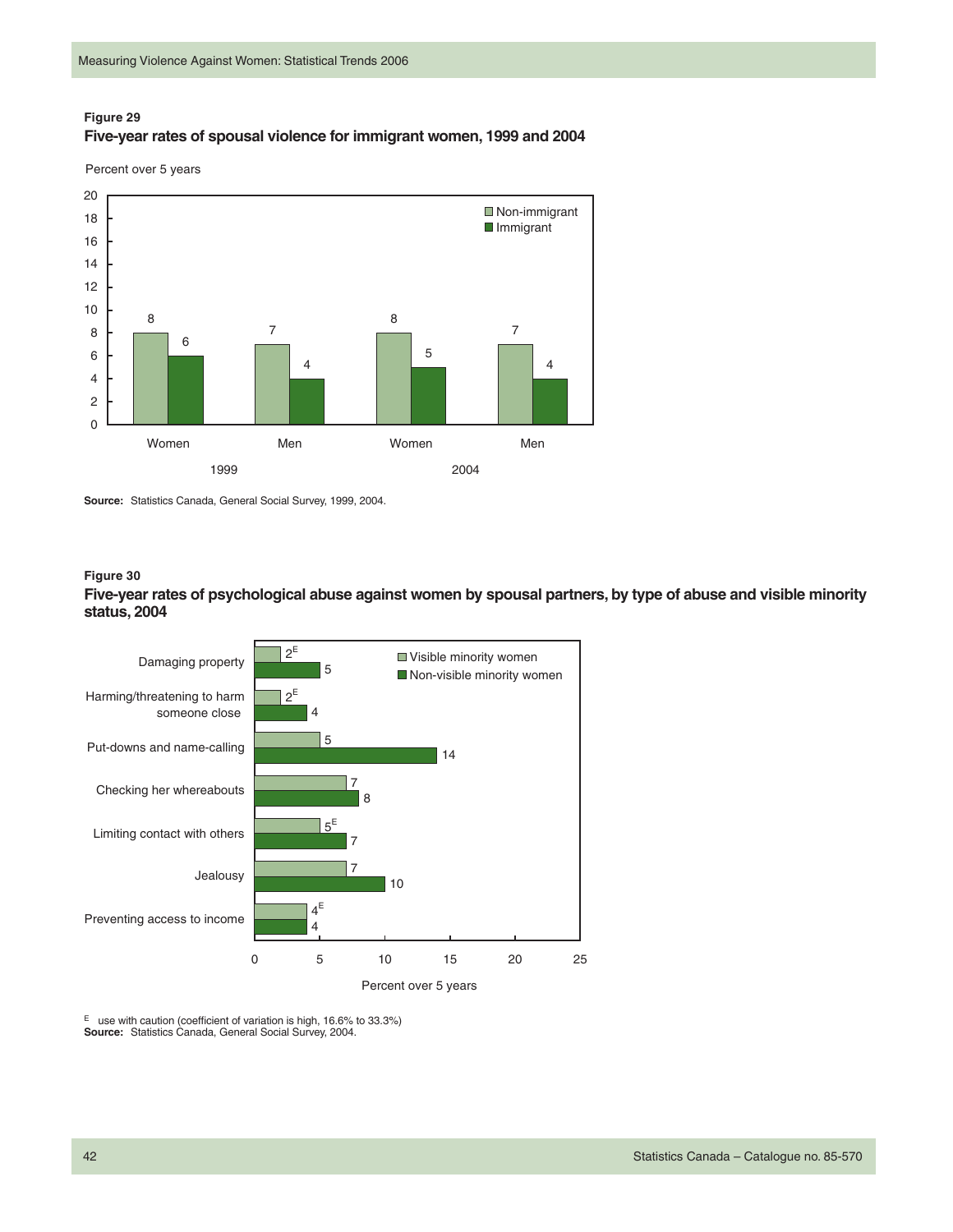**Figure 29**

**Five-year rates of spousal violence for immigrant women, 1999 and 2004**

Percent over 5 years

| Year | Group | Non-immigrant | Immigrant |
|---|---|---|---|
| 1999 | Women | 8 | 6 |
| 1999 | Men | 7 | 4 |
| 2004 | Women | 8 | 5 |
| 2004 | Men | 7 | 4 |

**Source:** Statistics Canada, General Social Survey, 1999, 2004.

**Figure 30**

**Five-year rates of psychological abuse against women by spousal partners, by type of abuse and visible minority status, 2004**

| Type of abuse | Visible minority women | Non-visible minority women |
|---|---|---|
| Damaging property | 2[E] | 5 |
| Harming/threatening to harm someone close | 2[E] | 4 |
| Put-downs and name-calling | 5 | 14 |
| Checking her whereabouts | 7 | 8 |
| Limiting contact with others | 5[E] | 7 |
| Jealousy | 7 | 10 |
| Preventing access to income | 4[E] | 4 |

Percent over 5 years

E use with caution (coefficient of variation is high, 16.6% to 33.3%)
**Source:** Statistics Canada, General Social Survey, 2004.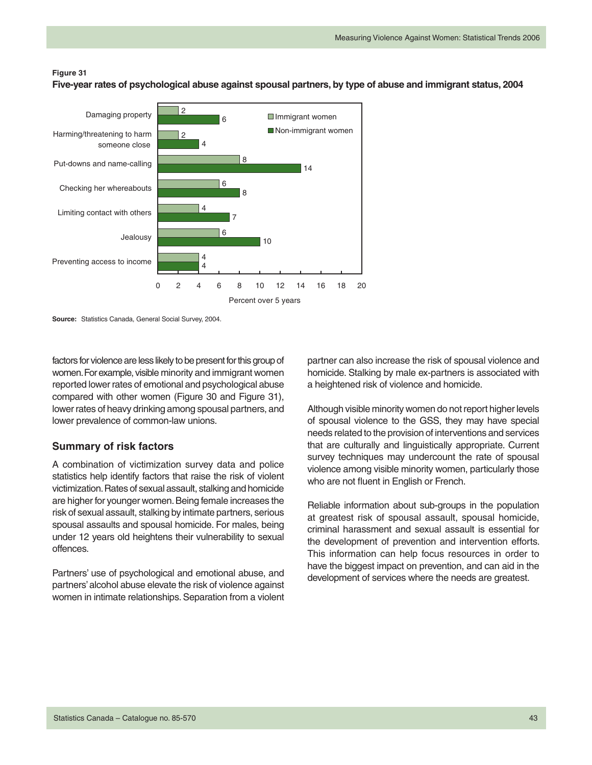**Figure 31**

**Five-year rates of psychological abuse against spousal partners, by type of abuse and immigrant status, 2004**

| Type of abuse | Immigrant women | Non-immigrant women |
| --- | --- | --- |
| Damaging property | 2 | 6 |
| Harming/threatening to harm someone close | 2 | 4 |
| Put-downs and name-calling | 8 | 14 |
| Checking her whereabouts | 6 | 8 |
| Limiting contact with others | 4 | 7 |
| Jealousy | 6 | 10 |
| Preventing access to income | 4 | 4 |

Percent over 5 years

**Source:** Statistics Canada, General Social Survey, 2004.

factors for violence are less likely to be present for this group of women. For example, visible minority and immigrant women reported lower rates of emotional and psychological abuse compared with other women (Figure 30 and Figure 31), lower rates of heavy drinking among spousal partners, and lower prevalence of common-law unions.

## Summary of risk factors

A combination of victimization survey data and police statistics help identify factors that raise the risk of violent victimization. Rates of sexual assault, stalking and homicide are higher for younger women. Being female increases the risk of sexual assault, stalking by intimate partners, serious spousal assaults and spousal homicide. For males, being under 12 years old heightens their vulnerability to sexual offences.

Partners' use of psychological and emotional abuse, and partners' alcohol abuse elevate the risk of violence against women in intimate relationships. Separation from a violent partner can also increase the risk of spousal violence and homicide. Stalking by male ex-partners is associated with a heightened risk of violence and homicide.

Although visible minority women do not report higher levels of spousal violence to the GSS, they may have special needs related to the provision of interventions and services that are culturally and linguistically appropriate. Current survey techniques may undercount the rate of spousal violence among visible minority women, particularly those who are not fluent in English or French.

Reliable information about sub-groups in the population at greatest risk of spousal assault, spousal homicide, criminal harassment and sexual assault is essential for the development of prevention and intervention efforts. This information can help focus resources in order to have the biggest impact on prevention, and can aid in the development of services where the needs are greatest.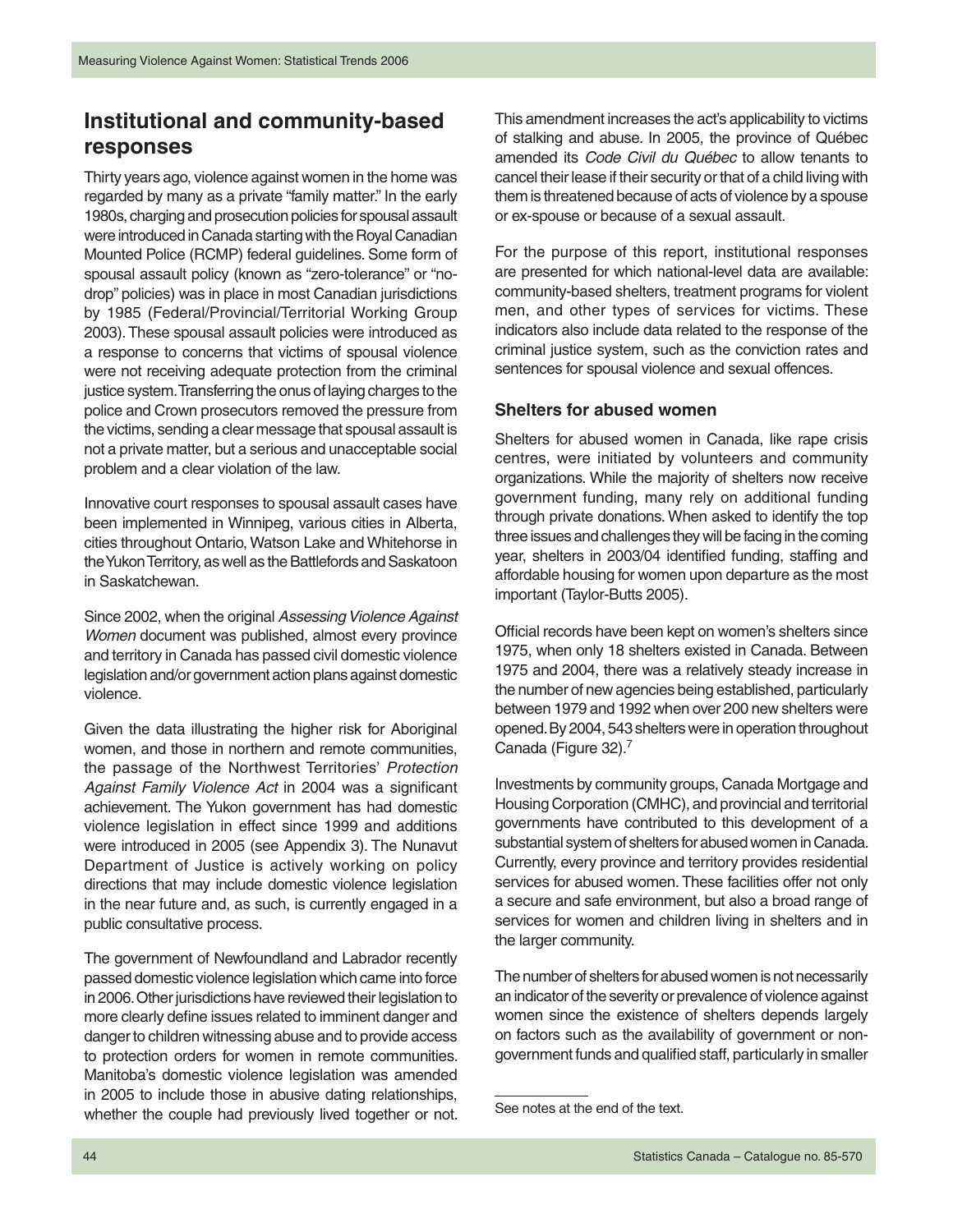## Institutional and community-based responses

Thirty years ago, violence against women in the home was regarded by many as a private "family matter." In the early 1980s, charging and prosecution policies for spousal assault were introduced in Canada starting with the Royal Canadian Mounted Police (RCMP) federal guidelines. Some form of spousal assault policy (known as "zero-tolerance" or "no-drop" policies) was in place in most Canadian jurisdictions by 1985 (Federal/Provincial/Territorial Working Group 2003). These spousal assault policies were introduced as a response to concerns that victims of spousal violence were not receiving adequate protection from the criminal justice system. Transferring the onus of laying charges to the police and Crown prosecutors removed the pressure from the victims, sending a clear message that spousal assault is not a private matter, but a serious and unacceptable social problem and a clear violation of the law.

Innovative court responses to spousal assault cases have been implemented in Winnipeg, various cities in Alberta, cities throughout Ontario, Watson Lake and Whitehorse in the Yukon Territory, as well as the Battlefords and Saskatoon in Saskatchewan.

Since 2002, when the original *Assessing Violence Against Women* document was published, almost every province and territory in Canada has passed civil domestic violence legislation and/or government action plans against domestic violence.

Given the data illustrating the higher risk for Aboriginal women, and those in northern and remote communities, the passage of the Northwest Territories' *Protection Against Family Violence Act* in 2004 was a significant achievement. The Yukon government has had domestic violence legislation in effect since 1999 and additions were introduced in 2005 (see Appendix 3). The Nunavut Department of Justice is actively working on policy directions that may include domestic violence legislation in the near future and, as such, is currently engaged in a public consultative process.

The government of Newfoundland and Labrador recently passed domestic violence legislation which came into force in 2006. Other jurisdictions have reviewed their legislation to more clearly define issues related to imminent danger and danger to children witnessing abuse and to provide access to protection orders for women in remote communities. Manitoba's domestic violence legislation was amended in 2005 to include those in abusive dating relationships, whether the couple had previously lived together or not. This amendment increases the act's applicability to victims of stalking and abuse. In 2005, the province of Québec amended its *Code Civil du Québec* to allow tenants to cancel their lease if their security or that of a child living with them is threatened because of acts of violence by a spouse or ex-spouse or because of a sexual assault.

For the purpose of this report, institutional responses are presented for which national-level data are available: community-based shelters, treatment programs for violent men, and other types of services for victims. These indicators also include data related to the response of the criminal justice system, such as the conviction rates and sentences for spousal violence and sexual offences.

### Shelters for abused women

Shelters for abused women in Canada, like rape crisis centres, were initiated by volunteers and community organizations. While the majority of shelters now receive government funding, many rely on additional funding through private donations. When asked to identify the top three issues and challenges they will be facing in the coming year, shelters in 2003/04 identified funding, staffing and affordable housing for women upon departure as the most important (Taylor-Butts 2005).

Official records have been kept on women's shelters since 1975, when only 18 shelters existed in Canada. Between 1975 and 2004, there was a relatively steady increase in the number of new agencies being established, particularly between 1979 and 1992 when over 200 new shelters were opened. By 2004, 543 shelters were in operation throughout Canada (Figure 32).[7]

Investments by community groups, Canada Mortgage and Housing Corporation (CMHC), and provincial and territorial governments have contributed to this development of a substantial system of shelters for abused women in Canada. Currently, every province and territory provides residential services for abused women. These facilities offer not only a secure and safe environment, but also a broad range of services for women and children living in shelters and in the larger community.

The number of shelters for abused women is not necessarily an indicator of the severity or prevalence of violence against women since the existence of shelters depends largely on factors such as the availability of government or non-government funds and qualified staff, particularly in smaller

---

See notes at the end of the text.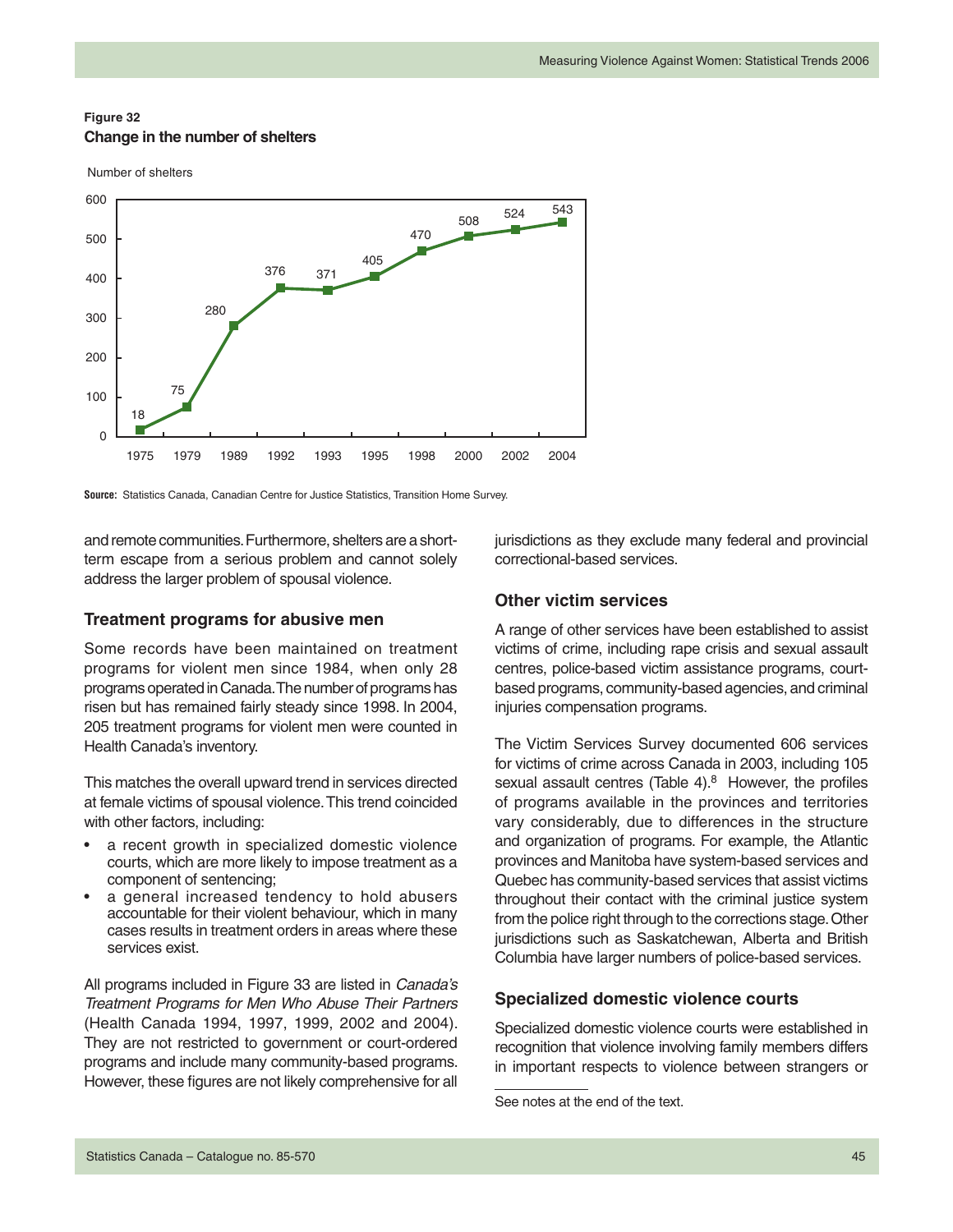**Figure 32**
**Change in the number of shelters**

| Year | Number of shelters |
|---|---|
| 1975 | 18 |
| 1979 | 75 |
| 1989 | 280 |
| 1992 | 376 |
| 1993 | 371 |
| 1995 | 405 |
| 1998 | 470 |
| 2000 | 508 |
| 2002 | 524 |
| 2004 | 543 |

**Source:** Statistics Canada, Canadian Centre for Justice Statistics, Transition Home Survey.

and remote communities. Furthermore, shelters are a short-term escape from a serious problem and cannot solely address the larger problem of spousal violence.

### Treatment programs for abusive men

Some records have been maintained on treatment programs for violent men since 1984, when only 28 programs operated in Canada. The number of programs has risen but has remained fairly steady since 1998. In 2004, 205 treatment programs for violent men were counted in Health Canada's inventory.

This matches the overall upward trend in services directed at female victims of spousal violence. This trend coincided with other factors, including:

- a recent growth in specialized domestic violence courts, which are more likely to impose treatment as a component of sentencing;
- a general increased tendency to hold abusers accountable for their violent behaviour, which in many cases results in treatment orders in areas where these services exist.

All programs included in Figure 33 are listed in *Canada's Treatment Programs for Men Who Abuse Their Partners* (Health Canada 1994, 1997, 1999, 2002 and 2004). They are not restricted to government or court-ordered programs and include many community-based programs. However, these figures are not likely comprehensive for all jurisdictions as they exclude many federal and provincial correctional-based services.

### Other victim services

A range of other services have been established to assist victims of crime, including rape crisis and sexual assault centres, police-based victim assistance programs, court-based programs, community-based agencies, and criminal injuries compensation programs.

The Victim Services Survey documented 606 services for victims of crime across Canada in 2003, including 105 sexual assault centres (Table 4).[8] However, the profiles of programs available in the provinces and territories vary considerably, due to differences in the structure and organization of programs. For example, the Atlantic provinces and Manitoba have system-based services and Quebec has community-based services that assist victims throughout their contact with the criminal justice system from the police right through to the corrections stage. Other jurisdictions such as Saskatchewan, Alberta and British Columbia have larger numbers of police-based services.

### Specialized domestic violence courts

Specialized domestic violence courts were established in recognition that violence involving family members differs in important respects to violence between strangers or

See notes at the end of the text.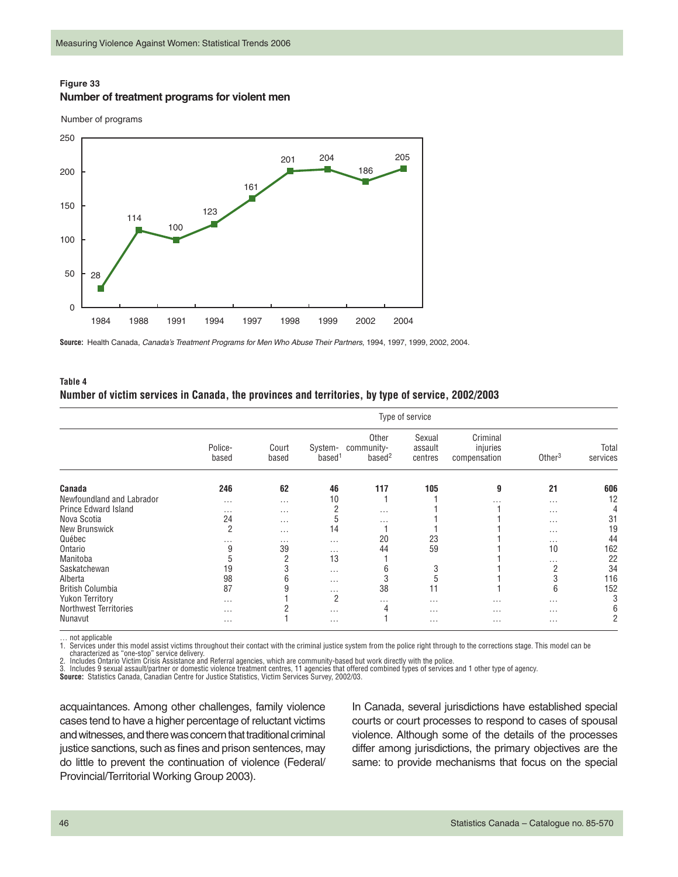**Figure 33**
**Number of treatment programs for violent men**

Number of programs

| Year | Number of programs |
|---|---|
| 1984 | 28 |
| 1988 | 114 |
| 1991 | 100 |
| 1994 | 123 |
| 1997 | 161 |
| 1998 | 201 |
| 1999 | 204 |
| 2002 | 186 |
| 2004 | 205 |

**Source:** Health Canada, *Canada's Treatment Programs for Men Who Abuse Their Partners*, 1994, 1997, 1999, 2002, 2004.

**Table 4**
**Number of victim services in Canada, the provinces and territories, by type of service, 2002/2003**

| | Type of service | | | | | | | |
|---|---|---|---|---|---|---|---|---|
| | Police-based | Court based | System-based[1] | Other community-based[2] | Sexual assault centres | Criminal injuries compensation | Other[3] | Total services |
| **Canada** | **246** | **62** | **46** | **117** | **105** | **9** | **21** | **606** |
| Newfoundland and Labrador | … | … | 10 | 1 | 1 | … | … | 12 |
| Prince Edward Island | … | … | 2 | … | 1 | 1 | … | 4 |
| Nova Scotia | 24 | … | 5 | … | 1 | 1 | … | 31 |
| New Brunswick | 2 | … | 14 | 1 | 1 | 1 | … | 19 |
| Québec | … | … | … | 20 | 23 | 1 | … | 44 |
| Ontario | 9 | 39 | … | 44 | 59 | 1 | 10 | 162 |
| Manitoba | 5 | 2 | 13 | 1 | | 1 | … | 22 |
| Saskatchewan | 19 | 3 | … | 6 | 3 | 1 | 2 | 34 |
| Alberta | 98 | 6 | … | 3 | 5 | 1 | 3 | 116 |
| British Columbia | 87 | 9 | … | 38 | 11 | 1 | 6 | 152 |
| Yukon Territory | … | 1 | 2 | … | … | … | … | 3 |
| Northwest Territories | … | 2 | … | 4 | … | … | … | 6 |
| Nunavut | … | 1 | … | 1 | … | … | … | 2 |

… not applicable
1. Services under this model assist victims throughout their contact with the criminal justice system from the police right through to the corrections stage. This model can be characterized as "one-stop" service delivery.
2. Includes Ontario Victim Crisis Assistance and Referral agencies, which are community-based but work directly with the police.
3. Includes 9 sexual assault/partner or domestic violence treatment centres, 11 agencies that offered combined types of services and 1 other type of agency.
**Source:** Statistics Canada, Canadian Centre for Justice Statistics, Victim Services Survey, 2002/03.

acquaintances. Among other challenges, family violence cases tend to have a higher percentage of reluctant victims and witnesses, and there was concern that traditional criminal justice sanctions, such as fines and prison sentences, may do little to prevent the continuation of violence (Federal/Provincial/Territorial Working Group 2003).

In Canada, several jurisdictions have established special courts or court processes to respond to cases of spousal violence. Although some of the details of the processes differ among jurisdictions, the primary objectives are the same: to provide mechanisms that focus on the special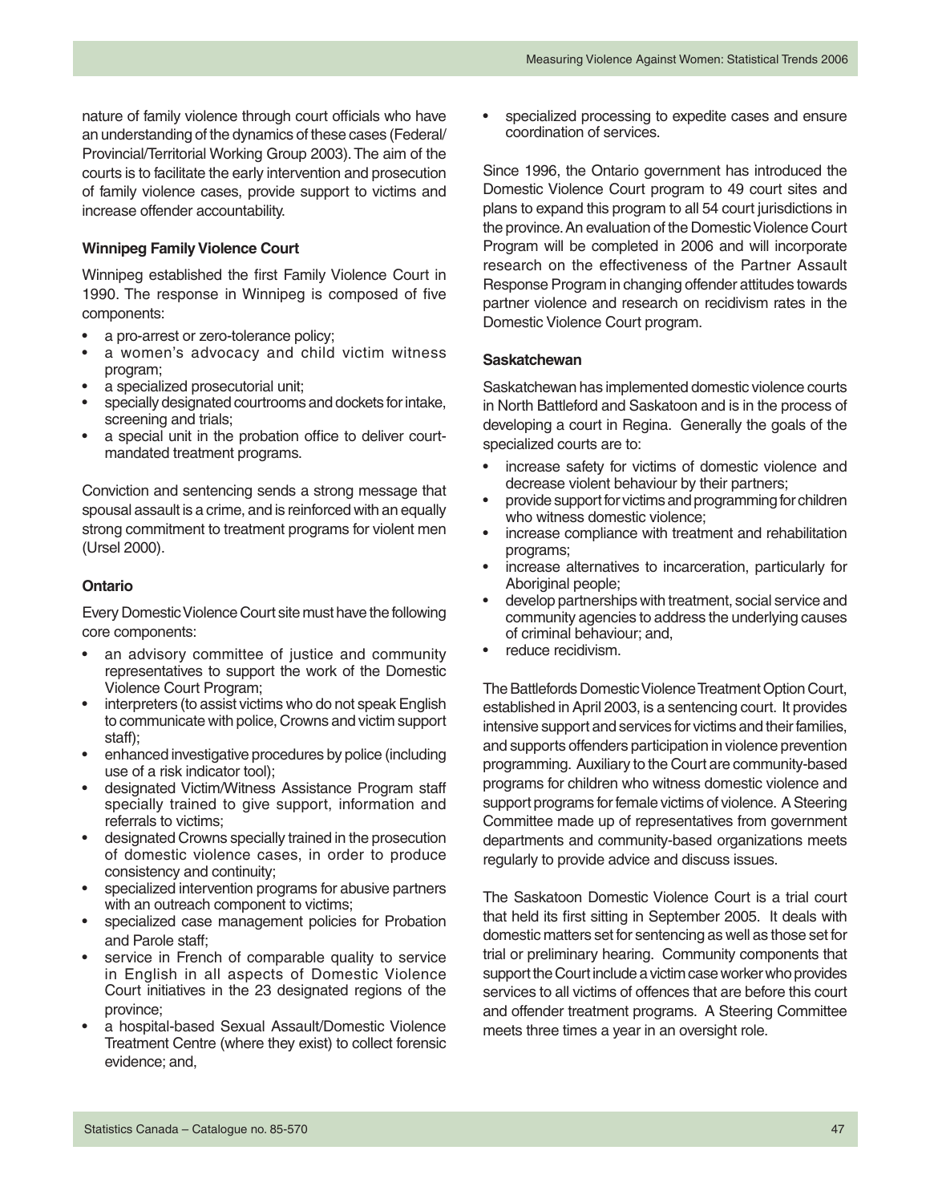nature of family violence through court officials who have an understanding of the dynamics of these cases (Federal/Provincial/Territorial Working Group 2003). The aim of the courts is to facilitate the early intervention and prosecution of family violence cases, provide support to victims and increase offender accountability.

### Winnipeg Family Violence Court

Winnipeg established the first Family Violence Court in 1990. The response in Winnipeg is composed of five components:

- a pro-arrest or zero-tolerance policy;
- a women's advocacy and child victim witness program;
- a specialized prosecutorial unit;
- specially designated courtrooms and dockets for intake, screening and trials;
- a special unit in the probation office to deliver court-mandated treatment programs.

Conviction and sentencing sends a strong message that spousal assault is a crime, and is reinforced with an equally strong commitment to treatment programs for violent men (Ursel 2000).

### Ontario

Every Domestic Violence Court site must have the following core components:

- an advisory committee of justice and community representatives to support the work of the Domestic Violence Court Program;
- interpreters (to assist victims who do not speak English to communicate with police, Crowns and victim support staff);
- enhanced investigative procedures by police (including use of a risk indicator tool);
- designated Victim/Witness Assistance Program staff specially trained to give support, information and referrals to victims;
- designated Crowns specially trained in the prosecution of domestic violence cases, in order to produce consistency and continuity;
- specialized intervention programs for abusive partners with an outreach component to victims;
- specialized case management policies for Probation and Parole staff;
- service in French of comparable quality to service in English in all aspects of Domestic Violence Court initiatives in the 23 designated regions of the province;
- a hospital-based Sexual Assault/Domestic Violence Treatment Centre (where they exist) to collect forensic evidence; and,
- specialized processing to expedite cases and ensure coordination of services.

Since 1996, the Ontario government has introduced the Domestic Violence Court program to 49 court sites and plans to expand this program to all 54 court jurisdictions in the province. An evaluation of the Domestic Violence Court Program will be completed in 2006 and will incorporate research on the effectiveness of the Partner Assault Response Program in changing offender attitudes towards partner violence and research on recidivism rates in the Domestic Violence Court program.

### Saskatchewan

Saskatchewan has implemented domestic violence courts in North Battleford and Saskatoon and is in the process of developing a court in Regina. Generally the goals of the specialized courts are to:

- increase safety for victims of domestic violence and decrease violent behaviour by their partners;
- provide support for victims and programming for children who witness domestic violence;
- increase compliance with treatment and rehabilitation programs;
- increase alternatives to incarceration, particularly for Aboriginal people;
- develop partnerships with treatment, social service and community agencies to address the underlying causes of criminal behaviour; and,
- reduce recidivism.

The Battlefords Domestic Violence Treatment Option Court, established in April 2003, is a sentencing court. It provides intensive support and services for victims and their families, and supports offenders participation in violence prevention programming. Auxiliary to the Court are community-based programs for children who witness domestic violence and support programs for female victims of violence. A Steering Committee made up of representatives from government departments and community-based organizations meets regularly to provide advice and discuss issues.

The Saskatoon Domestic Violence Court is a trial court that held its first sitting in September 2005. It deals with domestic matters set for sentencing as well as those set for trial or preliminary hearing. Community components that support the Court include a victim case worker who provides services to all victims of offences that are before this court and offender treatment programs. A Steering Committee meets three times a year in an oversight role.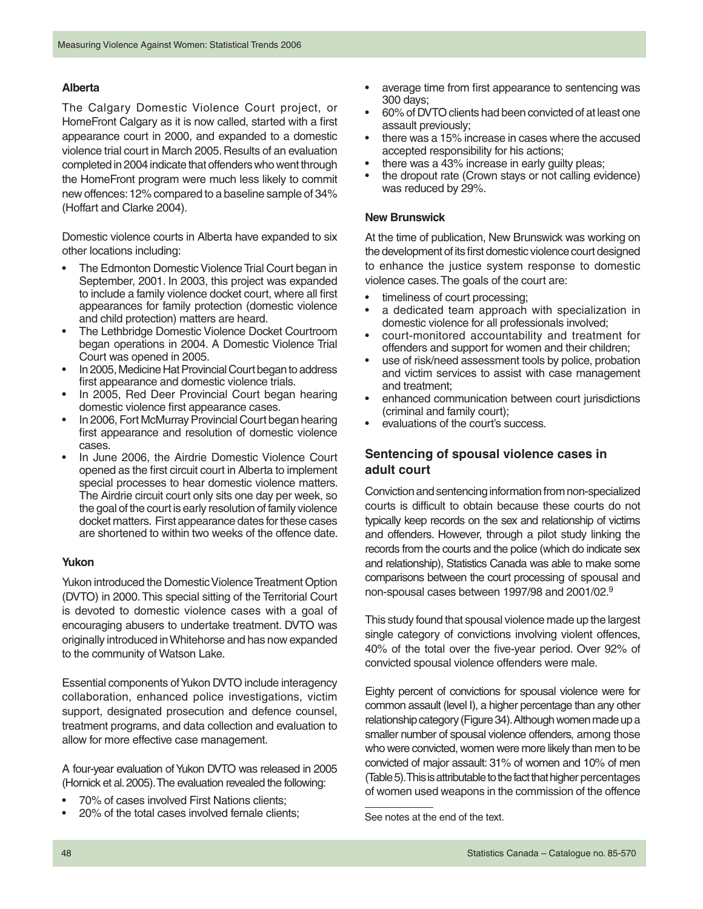### Alberta

The Calgary Domestic Violence Court project, or HomeFront Calgary as it is now called, started with a first appearance court in 2000, and expanded to a domestic violence trial court in March 2005. Results of an evaluation completed in 2004 indicate that offenders who went through the HomeFront program were much less likely to commit new offences: 12% compared to a baseline sample of 34% (Hoffart and Clarke 2004).

Domestic violence courts in Alberta have expanded to six other locations including:

- The Edmonton Domestic Violence Trial Court began in September, 2001. In 2003, this project was expanded to include a family violence docket court, where all first appearances for family protection (domestic violence and child protection) matters are heard.
- The Lethbridge Domestic Violence Docket Courtroom began operations in 2004. A Domestic Violence Trial Court was opened in 2005.
- In 2005, Medicine Hat Provincial Court began to address first appearance and domestic violence trials.
- In 2005, Red Deer Provincial Court began hearing domestic violence first appearance cases.
- In 2006, Fort McMurray Provincial Court began hearing first appearance and resolution of domestic violence cases.
- In June 2006, the Airdrie Domestic Violence Court opened as the first circuit court in Alberta to implement special processes to hear domestic violence matters. The Airdrie circuit court only sits one day per week, so the goal of the court is early resolution of family violence docket matters. First appearance dates for these cases are shortened to within two weeks of the offence date.

### Yukon

Yukon introduced the Domestic Violence Treatment Option (DVTO) in 2000. This special sitting of the Territorial Court is devoted to domestic violence cases with a goal of encouraging abusers to undertake treatment. DVTO was originally introduced in Whitehorse and has now expanded to the community of Watson Lake.

Essential components of Yukon DVTO include interagency collaboration, enhanced police investigations, victim support, designated prosecution and defence counsel, treatment programs, and data collection and evaluation to allow for more effective case management.

A four-year evaluation of Yukon DVTO was released in 2005 (Hornick et al. 2005). The evaluation revealed the following:

- 70% of cases involved First Nations clients;
- 20% of the total cases involved female clients;
- average time from first appearance to sentencing was 300 days;
- 60% of DVTO clients had been convicted of at least one assault previously;
- there was a 15% increase in cases where the accused accepted responsibility for his actions;
- there was a 43% increase in early guilty pleas;
- the dropout rate (Crown stays or not calling evidence) was reduced by 29%.

### New Brunswick

At the time of publication, New Brunswick was working on the development of its first domestic violence court designed to enhance the justice system response to domestic violence cases. The goals of the court are:

- timeliness of court processing;
- a dedicated team approach with specialization in domestic violence for all professionals involved;
- court-monitored accountability and treatment for offenders and support for women and their children;
- use of risk/need assessment tools by police, probation and victim services to assist with case management and treatment;
- enhanced communication between court jurisdictions (criminal and family court);
- evaluations of the court's success.

## Sentencing of spousal violence cases in adult court

Conviction and sentencing information from non-specialized courts is difficult to obtain because these courts do not typically keep records on the sex and relationship of victims and offenders. However, through a pilot study linking the records from the courts and the police (which do indicate sex and relationship), Statistics Canada was able to make some comparisons between the court processing of spousal and non-spousal cases between 1997/98 and 2001/02.[9]

This study found that spousal violence made up the largest single category of convictions involving violent offences, 40% of the total over the five-year period. Over 92% of convicted spousal violence offenders were male.

Eighty percent of convictions for spousal violence were for common assault (level I), a higher percentage than any other relationship category (Figure 34). Although women made up a smaller number of spousal violence offenders, among those who were convicted, women were more likely than men to be convicted of major assault: 31% of women and 10% of men (Table 5). This is attributable to the fact that higher percentages of women used weapons in the commission of the offence

See notes at the end of the text.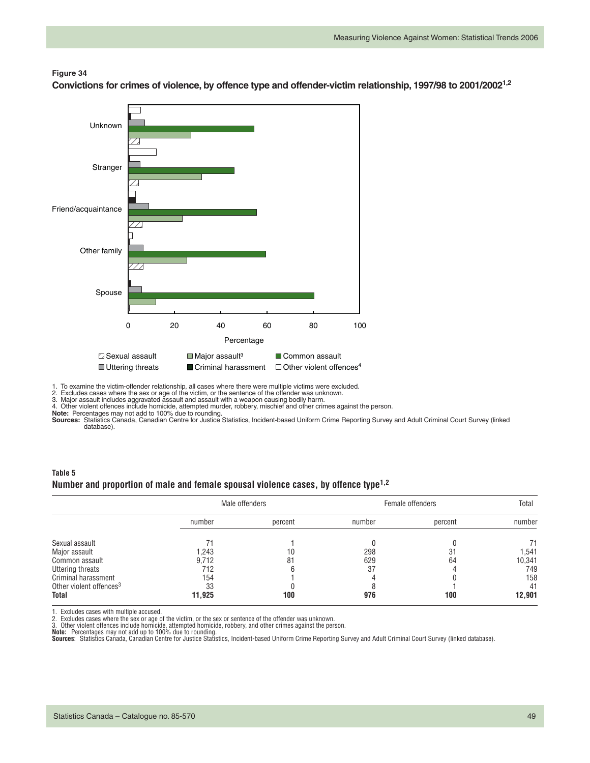**Figure 34**

**Convictions for crimes of violence, by offence type and offender-victim relationship, 1997/98 to 2001/2002[1,2]**

1. To examine the victim-offender relationship, all cases where there were multiple victims were excluded.
2. Excludes cases where the sex or age of the victim, or the sentence of the offender was unknown.
3. Major assault includes aggravated assault and assault with a weapon causing bodily harm.
4. Other violent offences include homicide, attempted murder, robbery, mischief and other crimes against the person.

**Note:** Percentages may not add to 100% due to rounding.

**Sources:** Statistics Canada, Canadian Centre for Justice Statistics, Incident-based Uniform Crime Reporting Survey and Adult Criminal Court Survey (linked database).

**Table 5**

**Number and proportion of male and female spousal violence cases, by offence type[1,2]**

| | Male offenders | | Female offenders | | Total |
|---|---|---|---|---|---|
| | number | percent | number | percent | number |
| Sexual assault | 71 | 1 | 0 | 0 | 71 |
| Major assault | 1,243 | 10 | 298 | 31 | 1,541 |
| Common assault | 9,712 | 81 | 629 | 64 | 10,341 |
| Uttering threats | 712 | 6 | 37 | 4 | 749 |
| Criminal harassment | 154 | 1 | 4 | 0 | 158 |
| Other violent offences[3] | 33 | 0 | 8 | 1 | 41 |
| **Total** | **11,925** | **100** | **976** | **100** | **12,901** |

1. Excludes cases with multiple accused.
2. Excludes cases where the sex or age of the victim, or the sex or sentence of the offender was unknown.
3. Other violent offences include homicide, attempted homicide, robbery, and other crimes against the person.

**Note:** Percentages may not add up to 100% due to rounding.

**Sources**: Statistics Canada, Canadian Centre for Justice Statistics, Incident-based Uniform Crime Reporting Survey and Adult Criminal Court Survey (linked database).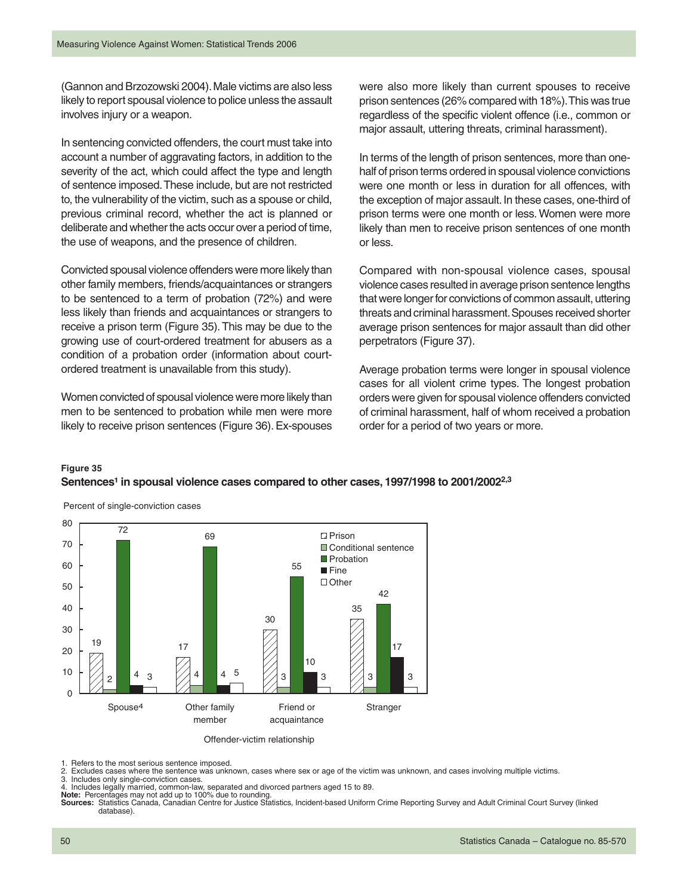(Gannon and Brzozowski 2004). Male victims are also less likely to report spousal violence to police unless the assault involves injury or a weapon.

In sentencing convicted offenders, the court must take into account a number of aggravating factors, in addition to the severity of the act, which could affect the type and length of sentence imposed. These include, but are not restricted to, the vulnerability of the victim, such as a spouse or child, previous criminal record, whether the act is planned or deliberate and whether the acts occur over a period of time, the use of weapons, and the presence of children.

Convicted spousal violence offenders were more likely than other family members, friends/acquaintances or strangers to be sentenced to a term of probation (72%) and were less likely than friends and acquaintances or strangers to receive a prison term (Figure 35). This may be due to the growing use of court-ordered treatment for abusers as a condition of a probation order (information about court-ordered treatment is unavailable from this study).

Women convicted of spousal violence were more likely than men to be sentenced to probation while men were more likely to receive prison sentences (Figure 36). Ex-spouses were also more likely than current spouses to receive prison sentences (26% compared with 18%). This was true regardless of the specific violent offence (i.e., common or major assault, uttering threats, criminal harassment).

In terms of the length of prison sentences, more than one-half of prison terms ordered in spousal violence convictions were one month or less in duration for all offences, with the exception of major assault. In these cases, one-third of prison terms were one month or less. Women were more likely than men to receive prison sentences of one month or less.

Compared with non-spousal violence cases, spousal violence cases resulted in average prison sentence lengths that were longer for convictions of common assault, uttering threats and criminal harassment. Spouses received shorter average prison sentences for major assault than did other perpetrators (Figure 37).

Average probation terms were longer in spousal violence cases for all violent crime types. The longest probation orders were given for spousal violence offenders convicted of criminal harassment, half of whom received a probation order for a period of two years or more.

**Figure 35**
**Sentences[1] in spousal violence cases compared to other cases, 1997/1998 to 2001/2002[2,3]**

Percent of single-conviction cases

| Offender-victim relationship | Prison | Conditional sentence | Probation | Fine | Other |
|---|---|---|---|---|---|
| Spouse[4] | 19 | 2 | 72 | 4 | 3 |
| Other family member | 17 | 4 | 69 | 4 | 5 |
| Friend or acquaintance | 30 | 3 | 55 | 10 | 3 |
| Stranger | 35 | 3 | 42 | 17 | 3 |

1. Refers to the most serious sentence imposed.
2. Excludes cases where the sentence was unknown, cases where sex or age of the victim was unknown, and cases involving multiple victims.
3. Includes only single-conviction cases.
4. Includes legally married, common-law, separated and divorced partners aged 15 to 89.

**Note:** Percentages may not add up to 100% due to rounding.

**Sources:** Statistics Canada, Canadian Centre for Justice Statistics, Incident-based Uniform Crime Reporting Survey and Adult Criminal Court Survey (linked database).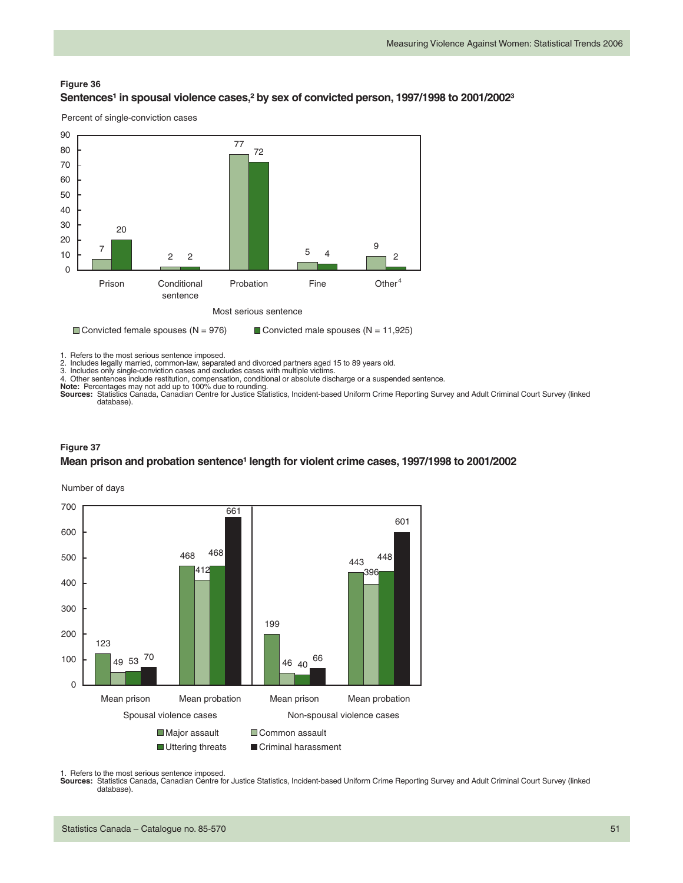**Figure 36**

**Sentences[1] in spousal violence cases,[2] by sex of convicted person, 1997/1998 to 2001/2002[3]**

Percent of single-conviction cases

| Most serious sentence | Convicted female spouses (N = 976) | Convicted male spouses (N = 11,925) |
|---|---|---|
| Prison | 7 | 20 |
| Conditional sentence | 2 | 2 |
| Probation | 77 | 72 |
| Fine | 5 | 4 |
| Other[4] | 9 | 2 |

1. Refers to the most serious sentence imposed.
2. Includes legally married, common-law, separated and divorced partners aged 15 to 89 years old.
3. Includes only single-conviction cases and excludes cases with multiple victims.
4. Other sentences include restitution, compensation, conditional or absolute discharge or a suspended sentence.

**Note:** Percentages may not add up to 100% due to rounding.

**Sources:** Statistics Canada, Canadian Centre for Justice Statistics, Incident-based Uniform Crime Reporting Survey and Adult Criminal Court Survey (linked database).

**Figure 37**

**Mean prison and probation sentence[1] length for violent crime cases, 1997/1998 to 2001/2002**

Number of days

| | Spousal violence cases | | Non-spousal violence cases | |
|---|---|---|---|---|
| | Mean prison | Mean probation | Mean prison | Mean probation |
| Major assault | 123 | 468 | 199 | 443 |
| Common assault | 49 | 412 | 46 | 396 |
| Uttering threats | 53 | 468 | 40 | 448 |
| Criminal harassment | 70 | 661 | 66 | 601 |

1. Refers to the most serious sentence imposed.

**Sources:** Statistics Canada, Canadian Centre for Justice Statistics, Incident-based Uniform Crime Reporting Survey and Adult Criminal Court Survey (linked database).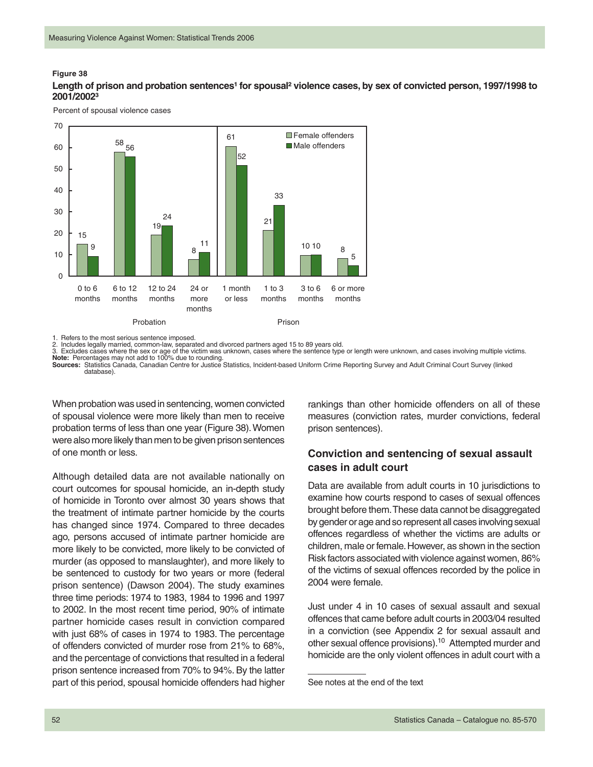**Figure 38**

**Length of prison and probation sentences[1] for spousal[2] violence cases, by sex of convicted person, 1997/1998 to 2001/2002[3]**

Percent of spousal violence cases

| | Sentence length | Female offenders | Male offenders |
|---|---|---|---|
| Probation | 0 to 6 months | 15 | 9 |
| | 6 to 12 months | 58 | 56 |
| | 12 to 24 months | 19 | 24 |
| | 24 or more months | 8 | 11 |
| Prison | 1 month or less | 61 | 52 |
| | 1 to 3 months | 21 | 33 |
| | 3 to 6 months | 10 | 10 |
| | 6 or more months | 8 | 5 |

1. Refers to the most serious sentence imposed.
2. Includes legally married, common-law, separated and divorced partners aged 15 to 89 years old.
3. Excludes cases where the sex or age of the victim was unknown, cases where the sentence type or length were unknown, and cases involving multiple victims.

**Note:** Percentages may not add to 100% due to rounding.

**Sources:** Statistics Canada, Canadian Centre for Justice Statistics, Incident-based Uniform Crime Reporting Survey and Adult Criminal Court Survey (linked database).

When probation was used in sentencing, women convicted of spousal violence were more likely than men to receive probation terms of less than one year (Figure 38). Women were also more likely than men to be given prison sentences of one month or less.

Although detailed data are not available nationally on court outcomes for spousal homicide, an in-depth study of homicide in Toronto over almost 30 years shows that the treatment of intimate partner homicide by the courts has changed since 1974. Compared to three decades ago, persons accused of intimate partner homicide are more likely to be convicted, more likely to be convicted of murder (as opposed to manslaughter), and more likely to be sentenced to custody for two years or more (federal prison sentence) (Dawson 2004). The study examines three time periods: 1974 to 1983, 1984 to 1996 and 1997 to 2002. In the most recent time period, 90% of intimate partner homicide cases result in conviction compared with just 68% of cases in 1974 to 1983. The percentage of offenders convicted of murder rose from 21% to 68%, and the percentage of convictions that resulted in a federal prison sentence increased from 70% to 94%. By the latter part of this period, spousal homicide offenders had higher rankings than other homicide offenders on all of these measures (conviction rates, murder convictions, federal prison sentences).

### Conviction and sentencing of sexual assault cases in adult court

Data are available from adult courts in 10 jurisdictions to examine how courts respond to cases of sexual offences brought before them. These data cannot be disaggregated by gender or age and so represent all cases involving sexual offences regardless of whether the victims are adults or children, male or female. However, as shown in the section Risk factors associated with violence against women, 86% of the victims of sexual offences recorded by the police in 2004 were female.

Just under 4 in 10 cases of sexual assault and sexual offences that came before adult courts in 2003/04 resulted in a conviction (see Appendix 2 for sexual assault and other sexual offence provisions).[10] Attempted murder and homicide are the only violent offences in adult court with a

See notes at the end of the text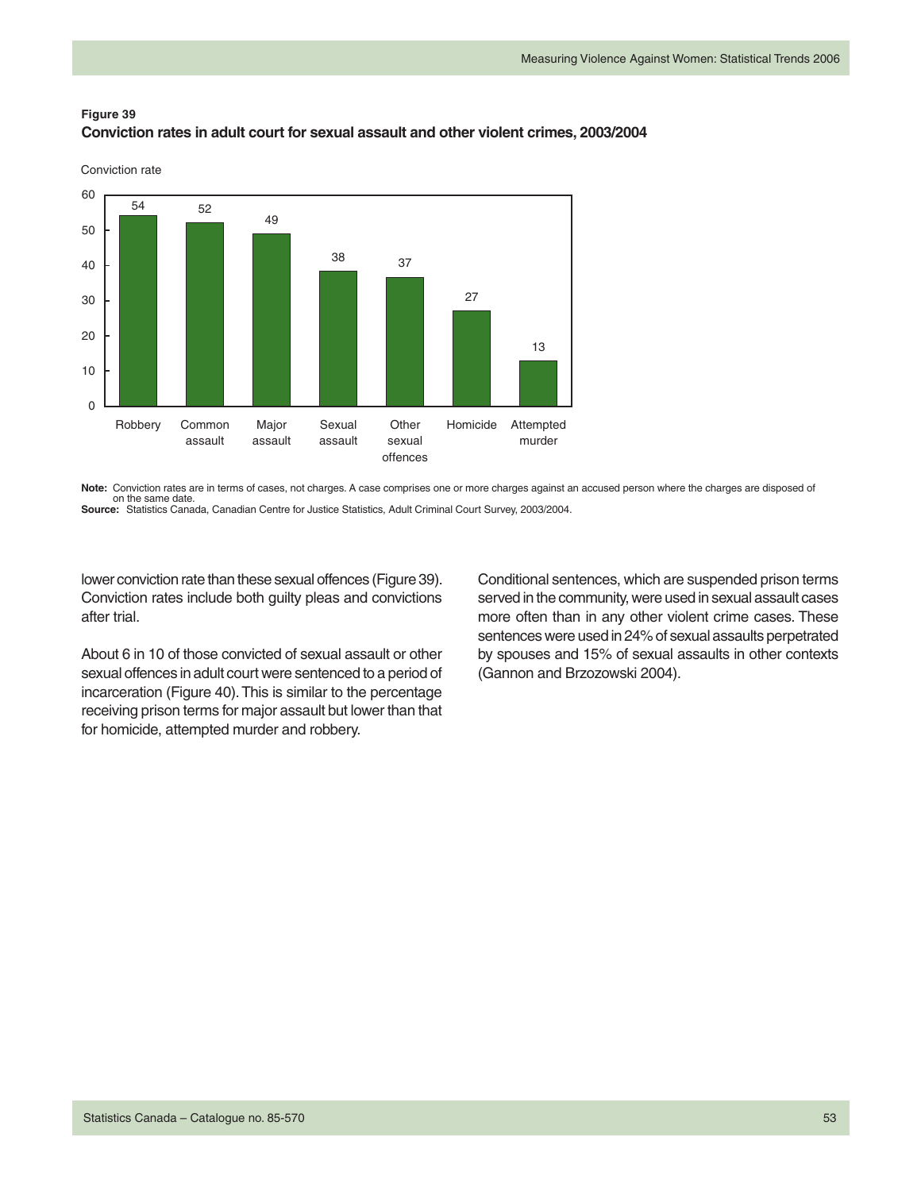**Figure 39**
**Conviction rates in adult court for sexual assault and other violent crimes, 2003/2004**

| Offence | Conviction rate |
| --- | --- |
| Robbery | 54 |
| Common assault | 52 |
| Major assault | 49 |
| Sexual assault | 38 |
| Other sexual offences | 37 |
| Homicide | 27 |
| Attempted murder | 13 |

**Note:** Conviction rates are in terms of cases, not charges. A case comprises one or more charges against an accused person where the charges are disposed of on the same date.
**Source:** Statistics Canada, Canadian Centre for Justice Statistics, Adult Criminal Court Survey, 2003/2004.

lower conviction rate than these sexual offences (Figure 39). Conviction rates include both guilty pleas and convictions after trial.

About 6 in 10 of those convicted of sexual assault or other sexual offences in adult court were sentenced to a period of incarceration (Figure 40). This is similar to the percentage receiving prison terms for major assault but lower than that for homicide, attempted murder and robbery.

Conditional sentences, which are suspended prison terms served in the community, were used in sexual assault cases more often than in any other violent crime cases. These sentences were used in 24% of sexual assaults perpetrated by spouses and 15% of sexual assaults in other contexts (Gannon and Brzozowski 2004).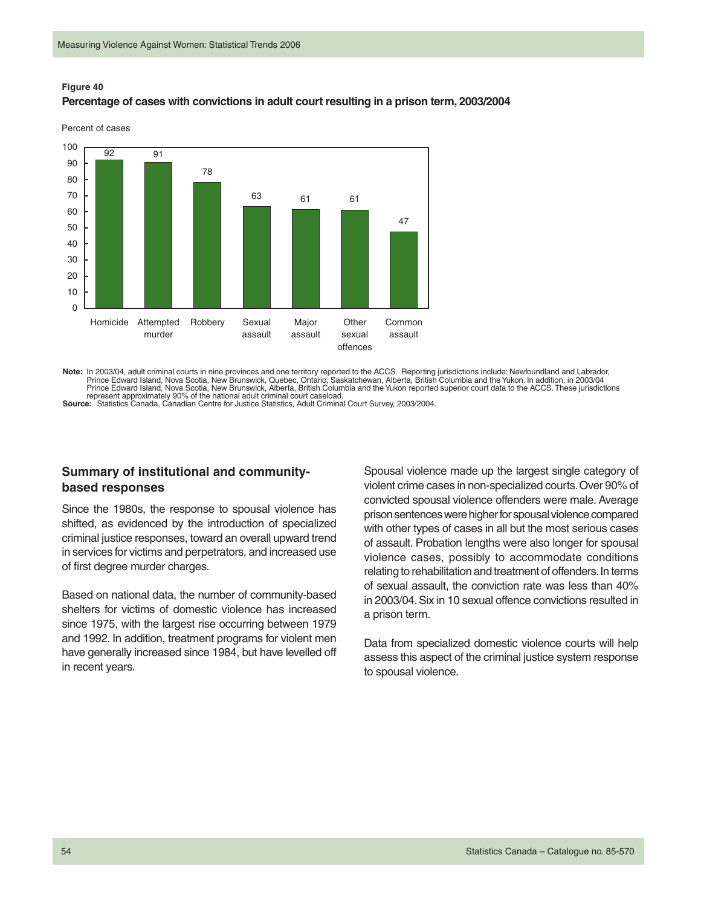**Figure 40**

**Percentage of cases with convictions in adult court resulting in a prison term, 2003/2004**

| Offence | Percent of cases |
|---|---|
| Homicide | 92 |
| Attempted murder | 91 |
| Robbery | 78 |
| Sexual assault | 63 |
| Major assault | 61 |
| Other sexual offences | 61 |
| Common assault | 47 |

**Note:** In 2003/04, adult criminal courts in nine provinces and one territory reported to the ACCS. Reporting jurisdictions include: Newfoundland and Labrador, Prince Edward Island, Nova Scotia, New Brunswick, Quebec, Ontario, Saskatchewan, Alberta, British Columbia and the Yukon. In addition, in 2003/04 Prince Edward Island, Nova Scotia, New Brunswick, Alberta, British Columbia and the Yukon reported superior court data to the ACCS. These jurisdictions represent approximately 90% of the national adult criminal court caseload.

**Source:** Statistics Canada, Canadian Centre for Justice Statistics, Adult Criminal Court Survey, 2003/2004.

## Summary of institutional and community-based responses

Since the 1980s, the response to spousal violence has shifted, as evidenced by the introduction of specialized criminal justice responses, toward an overall upward trend in services for victims and perpetrators, and increased use of first degree murder charges.

Based on national data, the number of community-based shelters for victims of domestic violence has increased since 1975, with the largest rise occurring between 1979 and 1992. In addition, treatment programs for violent men have generally increased since 1984, but have levelled off in recent years.

Spousal violence made up the largest single category of violent crime cases in non-specialized courts. Over 90% of convicted spousal violence offenders were male. Average prison sentences were higher for spousal violence compared with other types of cases in all but the most serious cases of assault. Probation lengths were also longer for spousal violence cases, possibly to accommodate conditions relating to rehabilitation and treatment of offenders. In terms of sexual assault, the conviction rate was less than 40% in 2003/04. Six in 10 sexual offence convictions resulted in a prison term.

Data from specialized domestic violence courts will help assess this aspect of the criminal justice system response to spousal violence.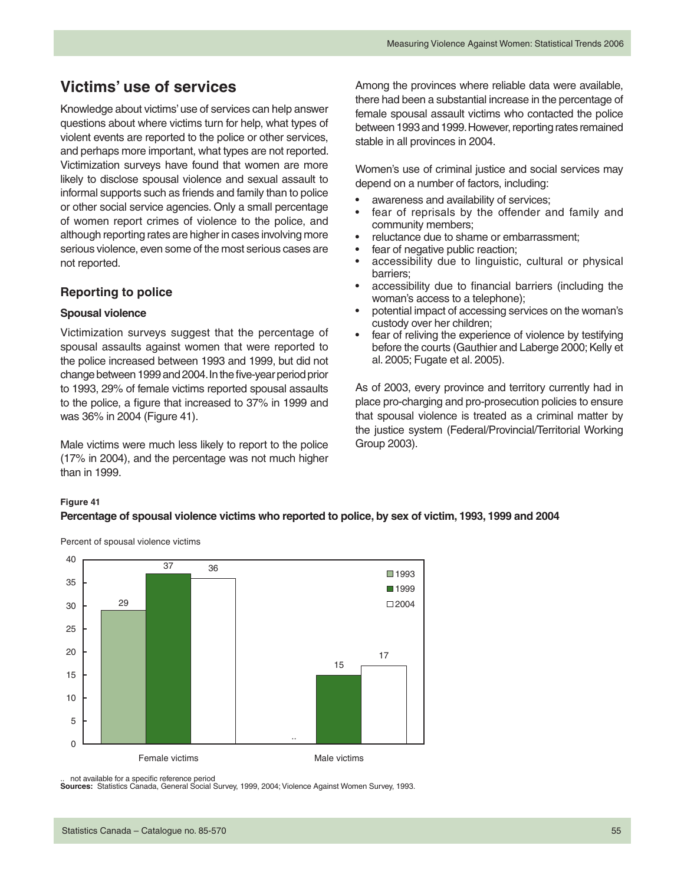## Victims' use of services

Knowledge about victims' use of services can help answer questions about where victims turn for help, what types of violent events are reported to the police or other services, and perhaps more important, what types are not reported. Victimization surveys have found that women are more likely to disclose spousal violence and sexual assault to informal supports such as friends and family than to police or other social service agencies. Only a small percentage of women report crimes of violence to the police, and although reporting rates are higher in cases involving more serious violence, even some of the most serious cases are not reported.

### Reporting to police

#### Spousal violence

Victimization surveys suggest that the percentage of spousal assaults against women that were reported to the police increased between 1993 and 1999, but did not change between 1999 and 2004. In the five-year period prior to 1993, 29% of female victims reported spousal assaults to the police, a figure that increased to 37% in 1999 and was 36% in 2004 (Figure 41).

Male victims were much less likely to report to the police (17% in 2004), and the percentage was not much higher than in 1999.

Among the provinces where reliable data were available, there had been a substantial increase in the percentage of female spousal assault victims who contacted the police between 1993 and 1999. However, reporting rates remained stable in all provinces in 2004.

Women's use of criminal justice and social services may depend on a number of factors, including:

- awareness and availability of services;
- fear of reprisals by the offender and family and community members;
- reluctance due to shame or embarrassment;
- fear of negative public reaction;
- accessibility due to linguistic, cultural or physical barriers;
- accessibility due to financial barriers (including the woman's access to a telephone);
- potential impact of accessing services on the woman's custody over her children;
- fear of reliving the experience of violence by testifying before the courts (Gauthier and Laberge 2000; Kelly et al. 2005; Fugate et al. 2005).

As of 2003, every province and territory currently had in place pro-charging and pro-prosecution policies to ensure that spousal violence is treated as a criminal matter by the justice system (Federal/Provincial/Territorial Working Group 2003).

**Figure 41**

**Percentage of spousal violence victims who reported to police, by sex of victim, 1993, 1999 and 2004**

Percent of spousal violence victims

| | 1993 | 1999 | 2004 |
|---|---|---|---|
| Female victims | 29 | 37 | 36 |
| Male victims | .. | 15 | 17 |

.. not available for a specific reference period

**Sources:** Statistics Canada, General Social Survey, 1999, 2004; Violence Against Women Survey, 1993.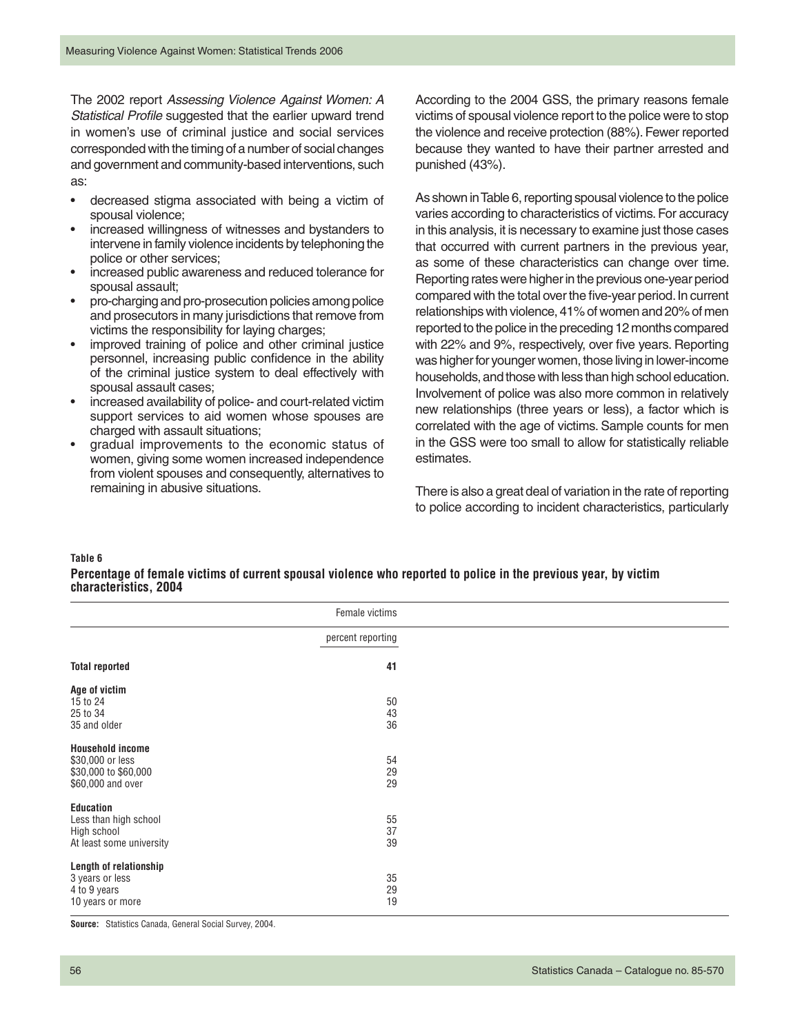The 2002 report *Assessing Violence Against Women: A Statistical Profile* suggested that the earlier upward trend in women's use of criminal justice and social services corresponded with the timing of a number of social changes and government and community-based interventions, such as:

- decreased stigma associated with being a victim of spousal violence;
- increased willingness of witnesses and bystanders to intervene in family violence incidents by telephoning the police or other services;
- increased public awareness and reduced tolerance for spousal assault;
- pro-charging and pro-prosecution policies among police and prosecutors in many jurisdictions that remove from victims the responsibility for laying charges;
- improved training of police and other criminal justice personnel, increasing public confidence in the ability of the criminal justice system to deal effectively with spousal assault cases;
- increased availability of police- and court-related victim support services to aid women whose spouses are charged with assault situations;
- gradual improvements to the economic status of women, giving some women increased independence from violent spouses and consequently, alternatives to remaining in abusive situations.

According to the 2004 GSS, the primary reasons female victims of spousal violence report to the police were to stop the violence and receive protection (88%). Fewer reported because they wanted to have their partner arrested and punished (43%).

As shown in Table 6, reporting spousal violence to the police varies according to characteristics of victims. For accuracy in this analysis, it is necessary to examine just those cases that occurred with current partners in the previous year, as some of these characteristics can change over time. Reporting rates were higher in the previous one-year period compared with the total over the five-year period. In current relationships with violence, 41% of women and 20% of men reported to the police in the preceding 12 months compared with 22% and 9%, respectively, over five years. Reporting was higher for younger women, those living in lower-income households, and those with less than high school education. Involvement of police was also more common in relatively new relationships (three years or less), a factor which is correlated with the age of victims. Sample counts for men in the GSS were too small to allow for statistically reliable estimates.

There is also a great deal of variation in the rate of reporting to police according to incident characteristics, particularly

**Table 6**

**Percentage of female victims of current spousal violence who reported to police in the previous year, by victim characteristics, 2004**

| | Female victims |
|---|---|
| | percent reporting |
| **Total reported** | **41** |
| **Age of victim** | |
| 15 to 24 | 50 |
| 25 to 34 | 43 |
| 35 and older | 36 |
| **Household income** | |
| $30,000 or less | 54 |
| $30,000 to $60,000 | 29 |
| $60,000 and over | 29 |
| **Education** | |
| Less than high school | 55 |
| High school | 37 |
| At least some university | 39 |
| **Length of relationship** | |
| 3 years or less | 35 |
| 4 to 9 years | 29 |
| 10 years or more | 19 |

**Source:** Statistics Canada, General Social Survey, 2004.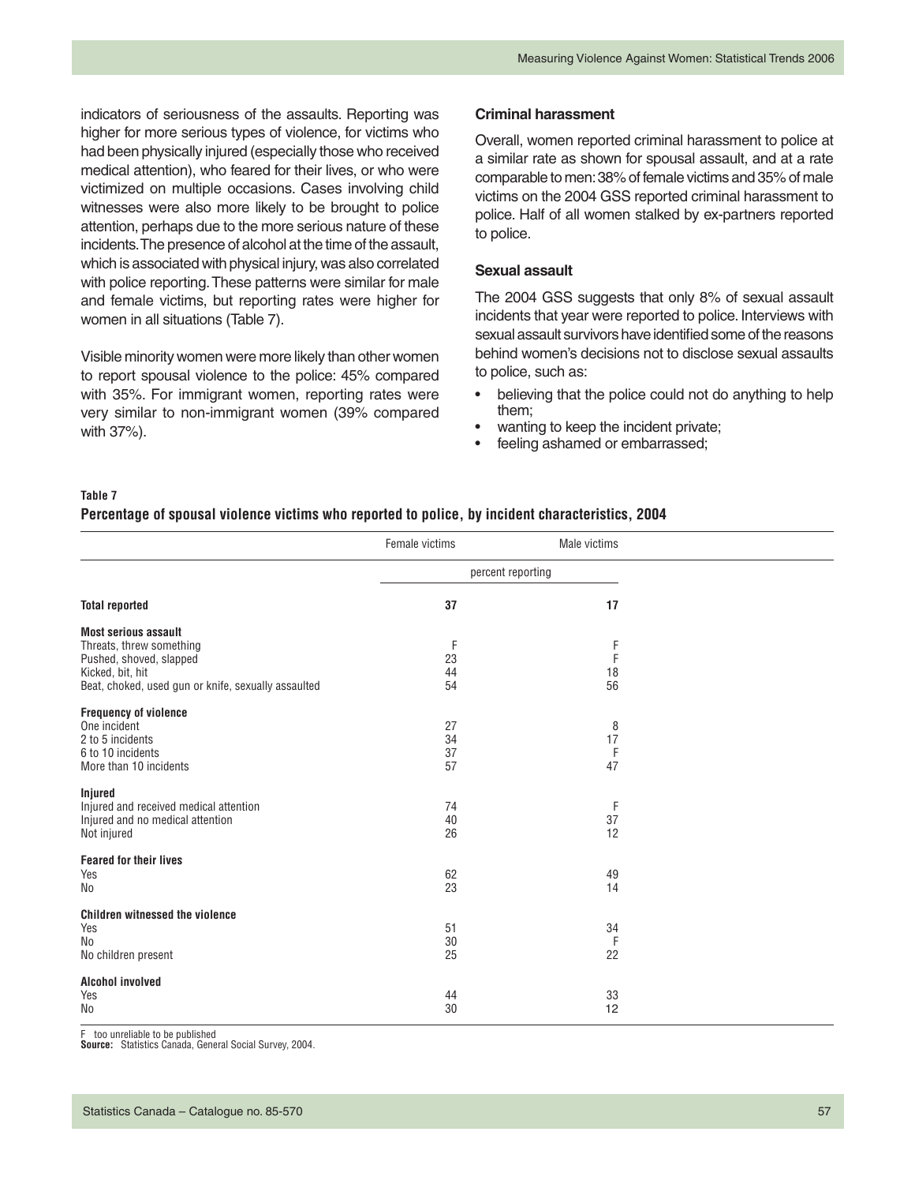indicators of seriousness of the assaults. Reporting was higher for more serious types of violence, for victims who had been physically injured (especially those who received medical attention), who feared for their lives, or who were victimized on multiple occasions. Cases involving child witnesses were also more likely to be brought to police attention, perhaps due to the more serious nature of these incidents. The presence of alcohol at the time of the assault, which is associated with physical injury, was also correlated with police reporting. These patterns were similar for male and female victims, but reporting rates were higher for women in all situations (Table 7).

Visible minority women were more likely than other women to report spousal violence to the police: 45% compared with 35%. For immigrant women, reporting rates were very similar to non-immigrant women (39% compared with 37%).

### Criminal harassment

Overall, women reported criminal harassment to police at a similar rate as shown for spousal assault, and at a rate comparable to men: 38% of female victims and 35% of male victims on the 2004 GSS reported criminal harassment to police. Half of all women stalked by ex-partners reported to police.

### Sexual assault

The 2004 GSS suggests that only 8% of sexual assault incidents that year were reported to police. Interviews with sexual assault survivors have identified some of the reasons behind women's decisions not to disclose sexual assaults to police, such as:

- believing that the police could not do anything to help them;
- wanting to keep the incident private;
- feeling ashamed or embarrassed;

**Table 7**

**Percentage of spousal violence victims who reported to police, by incident characteristics, 2004**

| | Female victims | Male victims |
|---|---|---|
| | percent reporting | |
| **Total reported** | **37** | **17** |
| **Most serious assault** | | |
| Threats, threw something | F | F |
| Pushed, shoved, slapped | 23 | F |
| Kicked, bit, hit | 44 | 18 |
| Beat, choked, used gun or knife, sexually assaulted | 54 | 56 |
| **Frequency of violence** | | |
| One incident | 27 | 8 |
| 2 to 5 incidents | 34 | 17 |
| 6 to 10 incidents | 37 | F |
| More than 10 incidents | 57 | 47 |
| **Injured** | | |
| Injured and received medical attention | 74 | F |
| Injured and no medical attention | 40 | 37 |
| Not injured | 26 | 12 |
| **Feared for their lives** | | |
| Yes | 62 | 49 |
| No | 23 | 14 |
| **Children witnessed the violence** | | |
| Yes | 51 | 34 |
| No | 30 | F |
| No children present | 25 | 22 |
| **Alcohol involved** | | |
| Yes | 44 | 33 |
| No | 30 | 12 |

F too unreliable to be published
**Source:** Statistics Canada, General Social Survey, 2004.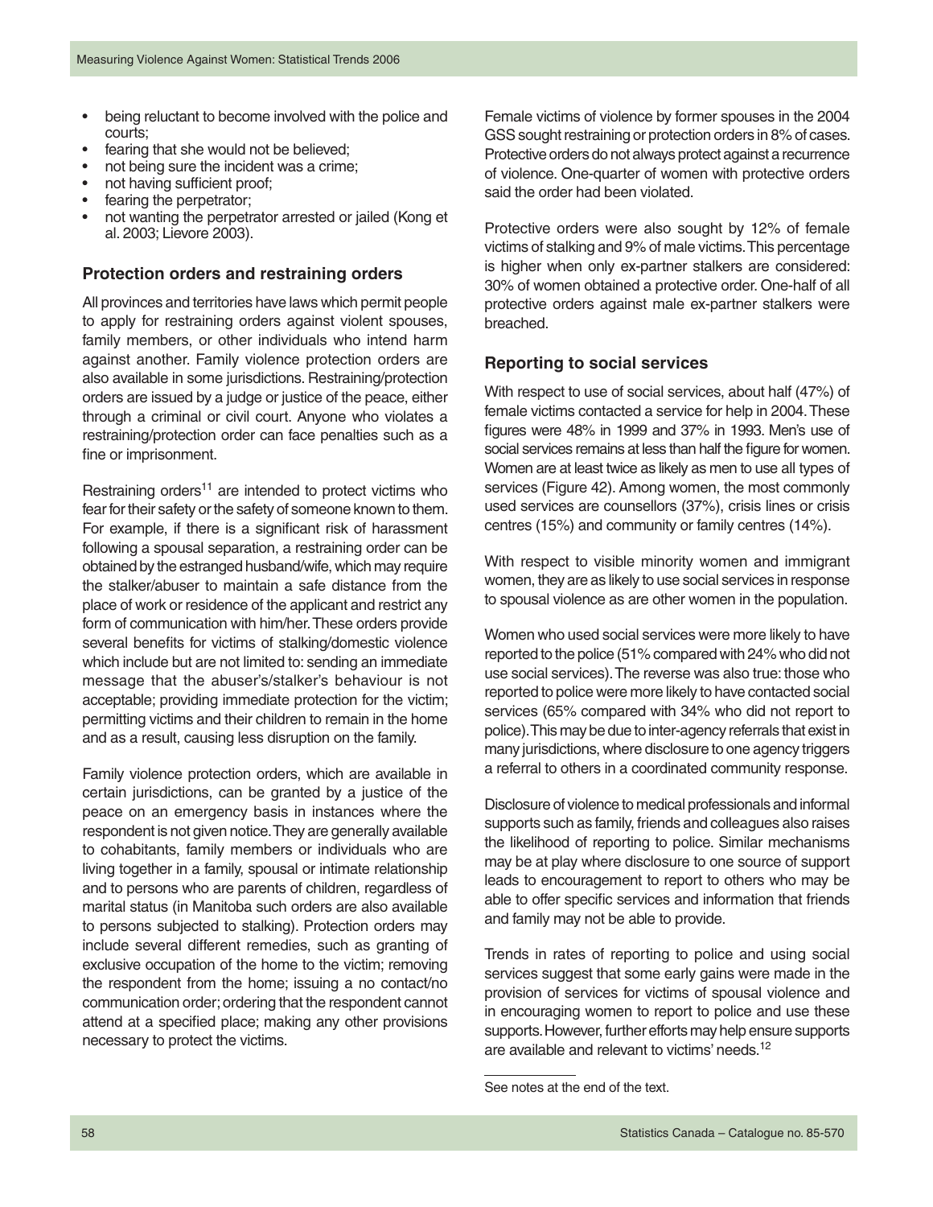- being reluctant to become involved with the police and courts;
- fearing that she would not be believed;
- not being sure the incident was a crime;
- not having sufficient proof;
- fearing the perpetrator;
- not wanting the perpetrator arrested or jailed (Kong et al. 2003; Lievore 2003).

### Protection orders and restraining orders

All provinces and territories have laws which permit people to apply for restraining orders against violent spouses, family members, or other individuals who intend harm against another. Family violence protection orders are also available in some jurisdictions. Restraining/protection orders are issued by a judge or justice of the peace, either through a criminal or civil court. Anyone who violates a restraining/protection order can face penalties such as a fine or imprisonment.

Restraining orders[11] are intended to protect victims who fear for their safety or the safety of someone known to them. For example, if there is a significant risk of harassment following a spousal separation, a restraining order can be obtained by the estranged husband/wife, which may require the stalker/abuser to maintain a safe distance from the place of work or residence of the applicant and restrict any form of communication with him/her. These orders provide several benefits for victims of stalking/domestic violence which include but are not limited to: sending an immediate message that the abuser's/stalker's behaviour is not acceptable; providing immediate protection for the victim; permitting victims and their children to remain in the home and as a result, causing less disruption on the family.

Family violence protection orders, which are available in certain jurisdictions, can be granted by a justice of the peace on an emergency basis in instances where the respondent is not given notice. They are generally available to cohabitants, family members or individuals who are living together in a family, spousal or intimate relationship and to persons who are parents of children, regardless of marital status (in Manitoba such orders are also available to persons subjected to stalking). Protection orders may include several different remedies, such as granting of exclusive occupation of the home to the victim; removing the respondent from the home; issuing a no contact/no communication order; ordering that the respondent cannot attend at a specified place; making any other provisions necessary to protect the victims.

Female victims of violence by former spouses in the 2004 GSS sought restraining or protection orders in 8% of cases. Protective orders do not always protect against a recurrence of violence. One-quarter of women with protective orders said the order had been violated.

Protective orders were also sought by 12% of female victims of stalking and 9% of male victims. This percentage is higher when only ex-partner stalkers are considered: 30% of women obtained a protective order. One-half of all protective orders against male ex-partner stalkers were breached.

### Reporting to social services

With respect to use of social services, about half (47%) of female victims contacted a service for help in 2004. These figures were 48% in 1999 and 37% in 1993. Men's use of social services remains at less than half the figure for women. Women are at least twice as likely as men to use all types of services (Figure 42). Among women, the most commonly used services are counsellors (37%), crisis lines or crisis centres (15%) and community or family centres (14%).

With respect to visible minority women and immigrant women, they are as likely to use social services in response to spousal violence as are other women in the population.

Women who used social services were more likely to have reported to the police (51% compared with 24% who did not use social services). The reverse was also true: those who reported to police were more likely to have contacted social services (65% compared with 34% who did not report to police). This may be due to inter-agency referrals that exist in many jurisdictions, where disclosure to one agency triggers a referral to others in a coordinated community response.

Disclosure of violence to medical professionals and informal supports such as family, friends and colleagues also raises the likelihood of reporting to police. Similar mechanisms may be at play where disclosure to one source of support leads to encouragement to report to others who may be able to offer specific services and information that friends and family may not be able to provide.

Trends in rates of reporting to police and using social services suggest that some early gains were made in the provision of services for victims of spousal violence and in encouraging women to report to police and use these supports. However, further efforts may help ensure supports are available and relevant to victims' needs.[12]

See notes at the end of the text.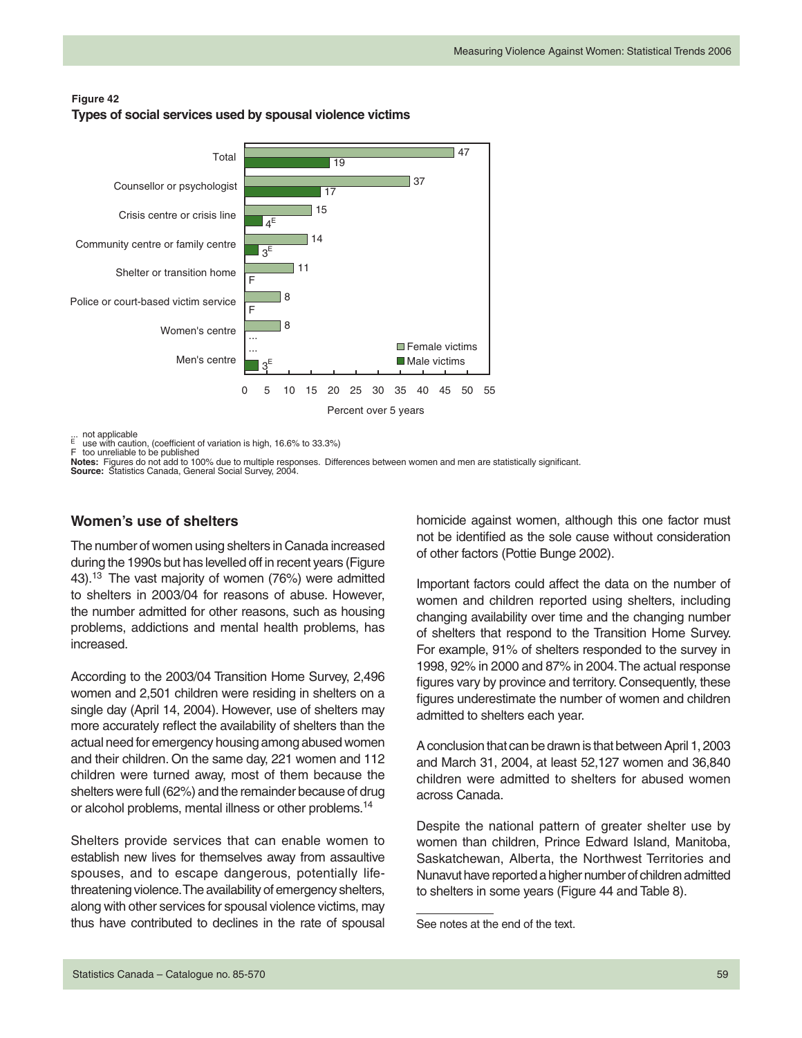**Figure 42**
**Types of social services used by spousal violence victims**

| | Female victims | Male victims |
|---|---|---|
| Total | 47 | 19 |
| Counsellor or psychologist | 37 | 17 |
| Crisis centre or crisis line | 15 | 4E |
| Community centre or family centre | 14 | 3E |
| Shelter or transition home | 11 | F |
| Police or court-based victim service | 8 | F |
| Women's centre | 8 | ... |
| Men's centre | ... | 3E |

Percent over 5 years

... not applicable
E use with caution, (coefficient of variation is high, 16.6% to 33.3%)
F too unreliable to be published
**Notes:** Figures do not add to 100% due to multiple responses. Differences between women and men are statistically significant.
**Source:** Statistics Canada, General Social Survey, 2004.

## Women's use of shelters

The number of women using shelters in Canada increased during the 1990s but has levelled off in recent years (Figure 43).[13] The vast majority of women (76%) were admitted to shelters in 2003/04 for reasons of abuse. However, the number admitted for other reasons, such as housing problems, addictions and mental health problems, has increased.

According to the 2003/04 Transition Home Survey, 2,496 women and 2,501 children were residing in shelters on a single day (April 14, 2004). However, use of shelters may more accurately reflect the availability of shelters than the actual need for emergency housing among abused women and their children. On the same day, 221 women and 112 children were turned away, most of them because the shelters were full (62%) and the remainder because of drug or alcohol problems, mental illness or other problems.[14]

Shelters provide services that can enable women to establish new lives for themselves away from assaultive spouses, and to escape dangerous, potentially life-threatening violence. The availability of emergency shelters, along with other services for spousal violence victims, may thus have contributed to declines in the rate of spousal homicide against women, although this one factor must not be identified as the sole cause without consideration of other factors (Pottie Bunge 2002).

Important factors could affect the data on the number of women and children reported using shelters, including changing availability over time and the changing number of shelters that respond to the Transition Home Survey. For example, 91% of shelters responded to the survey in 1998, 92% in 2000 and 87% in 2004. The actual response figures vary by province and territory. Consequently, these figures underestimate the number of women and children admitted to shelters each year.

A conclusion that can be drawn is that between April 1, 2003 and March 31, 2004, at least 52,127 women and 36,840 children were admitted to shelters for abused women across Canada.

Despite the national pattern of greater shelter use by women than children, Prince Edward Island, Manitoba, Saskatchewan, Alberta, the Northwest Territories and Nunavut have reported a higher number of children admitted to shelters in some years (Figure 44 and Table 8).

See notes at the end of the text.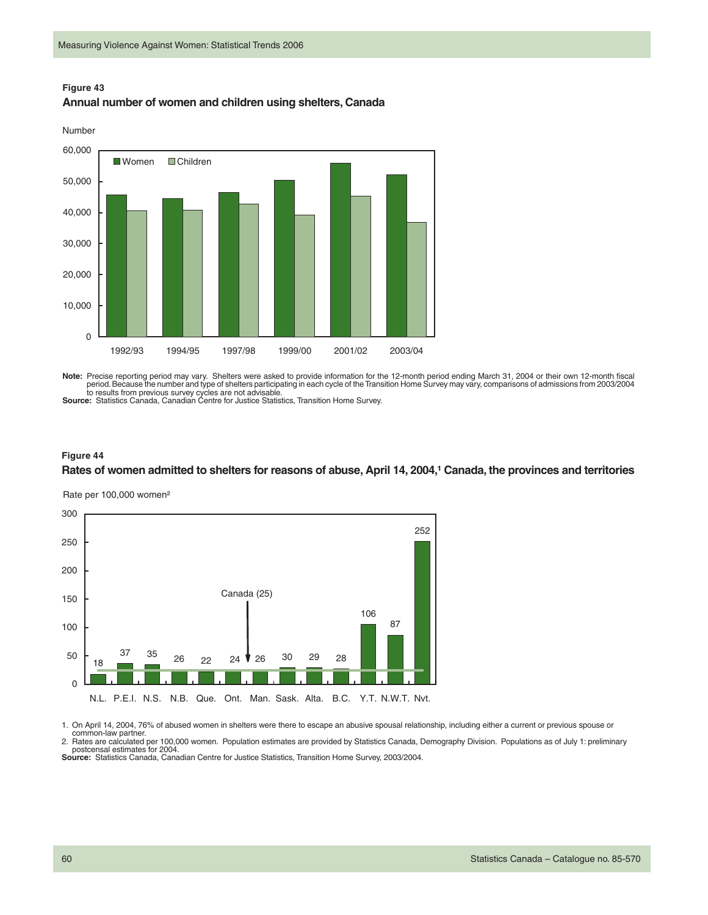**Figure 43**

**Annual number of women and children using shelters, Canada**

Number

| | Women | Children |
|---|---|---|
| 1992/93 | | |
| 1994/95 | | |
| 1997/98 | | |
| 1999/00 | | |
| 2001/02 | | |
| 2003/04 | | |

**Note:** Precise reporting period may vary. Shelters were asked to provide information for the 12-month period ending March 31, 2004 or their own 12-month fiscal period. Because the number and type of shelters participating in each cycle of the Transition Home Survey may vary, comparisons of admissions from 2003/2004 to results from previous survey cycles are not advisable.

**Source:** Statistics Canada, Canadian Centre for Justice Statistics, Transition Home Survey.

**Figure 44**

**Rates of women admitted to shelters for reasons of abuse, April 14, 2004,[1] Canada, the provinces and territories**

Rate per 100,000 women[2]

| Province/Territory | Rate |
|---|---|
| N.L. | 18 |
| P.E.I. | 37 |
| N.S. | 35 |
| N.B. | 26 |
| Que. | 22 |
| Ont. | 24 |
| Man. | 26 |
| Sask. | 30 |
| Alta. | 29 |
| B.C. | 28 |
| Y.T. | 106 |
| N.W.T. | 87 |
| Nvt. | 252 |

Canada (25)

1. On April 14, 2004, 76% of abused women in shelters were there to escape an abusive spousal relationship, including either a current or previous spouse or common-law partner.
2. Rates are calculated per 100,000 women. Population estimates are provided by Statistics Canada, Demography Division. Populations as of July 1: preliminary postcensal estimates for 2004.

**Source:** Statistics Canada, Canadian Centre for Justice Statistics, Transition Home Survey, 2003/2004.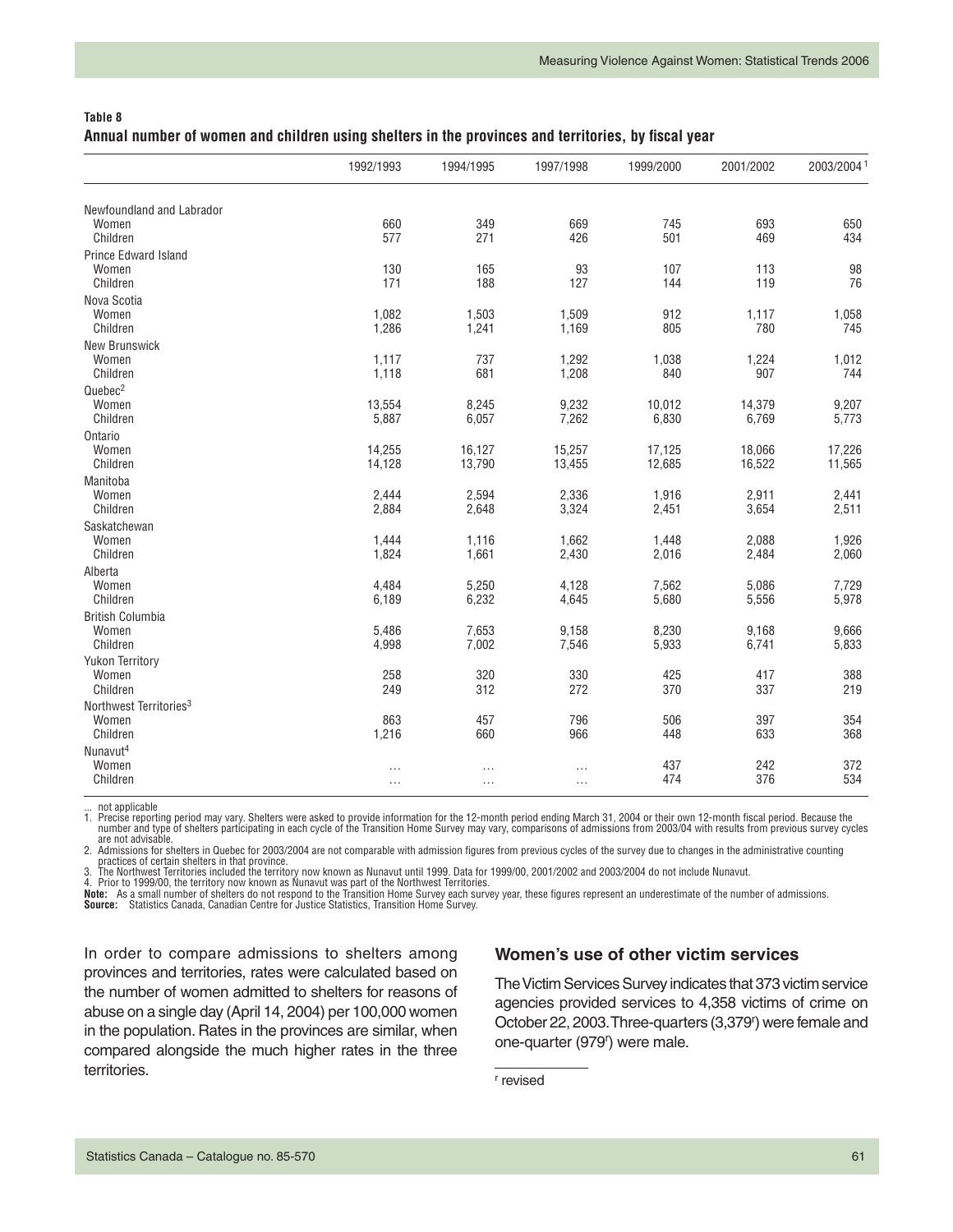**Table 8**
**Annual number of women and children using shelters in the provinces and territories, by fiscal year**

| | 1992/1993 | 1994/1995 | 1997/1998 | 1999/2000 | 2001/2002 | 2003/2004[1] |
|---|---|---|---|---|---|---|
| Newfoundland and Labrador | | | | | | |
| Women | 660 | 349 | 669 | 745 | 693 | 650 |
| Children | 577 | 271 | 426 | 501 | 469 | 434 |
| Prince Edward Island | | | | | | |
| Women | 130 | 165 | 93 | 107 | 113 | 98 |
| Children | 171 | 188 | 127 | 144 | 119 | 76 |
| Nova Scotia | | | | | | |
| Women | 1,082 | 1,503 | 1,509 | 912 | 1,117 | 1,058 |
| Children | 1,286 | 1,241 | 1,169 | 805 | 780 | 745 |
| New Brunswick | | | | | | |
| Women | 1,117 | 737 | 1,292 | 1,038 | 1,224 | 1,012 |
| Children | 1,118 | 681 | 1,208 | 840 | 907 | 744 |
| Quebec[2] | | | | | | |
| Women | 13,554 | 8,245 | 9,232 | 10,012 | 14,379 | 9,207 |
| Children | 5,887 | 6,057 | 7,262 | 6,830 | 6,769 | 5,773 |
| Ontario | | | | | | |
| Women | 14,255 | 16,127 | 15,257 | 17,125 | 18,066 | 17,226 |
| Children | 14,128 | 13,790 | 13,455 | 12,685 | 16,522 | 11,565 |
| Manitoba | | | | | | |
| Women | 2,444 | 2,594 | 2,336 | 1,916 | 2,911 | 2,441 |
| Children | 2,884 | 2,648 | 3,324 | 2,451 | 3,654 | 2,511 |
| Saskatchewan | | | | | | |
| Women | 1,444 | 1,116 | 1,662 | 1,448 | 2,088 | 1,926 |
| Children | 1,824 | 1,661 | 2,430 | 2,016 | 2,484 | 2,060 |
| Alberta | | | | | | |
| Women | 4,484 | 5,250 | 4,128 | 7,562 | 5,086 | 7,729 |
| Children | 6,189 | 6,232 | 4,645 | 5,680 | 5,556 | 5,978 |
| British Columbia | | | | | | |
| Women | 5,486 | 7,653 | 9,158 | 8,230 | 9,168 | 9,666 |
| Children | 4,998 | 7,002 | 7,546 | 5,933 | 6,741 | 5,833 |
| Yukon Territory | | | | | | |
| Women | 258 | 320 | 330 | 425 | 417 | 388 |
| Children | 249 | 312 | 272 | 370 | 337 | 219 |
| Northwest Territories[3] | | | | | | |
| Women | 863 | 457 | 796 | 506 | 397 | 354 |
| Children | 1,216 | 660 | 966 | 448 | 633 | 368 |
| Nunavut[4] | | | | | | |
| Women | ... | ... | ... | 437 | 242 | 372 |
| Children | ... | ... | ... | 474 | 376 | 534 |

... not applicable
1. Precise reporting period may vary. Shelters were asked to provide information for the 12-month period ending March 31, 2004 or their own 12-month fiscal period. Because the number and type of shelters participating in each cycle of the Transition Home Survey may vary, comparisons of admissions from 2003/04 with results from previous survey cycles are not advisable.
2. Admissions for shelters in Quebec for 2003/2004 are not comparable with admission figures from previous cycles of the survey due to changes in the administrative counting practices of certain shelters in that province.
3. The Northwest Territories included the territory now known as Nunavut until 1999. Data for 1999/00, 2001/2002 and 2003/2004 do not include Nunavut.
4. Prior to 1999/00, the territory now known as Nunavut was part of the Northwest Territories.

**Note:** As a small number of shelters do not respond to the Transition Home Survey each survey year, these figures represent an underestimate of the number of admissions.
**Source:** Statistics Canada, Canadian Centre for Justice Statistics, Transition Home Survey.

In order to compare admissions to shelters among provinces and territories, rates were calculated based on the number of women admitted to shelters for reasons of abuse on a single day (April 14, 2004) per 100,000 women in the population. Rates in the provinces are similar, when compared alongside the much higher rates in the three territories.

## Women's use of other victim services

The Victim Services Survey indicates that 373 victim service agencies provided services to 4,358 victims of crime on October 22, 2003. Three-quarters (3,379[r]) were female and one-quarter (979[r]) were male.

[r] revised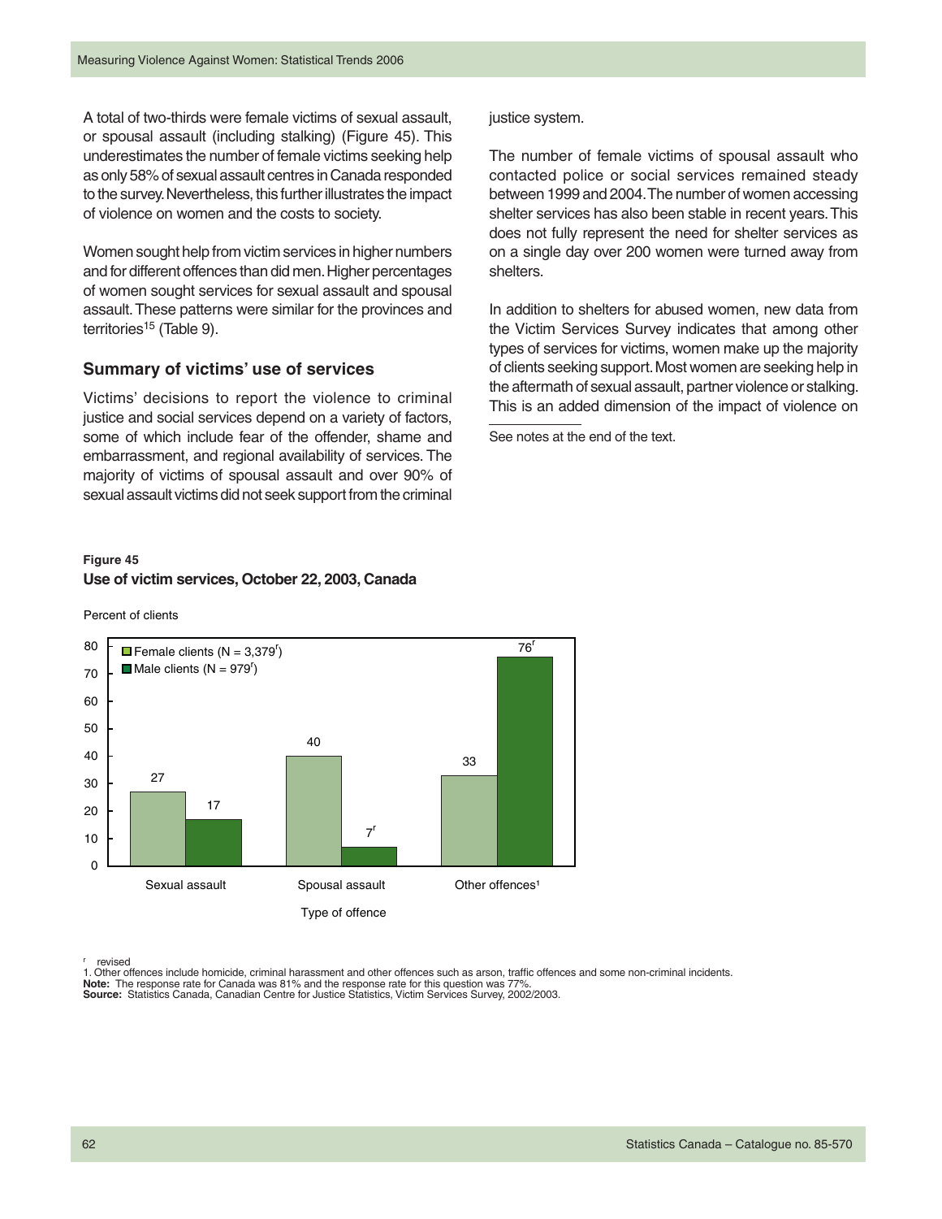A total of two-thirds were female victims of sexual assault, or spousal assault (including stalking) (Figure 45). This underestimates the number of female victims seeking help as only 58% of sexual assault centres in Canada responded to the survey. Nevertheless, this further illustrates the impact of violence on women and the costs to society.

Women sought help from victim services in higher numbers and for different offences than did men. Higher percentages of women sought services for sexual assault and spousal assault. These patterns were similar for the provinces and territories[15] (Table 9).

## Summary of victims' use of services

Victims' decisions to report the violence to criminal justice and social services depend on a variety of factors, some of which include fear of the offender, shame and embarrassment, and regional availability of services. The majority of victims of spousal assault and over 90% of sexual assault victims did not seek support from the criminal justice system.

The number of female victims of spousal assault who contacted police or social services remained steady between 1999 and 2004. The number of women accessing shelter services has also been stable in recent years. This does not fully represent the need for shelter services as on a single day over 200 women were turned away from shelters.

In addition to shelters for abused women, new data from the Victim Services Survey indicates that among other types of services for victims, women make up the majority of clients seeking support. Most women are seeking help in the aftermath of sexual assault, partner violence or stalking. This is an added dimension of the impact of violence on

See notes at the end of the text.

**Figure 45**
**Use of victim services, October 22, 2003, Canada**

Percent of clients

| Type of offence | Female clients (N = 3,379[r]) | Male clients (N = 979[r]) |
|---|---|---|
| Sexual assault | 27 | 17 |
| Spousal assault | 40 | 7[r] |
| Other offences[1] | 33 | 76[r] |

[r] revised
1. Other offences include homicide, criminal harassment and other offences such as arson, traffic offences and some non-criminal incidents.
**Note:** The response rate for Canada was 81% and the response rate for this question was 77%.
**Source:** Statistics Canada, Canadian Centre for Justice Statistics, Victim Services Survey, 2002/2003.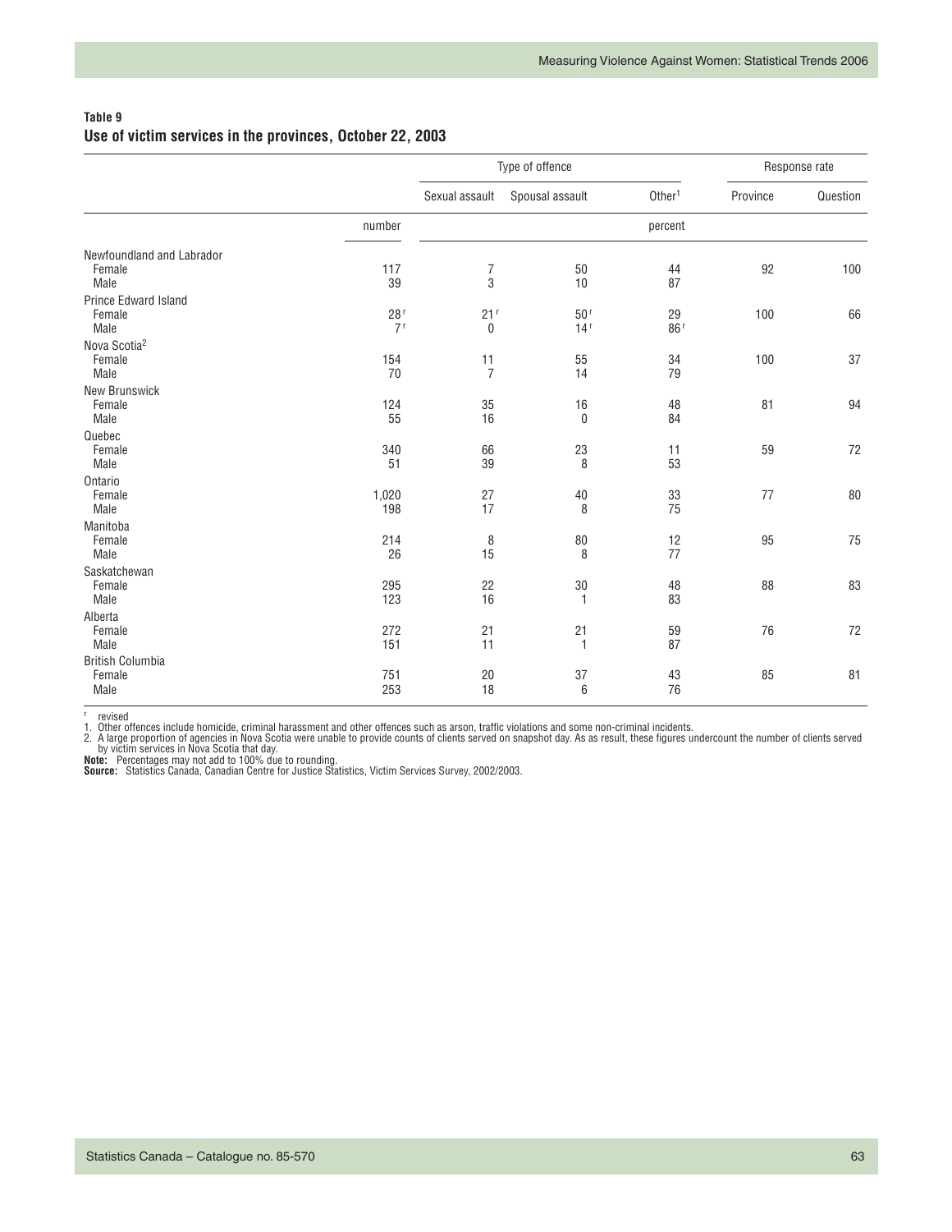**Table 9**
**Use of victim services in the provinces, October 22, 2003**

| | | Type of offence | | | Response rate | |
|---|---|---|---|---|---|---|
| | | Sexual assault | Spousal assault | Other[1] | Province | Question |
| | number | percent | | | | |
| **Newfoundland and Labrador** | | | | | | |
| Female | 117 | 7 | 50 | 44 | 92 | 100 |
| Male | 39 | 3 | 10 | 87 | | |
| **Prince Edward Island** | | | | | | |
| Female | 28 r | 21 r | 50 r | 29 | 100 | 66 |
| Male | 7 r | 0 | 14 r | 86 r | | |
| **Nova Scotia[2]** | | | | | | |
| Female | 154 | 11 | 55 | 34 | 100 | 37 |
| Male | 70 | 7 | 14 | 79 | | |
| **New Brunswick** | | | | | | |
| Female | 124 | 35 | 16 | 48 | 81 | 94 |
| Male | 55 | 16 | 0 | 84 | | |
| **Quebec** | | | | | | |
| Female | 340 | 66 | 23 | 11 | 59 | 72 |
| Male | 51 | 39 | 8 | 53 | | |
| **Ontario** | | | | | | |
| Female | 1,020 | 27 | 40 | 33 | 77 | 80 |
| Male | 198 | 17 | 8 | 75 | | |
| **Manitoba** | | | | | | |
| Female | 214 | 8 | 80 | 12 | 95 | 75 |
| Male | 26 | 15 | 8 | 77 | | |
| **Saskatchewan** | | | | | | |
| Female | 295 | 22 | 30 | 48 | 88 | 83 |
| Male | 123 | 16 | 1 | 83 | | |
| **Alberta** | | | | | | |
| Female | 272 | 21 | 21 | 59 | 76 | 72 |
| Male | 151 | 11 | 1 | 87 | | |
| **British Columbia** | | | | | | |
| Female | 751 | 20 | 37 | 43 | 85 | 81 |
| Male | 253 | 18 | 6 | 76 | | |

r revised

1. Other offences include homicide, criminal harassment and other offences such as arson, traffic violations and some non-criminal incidents.
2. A large proportion of agencies in Nova Scotia were unable to provide counts of clients served on snapshot day. As as result, these figures undercount the number of clients served by victim services in Nova Scotia that day.

**Note:** Percentages may not add to 100% due to rounding.

**Source:** Statistics Canada, Canadian Centre for Justice Statistics, Victim Services Survey, 2002/2003.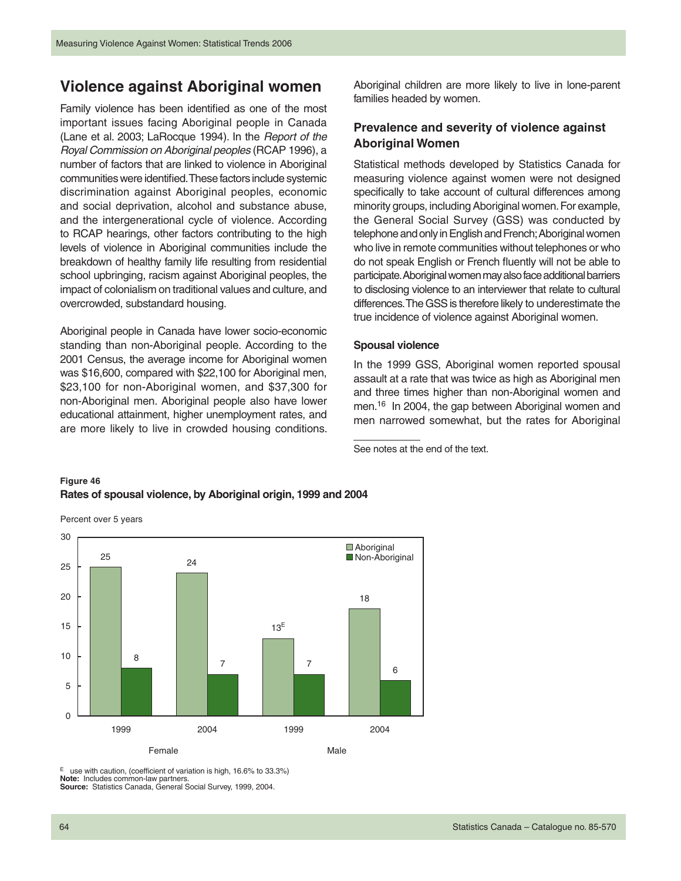## Violence against Aboriginal women

Family violence has been identified as one of the most important issues facing Aboriginal people in Canada (Lane et al. 2003; LaRocque 1994). In the *Report of the Royal Commission on Aboriginal peoples* (RCAP 1996), a number of factors that are linked to violence in Aboriginal communities were identified. These factors include systemic discrimination against Aboriginal peoples, economic and social deprivation, alcohol and substance abuse, and the intergenerational cycle of violence. According to RCAP hearings, other factors contributing to the high levels of violence in Aboriginal communities include the breakdown of healthy family life resulting from residential school upbringing, racism against Aboriginal peoples, the impact of colonialism on traditional values and culture, and overcrowded, substandard housing.

Aboriginal people in Canada have lower socio-economic standing than non-Aboriginal people. According to the 2001 Census, the average income for Aboriginal women was $16,600, compared with $22,100 for Aboriginal men, $23,100 for non-Aboriginal women, and $37,300 for non-Aboriginal men. Aboriginal people also have lower educational attainment, higher unemployment rates, and are more likely to live in crowded housing conditions. Aboriginal children are more likely to live in lone-parent families headed by women.

### Prevalence and severity of violence against Aboriginal Women

Statistical methods developed by Statistics Canada for measuring violence against women were not designed specifically to take account of cultural differences among minority groups, including Aboriginal women. For example, the General Social Survey (GSS) was conducted by telephone and only in English and French; Aboriginal women who live in remote communities without telephones or who do not speak English or French fluently will not be able to participate. Aboriginal women may also face additional barriers to disclosing violence to an interviewer that relate to cultural differences. The GSS is therefore likely to underestimate the true incidence of violence against Aboriginal women.

#### Spousal violence

In the 1999 GSS, Aboriginal women reported spousal assault at a rate that was twice as high as Aboriginal men and three times higher than non-Aboriginal women and men.[16] In 2004, the gap between Aboriginal women and men narrowed somewhat, but the rates for Aboriginal

See notes at the end of the text.

**Figure 46**
**Rates of spousal violence, by Aboriginal origin, 1999 and 2004**

Percent over 5 years

| | Female 1999 | Female 2004 | Male 1999 | Male 2004 |
|---|---|---|---|---|
| Aboriginal | 25 | 24 | 13^E | 18 |
| Non-Aboriginal | 8 | 7 | 7 | 6 |

^E use with caution, (coefficient of variation is high, 16.6% to 33.3%)
**Note:** Includes common-law partners.
**Source:** Statistics Canada, General Social Survey, 1999, 2004.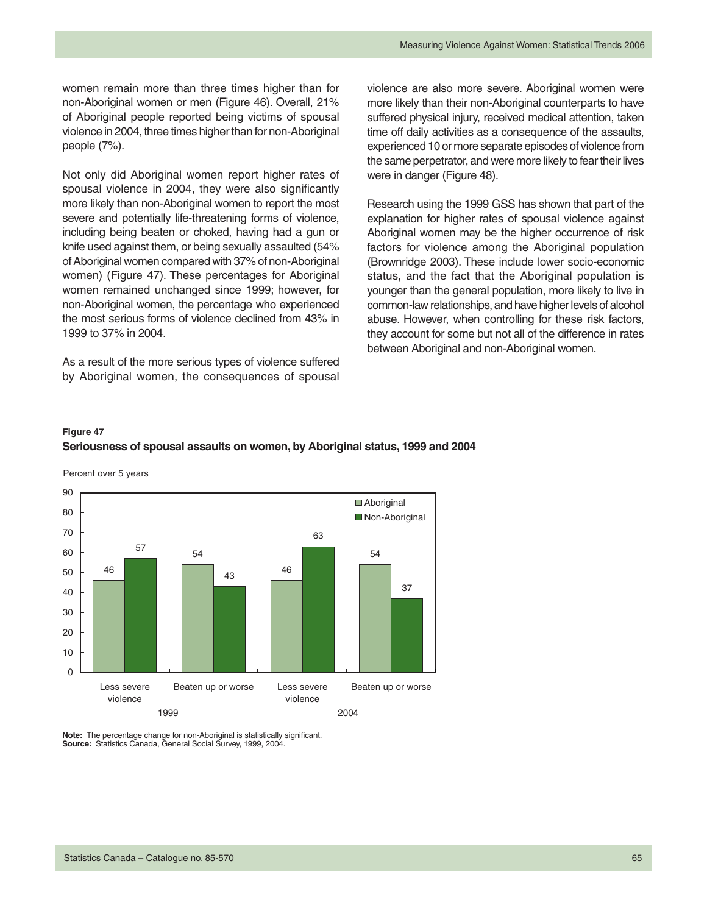women remain more than three times higher than for non-Aboriginal women or men (Figure 46). Overall, 21% of Aboriginal people reported being victims of spousal violence in 2004, three times higher than for non-Aboriginal people (7%).

Not only did Aboriginal women report higher rates of spousal violence in 2004, they were also significantly more likely than non-Aboriginal women to report the most severe and potentially life-threatening forms of violence, including being beaten or choked, having had a gun or knife used against them, or being sexually assaulted (54% of Aboriginal women compared with 37% of non-Aboriginal women) (Figure 47). These percentages for Aboriginal women remained unchanged since 1999; however, for non-Aboriginal women, the percentage who experienced the most serious forms of violence declined from 43% in 1999 to 37% in 2004.

As a result of the more serious types of violence suffered by Aboriginal women, the consequences of spousal violence are also more severe. Aboriginal women were more likely than their non-Aboriginal counterparts to have suffered physical injury, received medical attention, taken time off daily activities as a consequence of the assaults, experienced 10 or more separate episodes of violence from the same perpetrator, and were more likely to fear their lives were in danger (Figure 48).

Research using the 1999 GSS has shown that part of the explanation for higher rates of spousal violence against Aboriginal women may be the higher occurrence of risk factors for violence among the Aboriginal population (Brownridge 2003). These include lower socio-economic status, and the fact that the Aboriginal population is younger than the general population, more likely to live in common-law relationships, and have higher levels of alcohol abuse. However, when controlling for these risk factors, they account for some but not all of the difference in rates between Aboriginal and non-Aboriginal women.

**Figure 47**

**Seriousness of spousal assaults on women, by Aboriginal status, 1999 and 2004**

Percent over 5 years

| Year | Type | Aboriginal | Non-Aboriginal |
|---|---|---|---|
| 1999 | Less severe violence | 46 | 57 |
| 1999 | Beaten up or worse | 54 | 43 |
| 2004 | Less severe violence | 46 | 63 |
| 2004 | Beaten up or worse | 54 | 37 |

**Note:** The percentage change for non-Aboriginal is statistically significant.
**Source:** Statistics Canada, General Social Survey, 1999, 2004.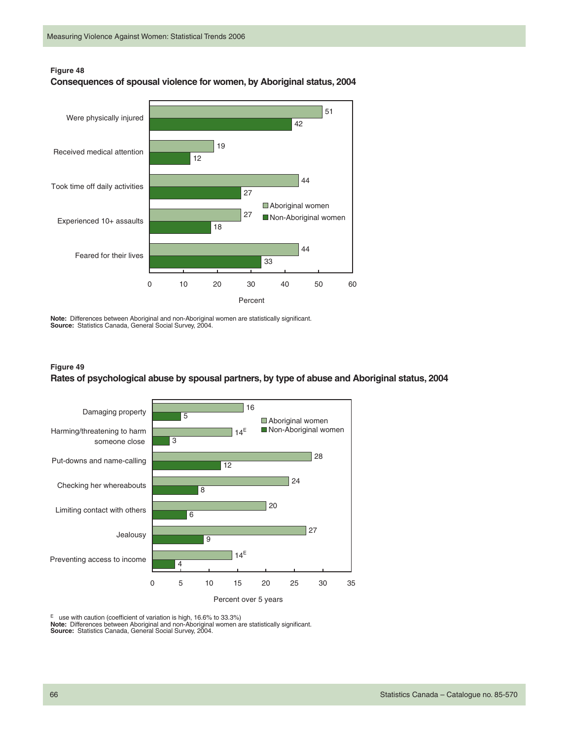**Figure 48**

**Consequences of spousal violence for women, by Aboriginal status, 2004**

| | Aboriginal women | Non-Aboriginal women |
|---|---|---|
| Were physically injured | 51 | 42 |
| Received medical attention | 19 | 12 |
| Took time off daily activities | 44 | 27 |
| Experienced 10+ assaults | 27 | 18 |
| Feared for their lives | 44 | 33 |

Percent

**Note:** Differences between Aboriginal and non-Aboriginal women are statistically significant.
**Source:** Statistics Canada, General Social Survey, 2004.

**Figure 49**

**Rates of psychological abuse by spousal partners, by type of abuse and Aboriginal status, 2004**

| | Aboriginal women | Non-Aboriginal women |
|---|---|---|
| Damaging property | 16 | 5 |
| Harming/threatening to harm someone close | 14[E] | 3 |
| Put-downs and name-calling | 28 | 12 |
| Checking her whereabouts | 24 | 8 |
| Limiting contact with others | 20 | 6 |
| Jealousy | 27 | 9 |
| Preventing access to income | 14[E] | 4 |

Percent over 5 years

[E] use with caution (coefficient of variation is high, 16.6% to 33.3%)
**Note:** Differences between Aboriginal and non-Aboriginal women are statistically significant.
**Source:** Statistics Canada, General Social Survey, 2004.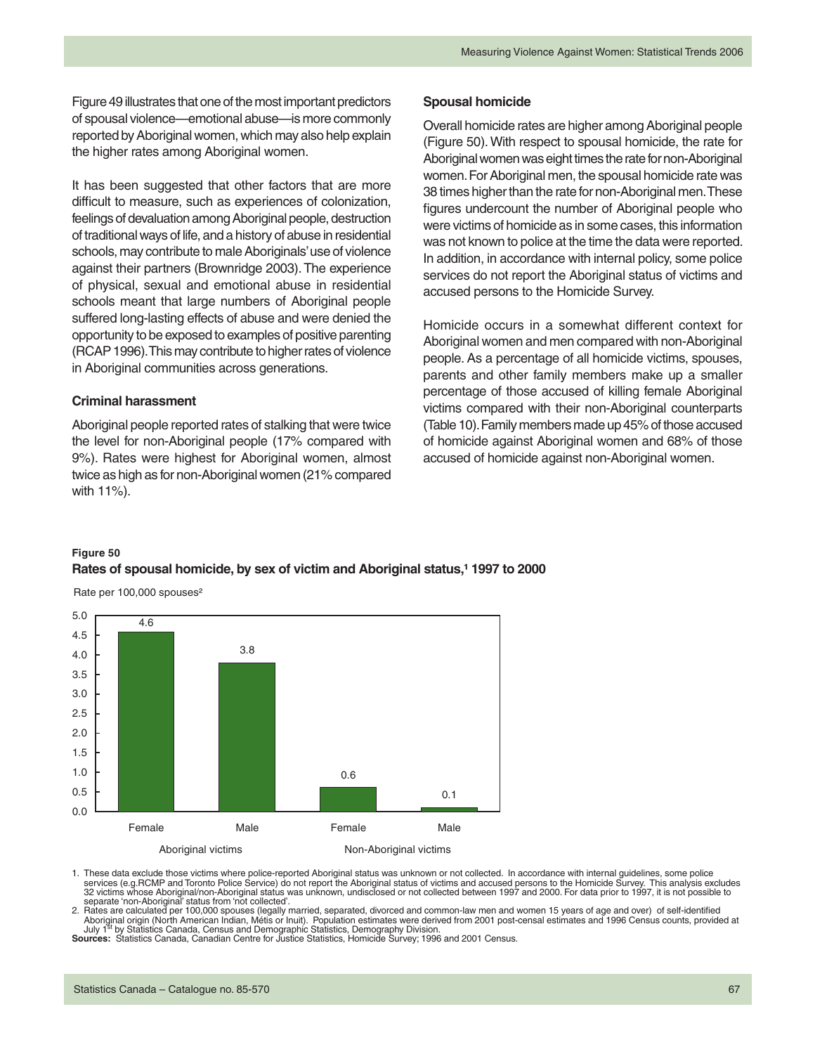Figure 49 illustrates that one of the most important predictors of spousal violence—emotional abuse—is more commonly reported by Aboriginal women, which may also help explain the higher rates among Aboriginal women.

It has been suggested that other factors that are more difficult to measure, such as experiences of colonization, feelings of devaluation among Aboriginal people, destruction of traditional ways of life, and a history of abuse in residential schools, may contribute to male Aboriginals' use of violence against their partners (Brownridge 2003). The experience of physical, sexual and emotional abuse in residential schools meant that large numbers of Aboriginal people suffered long-lasting effects of abuse and were denied the opportunity to be exposed to examples of positive parenting (RCAP 1996). This may contribute to higher rates of violence in Aboriginal communities across generations.

### Criminal harassment

Aboriginal people reported rates of stalking that were twice the level for non-Aboriginal people (17% compared with 9%). Rates were highest for Aboriginal women, almost twice as high as for non-Aboriginal women (21% compared with 11%).

### Spousal homicide

Overall homicide rates are higher among Aboriginal people (Figure 50). With respect to spousal homicide, the rate for Aboriginal women was eight times the rate for non-Aboriginal women. For Aboriginal men, the spousal homicide rate was 38 times higher than the rate for non-Aboriginal men. These figures undercount the number of Aboriginal people who were victims of homicide as in some cases, this information was not known to police at the time the data were reported. In addition, in accordance with internal policy, some police services do not report the Aboriginal status of victims and accused persons to the Homicide Survey.

Homicide occurs in a somewhat different context for Aboriginal women and men compared with non-Aboriginal people. As a percentage of all homicide victims, spouses, parents and other family members make up a smaller percentage of those accused of killing female Aboriginal victims compared with their non-Aboriginal counterparts (Table 10). Family members made up 45% of those accused of homicide against Aboriginal women and 68% of those accused of homicide against non-Aboriginal women.

**Figure 50**
**Rates of spousal homicide, by sex of victim and Aboriginal status,[1] 1997 to 2000**

Rate per 100,000 spouses[2]

| | Aboriginal victims | | Non-Aboriginal victims | |
|---|---|---|---|---|
| | Female | Male | Female | Male |
| Rate | 4.6 | 3.8 | 0.6 | 0.1 |

1. These data exclude those victims where police-reported Aboriginal status was unknown or not collected. In accordance with internal guidelines, some police services (e.g.RCMP and Toronto Police Service) do not report the Aboriginal status of victims and accused persons to the Homicide Survey. This analysis excludes 32 victims whose Aboriginal/non-Aboriginal status was unknown, undisclosed or not collected between 1997 and 2000. For data prior to 1997, it is not possible to separate 'non-Aboriginal' status from 'not collected'.
2. Rates are calculated per 100,000 spouses (legally married, separated, divorced and common-law men and women 15 years of age and over) of self-identified Aboriginal origin (North American Indian, Métis or Inuit). Population estimates were derived from 2001 post-censal estimates and 1996 Census counts, provided at July 1st by Statistics Canada, Census and Demographic Statistics, Demography Division.

**Sources:** Statistics Canada, Canadian Centre for Justice Statistics, Homicide Survey; 1996 and 2001 Census.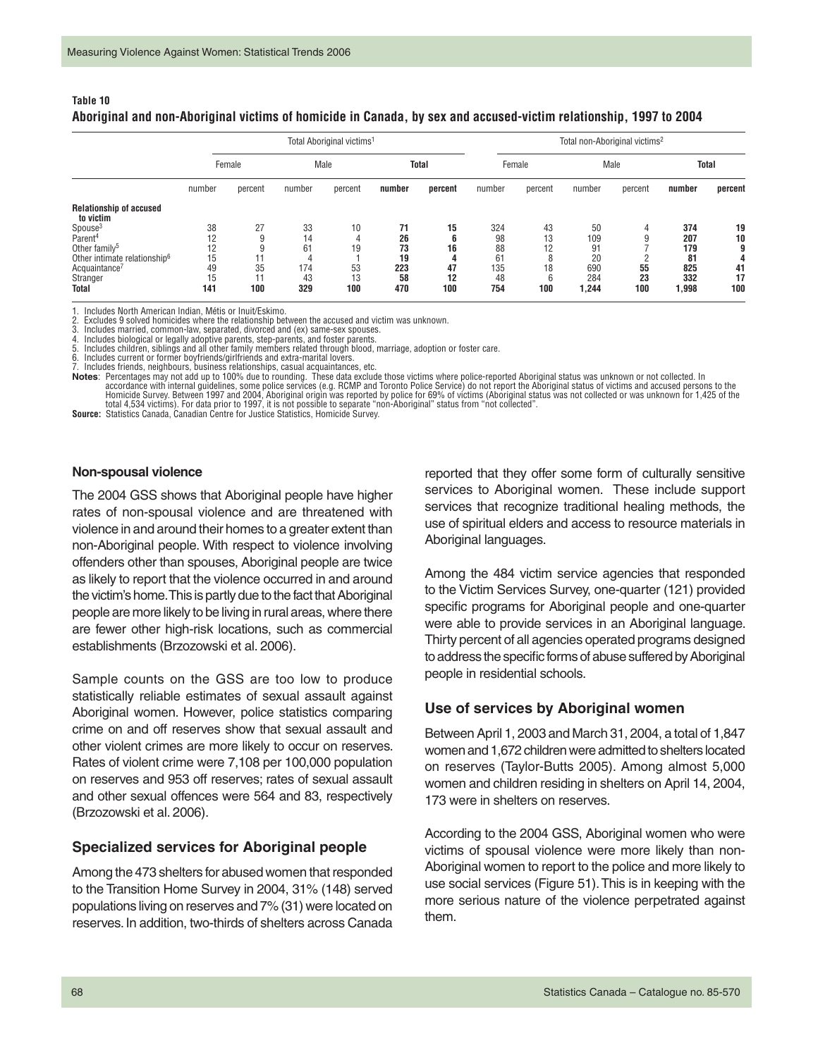**Table 10**
**Aboriginal and non-Aboriginal victims of homicide in Canada, by sex and accused-victim relationship, 1997 to 2004**

| | Total Aboriginal victims[1] | | | | | | Total non-Aboriginal victims[2] | | | | | |
|---|---|---|---|---|---|---|---|---|---|---|---|---|
| | Female | | Male | | **Total** | | Female | | Male | | **Total** | |
| | number | percent | number | percent | **number** | **percent** | number | percent | number | percent | **number** | **percent** |
| **Relationship of accused to victim** | | | | | | | | | | | | |
| Spouse[3] | 38 | 27 | 33 | 10 | **71** | **15** | 324 | 43 | 50 | 4 | **374** | **19** |
| Parent[4] | 12 | 9 | 14 | 4 | **26** | **6** | 98 | 13 | 109 | 9 | **207** | **10** |
| Other family[5] | 12 | 9 | 61 | 19 | **73** | **16** | 88 | 12 | 91 | 7 | **179** | **9** |
| Other intimate relationship[6] | 15 | 11 | 4 | 1 | **19** | **4** | 61 | 8 | 20 | 2 | **81** | **4** |
| Acquaintance[7] | 49 | 35 | 174 | 53 | **223** | **47** | 135 | 18 | 690 | 55 | **825** | **41** |
| Stranger | 15 | 11 | 43 | 13 | **58** | **12** | 48 | 6 | 284 | 23 | **332** | **17** |
| **Total** | **141** | **100** | **329** | **100** | **470** | **100** | **754** | **100** | **1,244** | **100** | **1,998** | **100** |

1. Includes North American Indian, Métis or Inuit/Eskimo.
2. Excludes 9 solved homicides where the relationship between the accused and victim was unknown.
3. Includes married, common-law, separated, divorced and (ex) same-sex spouses.
4. Includes biological or legally adoptive parents, step-parents, and foster parents.
5. Includes children, siblings and all other family members related through blood, marriage, adoption or foster care.
6. Includes current or former boyfriends/girlfriends and extra-marital lovers.
7. Includes friends, neighbours, business relationships, casual acquaintances, etc.

**Notes**: Percentages may not add up to 100% due to rounding. These data exclude those victims where police-reported Aboriginal status was unknown or not collected. In accordance with internal guidelines, some police services (e.g. RCMP and Toronto Police Service) do not report the Aboriginal status of victims and accused persons to the Homicide Survey. Between 1997 and 2004, Aboriginal origin was reported by police for 69% of victims (Aboriginal status was not collected or was unknown for 1,425 of the total 4,534 victims). For data prior to 1997, it is not possible to separate "non-Aboriginal" status from "not collected".

**Source:** Statistics Canada, Canadian Centre for Justice Statistics, Homicide Survey.

#### Non-spousal violence

The 2004 GSS shows that Aboriginal people have higher rates of non-spousal violence and are threatened with violence in and around their homes to a greater extent than non-Aboriginal people. With respect to violence involving offenders other than spouses, Aboriginal people are twice as likely to report that the violence occurred in and around the victim's home. This is partly due to the fact that Aboriginal people are more likely to be living in rural areas, where there are fewer other high-risk locations, such as commercial establishments (Brzozowski et al. 2006).

Sample counts on the GSS are too low to produce statistically reliable estimates of sexual assault against Aboriginal women. However, police statistics comparing crime on and off reserves show that sexual assault and other violent crimes are more likely to occur on reserves. Rates of violent crime were 7,108 per 100,000 population on reserves and 953 off reserves; rates of sexual assault and other sexual offences were 564 and 83, respectively (Brzozowski et al. 2006).

### Specialized services for Aboriginal people

Among the 473 shelters for abused women that responded to the Transition Home Survey in 2004, 31% (148) served populations living on reserves and 7% (31) were located on reserves. In addition, two-thirds of shelters across Canada reported that they offer some form of culturally sensitive services to Aboriginal women. These include support services that recognize traditional healing methods, the use of spiritual elders and access to resource materials in Aboriginal languages.

Among the 484 victim service agencies that responded to the Victim Services Survey, one-quarter (121) provided specific programs for Aboriginal people and one-quarter were able to provide services in an Aboriginal language. Thirty percent of all agencies operated programs designed to address the specific forms of abuse suffered by Aboriginal people in residential schools.

### Use of services by Aboriginal women

Between April 1, 2003 and March 31, 2004, a total of 1,847 women and 1,672 children were admitted to shelters located on reserves (Taylor-Butts 2005). Among almost 5,000 women and children residing in shelters on April 14, 2004, 173 were in shelters on reserves.

According to the 2004 GSS, Aboriginal women who were victims of spousal violence were more likely than non-Aboriginal women to report to the police and more likely to use social services (Figure 51). This is in keeping with the more serious nature of the violence perpetrated against them.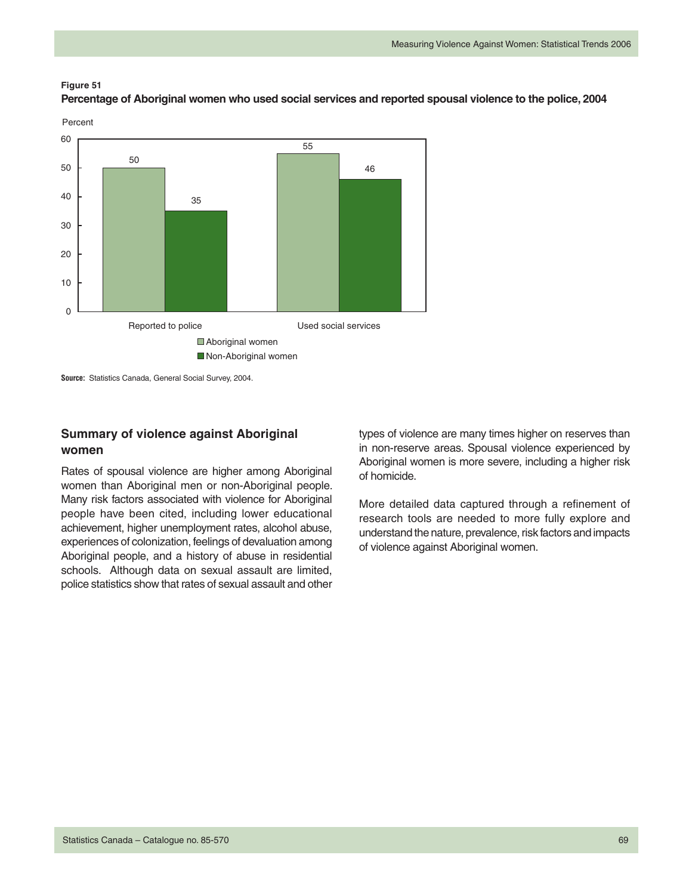**Figure 51**
**Percentage of Aboriginal women who used social services and reported spousal violence to the police, 2004**

| | Aboriginal women | Non-Aboriginal women |
|---|---|---|
| Reported to police | 50 | 35 |
| Used social services | 55 | 46 |

Percent

**Source:** Statistics Canada, General Social Survey, 2004.

## Summary of violence against Aboriginal women

Rates of spousal violence are higher among Aboriginal women than Aboriginal men or non-Aboriginal people. Many risk factors associated with violence for Aboriginal people have been cited, including lower educational achievement, higher unemployment rates, alcohol abuse, experiences of colonization, feelings of devaluation among Aboriginal people, and a history of abuse in residential schools. Although data on sexual assault are limited, police statistics show that rates of sexual assault and other types of violence are many times higher on reserves than in non-reserve areas. Spousal violence experienced by Aboriginal women is more severe, including a higher risk of homicide.

More detailed data captured through a refinement of research tools are needed to more fully explore and understand the nature, prevalence, risk factors and impacts of violence against Aboriginal women.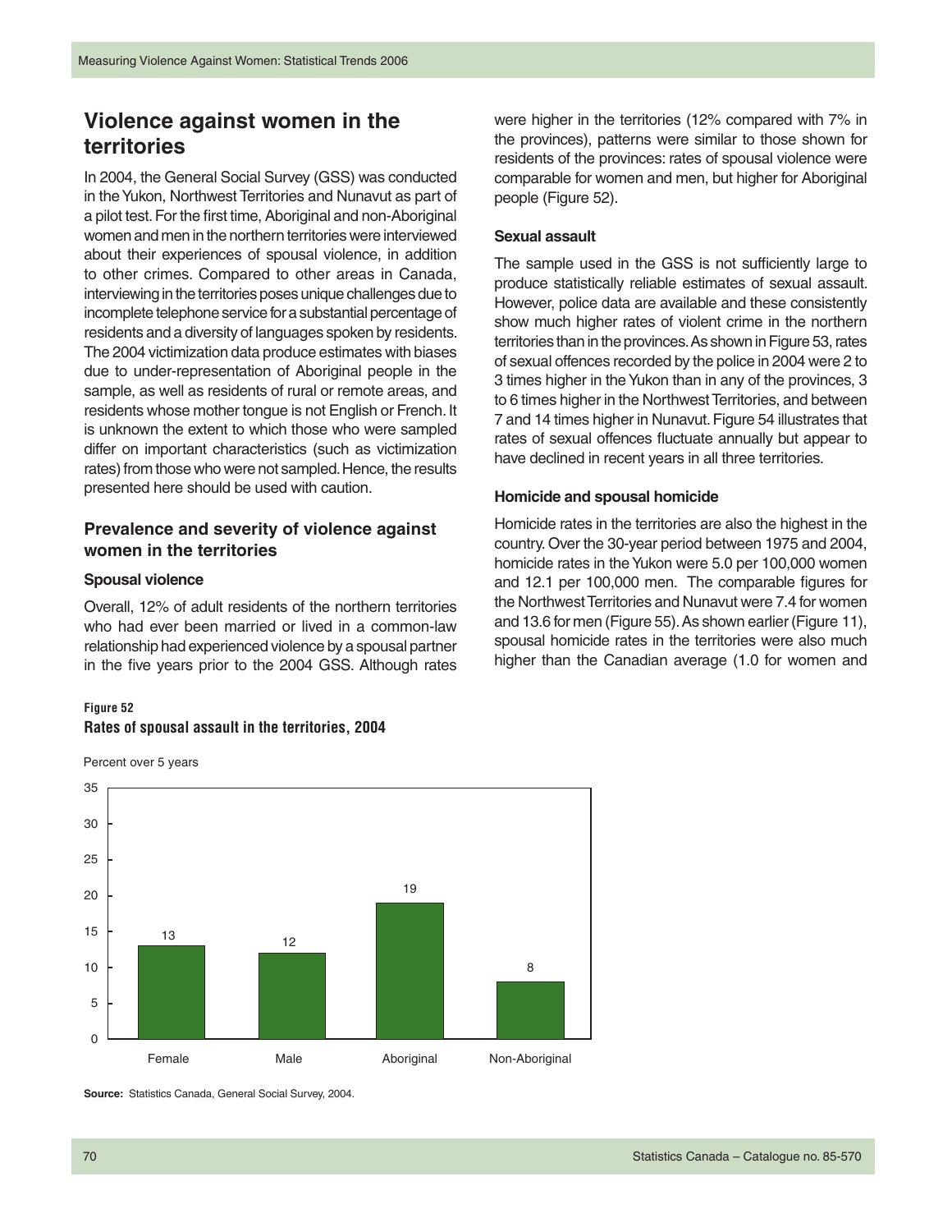## Violence against women in the territories

In 2004, the General Social Survey (GSS) was conducted in the Yukon, Northwest Territories and Nunavut as part of a pilot test. For the first time, Aboriginal and non-Aboriginal women and men in the northern territories were interviewed about their experiences of spousal violence, in addition to other crimes. Compared to other areas in Canada, interviewing in the territories poses unique challenges due to incomplete telephone service for a substantial percentage of residents and a diversity of languages spoken by residents. The 2004 victimization data produce estimates with biases due to under-representation of Aboriginal people in the sample, as well as residents of rural or remote areas, and residents whose mother tongue is not English or French. It is unknown the extent to which those who were sampled differ on important characteristics (such as victimization rates) from those who were not sampled. Hence, the results presented here should be used with caution.

### Prevalence and severity of violence against women in the territories

#### Spousal violence

Overall, 12% of adult residents of the northern territories who had ever been married or lived in a common-law relationship had experienced violence by a spousal partner in the five years prior to the 2004 GSS. Although rates were higher in the territories (12% compared with 7% in the provinces), patterns were similar to those shown for residents of the provinces: rates of spousal violence were comparable for women and men, but higher for Aboriginal people (Figure 52).

#### Sexual assault

The sample used in the GSS is not sufficiently large to produce statistically reliable estimates of sexual assault. However, police data are available and these consistently show much higher rates of violent crime in the northern territories than in the provinces. As shown in Figure 53, rates of sexual offences recorded by the police in 2004 were 2 to 3 times higher in the Yukon than in any of the provinces, 3 to 6 times higher in the Northwest Territories, and between 7 and 14 times higher in Nunavut. Figure 54 illustrates that rates of sexual offences fluctuate annually but appear to have declined in recent years in all three territories.

#### Homicide and spousal homicide

Homicide rates in the territories are also the highest in the country. Over the 30-year period between 1975 and 2004, homicide rates in the Yukon were 5.0 per 100,000 women and 12.1 per 100,000 men. The comparable figures for the Northwest Territories and Nunavut were 7.4 for women and 13.6 for men (Figure 55). As shown earlier (Figure 11), spousal homicide rates in the territories were also much higher than the Canadian average (1.0 for women and

**Figure 52**
**Rates of spousal assault in the territories, 2004**

Percent over 5 years

| | Female | Male | Aboriginal | Non-Aboriginal |
|---|---|---|---|---|
| Percent over 5 years | 13 | 12 | 19 | 8 |

**Source:** Statistics Canada, General Social Survey, 2004.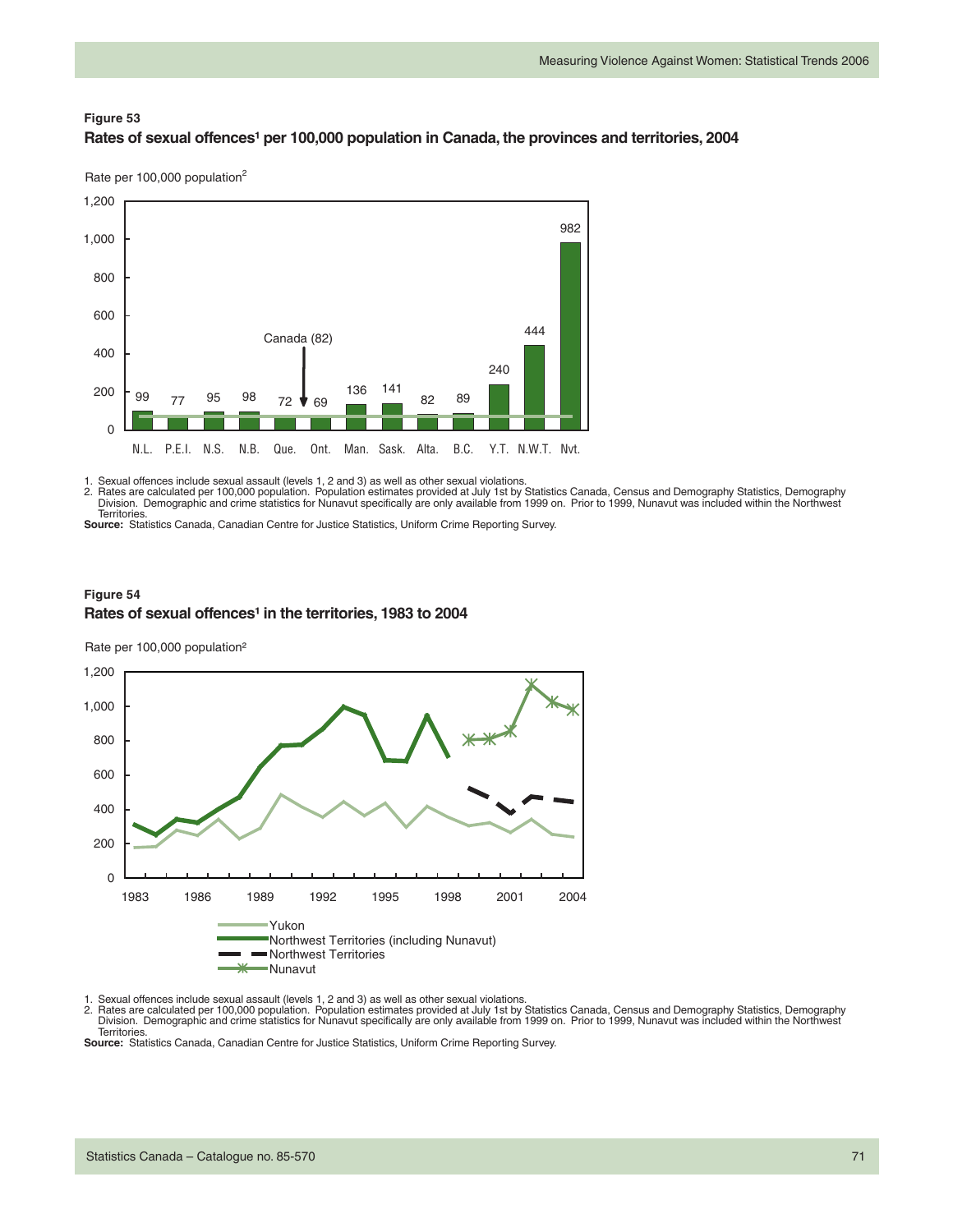**Figure 53**

**Rates of sexual offences[1] per 100,000 population in Canada, the provinces and territories, 2004**

Rate per 100,000 population[2]

| N.L. | P.E.I. | N.S. | N.B. | Que. | Ont. | Man. | Sask. | Alta. | B.C. | Y.T. | N.W.T. | Nvt. |
|---|---|---|---|---|---|---|---|---|---|---|---|---|
| 99 | 77 | 95 | 98 | 72 | 69 | 136 | 141 | 82 | 89 | 240 | 444 | 982 |

Canada (82)

1. Sexual offences include sexual assault (levels 1, 2 and 3) as well as other sexual violations.
2. Rates are calculated per 100,000 population. Population estimates provided at July 1st by Statistics Canada, Census and Demography Statistics, Demography Division. Demographic and crime statistics for Nunavut specifically are only available from 1999 on. Prior to 1999, Nunavut was included within the Northwest Territories.

**Source:** Statistics Canada, Canadian Centre for Justice Statistics, Uniform Crime Reporting Survey.

**Figure 54**

**Rates of sexual offences[1] in the territories, 1983 to 2004**

Rate per 100,000 population[2]

Yukon
Northwest Territories (including Nunavut)
Northwest Territories
Nunavut

1. Sexual offences include sexual assault (levels 1, 2 and 3) as well as other sexual violations.
2. Rates are calculated per 100,000 population. Population estimates provided at July 1st by Statistics Canada, Census and Demography Statistics, Demography Division. Demographic and crime statistics for Nunavut specifically are only available from 1999 on. Prior to 1999, Nunavut was included within the Northwest Territories.

**Source:** Statistics Canada, Canadian Centre for Justice Statistics, Uniform Crime Reporting Survey.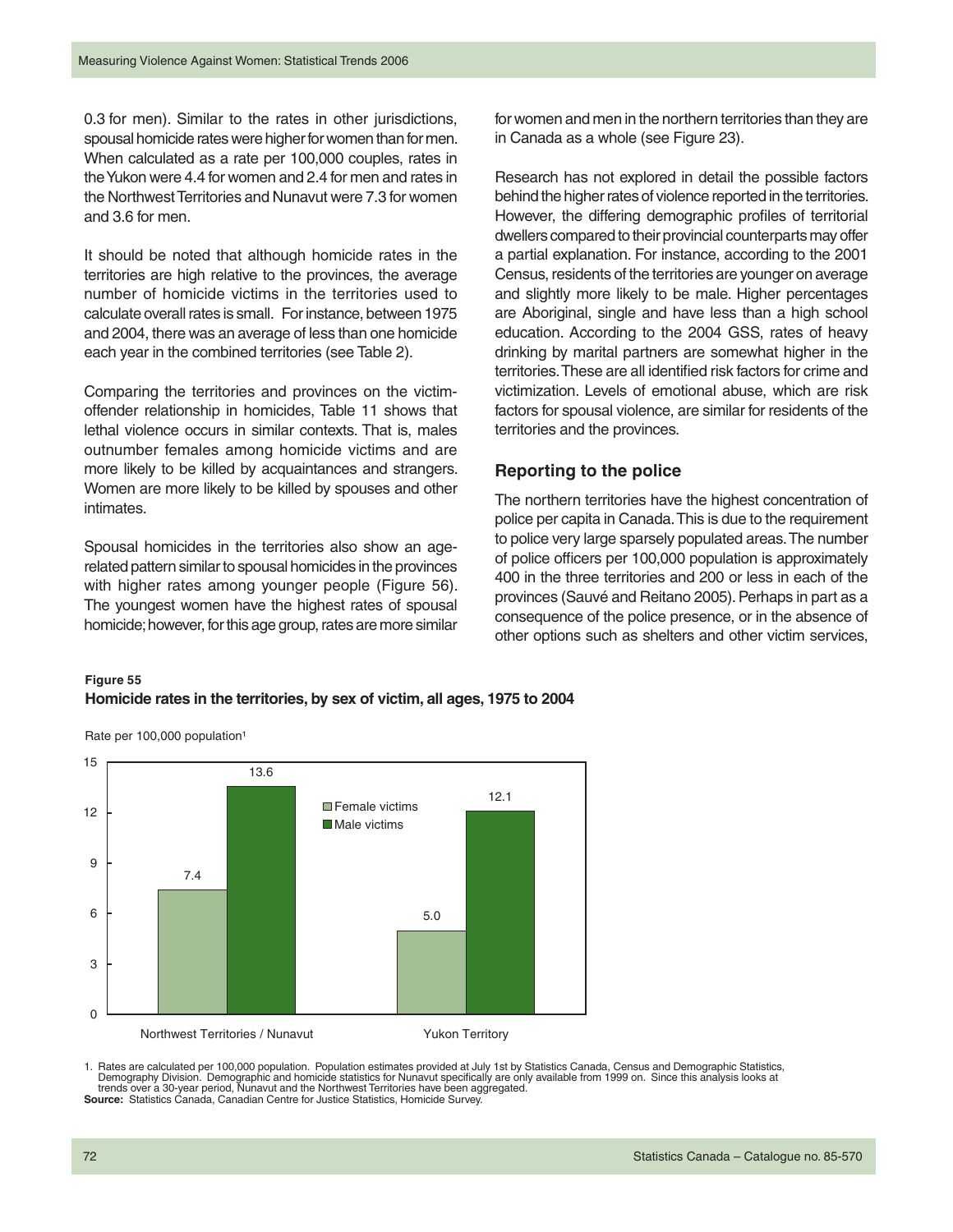0.3 for men). Similar to the rates in other jurisdictions, spousal homicide rates were higher for women than for men. When calculated as a rate per 100,000 couples, rates in the Yukon were 4.4 for women and 2.4 for men and rates in the Northwest Territories and Nunavut were 7.3 for women and 3.6 for men.

It should be noted that although homicide rates in the territories are high relative to the provinces, the average number of homicide victims in the territories used to calculate overall rates is small. For instance, between 1975 and 2004, there was an average of less than one homicide each year in the combined territories (see Table 2).

Comparing the territories and provinces on the victim-offender relationship in homicides, Table 11 shows that lethal violence occurs in similar contexts. That is, males outnumber females among homicide victims and are more likely to be killed by acquaintances and strangers. Women are more likely to be killed by spouses and other intimates.

Spousal homicides in the territories also show an age-related pattern similar to spousal homicides in the provinces with higher rates among younger people (Figure 56). The youngest women have the highest rates of spousal homicide; however, for this age group, rates are more similar for women and men in the northern territories than they are in Canada as a whole (see Figure 23).

Research has not explored in detail the possible factors behind the higher rates of violence reported in the territories. However, the differing demographic profiles of territorial dwellers compared to their provincial counterparts may offer a partial explanation. For instance, according to the 2001 Census, residents of the territories are younger on average and slightly more likely to be male. Higher percentages are Aboriginal, single and have less than a high school education. According to the 2004 GSS, rates of heavy drinking by marital partners are somewhat higher in the territories. These are all identified risk factors for crime and victimization. Levels of emotional abuse, which are risk factors for spousal violence, are similar for residents of the territories and the provinces.

## Reporting to the police

The northern territories have the highest concentration of police per capita in Canada. This is due to the requirement to police very large sparsely populated areas. The number of police officers per 100,000 population is approximately 400 in the three territories and 200 or less in each of the provinces (Sauvé and Reitano 2005). Perhaps in part as a consequence of the police presence, or in the absence of other options such as shelters and other victim services,

**Figure 55**
**Homicide rates in the territories, by sex of victim, all ages, 1975 to 2004**

Rate per 100,000 population[1]

| | Female victims | Male victims |
|---|---|---|
| Northwest Territories / Nunavut | 7.4 | 13.6 |
| Yukon Territory | 5.0 | 12.1 |

1. Rates are calculated per 100,000 population. Population estimates provided at July 1st by Statistics Canada, Census and Demographic Statistics, Demography Division. Demographic and homicide statistics for Nunavut specifically are only available from 1999 on. Since this analysis looks at trends over a 30-year period, Nunavut and the Northwest Territories have been aggregated.

**Source:** Statistics Canada, Canadian Centre for Justice Statistics, Homicide Survey.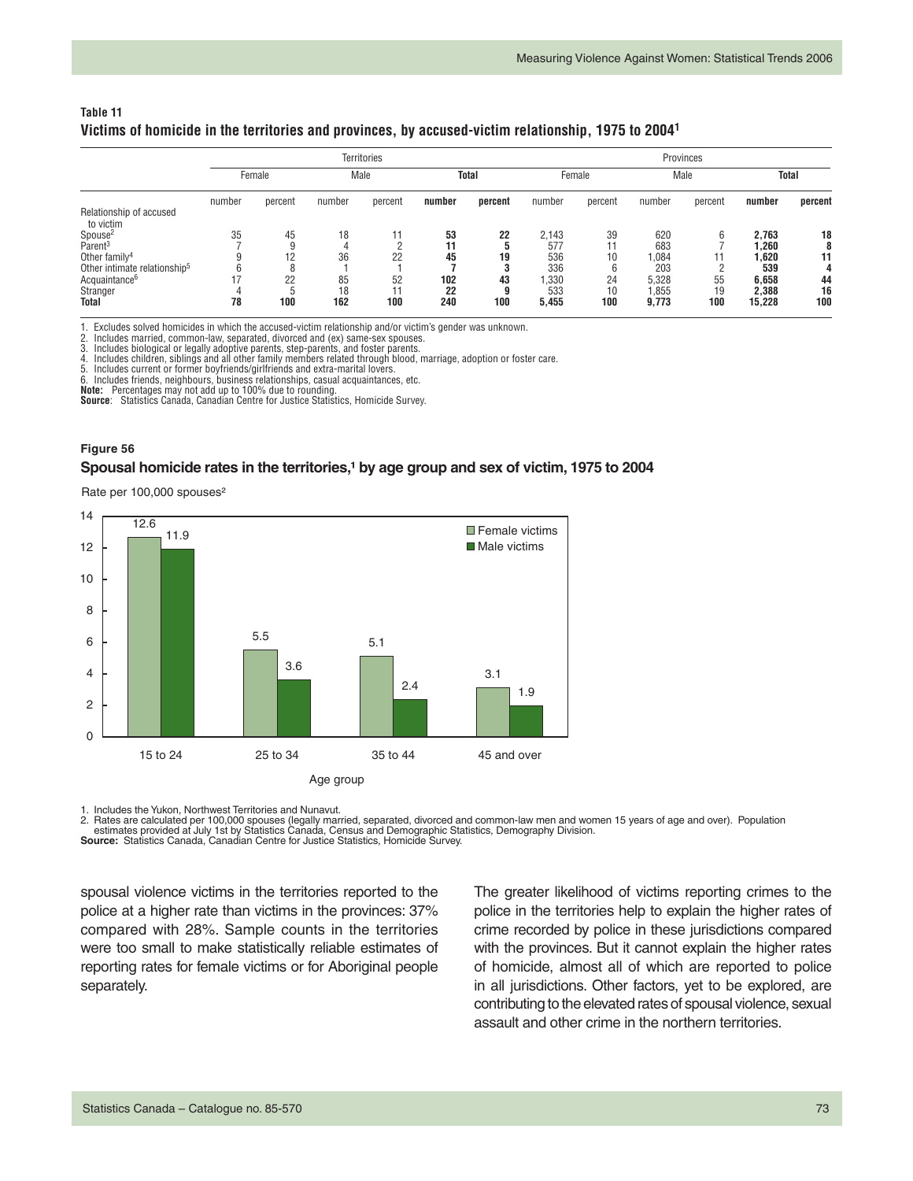**Table 11**
**Victims of homicide in the territories and provinces, by accused-victim relationship, 1975 to 2004[1]**

| | Territories | | | | | | Provinces | | | | | |
|---|---|---|---|---|---|---|---|---|---|---|---|---|
| | Female | | Male | | **Total** | | Female | | Male | | **Total** | |
| | number | percent | number | percent | **number** | **percent** | number | percent | number | percent | **number** | **percent** |
| Relationship of accused to victim | | | | | | | | | | | | |
| Spouse[2] | 35 | 45 | 18 | 11 | **53** | **22** | 2,143 | 39 | 620 | 6 | **2,763** | **18** |
| Parent[3] | 7 | 9 | 4 | 2 | **11** | **5** | 577 | 11 | 683 | 7 | **1,260** | **8** |
| Other family[4] | 9 | 12 | 36 | 22 | **45** | **19** | 536 | 10 | 1,084 | 11 | **1,620** | **11** |
| Other intimate relationship[5] | 6 | 8 | 1 | 1 | **7** | **3** | 336 | 6 | 203 | 2 | **539** | **4** |
| Acquaintance[6] | 17 | 22 | 85 | 52 | **102** | **43** | 1,330 | 24 | 5,328 | 55 | **6,658** | **44** |
| Stranger | 4 | 5 | 18 | 11 | **22** | **9** | 533 | 10 | 1,855 | 19 | **2,388** | **16** |
| **Total** | **78** | **100** | **162** | **100** | **240** | **100** | **5,455** | **100** | **9,773** | **100** | **15,228** | **100** |

1. Excludes solved homicides in which the accused-victim relationship and/or victim's gender was unknown.
2. Includes married, common-law, separated, divorced and (ex) same-sex spouses.
3. Includes biological or legally adoptive parents, step-parents, and foster parents.
4. Includes children, siblings and all other family members related through blood, marriage, adoption or foster care.
5. Includes current or former boyfriends/girlfriends and extra-marital lovers.
6. Includes friends, neighbours, business relationships, casual acquaintances, etc.

**Note:** Percentages may not add up to 100% due to rounding.
**Source**: Statistics Canada, Canadian Centre for Justice Statistics, Homicide Survey.

**Figure 56**
**Spousal homicide rates in the territories,[1] by age group and sex of victim, 1975 to 2004**

Rate per 100,000 spouses[2]

| Age group | Female victims | Male victims |
|---|---|---|
| 15 to 24 | 12.6 | 11.9 |
| 25 to 34 | 5.5 | 3.6 |
| 35 to 44 | 5.1 | 2.4 |
| 45 and over | 3.1 | 1.9 |

1. Includes the Yukon, Northwest Territories and Nunavut.
2. Rates are calculated per 100,000 spouses (legally married, separated, divorced and common-law men and women 15 years of age and over). Population estimates provided at July 1st by Statistics Canada, Census and Demographic Statistics, Demography Division.

**Source:** Statistics Canada, Canadian Centre for Justice Statistics, Homicide Survey.

spousal violence victims in the territories reported to the police at a higher rate than victims in the provinces: 37% compared with 28%. Sample counts in the territories were too small to make statistically reliable estimates of reporting rates for female victims or for Aboriginal people separately.

The greater likelihood of victims reporting crimes to the police in the territories help to explain the higher rates of crime recorded by police in these jurisdictions compared with the provinces. But it cannot explain the higher rates of homicide, almost all of which are reported to police in all jurisdictions. Other factors, yet to be explored, are contributing to the elevated rates of spousal violence, sexual assault and other crime in the northern territories.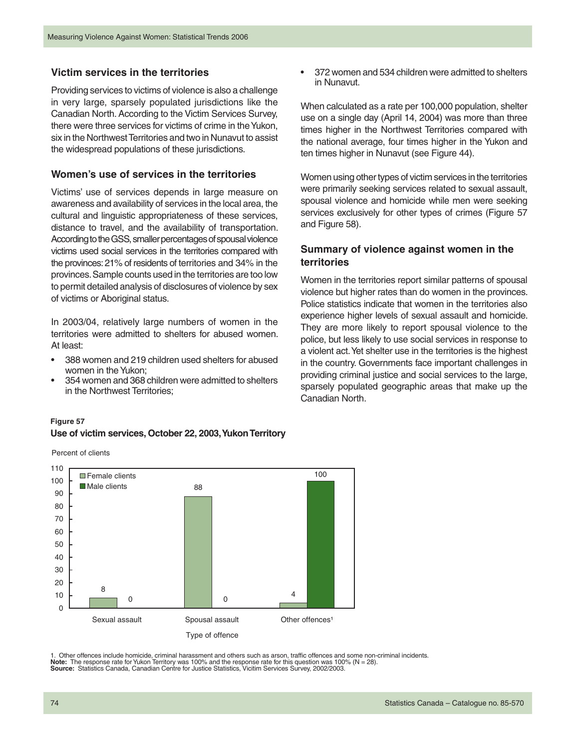## Victim services in the territories

Providing services to victims of violence is also a challenge in very large, sparsely populated jurisdictions like the Canadian North. According to the Victim Services Survey, there were three services for victims of crime in the Yukon, six in the Northwest Territories and two in Nunavut to assist the widespread populations of these jurisdictions.

## Women's use of services in the territories

Victims' use of services depends in large measure on awareness and availability of services in the local area, the cultural and linguistic appropriateness of these services, distance to travel, and the availability of transportation. According to the GSS, smaller percentages of spousal violence victims used social services in the territories compared with the provinces: 21% of residents of territories and 34% in the provinces. Sample counts used in the territories are too low to permit detailed analysis of disclosures of violence by sex of victims or Aboriginal status.

In 2003/04, relatively large numbers of women in the territories were admitted to shelters for abused women. At least:

- 388 women and 219 children used shelters for abused women in the Yukon;
- 354 women and 368 children were admitted to shelters in the Northwest Territories;
- 372 women and 534 children were admitted to shelters in Nunavut.

When calculated as a rate per 100,000 population, shelter use on a single day (April 14, 2004) was more than three times higher in the Northwest Territories compared with the national average, four times higher in the Yukon and ten times higher in Nunavut (see Figure 44).

Women using other types of victim services in the territories were primarily seeking services related to sexual assault, spousal violence and homicide while men were seeking services exclusively for other types of crimes (Figure 57 and Figure 58).

## Summary of violence against women in the territories

Women in the territories report similar patterns of spousal violence but higher rates than do women in the provinces. Police statistics indicate that women in the territories also experience higher levels of sexual assault and homicide. They are more likely to report spousal violence to the police, but less likely to use social services in response to a violent act. Yet shelter use in the territories is the highest in the country. Governments face important challenges in providing criminal justice and social services to the large, sparsely populated geographic areas that make up the Canadian North.

**Figure 57**
**Use of victim services, October 22, 2003, Yukon Territory**

Percent of clients

| Type of offence | Female clients | Male clients |
|---|---|---|
| Sexual assault | 8 | 0 |
| Spousal assault | 88 | 0 |
| Other offences[1] | 4 | 100 |

1. Other offences include homicide, criminal harassment and others such as arson, traffic offences and some non-criminal incidents.
**Note:** The response rate for Yukon Territory was 100% and the response rate for this question was 100% (N = 28).
**Source:** Statistics Canada, Canadian Centre for Justice Statistics, Victim Services Survey, 2002/2003.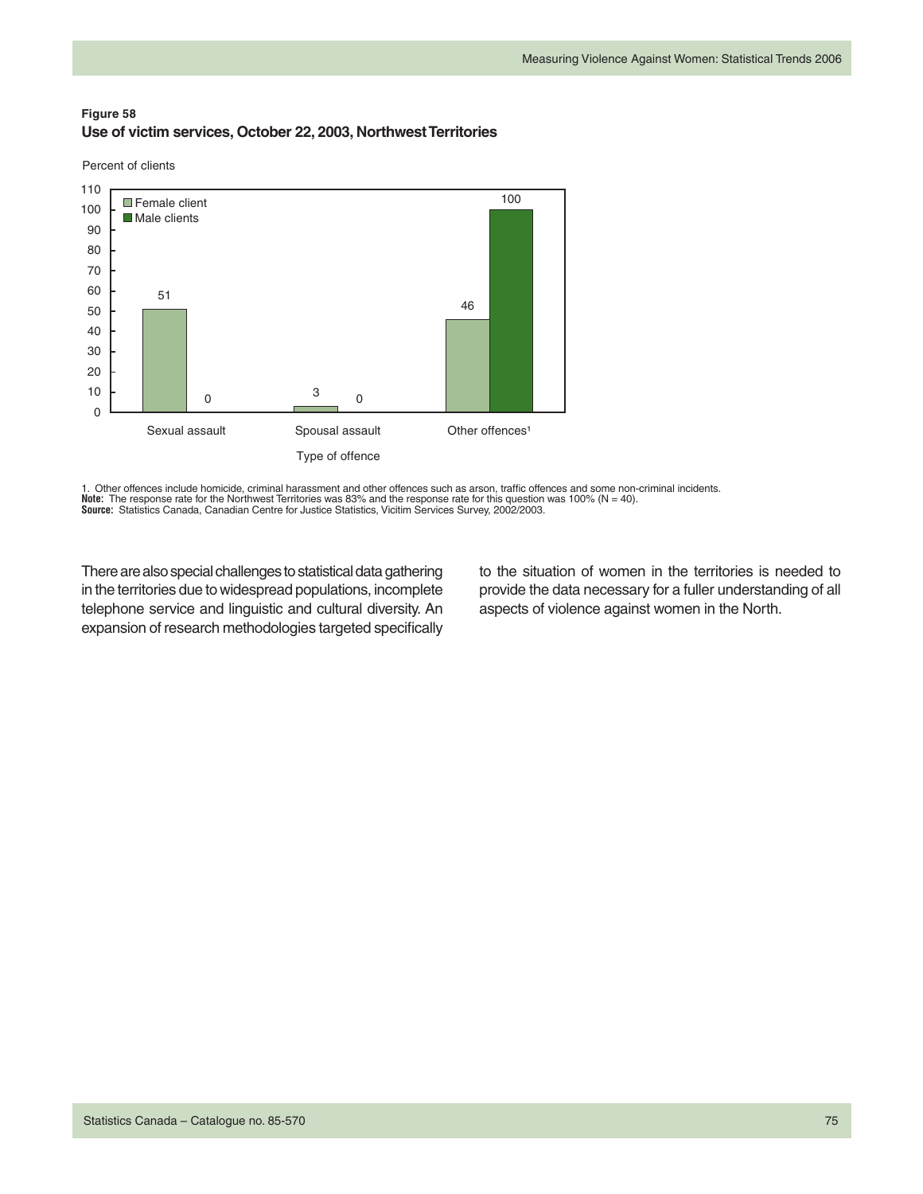**Figure 58**
**Use of victim services, October 22, 2003, Northwest Territories**

Percent of clients

| Type of offence | Female client | Male clients |
|---|---|---|
| Sexual assault | 51 | 0 |
| Spousal assault | 3 | 0 |
| Other offences[1] | 46 | 100 |

1. Other offences include homicide, criminal harassment and other offences such as arson, traffic offences and some non-criminal incidents.
**Note:** The response rate for the Northwest Territories was 83% and the response rate for this question was 100% (N = 40).
**Source:** Statistics Canada, Canadian Centre for Justice Statistics, Vicitim Services Survey, 2002/2003.

There are also special challenges to statistical data gathering in the territories due to widespread populations, incomplete telephone service and linguistic and cultural diversity. An expansion of research methodologies targeted specifically to the situation of women in the territories is needed to provide the data necessary for a fuller understanding of all aspects of violence against women in the North.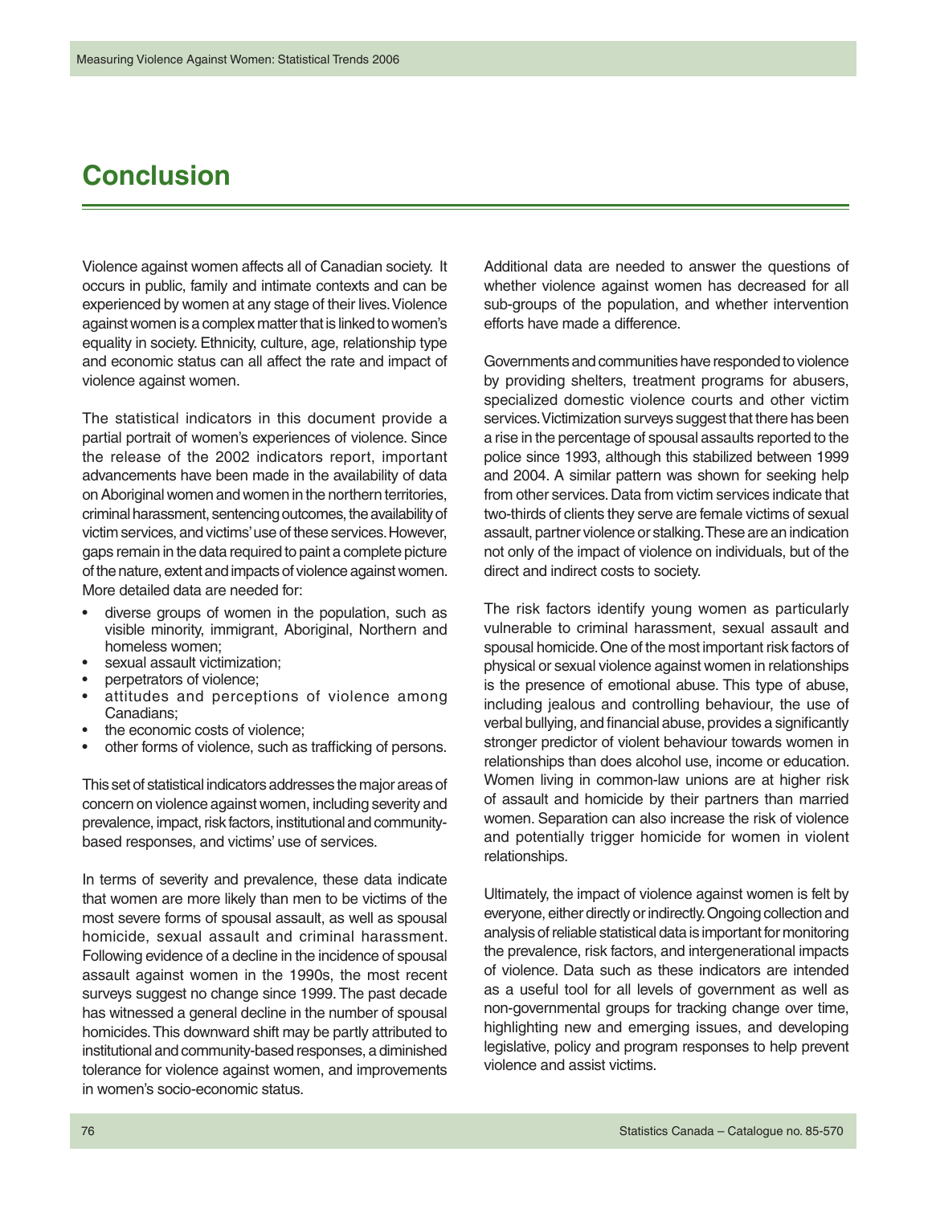# Conclusion

Violence against women affects all of Canadian society. It occurs in public, family and intimate contexts and can be experienced by women at any stage of their lives. Violence against women is a complex matter that is linked to women's equality in society. Ethnicity, culture, age, relationship type and economic status can all affect the rate and impact of violence against women.

The statistical indicators in this document provide a partial portrait of women's experiences of violence. Since the release of the 2002 indicators report, important advancements have been made in the availability of data on Aboriginal women and women in the northern territories, criminal harassment, sentencing outcomes, the availability of victim services, and victims' use of these services. However, gaps remain in the data required to paint a complete picture of the nature, extent and impacts of violence against women. More detailed data are needed for:

- diverse groups of women in the population, such as visible minority, immigrant, Aboriginal, Northern and homeless women;
- sexual assault victimization;
- perpetrators of violence;
- attitudes and perceptions of violence among Canadians;
- the economic costs of violence;
- other forms of violence, such as trafficking of persons.

This set of statistical indicators addresses the major areas of concern on violence against women, including severity and prevalence, impact, risk factors, institutional and community-based responses, and victims' use of services.

In terms of severity and prevalence, these data indicate that women are more likely than men to be victims of the most severe forms of spousal assault, as well as spousal homicide, sexual assault and criminal harassment. Following evidence of a decline in the incidence of spousal assault against women in the 1990s, the most recent surveys suggest no change since 1999. The past decade has witnessed a general decline in the number of spousal homicides. This downward shift may be partly attributed to institutional and community-based responses, a diminished tolerance for violence against women, and improvements in women's socio-economic status.

Additional data are needed to answer the questions of whether violence against women has decreased for all sub-groups of the population, and whether intervention efforts have made a difference.

Governments and communities have responded to violence by providing shelters, treatment programs for abusers, specialized domestic violence courts and other victim services. Victimization surveys suggest that there has been a rise in the percentage of spousal assaults reported to the police since 1993, although this stabilized between 1999 and 2004. A similar pattern was shown for seeking help from other services. Data from victim services indicate that two-thirds of clients they serve are female victims of sexual assault, partner violence or stalking. These are an indication not only of the impact of violence on individuals, but of the direct and indirect costs to society.

The risk factors identify young women as particularly vulnerable to criminal harassment, sexual assault and spousal homicide. One of the most important risk factors of physical or sexual violence against women in relationships is the presence of emotional abuse. This type of abuse, including jealous and controlling behaviour, the use of verbal bullying, and financial abuse, provides a significantly stronger predictor of violent behaviour towards women in relationships than does alcohol use, income or education. Women living in common-law unions are at higher risk of assault and homicide by their partners than married women. Separation can also increase the risk of violence and potentially trigger homicide for women in violent relationships.

Ultimately, the impact of violence against women is felt by everyone, either directly or indirectly. Ongoing collection and analysis of reliable statistical data is important for monitoring the prevalence, risk factors, and intergenerational impacts of violence. Data such as these indicators are intended as a useful tool for all levels of government as well as non-governmental groups for tracking change over time, highlighting new and emerging issues, and developing legislative, policy and program responses to help prevent violence and assist victims.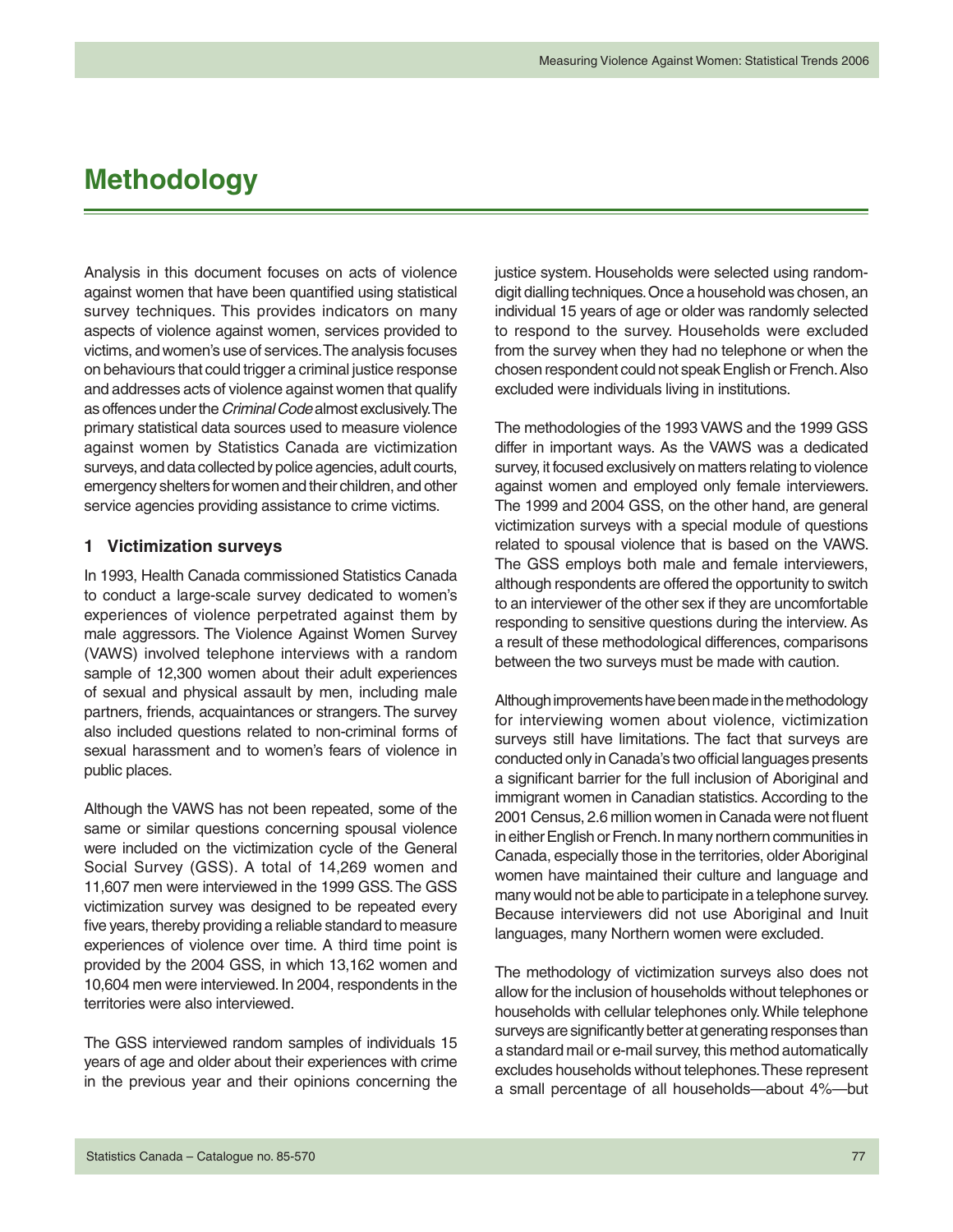# Methodology

Analysis in this document focuses on acts of violence against women that have been quantified using statistical survey techniques. This provides indicators on many aspects of violence against women, services provided to victims, and women's use of services. The analysis focuses on behaviours that could trigger a criminal justice response and addresses acts of violence against women that qualify as offences under the *Criminal Code* almost exclusively. The primary statistical data sources used to measure violence against women by Statistics Canada are victimization surveys, and data collected by police agencies, adult courts, emergency shelters for women and their children, and other service agencies providing assistance to crime victims.

### 1 Victimization surveys

In 1993, Health Canada commissioned Statistics Canada to conduct a large-scale survey dedicated to women's experiences of violence perpetrated against them by male aggressors. The Violence Against Women Survey (VAWS) involved telephone interviews with a random sample of 12,300 women about their adult experiences of sexual and physical assault by men, including male partners, friends, acquaintances or strangers. The survey also included questions related to non-criminal forms of sexual harassment and to women's fears of violence in public places.

Although the VAWS has not been repeated, some of the same or similar questions concerning spousal violence were included on the victimization cycle of the General Social Survey (GSS). A total of 14,269 women and 11,607 men were interviewed in the 1999 GSS. The GSS victimization survey was designed to be repeated every five years, thereby providing a reliable standard to measure experiences of violence over time. A third time point is provided by the 2004 GSS, in which 13,162 women and 10,604 men were interviewed. In 2004, respondents in the territories were also interviewed.

The GSS interviewed random samples of individuals 15 years of age and older about their experiences with crime in the previous year and their opinions concerning the justice system. Households were selected using random-digit dialling techniques. Once a household was chosen, an individual 15 years of age or older was randomly selected to respond to the survey. Households were excluded from the survey when they had no telephone or when the chosen respondent could not speak English or French. Also excluded were individuals living in institutions.

The methodologies of the 1993 VAWS and the 1999 GSS differ in important ways. As the VAWS was a dedicated survey, it focused exclusively on matters relating to violence against women and employed only female interviewers. The 1999 and 2004 GSS, on the other hand, are general victimization surveys with a special module of questions related to spousal violence that is based on the VAWS. The GSS employs both male and female interviewers, although respondents are offered the opportunity to switch to an interviewer of the other sex if they are uncomfortable responding to sensitive questions during the interview. As a result of these methodological differences, comparisons between the two surveys must be made with caution.

Although improvements have been made in the methodology for interviewing women about violence, victimization surveys still have limitations. The fact that surveys are conducted only in Canada's two official languages presents a significant barrier for the full inclusion of Aboriginal and immigrant women in Canadian statistics. According to the 2001 Census, 2.6 million women in Canada were not fluent in either English or French. In many northern communities in Canada, especially those in the territories, older Aboriginal women have maintained their culture and language and many would not be able to participate in a telephone survey. Because interviewers did not use Aboriginal and Inuit languages, many Northern women were excluded.

The methodology of victimization surveys also does not allow for the inclusion of households without telephones or households with cellular telephones only. While telephone surveys are significantly better at generating responses than a standard mail or e-mail survey, this method automatically excludes households without telephones. These represent a small percentage of all households—about 4%—but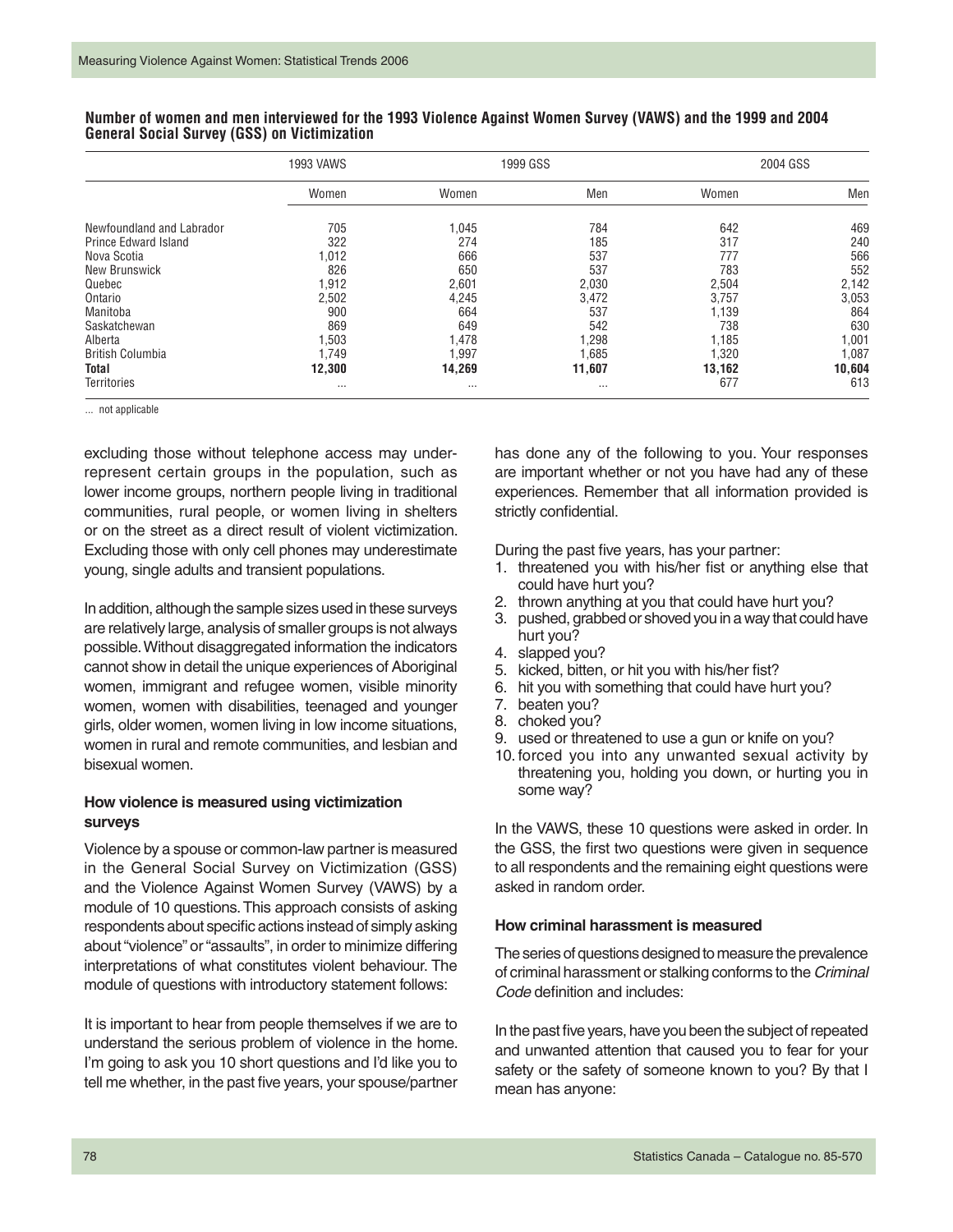**Number of women and men interviewed for the 1993 Violence Against Women Survey (VAWS) and the 1999 and 2004 General Social Survey (GSS) on Victimization**

| | 1993 VAWS | 1999 GSS | | 2004 GSS | |
|---|---|---|---|---|---|
| | Women | Women | Men | Women | Men |
| Newfoundland and Labrador | 705 | 1,045 | 784 | 642 | 469 |
| Prince Edward Island | 322 | 274 | 185 | 317 | 240 |
| Nova Scotia | 1,012 | 666 | 537 | 777 | 566 |
| New Brunswick | 826 | 650 | 537 | 783 | 552 |
| Quebec | 1,912 | 2,601 | 2,030 | 2,504 | 2,142 |
| Ontario | 2,502 | 4,245 | 3,472 | 3,757 | 3,053 |
| Manitoba | 900 | 664 | 537 | 1,139 | 864 |
| Saskatchewan | 869 | 649 | 542 | 738 | 630 |
| Alberta | 1,503 | 1,478 | 1,298 | 1,185 | 1,001 |
| British Columbia | 1,749 | 1,997 | 1,685 | 1,320 | 1,087 |
| **Total** | **12,300** | **14,269** | **11,607** | **13,162** | **10,604** |
| Territories | ... | ... | ... | 677 | 613 |

... not applicable

excluding those without telephone access may under-represent certain groups in the population, such as lower income groups, northern people living in traditional communities, rural people, or women living in shelters or on the street as a direct result of violent victimization. Excluding those with only cell phones may underestimate young, single adults and transient populations.

In addition, although the sample sizes used in these surveys are relatively large, analysis of smaller groups is not always possible. Without disaggregated information the indicators cannot show in detail the unique experiences of Aboriginal women, immigrant and refugee women, visible minority women, women with disabilities, teenaged and younger girls, older women, women living in low income situations, women in rural and remote communities, and lesbian and bisexual women.

**How violence is measured using victimization surveys**

Violence by a spouse or common-law partner is measured in the General Social Survey on Victimization (GSS) and the Violence Against Women Survey (VAWS) by a module of 10 questions. This approach consists of asking respondents about specific actions instead of simply asking about "violence" or "assaults", in order to minimize differing interpretations of what constitutes violent behaviour. The module of questions with introductory statement follows:

It is important to hear from people themselves if we are to understand the serious problem of violence in the home. I'm going to ask you 10 short questions and I'd like you to tell me whether, in the past five years, your spouse/partner has done any of the following to you. Your responses are important whether or not you have had any of these experiences. Remember that all information provided is strictly confidential.

During the past five years, has your partner:

1. threatened you with his/her fist or anything else that could have hurt you?
2. thrown anything at you that could have hurt you?
3. pushed, grabbed or shoved you in a way that could have hurt you?
4. slapped you?
5. kicked, bitten, or hit you with his/her fist?
6. hit you with something that could have hurt you?
7. beaten you?
8. choked you?
9. used or threatened to use a gun or knife on you?
10. forced you into any unwanted sexual activity by threatening you, holding you down, or hurting you in some way?

In the VAWS, these 10 questions were asked in order. In the GSS, the first two questions were given in sequence to all respondents and the remaining eight questions were asked in random order.

**How criminal harassment is measured**

The series of questions designed to measure the prevalence of criminal harassment or stalking conforms to the *Criminal Code* definition and includes:

In the past five years, have you been the subject of repeated and unwanted attention that caused you to fear for your safety or the safety of someone known to you? By that I mean has anyone: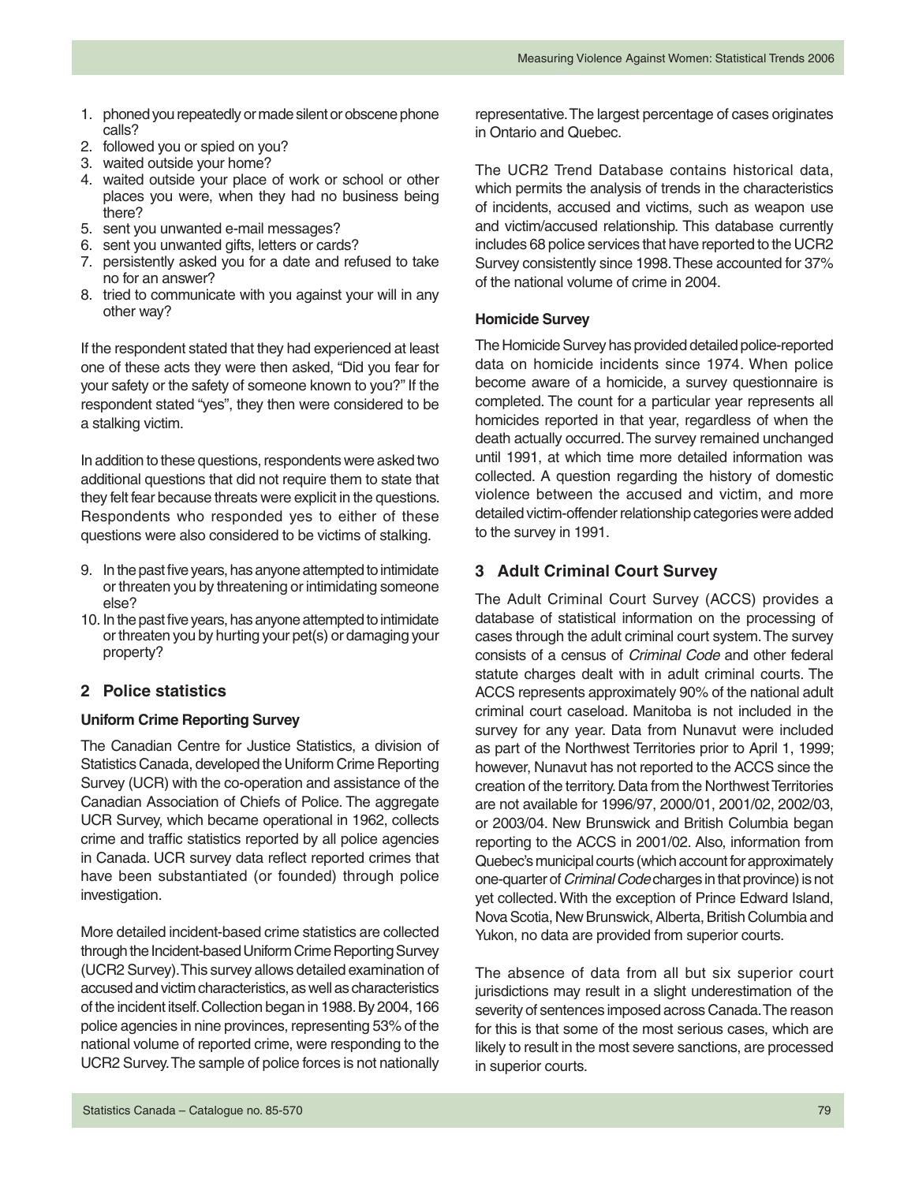1. phoned you repeatedly or made silent or obscene phone calls?
2. followed you or spied on you?
3. waited outside your home?
4. waited outside your place of work or school or other places you were, when they had no business being there?
5. sent you unwanted e-mail messages?
6. sent you unwanted gifts, letters or cards?
7. persistently asked you for a date and refused to take no for an answer?
8. tried to communicate with you against your will in any other way?

If the respondent stated that they had experienced at least one of these acts they were then asked, "Did you fear for your safety or the safety of someone known to you?" If the respondent stated "yes", they then were considered to be a stalking victim.

In addition to these questions, respondents were asked two additional questions that did not require them to state that they felt fear because threats were explicit in the questions. Respondents who responded yes to either of these questions were also considered to be victims of stalking.

9. In the past five years, has anyone attempted to intimidate or threaten you by threatening or intimidating someone else?
10. In the past five years, has anyone attempted to intimidate or threaten you by hurting your pet(s) or damaging your property?

## 2 Police statistics

### Uniform Crime Reporting Survey

The Canadian Centre for Justice Statistics, a division of Statistics Canada, developed the Uniform Crime Reporting Survey (UCR) with the co-operation and assistance of the Canadian Association of Chiefs of Police. The aggregate UCR Survey, which became operational in 1962, collects crime and traffic statistics reported by all police agencies in Canada. UCR survey data reflect reported crimes that have been substantiated (or founded) through police investigation.

More detailed incident-based crime statistics are collected through the Incident-based Uniform Crime Reporting Survey (UCR2 Survey). This survey allows detailed examination of accused and victim characteristics, as well as characteristics of the incident itself. Collection began in 1988. By 2004, 166 police agencies in nine provinces, representing 53% of the national volume of reported crime, were responding to the UCR2 Survey. The sample of police forces is not nationally representative. The largest percentage of cases originates in Ontario and Quebec.

The UCR2 Trend Database contains historical data, which permits the analysis of trends in the characteristics of incidents, accused and victims, such as weapon use and victim/accused relationship. This database currently includes 68 police services that have reported to the UCR2 Survey consistently since 1998. These accounted for 37% of the national volume of crime in 2004.

### Homicide Survey

The Homicide Survey has provided detailed police-reported data on homicide incidents since 1974. When police become aware of a homicide, a survey questionnaire is completed. The count for a particular year represents all homicides reported in that year, regardless of when the death actually occurred. The survey remained unchanged until 1991, at which time more detailed information was collected. A question regarding the history of domestic violence between the accused and victim, and more detailed victim-offender relationship categories were added to the survey in 1991.

## 3 Adult Criminal Court Survey

The Adult Criminal Court Survey (ACCS) provides a database of statistical information on the processing of cases through the adult criminal court system. The survey consists of a census of *Criminal Code* and other federal statute charges dealt with in adult criminal courts. The ACCS represents approximately 90% of the national adult criminal court caseload. Manitoba is not included in the survey for any year. Data from Nunavut were included as part of the Northwest Territories prior to April 1, 1999; however, Nunavut has not reported to the ACCS since the creation of the territory. Data from the Northwest Territories are not available for 1996/97, 2000/01, 2001/02, 2002/03, or 2003/04. New Brunswick and British Columbia began reporting to the ACCS in 2001/02. Also, information from Quebec's municipal courts (which account for approximately one-quarter of *Criminal Code* charges in that province) is not yet collected. With the exception of Prince Edward Island, Nova Scotia, New Brunswick, Alberta, British Columbia and Yukon, no data are provided from superior courts.

The absence of data from all but six superior court jurisdictions may result in a slight underestimation of the severity of sentences imposed across Canada. The reason for this is that some of the most serious cases, which are likely to result in the most severe sanctions, are processed in superior courts.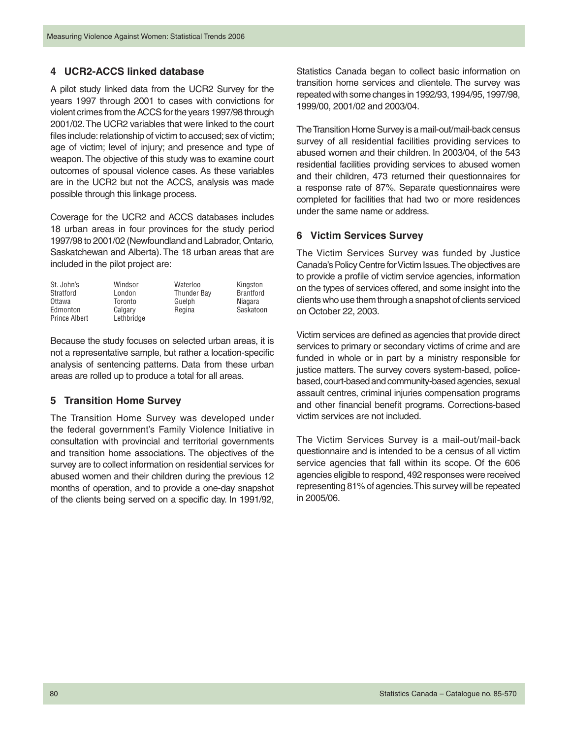## 4 UCR2-ACCS linked database

A pilot study linked data from the UCR2 Survey for the years 1997 through 2001 to cases with convictions for violent crimes from the ACCS for the years 1997/98 through 2001/02. The UCR2 variables that were linked to the court files include: relationship of victim to accused; sex of victim; age of victim; level of injury; and presence and type of weapon. The objective of this study was to examine court outcomes of spousal violence cases. As these variables are in the UCR2 but not the ACCS, analysis was made possible through this linkage process.

Coverage for the UCR2 and ACCS databases includes 18 urban areas in four provinces for the study period 1997/98 to 2001/02 (Newfoundland and Labrador, Ontario, Saskatchewan and Alberta). The 18 urban areas that are included in the pilot project are:

| | | | |
|---|---|---|---|
| St. John's | Windsor | Waterloo | Kingston |
| Stratford | London | Thunder Bay | Brantford |
| Ottawa | Toronto | Guelph | Niagara |
| Edmonton | Calgary | Regina | Saskatoon |
| Prince Albert | Lethbridge | | |

Because the study focuses on selected urban areas, it is not a representative sample, but rather a location-specific analysis of sentencing patterns. Data from these urban areas are rolled up to produce a total for all areas.

## 5 Transition Home Survey

The Transition Home Survey was developed under the federal government's Family Violence Initiative in consultation with provincial and territorial governments and transition home associations. The objectives of the survey are to collect information on residential services for abused women and their children during the previous 12 months of operation, and to provide a one-day snapshot of the clients being served on a specific day. In 1991/92, Statistics Canada began to collect basic information on transition home services and clientele. The survey was repeated with some changes in 1992/93, 1994/95, 1997/98, 1999/00, 2001/02 and 2003/04.

The Transition Home Survey is a mail-out/mail-back census survey of all residential facilities providing services to abused women and their children. In 2003/04, of the 543 residential facilities providing services to abused women and their children, 473 returned their questionnaires for a response rate of 87%. Separate questionnaires were completed for facilities that had two or more residences under the same name or address.

## 6 Victim Services Survey

The Victim Services Survey was funded by Justice Canada's Policy Centre for Victim Issues. The objectives are to provide a profile of victim service agencies, information on the types of services offered, and some insight into the clients who use them through a snapshot of clients serviced on October 22, 2003.

Victim services are defined as agencies that provide direct services to primary or secondary victims of crime and are funded in whole or in part by a ministry responsible for justice matters. The survey covers system-based, police-based, court-based and community-based agencies, sexual assault centres, criminal injuries compensation programs and other financial benefit programs. Corrections-based victim services are not included.

The Victim Services Survey is a mail-out/mail-back questionnaire and is intended to be a census of all victim service agencies that fall within its scope. Of the 606 agencies eligible to respond, 492 responses were received representing 81% of agencies. This survey will be repeated in 2005/06.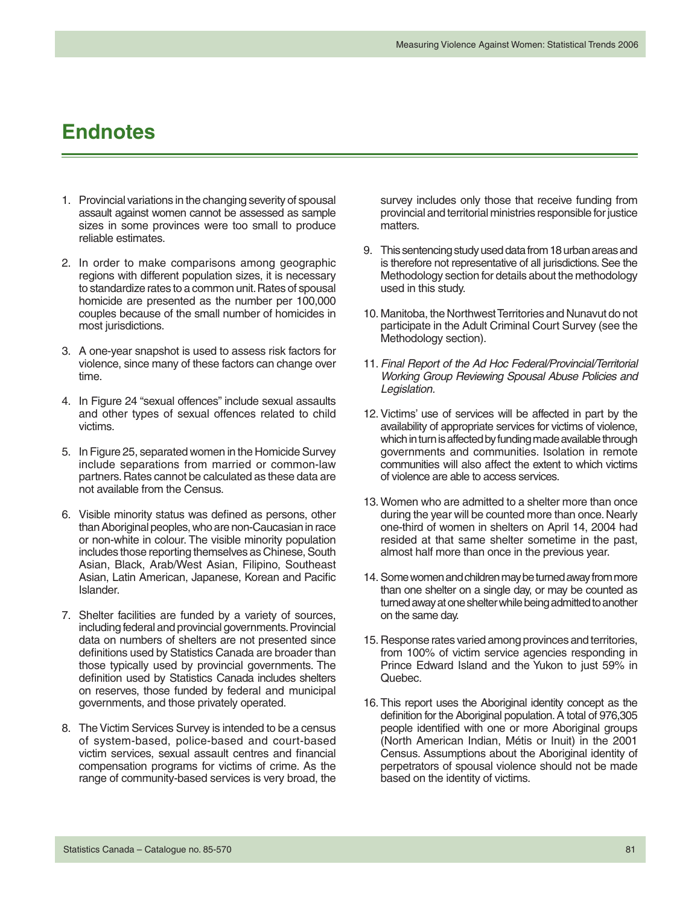# Endnotes

1. Provincial variations in the changing severity of spousal assault against women cannot be assessed as sample sizes in some provinces were too small to produce reliable estimates.

2. In order to make comparisons among geographic regions with different population sizes, it is necessary to standardize rates to a common unit. Rates of spousal homicide are presented as the number per 100,000 couples because of the small number of homicides in most jurisdictions.

3. A one-year snapshot is used to assess risk factors for violence, since many of these factors can change over time.

4. In Figure 24 "sexual offences" include sexual assaults and other types of sexual offences related to child victims.

5. In Figure 25, separated women in the Homicide Survey include separations from married or common-law partners. Rates cannot be calculated as these data are not available from the Census.

6. Visible minority status was defined as persons, other than Aboriginal peoples, who are non-Caucasian in race or non-white in colour. The visible minority population includes those reporting themselves as Chinese, South Asian, Black, Arab/West Asian, Filipino, Southeast Asian, Latin American, Japanese, Korean and Pacific Islander.

7. Shelter facilities are funded by a variety of sources, including federal and provincial governments. Provincial data on numbers of shelters are not presented since definitions used by Statistics Canada are broader than those typically used by provincial governments. The definition used by Statistics Canada includes shelters on reserves, those funded by federal and municipal governments, and those privately operated.

8. The Victim Services Survey is intended to be a census of system-based, police-based and court-based victim services, sexual assault centres and financial compensation programs for victims of crime. As the range of community-based services is very broad, the survey includes only those that receive funding from provincial and territorial ministries responsible for justice matters.

9. This sentencing study used data from 18 urban areas and is therefore not representative of all jurisdictions. See the Methodology section for details about the methodology used in this study.

10. Manitoba, the Northwest Territories and Nunavut do not participate in the Adult Criminal Court Survey (see the Methodology section).

11. *Final Report of the Ad Hoc Federal/Provincial/Territorial Working Group Reviewing Spousal Abuse Policies and Legislation.*

12. Victims' use of services will be affected in part by the availability of appropriate services for victims of violence, which in turn is affected by funding made available through governments and communities. Isolation in remote communities will also affect the extent to which victims of violence are able to access services.

13. Women who are admitted to a shelter more than once during the year will be counted more than once. Nearly one-third of women in shelters on April 14, 2004 had resided at that same shelter sometime in the past, almost half more than once in the previous year.

14. Some women and children may be turned away from more than one shelter on a single day, or may be counted as turned away at one shelter while being admitted to another on the same day.

15. Response rates varied among provinces and territories, from 100% of victim service agencies responding in Prince Edward Island and the Yukon to just 59% in Quebec.

16. This report uses the Aboriginal identity concept as the definition for the Aboriginal population. A total of 976,305 people identified with one or more Aboriginal groups (North American Indian, Métis or Inuit) in the 2001 Census. Assumptions about the Aboriginal identity of perpetrators of spousal violence should not be made based on the identity of victims.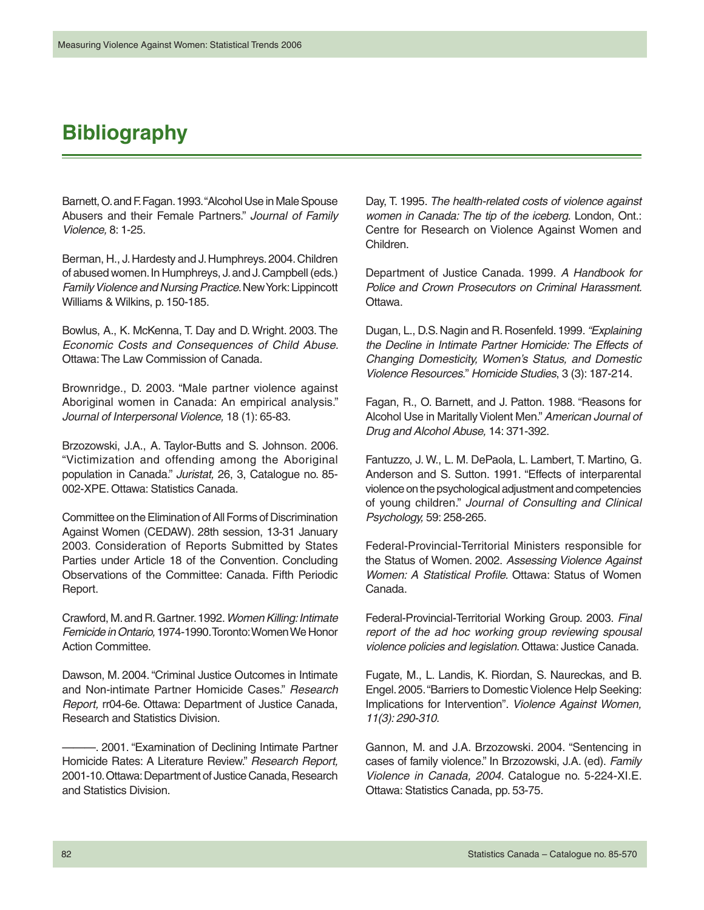# Bibliography

Barnett, O. and F. Fagan. 1993. "Alcohol Use in Male Spouse Abusers and their Female Partners." *Journal of Family Violence,* 8: 1-25.

Berman, H., J. Hardesty and J. Humphreys. 2004. Children of abused women. In Humphreys, J. and J. Campbell (eds.) *Family Violence and Nursing Practice.* New York: Lippincott Williams & Wilkins, p. 150-185.

Bowlus, A., K. McKenna, T. Day and D. Wright. 2003. The *Economic Costs and Consequences of Child Abuse.* Ottawa: The Law Commission of Canada.

Brownridge., D. 2003. "Male partner violence against Aboriginal women in Canada: An empirical analysis." *Journal of Interpersonal Violence,* 18 (1): 65-83.

Brzozowski, J.A., A. Taylor-Butts and S. Johnson. 2006. "Victimization and offending among the Aboriginal population in Canada." *Juristat,* 26, 3, Catalogue no. 85-002-XPE. Ottawa: Statistics Canada.

Committee on the Elimination of All Forms of Discrimination Against Women (CEDAW). 28th session, 13-31 January 2003. Consideration of Reports Submitted by States Parties under Article 18 of the Convention. Concluding Observations of the Committee: Canada. Fifth Periodic Report.

Crawford, M. and R. Gartner. 1992. *Women Killing: Intimate Femicide in Ontario,* 1974-1990. Toronto: Women We Honor Action Committee.

Dawson, M. 2004. "Criminal Justice Outcomes in Intimate and Non-intimate Partner Homicide Cases." *Research Report,* rr04-6e. Ottawa: Department of Justice Canada, Research and Statistics Division.

———. 2001. "Examination of Declining Intimate Partner Homicide Rates: A Literature Review." *Research Report,* 2001-10. Ottawa: Department of Justice Canada, Research and Statistics Division.

Day, T. 1995. *The health-related costs of violence against women in Canada: The tip of the iceberg.* London, Ont.: Centre for Research on Violence Against Women and Children.

Department of Justice Canada. 1999. *A Handbook for Police and Crown Prosecutors on Criminal Harassment.* Ottawa.

Dugan, L., D.S. Nagin and R. Rosenfeld. 1999. *"Explaining the Decline in Intimate Partner Homicide: The Effects of Changing Domesticity, Women's Status, and Domestic Violence Resources."* *Homicide Studies*, 3 (3): 187-214.

Fagan, R., O. Barnett, and J. Patton. 1988. "Reasons for Alcohol Use in Maritally Violent Men." *American Journal of Drug and Alcohol Abuse,* 14: 371-392.

Fantuzzo, J. W., L. M. DePaola, L. Lambert, T. Martino, G. Anderson and S. Sutton. 1991. "Effects of interparental violence on the psychological adjustment and competencies of young children." *Journal of Consulting and Clinical Psychology,* 59: 258-265.

Federal-Provincial-Territorial Ministers responsible for the Status of Women. 2002. *Assessing Violence Against Women: A Statistical Profile.* Ottawa: Status of Women Canada.

Federal-Provincial-Territorial Working Group. 2003. *Final report of the ad hoc working group reviewing spousal violence policies and legislation.* Ottawa: Justice Canada.

Fugate, M., L. Landis, K. Riordan, S. Naureckas, and B. Engel. 2005. "Barriers to Domestic Violence Help Seeking: Implications for Intervention". *Violence Against Women, 11(3): 290-310.*

Gannon, M. and J.A. Brzozowski. 2004. "Sentencing in cases of family violence." In Brzozowski, J.A. (ed). *Family Violence in Canada, 2004.* Catalogue no. 5-224-XI.E. Ottawa: Statistics Canada, pp. 53-75.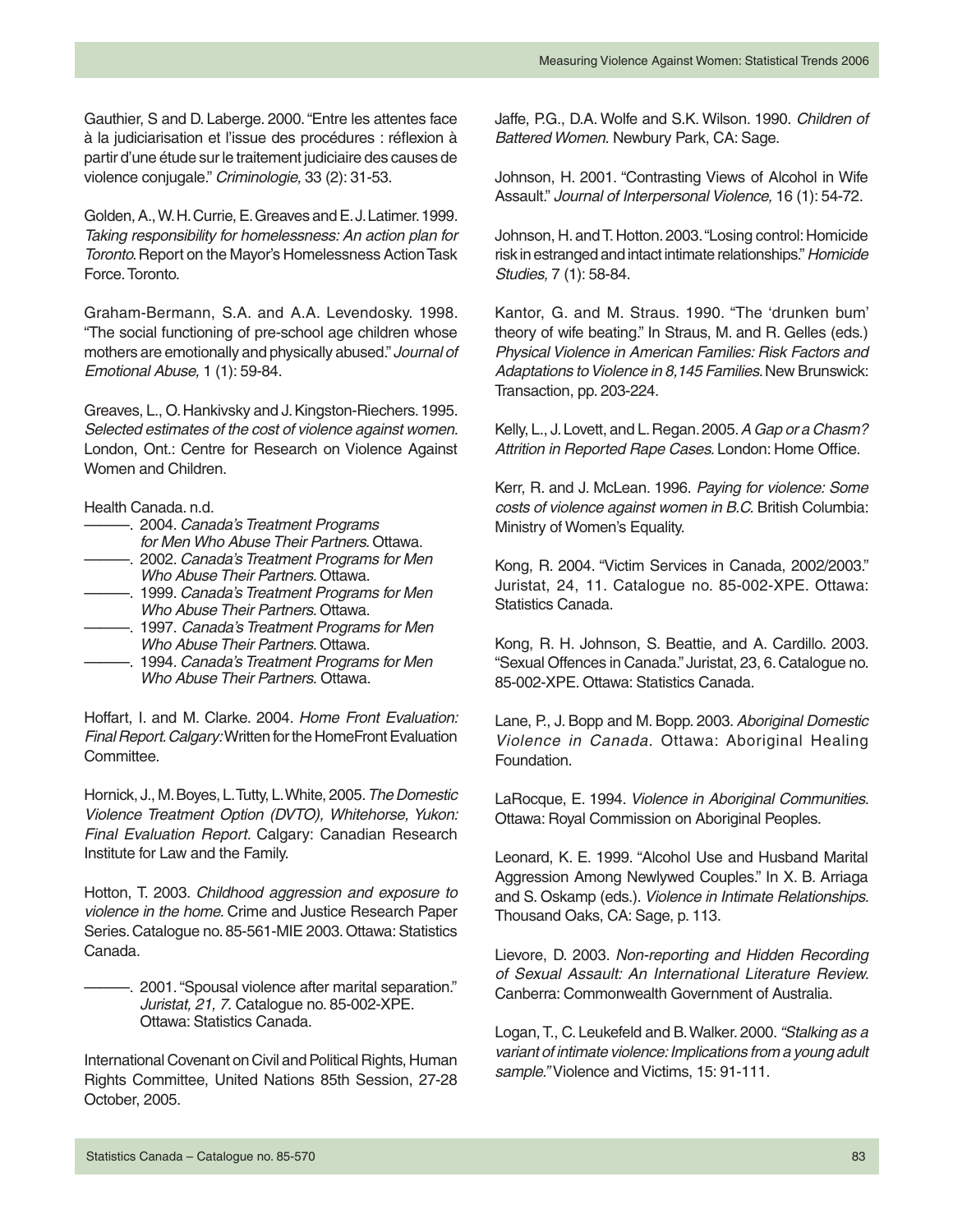Gauthier, S and D. Laberge. 2000. "Entre les attentes face à la judiciarisation et l'issue des procédures : réflexion à partir d'une étude sur le traitement judiciaire des causes de violence conjugale." *Criminologie,* 33 (2): 31-53.

Golden, A., W. H. Currie, E. Greaves and E. J. Latimer. 1999. *Taking responsibility for homelessness: An action plan for Toronto.* Report on the Mayor's Homelessness Action Task Force. Toronto.

Graham-Bermann, S.A. and A.A. Levendosky. 1998. "The social functioning of pre-school age children whose mothers are emotionally and physically abused." *Journal of Emotional Abuse,* 1 (1): 59-84.

Greaves, L., O. Hankivsky and J. Kingston-Riechers. 1995. *Selected estimates of the cost of violence against women.* London, Ont.: Centre for Research on Violence Against Women and Children.

Health Canada. n.d.

———. 2004. *Canada's Treatment Programs for Men Who Abuse Their Partners.* Ottawa.

———. 2002. *Canada's Treatment Programs for Men Who Abuse Their Partners.* Ottawa.

———. 1999. *Canada's Treatment Programs for Men Who Abuse Their Partners.* Ottawa.

———. 1997. *Canada's Treatment Programs for Men Who Abuse Their Partners.* Ottawa.

———. 1994. *Canada's Treatment Programs for Men Who Abuse Their Partners.* Ottawa.

Hoffart, I. and M. Clarke. 2004. *Home Front Evaluation: Final Report. Calgary:* Written for the HomeFront Evaluation Committee.

Hornick, J., M. Boyes, L. Tutty, L. White, 2005. *The Domestic Violence Treatment Option (DVTO), Whitehorse, Yukon: Final Evaluation Report.* Calgary: Canadian Research Institute for Law and the Family.

Hotton, T. 2003. *Childhood aggression and exposure to violence in the home.* Crime and Justice Research Paper Series. Catalogue no. 85-561-MIE 2003. Ottawa: Statistics Canada.

———. 2001. "Spousal violence after marital separation." *Juristat, 21, 7.* Catalogue no. 85-002-XPE. Ottawa: Statistics Canada.

International Covenant on Civil and Political Rights, Human Rights Committee, United Nations 85th Session, 27-28 October, 2005.

Jaffe, P.G., D.A. Wolfe and S.K. Wilson. 1990. *Children of Battered Women.* Newbury Park, CA: Sage.

Johnson, H. 2001. "Contrasting Views of Alcohol in Wife Assault." *Journal of Interpersonal Violence,* 16 (1): 54-72.

Johnson, H. and T. Hotton. 2003. "Losing control: Homicide risk in estranged and intact intimate relationships." *Homicide Studies,* 7 (1): 58-84.

Kantor, G. and M. Straus. 1990. "The 'drunken bum' theory of wife beating." In Straus, M. and R. Gelles (eds.) *Physical Violence in American Families: Risk Factors and Adaptations to Violence in 8,145 Families.* New Brunswick: Transaction, pp. 203-224.

Kelly, L., J. Lovett, and L. Regan. 2005. *A Gap or a Chasm? Attrition in Reported Rape Cases.* London: Home Office.

Kerr, R. and J. McLean. 1996. *Paying for violence: Some costs of violence against women in B.C.* British Columbia: Ministry of Women's Equality.

Kong, R. 2004. "Victim Services in Canada, 2002/2003." Juristat, 24, 11. Catalogue no. 85-002-XPE. Ottawa: Statistics Canada.

Kong, R. H. Johnson, S. Beattie, and A. Cardillo. 2003. "Sexual Offences in Canada." Juristat, 23, 6. Catalogue no. 85-002-XPE. Ottawa: Statistics Canada.

Lane, P., J. Bopp and M. Bopp. 2003. *Aboriginal Domestic Violence in Canada.* Ottawa: Aboriginal Healing Foundation.

LaRocque, E. 1994. *Violence in Aboriginal Communities.* Ottawa: Royal Commission on Aboriginal Peoples.

Leonard, K. E. 1999. "Alcohol Use and Husband Marital Aggression Among Newlywed Couples." In X. B. Arriaga and S. Oskamp (eds.). *Violence in Intimate Relationships.* Thousand Oaks, CA: Sage, p. 113.

Lievore, D. 2003. *Non-reporting and Hidden Recording of Sexual Assault: An International Literature Review.* Canberra: Commonwealth Government of Australia.

Logan, T., C. Leukefeld and B. Walker. 2000. *"Stalking as a variant of intimate violence: Implications from a young adult sample."* Violence and Victims, 15: 91-111.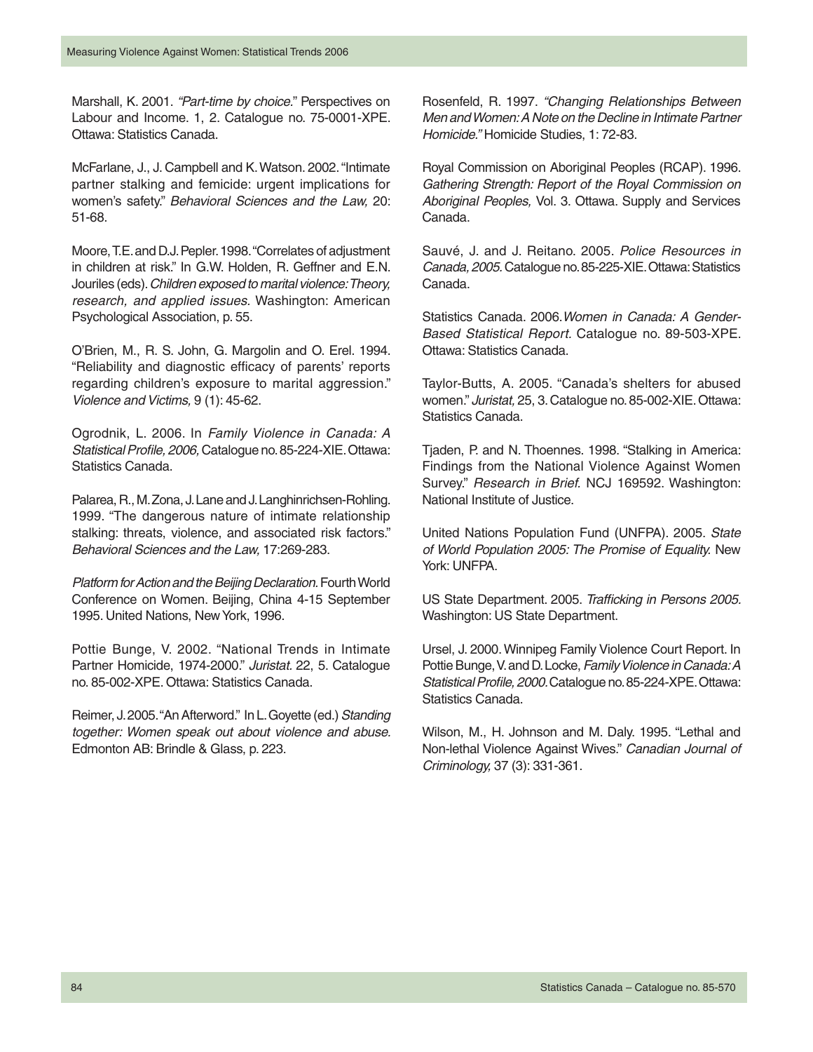Marshall, K. 2001. *"Part-time by choice."* Perspectives on Labour and Income. 1, 2. Catalogue no. 75-0001-XPE. Ottawa: Statistics Canada.

McFarlane, J., J. Campbell and K. Watson. 2002. "Intimate partner stalking and femicide: urgent implications for women's safety." *Behavioral Sciences and the Law,* 20: 51-68.

Moore, T.E. and D.J. Pepler. 1998. "Correlates of adjustment in children at risk." In G.W. Holden, R. Geffner and E.N. Jouriles (eds). *Children exposed to marital violence: Theory, research, and applied issues*. Washington: American Psychological Association, p. 55.

O'Brien, M., R. S. John, G. Margolin and O. Erel. 1994. "Reliability and diagnostic efficacy of parents' reports regarding children's exposure to marital aggression." *Violence and Victims,* 9 (1): 45-62.

Ogrodnik, L. 2006. In *Family Violence in Canada: A Statistical Profile, 2006,* Catalogue no. 85-224-XIE. Ottawa: Statistics Canada.

Palarea, R., M. Zona, J. Lane and J. Langhinrichsen-Rohling. 1999. "The dangerous nature of intimate relationship stalking: threats, violence, and associated risk factors." *Behavioral Sciences and the Law,* 17:269-283.

*Platform for Action and the Beijing Declaration*. Fourth World Conference on Women. Beijing, China 4-15 September 1995. United Nations, New York, 1996.

Pottie Bunge, V. 2002. "National Trends in Intimate Partner Homicide, 1974-2000." *Juristat.* 22, 5. Catalogue no. 85-002-XPE. Ottawa: Statistics Canada.

Reimer, J. 2005. "An Afterword." In L. Goyette (ed.) *Standing together: Women speak out about violence and abuse.* Edmonton AB: Brindle & Glass, p. 223.

Rosenfeld, R. 1997. *"Changing Relationships Between Men and Women: A Note on the Decline in Intimate Partner Homicide."* Homicide Studies, 1: 72-83.

Royal Commission on Aboriginal Peoples (RCAP). 1996. *Gathering Strength: Report of the Royal Commission on Aboriginal Peoples,* Vol. 3. Ottawa. Supply and Services Canada.

Sauvé, J. and J. Reitano. 2005. *Police Resources in Canada, 2005.* Catalogue no. 85-225-XIE. Ottawa: Statistics Canada.

Statistics Canada. 2006. *Women in Canada: A Gender-Based Statistical Report.* Catalogue no. 89-503-XPE. Ottawa: Statistics Canada.

Taylor-Butts, A. 2005. "Canada's shelters for abused women." *Juristat,* 25, 3. Catalogue no. 85-002-XIE. Ottawa: Statistics Canada.

Tjaden, P. and N. Thoennes. 1998. "Stalking in America: Findings from the National Violence Against Women Survey." *Research in Brief.* NCJ 169592. Washington: National Institute of Justice.

United Nations Population Fund (UNFPA). 2005. *State of World Population 2005: The Promise of Equality.* New York: UNFPA.

US State Department. 2005. *Trafficking in Persons 2005.* Washington: US State Department.

Ursel, J. 2000. Winnipeg Family Violence Court Report. In Pottie Bunge, V. and D. Locke, *Family Violence in Canada: A Statistical Profile, 2000.* Catalogue no. 85-224-XPE. Ottawa: Statistics Canada.

Wilson, M., H. Johnson and M. Daly. 1995. "Lethal and Non-lethal Violence Against Wives." *Canadian Journal of Criminology,* 37 (3): 331-361.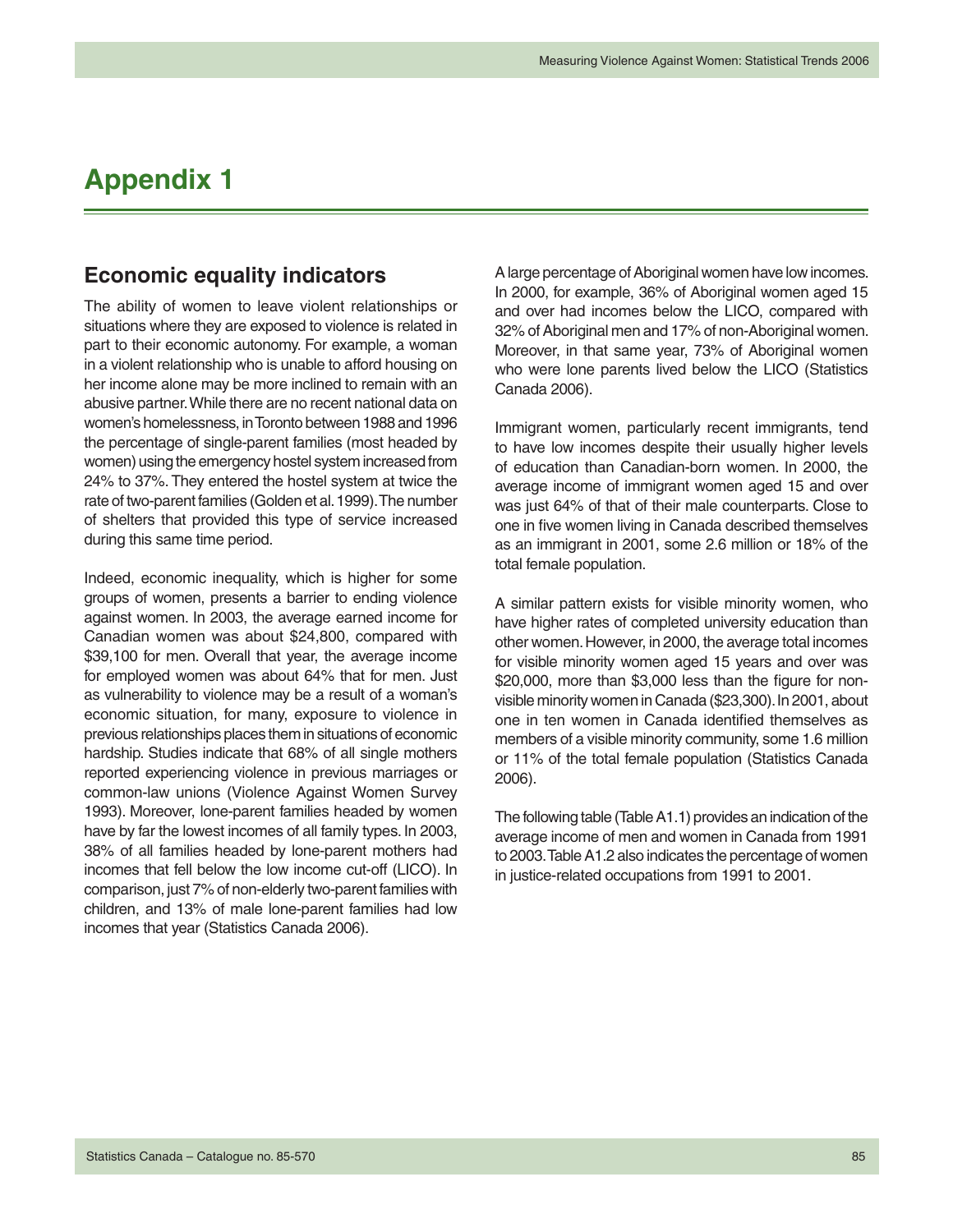# Appendix 1

## Economic equality indicators

The ability of women to leave violent relationships or situations where they are exposed to violence is related in part to their economic autonomy. For example, a woman in a violent relationship who is unable to afford housing on her income alone may be more inclined to remain with an abusive partner. While there are no recent national data on women's homelessness, in Toronto between 1988 and 1996 the percentage of single-parent families (most headed by women) using the emergency hostel system increased from 24% to 37%. They entered the hostel system at twice the rate of two-parent families (Golden et al. 1999). The number of shelters that provided this type of service increased during this same time period.

Indeed, economic inequality, which is higher for some groups of women, presents a barrier to ending violence against women. In 2003, the average earned income for Canadian women was about $24,800, compared with $39,100 for men. Overall that year, the average income for employed women was about 64% that for men. Just as vulnerability to violence may be a result of a woman's economic situation, for many, exposure to violence in previous relationships places them in situations of economic hardship. Studies indicate that 68% of all single mothers reported experiencing violence in previous marriages or common-law unions (Violence Against Women Survey 1993). Moreover, lone-parent families headed by women have by far the lowest incomes of all family types. In 2003, 38% of all families headed by lone-parent mothers had incomes that fell below the low income cut-off (LICO). In comparison, just 7% of non-elderly two-parent families with children, and 13% of male lone-parent families had low incomes that year (Statistics Canada 2006).

A large percentage of Aboriginal women have low incomes. In 2000, for example, 36% of Aboriginal women aged 15 and over had incomes below the LICO, compared with 32% of Aboriginal men and 17% of non-Aboriginal women. Moreover, in that same year, 73% of Aboriginal women who were lone parents lived below the LICO (Statistics Canada 2006).

Immigrant women, particularly recent immigrants, tend to have low incomes despite their usually higher levels of education than Canadian-born women. In 2000, the average income of immigrant women aged 15 and over was just 64% of that of their male counterparts. Close to one in five women living in Canada described themselves as an immigrant in 2001, some 2.6 million or 18% of the total female population.

A similar pattern exists for visible minority women, who have higher rates of completed university education than other women. However, in 2000, the average total incomes for visible minority women aged 15 years and over was $20,000, more than $3,000 less than the figure for non-visible minority women in Canada ($23,300). In 2001, about one in ten women in Canada identified themselves as members of a visible minority community, some 1.6 million or 11% of the total female population (Statistics Canada 2006).

The following table (Table A1.1) provides an indication of the average income of men and women in Canada from 1991 to 2003. Table A1.2 also indicates the percentage of women in justice-related occupations from 1991 to 2001.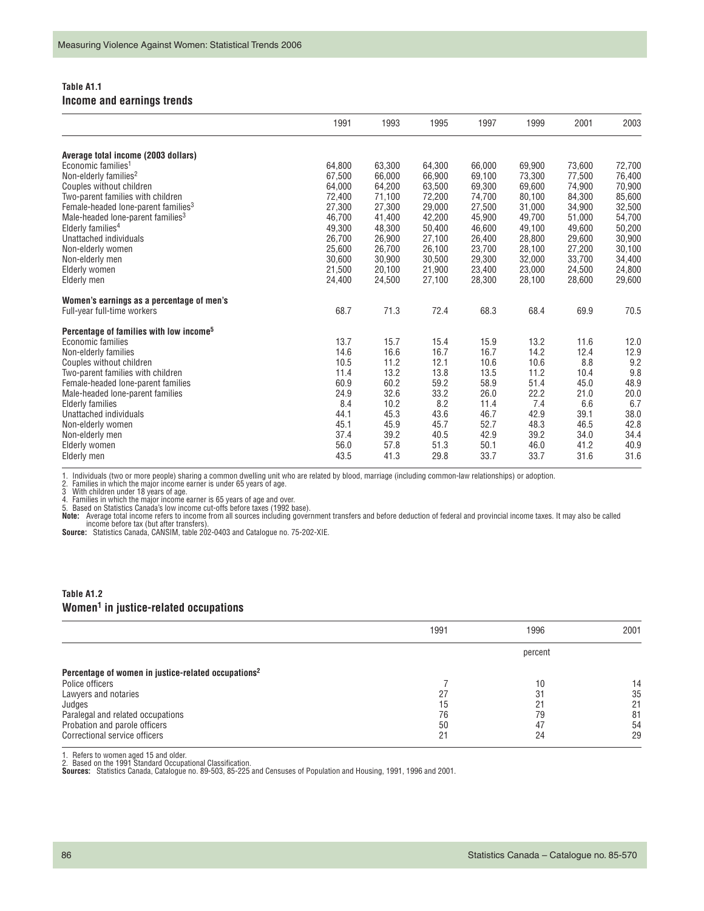### Table A1.1
### Income and earnings trends

| | 1991 | 1993 | 1995 | 1997 | 1999 | 2001 | 2003 |
|---|---|---|---|---|---|---|---|
| **Average total income (2003 dollars)** | | | | | | | |
| Economic families[1] | 64,800 | 63,300 | 64,300 | 66,000 | 69,900 | 73,600 | 72,700 |
| Non-elderly families[2] | 67,500 | 66,000 | 66,900 | 69,100 | 73,300 | 77,500 | 76,400 |
| Couples without children | 64,000 | 64,200 | 63,500 | 69,300 | 69,600 | 74,900 | 70,900 |
| Two-parent families with children | 72,400 | 71,100 | 72,200 | 74,700 | 80,100 | 84,300 | 85,600 |
| Female-headed lone-parent families[3] | 27,300 | 27,300 | 29,000 | 27,500 | 31,000 | 34,900 | 32,500 |
| Male-headed lone-parent families[3] | 46,700 | 41,400 | 42,200 | 45,900 | 49,700 | 51,000 | 54,700 |
| Elderly families[4] | 49,300 | 48,300 | 50,400 | 46,600 | 49,100 | 49,600 | 50,200 |
| Unattached individuals | 26,700 | 26,900 | 27,100 | 26,400 | 28,800 | 29,600 | 30,900 |
| Non-elderly women | 25,600 | 26,700 | 26,100 | 23,700 | 28,100 | 27,200 | 30,100 |
| Non-elderly men | 30,600 | 30,900 | 30,500 | 29,300 | 32,000 | 33,700 | 34,400 |
| Elderly women | 21,500 | 20,100 | 21,900 | 23,400 | 23,000 | 24,500 | 24,800 |
| Elderly men | 24,400 | 24,500 | 27,100 | 28,300 | 28,100 | 28,600 | 29,600 |
| **Women's earnings as a percentage of men's** | | | | | | | |
| Full-year full-time workers | 68.7 | 71.3 | 72.4 | 68.3 | 68.4 | 69.9 | 70.5 |
| **Percentage of families with low income[5]** | | | | | | | |
| Economic families | 13.7 | 15.7 | 15.4 | 15.9 | 13.2 | 11.6 | 12.0 |
| Non-elderly families | 14.6 | 16.6 | 16.7 | 16.7 | 14.2 | 12.4 | 12.9 |
| Couples without children | 10.5 | 11.2 | 12.1 | 10.6 | 10.6 | 8.8 | 9.2 |
| Two-parent families with children | 11.4 | 13.2 | 13.8 | 13.5 | 11.2 | 10.4 | 9.8 |
| Female-headed lone-parent families | 60.9 | 60.2 | 59.2 | 58.9 | 51.4 | 45.0 | 48.9 |
| Male-headed lone-parent families | 24.9 | 32.6 | 33.2 | 26.0 | 22.2 | 21.0 | 20.0 |
| Elderly families | 8.4 | 10.2 | 8.2 | 11.4 | 7.4 | 6.6 | 6.7 |
| Unattached individuals | 44.1 | 45.3 | 43.6 | 46.7 | 42.9 | 39.1 | 38.0 |
| Non-elderly women | 45.1 | 45.9 | 45.7 | 52.7 | 48.3 | 46.5 | 42.8 |
| Non-elderly men | 37.4 | 39.2 | 40.5 | 42.9 | 39.2 | 34.0 | 34.4 |
| Elderly women | 56.0 | 57.8 | 51.3 | 50.1 | 46.0 | 41.2 | 40.9 |
| Elderly men | 43.5 | 41.3 | 29.8 | 33.7 | 33.7 | 31.6 | 31.6 |

1. Individuals (two or more people) sharing a common dwelling unit who are related by blood, marriage (including common-law relationships) or adoption.
2. Families in which the major income earner is under 65 years of age.
3. With children under 18 years of age.
4. Families in which the major income earner is 65 years of age and over.
5. Based on Statistics Canada's low income cut-offs before taxes (1992 base).

**Note:** Average total income refers to income from all sources including government transfers and before deduction of federal and provincial income taxes. It may also be called income before tax (but after transfers).

**Source:** Statistics Canada, CANSIM, table 202-0403 and Catalogue no. 75-202-XIE.

### Table A1.2
### Women[1] in justice-related occupations

| | 1991 | 1996 | 2001 |
|---|---|---|---|
| | | percent | |
| **Percentage of women in justice-related occupations[2]** | | | |
| Police officers | 7 | 10 | 14 |
| Lawyers and notaries | 27 | 31 | 35 |
| Judges | 15 | 21 | 21 |
| Paralegal and related occupations | 76 | 79 | 81 |
| Probation and parole officers | 50 | 47 | 54 |
| Correctional service officers | 21 | 24 | 29 |

1. Refers to women aged 15 and older.
2. Based on the 1991 Standard Occupational Classification.

**Sources:** Statistics Canada, Catalogue no. 89-503, 85-225 and Censuses of Population and Housing, 1991, 1996 and 2001.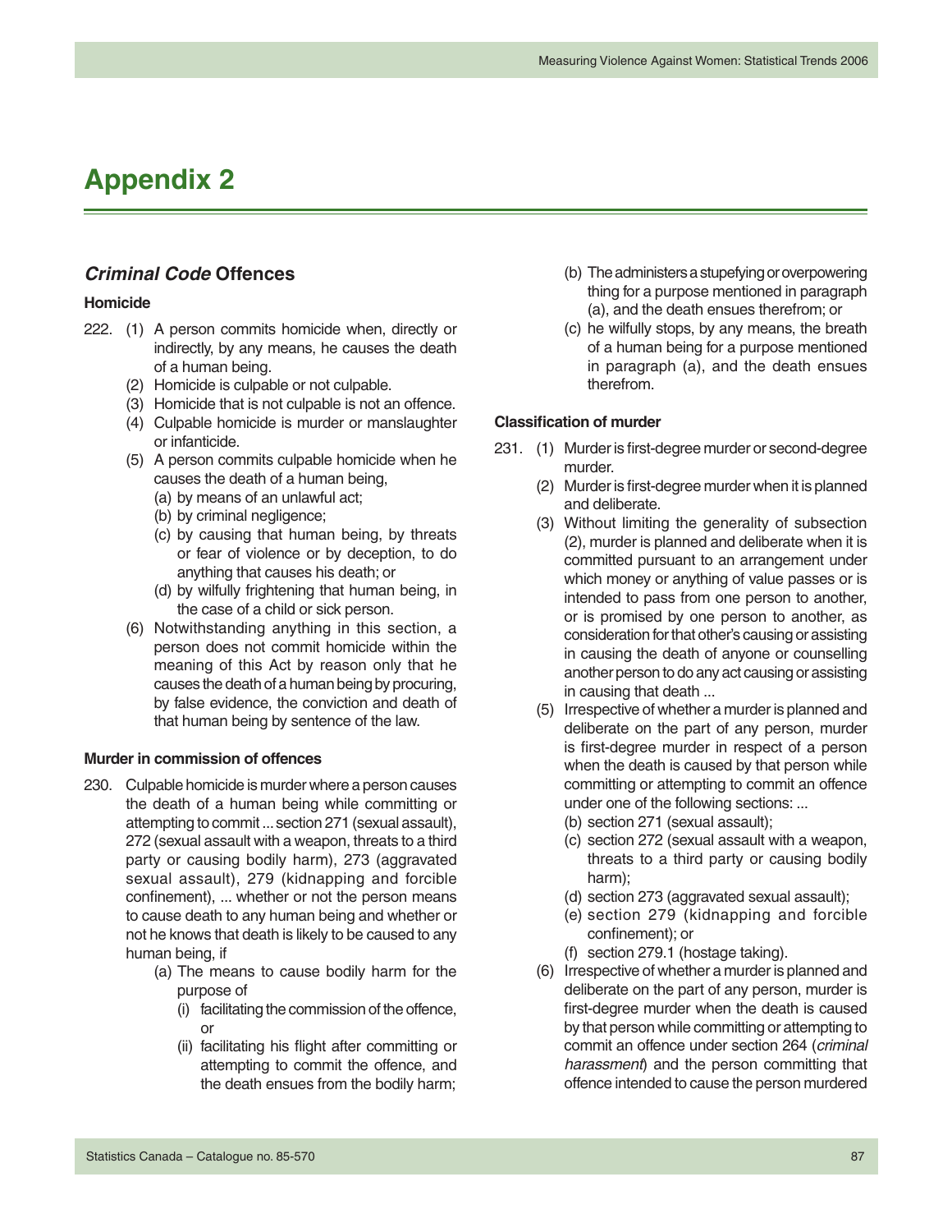# Appendix 2

## *Criminal Code* Offences

### Homicide

222. (1) A person commits homicide when, directly or indirectly, by any means, he causes the death of a human being.
   (2) Homicide is culpable or not culpable.
   (3) Homicide that is not culpable is not an offence.
   (4) Culpable homicide is murder or manslaughter or infanticide.
   (5) A person commits culpable homicide when he causes the death of a human being,
      (a) by means of an unlawful act;
      (b) by criminal negligence;
      (c) by causing that human being, by threats or fear of violence or by deception, to do anything that causes his death; or
      (d) by wilfully frightening that human being, in the case of a child or sick person.
   (6) Notwithstanding anything in this section, a person does not commit homicide within the meaning of this Act by reason only that he causes the death of a human being by procuring, by false evidence, the conviction and death of that human being by sentence of the law.

### Murder in commission of offences

230. Culpable homicide is murder where a person causes the death of a human being while committing or attempting to commit ... section 271 (sexual assault), 272 (sexual assault with a weapon, threats to a third party or causing bodily harm), 273 (aggravated sexual assault), 279 (kidnapping and forcible confinement), ... whether or not the person means to cause death to any human being and whether or not he knows that death is likely to be caused to any human being, if
   (a) The means to cause bodily harm for the purpose of
      (i) facilitating the commission of the offence, or
      (ii) facilitating his flight after committing or attempting to commit the offence, and the death ensues from the bodily harm;
   (b) The administers a stupefying or overpowering thing for a purpose mentioned in paragraph (a), and the death ensues therefrom; or
   (c) he wilfully stops, by any means, the breath of a human being for a purpose mentioned in paragraph (a), and the death ensues therefrom.

### Classification of murder

231. (1) Murder is first-degree murder or second-degree murder.
   (2) Murder is first-degree murder when it is planned and deliberate.
   (3) Without limiting the generality of subsection (2), murder is planned and deliberate when it is committed pursuant to an arrangement under which money or anything of value passes or is intended to pass from one person to another, or is promised by one person to another, as consideration for that other's causing or assisting in causing the death of anyone or counselling another person to do any act causing or assisting in causing that death ...
   (5) Irrespective of whether a murder is planned and deliberate on the part of any person, murder is first-degree murder in respect of a person when the death is caused by that person while committing or attempting to commit an offence under one of the following sections: ...
      (b) section 271 (sexual assault);
      (c) section 272 (sexual assault with a weapon, threats to a third party or causing bodily harm);
      (d) section 273 (aggravated sexual assault);
      (e) section 279 (kidnapping and forcible confinement); or
      (f) section 279.1 (hostage taking).
   (6) Irrespective of whether a murder is planned and deliberate on the part of any person, murder is first-degree murder when the death is caused by that person while committing or attempting to commit an offence under section 264 (*criminal harassment*) and the person committing that offence intended to cause the person murdered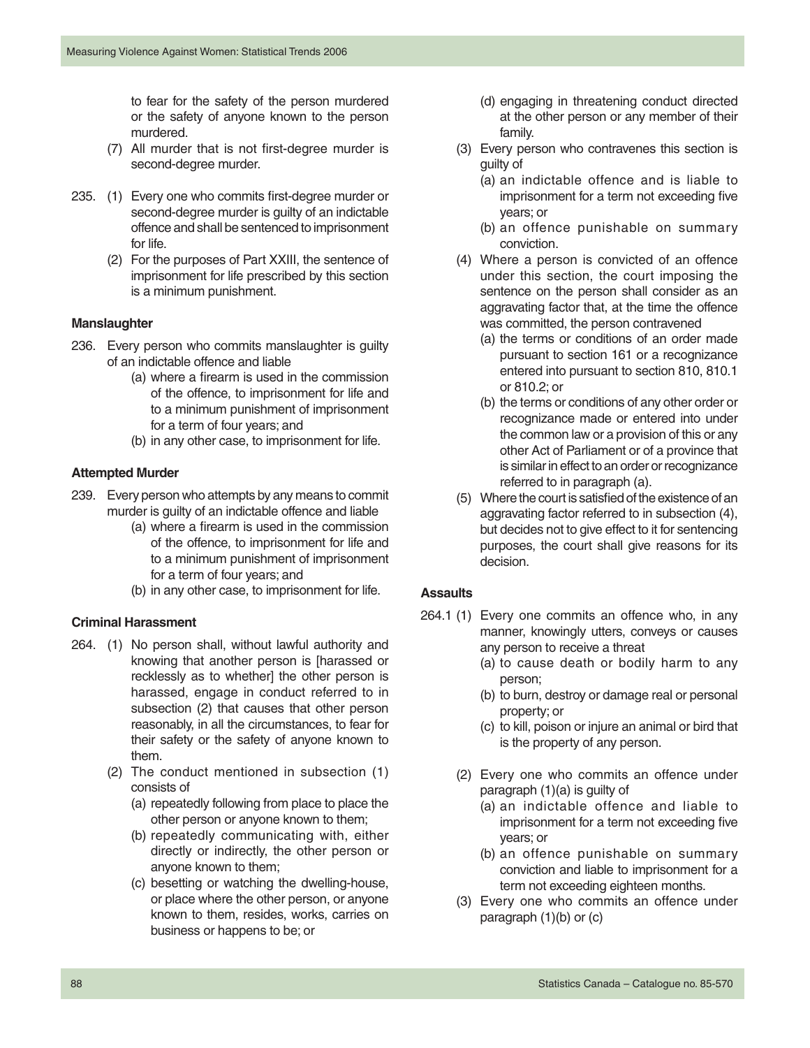to fear for the safety of the person murdered or the safety of anyone known to the person murdered.

(7) All murder that is not first-degree murder is second-degree murder.

235. (1) Every one who commits first-degree murder or second-degree murder is guilty of an indictable offence and shall be sentenced to imprisonment for life.

(2) For the purposes of Part XXIII, the sentence of imprisonment for life prescribed by this section is a minimum punishment.

**Manslaughter**

236. Every person who commits manslaughter is guilty of an indictable offence and liable

(a) where a firearm is used in the commission of the offence, to imprisonment for life and to a minimum punishment of imprisonment for a term of four years; and

(b) in any other case, to imprisonment for life.

**Attempted Murder**

239. Every person who attempts by any means to commit murder is guilty of an indictable offence and liable

(a) where a firearm is used in the commission of the offence, to imprisonment for life and to a minimum punishment of imprisonment for a term of four years; and

(b) in any other case, to imprisonment for life.

**Criminal Harassment**

264. (1) No person shall, without lawful authority and knowing that another person is [harassed or recklessly as to whether] the other person is harassed, engage in conduct referred to in subsection (2) that causes that other person reasonably, in all the circumstances, to fear for their safety or the safety of anyone known to them.

(2) The conduct mentioned in subsection (1) consists of

(a) repeatedly following from place to place the other person or anyone known to them;

(b) repeatedly communicating with, either directly or indirectly, the other person or anyone known to them;

(c) besetting or watching the dwelling-house, or place where the other person, or anyone known to them, resides, works, carries on business or happens to be; or

(d) engaging in threatening conduct directed at the other person or any member of their family.

(3) Every person who contravenes this section is guilty of

(a) an indictable offence and is liable to imprisonment for a term not exceeding five years; or

(b) an offence punishable on summary conviction.

(4) Where a person is convicted of an offence under this section, the court imposing the sentence on the person shall consider as an aggravating factor that, at the time the offence was committed, the person contravened

(a) the terms or conditions of an order made pursuant to section 161 or a recognizance entered into pursuant to section 810, 810.1 or 810.2; or

(b) the terms or conditions of any other order or recognizance made or entered into under the common law or a provision of this or any other Act of Parliament or of a province that is similar in effect to an order or recognizance referred to in paragraph (a).

(5) Where the court is satisfied of the existence of an aggravating factor referred to in subsection (4), but decides not to give effect to it for sentencing purposes, the court shall give reasons for its decision.

**Assaults**

264.1 (1) Every one commits an offence who, in any manner, knowingly utters, conveys or causes any person to receive a threat

(a) to cause death or bodily harm to any person;

(b) to burn, destroy or damage real or personal property; or

(c) to kill, poison or injure an animal or bird that is the property of any person.

(2) Every one who commits an offence under paragraph (1)(a) is guilty of

(a) an indictable offence and liable to imprisonment for a term not exceeding five years; or

(b) an offence punishable on summary conviction and liable to imprisonment for a term not exceeding eighteen months.

(3) Every one who commits an offence under paragraph (1)(b) or (c)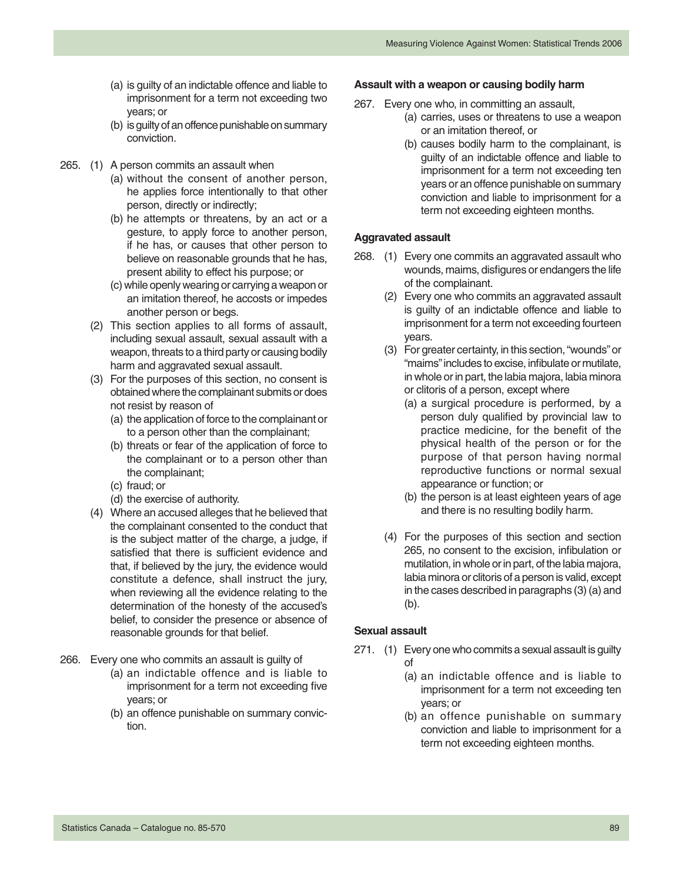(a) is guilty of an indictable offence and liable to imprisonment for a term not exceeding two years; or
(b) is guilty of an offence punishable on summary conviction.

265. (1) A person commits an assault when
   (a) without the consent of another person, he applies force intentionally to that other person, directly or indirectly;
   (b) he attempts or threatens, by an act or a gesture, to apply force to another person, if he has, or causes that other person to believe on reasonable grounds that he has, present ability to effect his purpose; or
   (c) while openly wearing or carrying a weapon or an imitation thereof, he accosts or impedes another person or begs.
(2) This section applies to all forms of assault, including sexual assault, sexual assault with a weapon, threats to a third party or causing bodily harm and aggravated sexual assault.
(3) For the purposes of this section, no consent is obtained where the complainant submits or does not resist by reason of
   (a) the application of force to the complainant or to a person other than the complainant;
   (b) threats or fear of the application of force to the complainant or to a person other than the complainant;
   (c) fraud; or
   (d) the exercise of authority.
(4) Where an accused alleges that he believed that the complainant consented to the conduct that is the subject matter of the charge, a judge, if satisfied that there is sufficient evidence and that, if believed by the jury, the evidence would constitute a defence, shall instruct the jury, when reviewing all the evidence relating to the determination of the honesty of the accused's belief, to consider the presence or absence of reasonable grounds for that belief.

266. Every one who commits an assault is guilty of
   (a) an indictable offence and is liable to imprisonment for a term not exceeding five years; or
   (b) an offence punishable on summary conviction.

**Assault with a weapon or causing bodily harm**

267. Every one who, in committing an assault,
   (a) carries, uses or threatens to use a weapon or an imitation thereof, or
   (b) causes bodily harm to the complainant, is guilty of an indictable offence and liable to imprisonment for a term not exceeding ten years or an offence punishable on summary conviction and liable to imprisonment for a term not exceeding eighteen months.

**Aggravated assault**

268. (1) Every one commits an aggravated assault who wounds, maims, disfigures or endangers the life of the complainant.
(2) Every one who commits an aggravated assault is guilty of an indictable offence and liable to imprisonment for a term not exceeding fourteen years.
(3) For greater certainty, in this section, "wounds" or "maims" includes to excise, infibulate or mutilate, in whole or in part, the labia majora, labia minora or clitoris of a person, except where
   (a) a surgical procedure is performed, by a person duly qualified by provincial law to practice medicine, for the benefit of the physical health of the person or for the purpose of that person having normal reproductive functions or normal sexual appearance or function; or
   (b) the person is at least eighteen years of age and there is no resulting bodily harm.
(4) For the purposes of this section and section 265, no consent to the excision, infibulation or mutilation, in whole or in part, of the labia majora, labia minora or clitoris of a person is valid, except in the cases described in paragraphs (3) (a) and (b).

**Sexual assault**

271. (1) Every one who commits a sexual assault is guilty of
   (a) an indictable offence and is liable to imprisonment for a term not exceeding ten years; or
   (b) an offence punishable on summary conviction and liable to imprisonment for a term not exceeding eighteen months.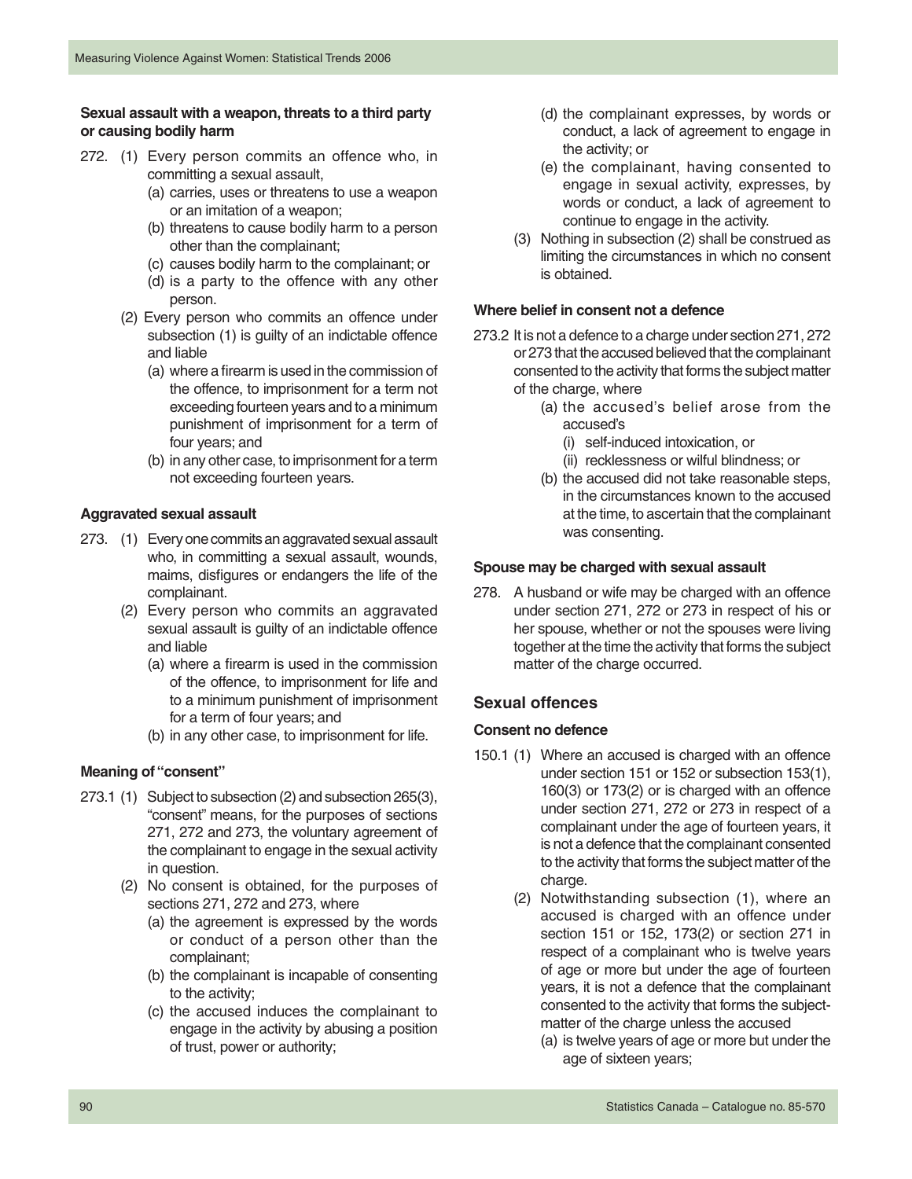#### Sexual assault with a weapon, threats to a third party or causing bodily harm

272. (1) Every person commits an offence who, in committing a sexual assault,
   - (a) carries, uses or threatens to use a weapon or an imitation of a weapon;
   - (b) threatens to cause bodily harm to a person other than the complainant;
   - (c) causes bodily harm to the complainant; or
   - (d) is a party to the offence with any other person.

   (2) Every person who commits an offence under subsection (1) is guilty of an indictable offence and liable
   - (a) where a firearm is used in the commission of the offence, to imprisonment for a term not exceeding fourteen years and to a minimum punishment of imprisonment for a term of four years; and
   - (b) in any other case, to imprisonment for a term not exceeding fourteen years.

#### Aggravated sexual assault

273. (1) Every one commits an aggravated sexual assault who, in committing a sexual assault, wounds, maims, disfigures or endangers the life of the complainant.

   (2) Every person who commits an aggravated sexual assault is guilty of an indictable offence and liable
   - (a) where a firearm is used in the commission of the offence, to imprisonment for life and to a minimum punishment of imprisonment for a term of four years; and
   - (b) in any other case, to imprisonment for life.

#### Meaning of "consent"

273.1 (1) Subject to subsection (2) and subsection 265(3), "consent" means, for the purposes of sections 271, 272 and 273, the voluntary agreement of the complainant to engage in the sexual activity in question.

   (2) No consent is obtained, for the purposes of sections 271, 272 and 273, where
   - (a) the agreement is expressed by the words or conduct of a person other than the complainant;
   - (b) the complainant is incapable of consenting to the activity;
   - (c) the accused induces the complainant to engage in the activity by abusing a position of trust, power or authority;
   - (d) the complainant expresses, by words or conduct, a lack of agreement to engage in the activity; or
   - (e) the complainant, having consented to engage in sexual activity, expresses, by words or conduct, a lack of agreement to continue to engage in the activity.

   (3) Nothing in subsection (2) shall be construed as limiting the circumstances in which no consent is obtained.

#### Where belief in consent not a defence

273.2 It is not a defence to a charge under section 271, 272 or 273 that the accused believed that the complainant consented to the activity that forms the subject matter of the charge, where
   - (a) the accused's belief arose from the accused's
     - (i) self-induced intoxication, or
     - (ii) recklessness or wilful blindness; or
   - (b) the accused did not take reasonable steps, in the circumstances known to the accused at the time, to ascertain that the complainant was consenting.

#### Spouse may be charged with sexual assault

278. A husband or wife may be charged with an offence under section 271, 272 or 273 in respect of his or her spouse, whether or not the spouses were living together at the time the activity that forms the subject matter of the charge occurred.

### Sexual offences

#### Consent no defence

150.1 (1) Where an accused is charged with an offence under section 151 or 152 or subsection 153(1), 160(3) or 173(2) or is charged with an offence under section 271, 272 or 273 in respect of a complainant under the age of fourteen years, it is not a defence that the complainant consented to the activity that forms the subject matter of the charge.

   (2) Notwithstanding subsection (1), where an accused is charged with an offence under section 151 or 152, 173(2) or section 271 in respect of a complainant who is twelve years of age or more but under the age of fourteen years, it is not a defence that the complainant consented to the activity that forms the subject-matter of the charge unless the accused
   - (a) is twelve years of age or more but under the age of sixteen years;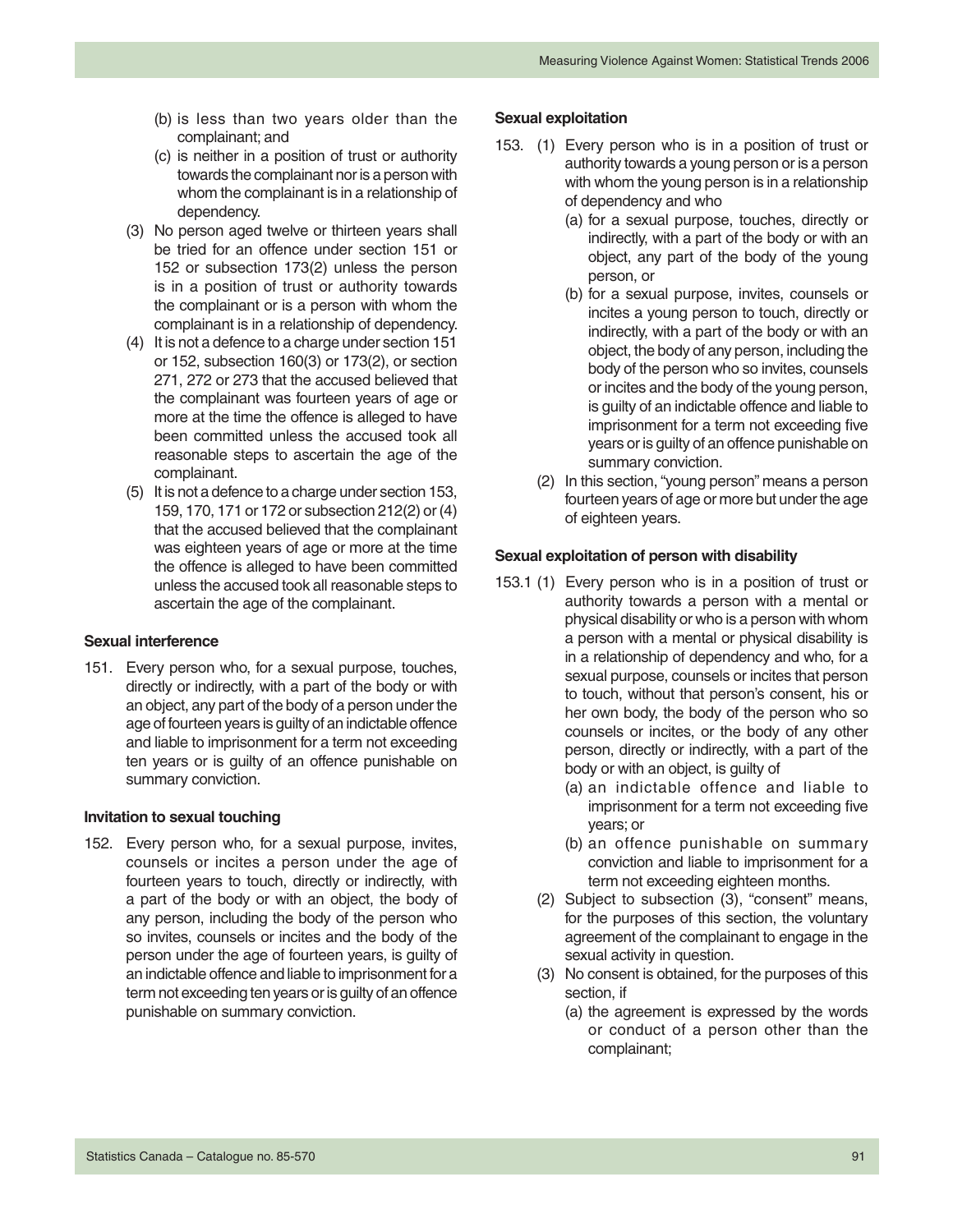(b) is less than two years older than the complainant; and

(c) is neither in a position of trust or authority towards the complainant nor is a person with whom the complainant is in a relationship of dependency.

(3) No person aged twelve or thirteen years shall be tried for an offence under section 151 or 152 or subsection 173(2) unless the person is in a position of trust or authority towards the complainant or is a person with whom the complainant is in a relationship of dependency.

(4) It is not a defence to a charge under section 151 or 152, subsection 160(3) or 173(2), or section 271, 272 or 273 that the accused believed that the complainant was fourteen years of age or more at the time the offence is alleged to have been committed unless the accused took all reasonable steps to ascertain the age of the complainant.

(5) It is not a defence to a charge under section 153, 159, 170, 171 or 172 or subsection 212(2) or (4) that the accused believed that the complainant was eighteen years of age or more at the time the offence is alleged to have been committed unless the accused took all reasonable steps to ascertain the age of the complainant.

**Sexual interference**

151. Every person who, for a sexual purpose, touches, directly or indirectly, with a part of the body or with an object, any part of the body of a person under the age of fourteen years is guilty of an indictable offence and liable to imprisonment for a term not exceeding ten years or is guilty of an offence punishable on summary conviction.

**Invitation to sexual touching**

152. Every person who, for a sexual purpose, invites, counsels or incites a person under the age of fourteen years to touch, directly or indirectly, with a part of the body or with an object, the body of any person, including the body of the person who so invites, counsels or incites and the body of the person under the age of fourteen years, is guilty of an indictable offence and liable to imprisonment for a term not exceeding ten years or is guilty of an offence punishable on summary conviction.

**Sexual exploitation**

153. (1) Every person who is in a position of trust or authority towards a young person or is a person with whom the young person is in a relationship of dependency and who

(a) for a sexual purpose, touches, directly or indirectly, with a part of the body or with an object, any part of the body of the young person, or

(b) for a sexual purpose, invites, counsels or incites a young person to touch, directly or indirectly, with a part of the body or with an object, the body of any person, including the body of the person who so invites, counsels or incites and the body of the young person, is guilty of an indictable offence and liable to imprisonment for a term not exceeding five years or is guilty of an offence punishable on summary conviction.

(2) In this section, "young person" means a person fourteen years of age or more but under the age of eighteen years.

**Sexual exploitation of person with disability**

153.1 (1) Every person who is in a position of trust or authority towards a person with a mental or physical disability or who is a person with whom a person with a mental or physical disability is in a relationship of dependency and who, for a sexual purpose, counsels or incites that person to touch, without that person's consent, his or her own body, the body of the person who so counsels or incites, or the body of any other person, directly or indirectly, with a part of the body or with an object, is guilty of

(a) an indictable offence and liable to imprisonment for a term not exceeding five years; or

(b) an offence punishable on summary conviction and liable to imprisonment for a term not exceeding eighteen months.

(2) Subject to subsection (3), "consent" means, for the purposes of this section, the voluntary agreement of the complainant to engage in the sexual activity in question.

(3) No consent is obtained, for the purposes of this section, if

(a) the agreement is expressed by the words or conduct of a person other than the complainant;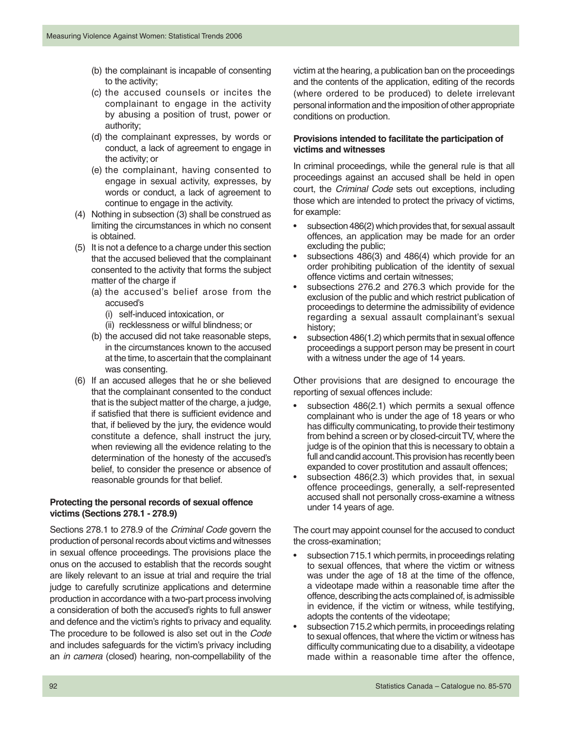(b) the complainant is incapable of consenting to the activity;

(c) the accused counsels or incites the complainant to engage in the activity by abusing a position of trust, power or authority;

(d) the complainant expresses, by words or conduct, a lack of agreement to engage in the activity; or

(e) the complainant, having consented to engage in sexual activity, expresses, by words or conduct, a lack of agreement to continue to engage in the activity.

(4) Nothing in subsection (3) shall be construed as limiting the circumstances in which no consent is obtained.

(5) It is not a defence to a charge under this section that the accused believed that the complainant consented to the activity that forms the subject matter of the charge if

(a) the accused's belief arose from the accused's

(i) self-induced intoxication, or

(ii) recklessness or wilful blindness; or

(b) the accused did not take reasonable steps, in the circumstances known to the accused at the time, to ascertain that the complainant was consenting.

(6) If an accused alleges that he or she believed that the complainant consented to the conduct that is the subject matter of the charge, a judge, if satisfied that there is sufficient evidence and that, if believed by the jury, the evidence would constitute a defence, shall instruct the jury, when reviewing all the evidence relating to the determination of the honesty of the accused's belief, to consider the presence or absence of reasonable grounds for that belief.

**Protecting the personal records of sexual offence victims (Sections 278.1 - 278.9)**

Sections 278.1 to 278.9 of the *Criminal Code* govern the production of personal records about victims and witnesses in sexual offence proceedings. The provisions place the onus on the accused to establish that the records sought are likely relevant to an issue at trial and require the trial judge to carefully scrutinize applications and determine production in accordance with a two-part process involving a consideration of both the accused's rights to full answer and defence and the victim's rights to privacy and equality. The procedure to be followed is also set out in the *Code* and includes safeguards for the victim's privacy including an *in camera* (closed) hearing, non-compellability of the victim at the hearing, a publication ban on the proceedings and the contents of the application, editing of the records (where ordered to be produced) to delete irrelevant personal information and the imposition of other appropriate conditions on production.

**Provisions intended to facilitate the participation of victims and witnesses**

In criminal proceedings, while the general rule is that all proceedings against an accused shall be held in open court, the *Criminal Code* sets out exceptions, including those which are intended to protect the privacy of victims, for example:

- subsection 486(2) which provides that, for sexual assault offences, an application may be made for an order excluding the public;
- subsections 486(3) and 486(4) which provide for an order prohibiting publication of the identity of sexual offence victims and certain witnesses;
- subsections 276.2 and 276.3 which provide for the exclusion of the public and which restrict publication of proceedings to determine the admissibility of evidence regarding a sexual assault complainant's sexual history;
- subsection 486(1.2) which permits that in sexual offence proceedings a support person may be present in court with a witness under the age of 14 years.

Other provisions that are designed to encourage the reporting of sexual offences include:

- subsection 486(2.1) which permits a sexual offence complainant who is under the age of 18 years or who has difficulty communicating, to provide their testimony from behind a screen or by closed-circuit TV, where the judge is of the opinion that this is necessary to obtain a full and candid account. This provision has recently been expanded to cover prostitution and assault offences;
- subsection 486(2.3) which provides that, in sexual offence proceedings, generally, a self-represented accused shall not personally cross-examine a witness under 14 years of age.

The court may appoint counsel for the accused to conduct the cross-examination;

- subsection 715.1 which permits, in proceedings relating to sexual offences, that where the victim or witness was under the age of 18 at the time of the offence, a videotape made within a reasonable time after the offence, describing the acts complained of, is admissible in evidence, if the victim or witness, while testifying, adopts the contents of the videotape;
- subsection 715.2 which permits, in proceedings relating to sexual offences, that where the victim or witness has difficulty communicating due to a disability, a videotape made within a reasonable time after the offence,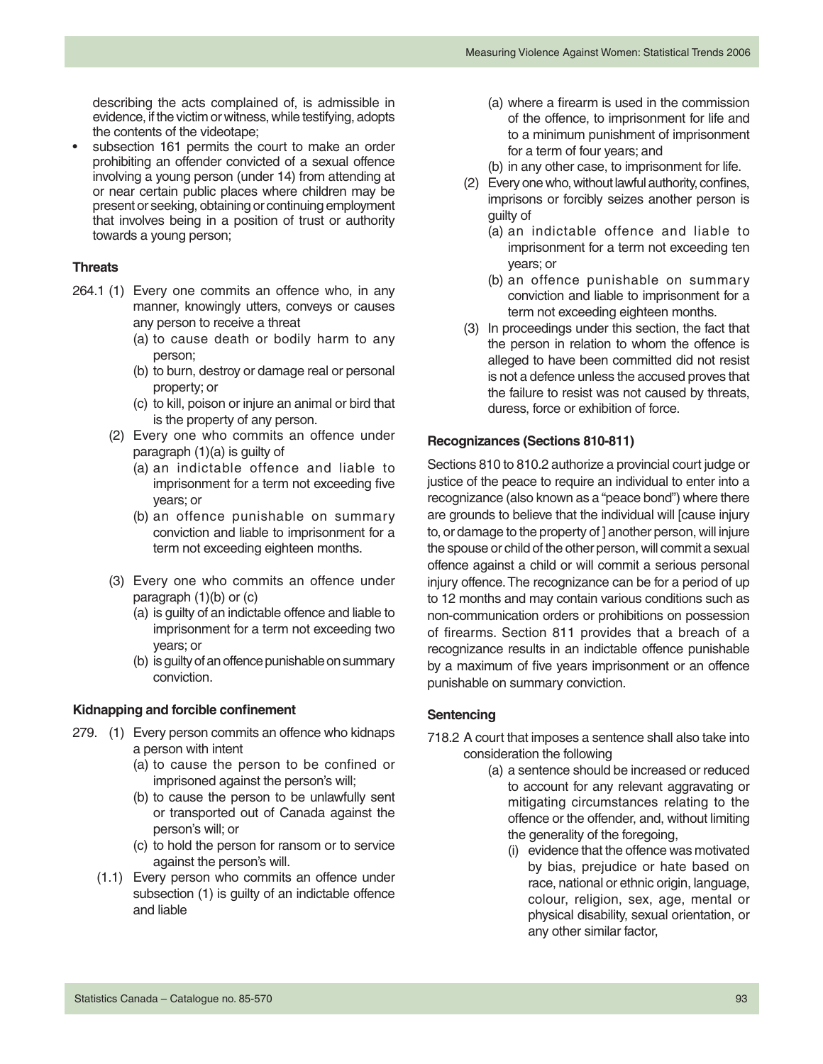describing the acts complained of, is admissible in evidence, if the victim or witness, while testifying, adopts the contents of the videotape;

- subsection 161 permits the court to make an order prohibiting an offender convicted of a sexual offence involving a young person (under 14) from attending at or near certain public places where children may be present or seeking, obtaining or continuing employment that involves being in a position of trust or authority towards a young person;

**Threats**

264.1 (1) Every one commits an offence who, in any manner, knowingly utters, conveys or causes any person to receive a threat

(a) to cause death or bodily harm to any person;

(b) to burn, destroy or damage real or personal property; or

(c) to kill, poison or injure an animal or bird that is the property of any person.

(2) Every one who commits an offence under paragraph (1)(a) is guilty of

(a) an indictable offence and liable to imprisonment for a term not exceeding five years; or

(b) an offence punishable on summary conviction and liable to imprisonment for a term not exceeding eighteen months.

(3) Every one who commits an offence under paragraph (1)(b) or (c)

(a) is guilty of an indictable offence and liable to imprisonment for a term not exceeding two years; or

(b) is guilty of an offence punishable on summary conviction.

**Kidnapping and forcible confinement**

279. (1) Every person commits an offence who kidnaps a person with intent

(a) to cause the person to be confined or imprisoned against the person's will;

(b) to cause the person to be unlawfully sent or transported out of Canada against the person's will; or

(c) to hold the person for ransom or to service against the person's will.

(1.1) Every person who commits an offence under subsection (1) is guilty of an indictable offence and liable

(a) where a firearm is used in the commission of the offence, to imprisonment for life and to a minimum punishment of imprisonment for a term of four years; and

(b) in any other case, to imprisonment for life.

(2) Every one who, without lawful authority, confines, imprisons or forcibly seizes another person is guilty of

(a) an indictable offence and liable to imprisonment for a term not exceeding ten years; or

(b) an offence punishable on summary conviction and liable to imprisonment for a term not exceeding eighteen months.

(3) In proceedings under this section, the fact that the person in relation to whom the offence is alleged to have been committed did not resist is not a defence unless the accused proves that the failure to resist was not caused by threats, duress, force or exhibition of force.

**Recognizances (Sections 810-811)**

Sections 810 to 810.2 authorize a provincial court judge or justice of the peace to require an individual to enter into a recognizance (also known as a "peace bond") where there are grounds to believe that the individual will [cause injury to, or damage to the property of ] another person, will injure the spouse or child of the other person, will commit a sexual offence against a child or will commit a serious personal injury offence. The recognizance can be for a period of up to 12 months and may contain various conditions such as non-communication orders or prohibitions on possession of firearms. Section 811 provides that a breach of a recognizance results in an indictable offence punishable by a maximum of five years imprisonment or an offence punishable on summary conviction.

**Sentencing**

718.2 A court that imposes a sentence shall also take into consideration the following

(a) a sentence should be increased or reduced to account for any relevant aggravating or mitigating circumstances relating to the offence or the offender, and, without limiting the generality of the foregoing,

(i) evidence that the offence was motivated by bias, prejudice or hate based on race, national or ethnic origin, language, colour, religion, sex, age, mental or physical disability, sexual orientation, or any other similar factor,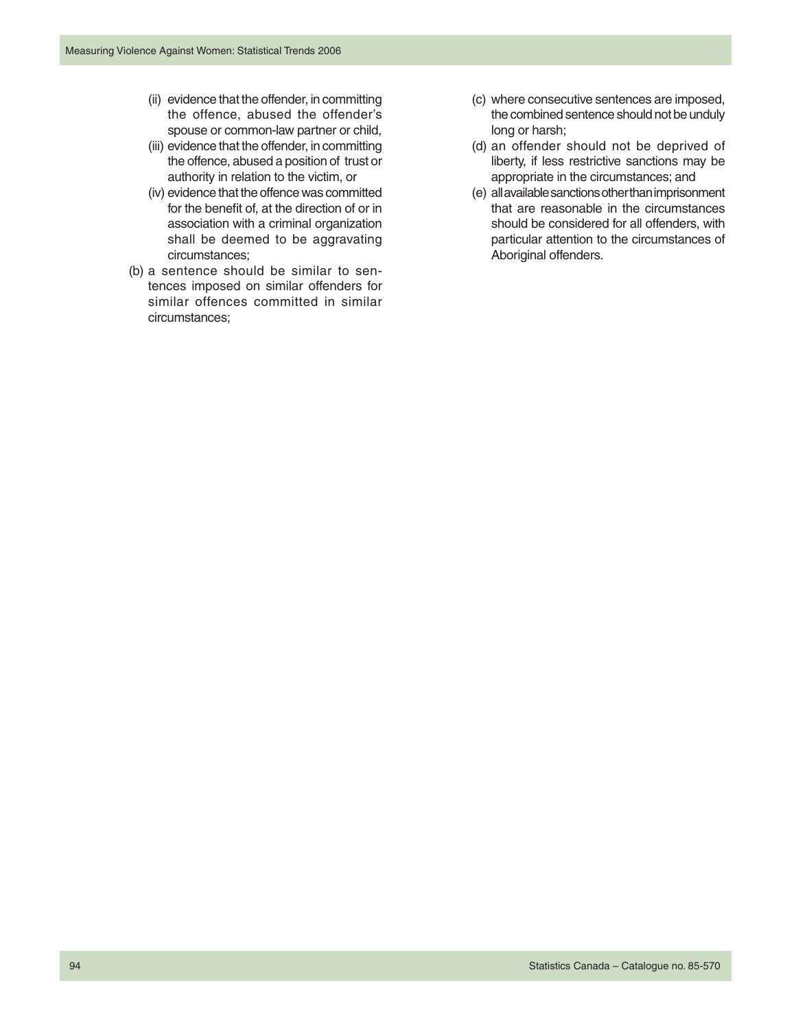(ii) evidence that the offender, in committing the offence, abused the offender's spouse or common-law partner or child,

(iii) evidence that the offender, in committing the offence, abused a position of trust or authority in relation to the victim, or

(iv) evidence that the offence was committed for the benefit of, at the direction of or in association with a criminal organization shall be deemed to be aggravating circumstances;

(b) a sentence should be similar to sentences imposed on similar offenders for similar offences committed in similar circumstances;

(c) where consecutive sentences are imposed, the combined sentence should not be unduly long or harsh;

(d) an offender should not be deprived of liberty, if less restrictive sanctions may be appropriate in the circumstances; and

(e) all available sanctions other than imprisonment that are reasonable in the circumstances should be considered for all offenders, with particular attention to the circumstances of Aboriginal offenders.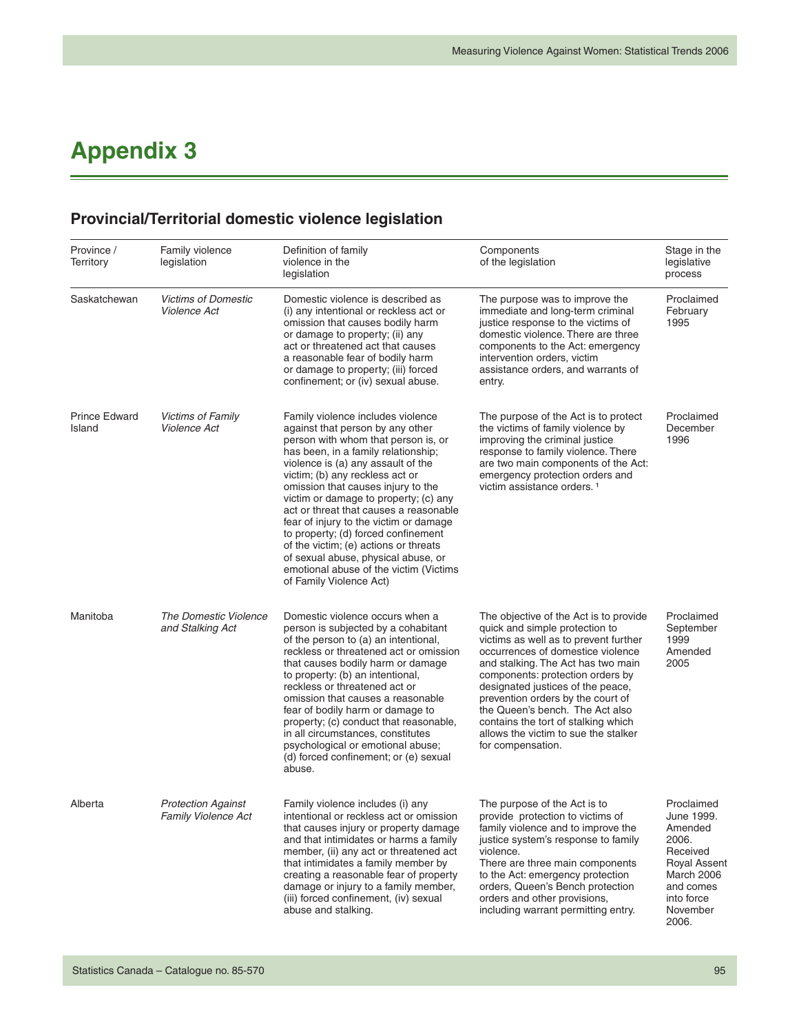# Appendix 3

## Provincial/Territorial domestic violence legislation

| Province / Territory | Family violence legislation | Definition of family violence in the legislation | Components of the legislation | Stage in the legislative process |
|---|---|---|---|---|
| Saskatchewan | *Victims of Domestic Violence Act* | Domestic violence is described as (i) any intentional or reckless act or omission that causes bodily harm or damage to property; (ii) any act or threatened act that causes a reasonable fear of bodily harm or damage to property; (iii) forced confinement; or (iv) sexual abuse. | The purpose was to improve the immediate and long-term criminal justice response to the victims of domestic violence. There are three components to the Act: emergency intervention orders, victim assistance orders, and warrants of entry. | Proclaimed February 1995 |
| Prince Edward Island | *Victims of Family Violence Act* | Family violence includes violence against that person by any other person with whom that person is, or has been, in a family relationship; violence is (a) any assault of the victim; (b) any reckless act or omission that causes injury to the victim or damage to property; (c) any act or threat that causes a reasonable fear of injury to the victim or damage to property; (d) forced confinement of the victim; (e) actions or threats of sexual abuse, physical abuse, or emotional abuse of the victim (Victims of Family Violence Act) | The purpose of the Act is to protect the victims of family violence by improving the criminal justice response to family violence. There are two main components of the Act: emergency protection orders and victim assistance orders. [1] | Proclaimed December 1996 |
| Manitoba | *The Domestic Violence and Stalking Act* | Domestic violence occurs when a person is subjected by a cohabitant of the person to (a) an intentional, reckless or threatened act or omission that causes bodily harm or damage to property: (b) an intentional, reckless or threatened act or omission that causes a reasonable fear of bodily harm or damage to property; (c) conduct that reasonable, in all circumstances, constitutes psychological or emotional abuse; (d) forced confinement; or (e) sexual abuse. | The objective of the Act is to provide quick and simple protection to victims as well as to prevent further occurrences of domestice violence and stalking. The Act has two main components: protection orders by designated justices of the peace, prevention orders by the court of the Queen's bench. The Act also contains the tort of stalking which allows the victim to sue the stalker for compensation. | Proclaimed September 1999 Amended 2005 |
| Alberta | *Protection Against Family Violence Act* | Family violence includes (i) any intentional or reckless act or omission that causes injury or property damage and that intimidates or harms a family member, (ii) any act or threatened act that intimidates a family member by creating a reasonable fear of property damage or injury to a family member, (iii) forced confinement, (iv) sexual abuse and stalking. | The purpose of the Act is to provide protection to victims of family violence and to improve the justice system's response to family violence. There are three main components to the Act: emergency protection orders, Queen's Bench protection orders and other provisions, including warrant permitting entry. | Proclaimed June 1999. Amended 2006. Received Royal Assent March 2006 and comes into force November 2006. |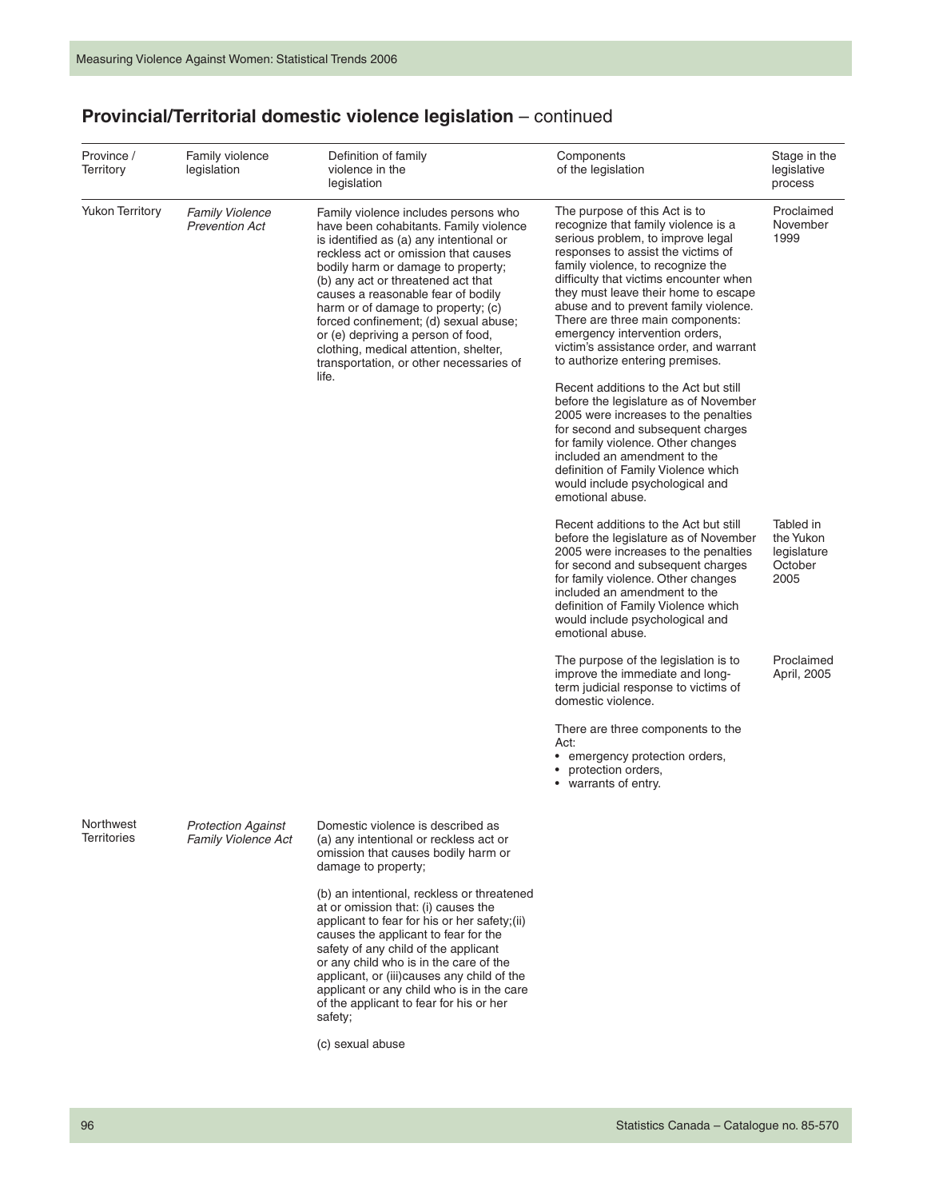## **Provincial/Territorial domestic violence legislation** – continued

| Province / Territory | Family violence legislation | Definition of family violence in the legislation | Components of the legislation | Stage in the legislative process |
|---|---|---|---|---|
| Yukon Territory | *Family Violence Prevention Act* | Family violence includes persons who have been cohabitants. Family violence is identified as (a) any intentional or reckless act or omission that causes bodily harm or damage to property; (b) any act or threatened act that causes a reasonable fear of bodily harm or of damage to property; (c) forced confinement; (d) sexual abuse; or (e) depriving a person of food, clothing, medical attention, shelter, transportation, or other necessaries of life. | The purpose of this Act is to recognize that family violence is a serious problem, to improve legal responses to assist the victims of family violence, to recognize the difficulty that victims encounter when they must leave their home to escape abuse and to prevent family violence. There are three main components: emergency intervention orders, victim's assistance order, and warrant to authorize entering premises.<br><br>Recent additions to the Act but still before the legislature as of November 2005 were increases to the penalties for second and subsequent charges for family violence. Other changes included an amendment to the definition of Family Violence which would include psychological and emotional abuse. | Proclaimed November 1999 |
| | | | Recent additions to the Act but still before the legislature as of November 2005 were increases to the penalties for second and subsequent charges for family violence. Other changes included an amendment to the definition of Family Violence which would include psychological and emotional abuse. | Tabled in the Yukon legislature October 2005 |
| | | | The purpose of the legislation is to improve the immediate and long-term judicial response to victims of domestic violence.<br><br>There are three components to the Act:<br>• emergency protection orders,<br>• protection orders,<br>• warrants of entry. | Proclaimed April, 2005 |
| Northwest Territories | *Protection Against Family Violence Act* | Domestic violence is described as (a) any intentional or reckless act or omission that causes bodily harm or damage to property;<br><br>(b) an intentional, reckless or threatened at or omission that: (i) causes the applicant to fear for his or her safety;(ii) causes the applicant to fear for the safety of any child of the applicant or any child who is in the care of the applicant, or (iii)causes any child of the applicant or any child who is in the care of the applicant to fear for his or her safety;<br><br>(c) sexual abuse | | |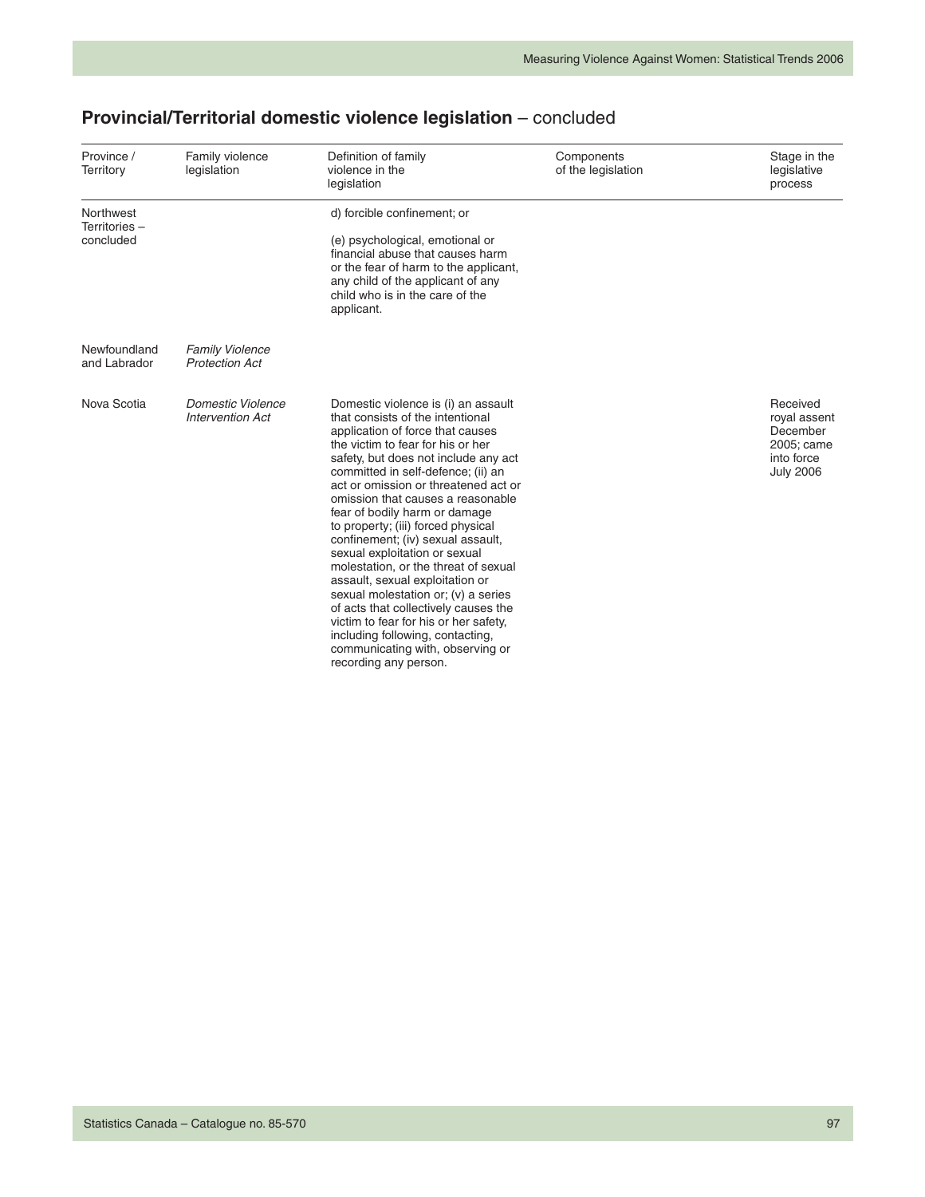## **Provincial/Territorial domestic violence legislation** – concluded

| Province / Territory | Family violence legislation | Definition of family violence in the legislation | Components of the legislation | Stage in the legislative process |
|---|---|---|---|---|
| Northwest Territories – concluded | | d) forcible confinement; or<br><br>(e) psychological, emotional or financial abuse that causes harm or the fear of harm to the applicant, any child of the applicant of any child who is in the care of the applicant. | | |
| Newfoundland and Labrador | *Family Violence Protection Act* | | | |
| Nova Scotia | *Domestic Violence Intervention Act* | Domestic violence is (i) an assault that consists of the intentional application of force that causes the victim to fear for his or her safety, but does not include any act committed in self-defence; (ii) an act or omission or threatened act or omission that causes a reasonable fear of bodily harm or damage to property; (iii) forced physical confinement; (iv) sexual assault, sexual exploitation or sexual molestation, or the threat of sexual assault, sexual exploitation or sexual molestation or; (v) a series of acts that collectively causes the victim to fear for his or her safety, including following, contacting, communicating with, observing or recording any person. | | Received royal assent December 2005; came into force July 2006 |